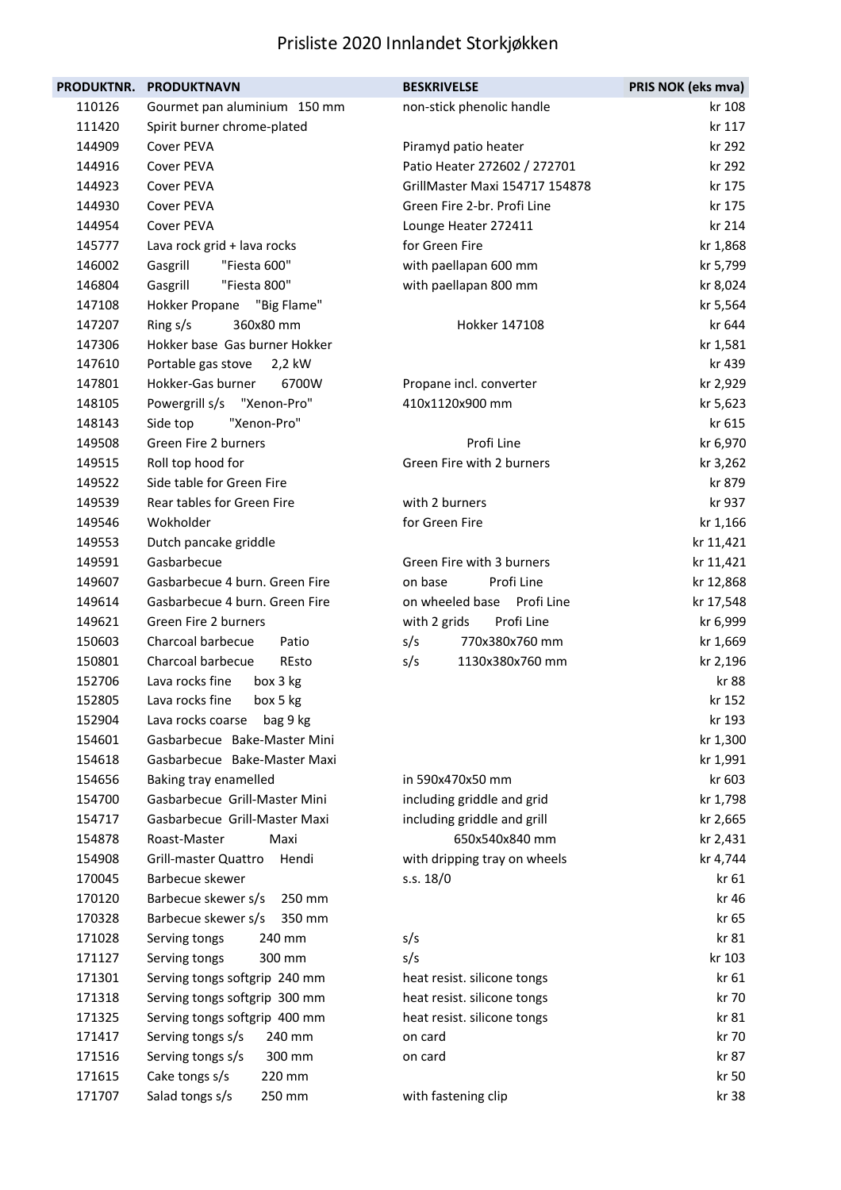# Prisliste 2020 Innlandet Storkjøkken

| PRODUKTNR. | PRODUKTNAVN | BESKRIVELSE | PRIS NOK (eks mva) |
|---|---|---|---|
| 110126 | Gourmet pan aluminium 150 mm | non-stick phenolic handle | kr 108 |
| 111420 | Spirit burner chrome-plated | | kr 117 |
| 144909 | Cover PEVA | Piramyd patio heater | kr 292 |
| 144916 | Cover PEVA | Patio Heater 272602 / 272701 | kr 292 |
| 144923 | Cover PEVA | GrillMaster Maxi 154717 154878 | kr 175 |
| 144930 | Cover PEVA | Green Fire 2-br. Profi Line | kr 175 |
| 144954 | Cover PEVA | Lounge Heater 272411 | kr 214 |
| 145777 | Lava rock grid + lava rocks | for Green Fire | kr 1,868 |
| 146002 | Gasgrill "Fiesta 600" | with paellapan 600 mm | kr 5,799 |
| 146804 | Gasgrill "Fiesta 800" | with paellapan 800 mm | kr 8,024 |
| 147108 | Hokker Propane "Big Flame" | | kr 5,564 |
| 147207 | Ring s/s 360x80 mm | Hokker 147108 | kr 644 |
| 147306 | Hokker base Gas burner Hokker | | kr 1,581 |
| 147610 | Portable gas stove 2,2 kW | | kr 439 |
| 147801 | Hokker-Gas burner 6700W | Propane incl. converter | kr 2,929 |
| 148105 | Powergrill s/s "Xenon-Pro" | 410x1120x900 mm | kr 5,623 |
| 148143 | Side top "Xenon-Pro" | | kr 615 |
| 149508 | Green Fire 2 burners | Profi Line | kr 6,970 |
| 149515 | Roll top hood for | Green Fire with 2 burners | kr 3,262 |
| 149522 | Side table for Green Fire | | kr 879 |
| 149539 | Rear tables for Green Fire | with 2 burners | kr 937 |
| 149546 | Wokholder | for Green Fire | kr 1,166 |
| 149553 | Dutch pancake griddle | | kr 11,421 |
| 149591 | Gasbarbecue | Green Fire with 3 burners | kr 11,421 |
| 149607 | Gasbarbecue 4 burn. Green Fire | on base Profi Line | kr 12,868 |
| 149614 | Gasbarbecue 4 burn. Green Fire | on wheeled base Profi Line | kr 17,548 |
| 149621 | Green Fire 2 burners | with 2 grids Profi Line | kr 6,999 |
| 150603 | Charcoal barbecue Patio | s/s 770x380x760 mm | kr 1,669 |
| 150801 | Charcoal barbecue REsto | s/s 1130x380x760 mm | kr 2,196 |
| 152706 | Lava rocks fine box 3 kg | | kr 88 |
| 152805 | Lava rocks fine box 5 kg | | kr 152 |
| 152904 | Lava rocks coarse bag 9 kg | | kr 193 |
| 154601 | Gasbarbecue Bake-Master Mini | | kr 1,300 |
| 154618 | Gasbarbecue Bake-Master Maxi | | kr 1,991 |
| 154656 | Baking tray enamelled | in 590x470x50 mm | kr 603 |
| 154700 | Gasbarbecue Grill-Master Mini | including griddle and grid | kr 1,798 |
| 154717 | Gasbarbecue Grill-Master Maxi | including griddle and grill | kr 2,665 |
| 154878 | Roast-Master Maxi | 650x540x840 mm | kr 2,431 |
| 154908 | Grill-master Quattro Hendi | with dripping tray on wheels | kr 4,744 |
| 170045 | Barbecue skewer | s.s. 18/0 | kr 61 |
| 170120 | Barbecue skewer s/s 250 mm | | kr 46 |
| 170328 | Barbecue skewer s/s 350 mm | | kr 65 |
| 171028 | Serving tongs 240 mm | s/s | kr 81 |
| 171127 | Serving tongs 300 mm | s/s | kr 103 |
| 171301 | Serving tongs softgrip 240 mm | heat resist. silicone tongs | kr 61 |
| 171318 | Serving tongs softgrip 300 mm | heat resist. silicone tongs | kr 70 |
| 171325 | Serving tongs softgrip 400 mm | heat resist. silicone tongs | kr 81 |
| 171417 | Serving tongs s/s 240 mm | on card | kr 70 |
| 171516 | Serving tongs s/s 300 mm | on card | kr 87 |
| 171615 | Cake tongs s/s 220 mm | | kr 50 |
| 171707 | Salad tongs s/s 250 mm | with fastening clip | kr 38 |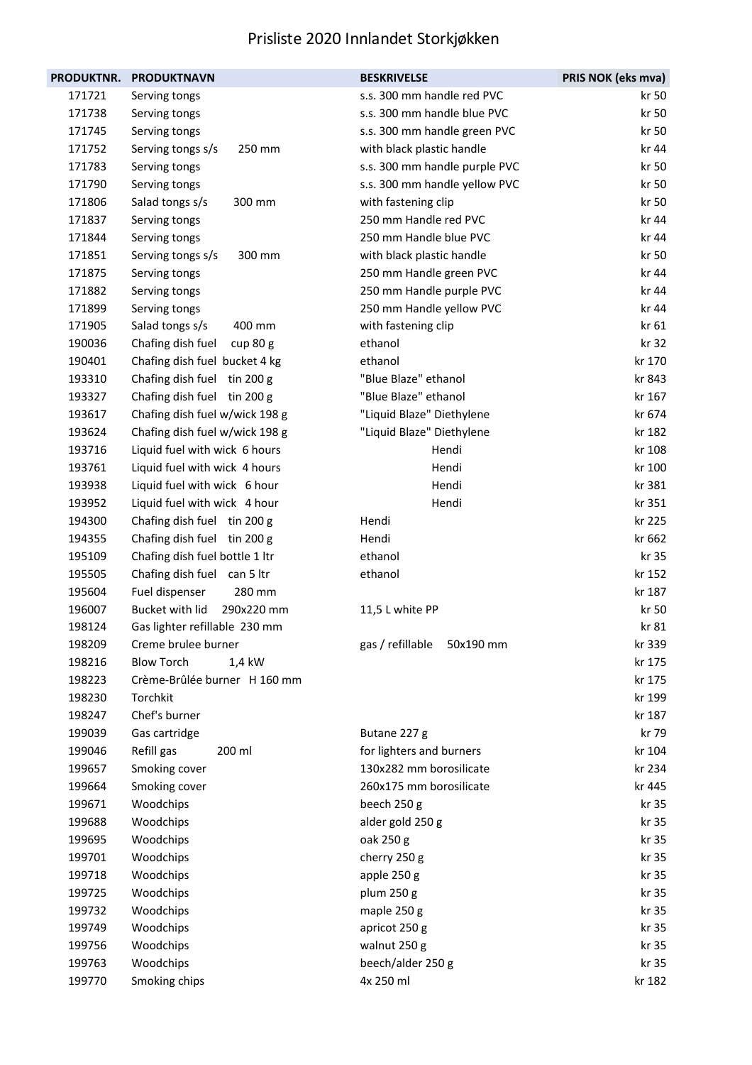# Prisliste 2020 Innlandet Storkjøkken

| PRODUKTNR. | PRODUKTNAVN | BESKRIVELSE | PRIS NOK (eks mva) |
|---|---|---|---|
| 171721 | Serving tongs | s.s. 300 mm handle red PVC | kr 50 |
| 171738 | Serving tongs | s.s. 300 mm handle blue PVC | kr 50 |
| 171745 | Serving tongs | s.s. 300 mm handle green PVC | kr 50 |
| 171752 | Serving tongs s/s 250 mm | with black plastic handle | kr 44 |
| 171783 | Serving tongs | s.s. 300 mm handle purple PVC | kr 50 |
| 171790 | Serving tongs | s.s. 300 mm handle yellow PVC | kr 50 |
| 171806 | Salad tongs s/s 300 mm | with fastening clip | kr 50 |
| 171837 | Serving tongs | 250 mm Handle red PVC | kr 44 |
| 171844 | Serving tongs | 250 mm Handle blue PVC | kr 44 |
| 171851 | Serving tongs s/s 300 mm | with black plastic handle | kr 50 |
| 171875 | Serving tongs | 250 mm Handle green PVC | kr 44 |
| 171882 | Serving tongs | 250 mm Handle purple PVC | kr 44 |
| 171899 | Serving tongs | 250 mm Handle yellow PVC | kr 44 |
| 171905 | Salad tongs s/s 400 mm | with fastening clip | kr 61 |
| 190036 | Chafing dish fuel cup 80 g | ethanol | kr 32 |
| 190401 | Chafing dish fuel bucket 4 kg | ethanol | kr 170 |
| 193310 | Chafing dish fuel tin 200 g | "Blue Blaze" ethanol | kr 843 |
| 193327 | Chafing dish fuel tin 200 g | "Blue Blaze" ethanol | kr 167 |
| 193617 | Chafing dish fuel w/wick 198 g | "Liquid Blaze" Diethylene | kr 674 |
| 193624 | Chafing dish fuel w/wick 198 g | "Liquid Blaze" Diethylene | kr 182 |
| 193716 | Liquid fuel with wick 6 hours | Hendi | kr 108 |
| 193761 | Liquid fuel with wick 4 hours | Hendi | kr 100 |
| 193938 | Liquid fuel with wick 6 hour | Hendi | kr 381 |
| 193952 | Liquid fuel with wick 4 hour | Hendi | kr 351 |
| 194300 | Chafing dish fuel tin 200 g | Hendi | kr 225 |
| 194355 | Chafing dish fuel tin 200 g | Hendi | kr 662 |
| 195109 | Chafing dish fuel bottle 1 ltr | ethanol | kr 35 |
| 195505 | Chafing dish fuel can 5 ltr | ethanol | kr 152 |
| 195604 | Fuel dispenser 280 mm | | kr 187 |
| 196007 | Bucket with lid 290x220 mm | 11,5 L white PP | kr 50 |
| 198124 | Gas lighter refillable 230 mm | | kr 81 |
| 198209 | Creme brulee burner | gas / refillable 50x190 mm | kr 339 |
| 198216 | Blow Torch 1,4 kW | | kr 175 |
| 198223 | Crème-Brûlée burner H 160 mm | | kr 175 |
| 198230 | Torchkit | | kr 199 |
| 198247 | Chef's burner | | kr 187 |
| 199039 | Gas cartridge | Butane 227 g | kr 79 |
| 199046 | Refill gas 200 ml | for lighters and burners | kr 104 |
| 199657 | Smoking cover | 130x282 mm borosilicate | kr 234 |
| 199664 | Smoking cover | 260x175 mm borosilicate | kr 445 |
| 199671 | Woodchips | beech 250 g | kr 35 |
| 199688 | Woodchips | alder gold 250 g | kr 35 |
| 199695 | Woodchips | oak 250 g | kr 35 |
| 199701 | Woodchips | cherry 250 g | kr 35 |
| 199718 | Woodchips | apple 250 g | kr 35 |
| 199725 | Woodchips | plum 250 g | kr 35 |
| 199732 | Woodchips | maple 250 g | kr 35 |
| 199749 | Woodchips | apricot 250 g | kr 35 |
| 199756 | Woodchips | walnut 250 g | kr 35 |
| 199763 | Woodchips | beech/alder 250 g | kr 35 |
| 199770 | Smoking chips | 4x 250 ml | kr 182 |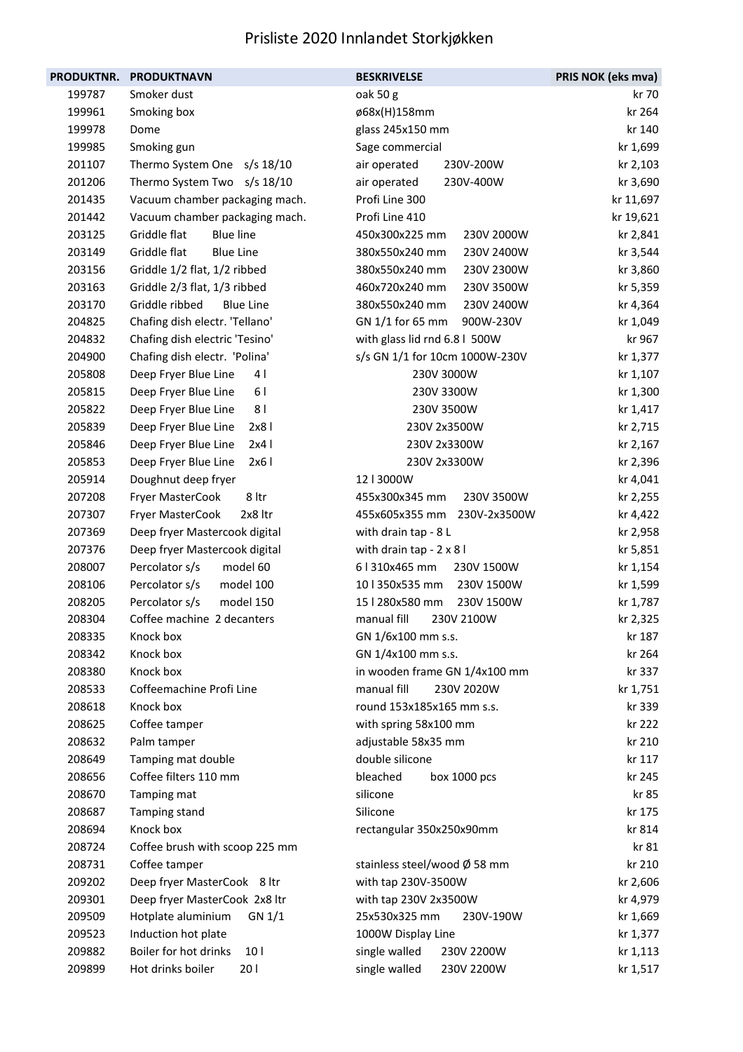# Prisliste 2020 Innlandet Storkjøkken

| PRODUKTNR. | PRODUKTNAVN | BESKRIVELSE | PRIS NOK (eks mva) |
|---|---|---|---|
| 199787 | Smoker dust | oak 50 g | kr 70 |
| 199961 | Smoking box | ø68x(H)158mm | kr 264 |
| 199978 | Dome | glass 245x150 mm | kr 140 |
| 199985 | Smoking gun | Sage commercial | kr 1,699 |
| 201107 | Thermo System One s/s 18/10 | air operated 230V-200W | kr 2,103 |
| 201206 | Thermo System Two s/s 18/10 | air operated 230V-400W | kr 3,690 |
| 201435 | Vacuum chamber packaging mach. | Profi Line 300 | kr 11,697 |
| 201442 | Vacuum chamber packaging mach. | Profi Line 410 | kr 19,621 |
| 203125 | Griddle flat Blue line | 450x300x225 mm 230V 2000W | kr 2,841 |
| 203149 | Griddle flat Blue Line | 380x550x240 mm 230V 2400W | kr 3,544 |
| 203156 | Griddle 1/2 flat, 1/2 ribbed | 380x550x240 mm 230V 2300W | kr 3,860 |
| 203163 | Griddle 2/3 flat, 1/3 ribbed | 460x720x240 mm 230V 3500W | kr 5,359 |
| 203170 | Griddle ribbed Blue Line | 380x550x240 mm 230V 2400W | kr 4,364 |
| 204825 | Chafing dish electr. 'Tellano' | GN 1/1 for 65 mm 900W-230V | kr 1,049 |
| 204832 | Chafing dish electric 'Tesino' | with glass lid rnd 6.8 l 500W | kr 967 |
| 204900 | Chafing dish electr. 'Polina' | s/s GN 1/1 for 10cm 1000W-230V | kr 1,377 |
| 205808 | Deep Fryer Blue Line 4 l | 230V 3000W | kr 1,107 |
| 205815 | Deep Fryer Blue Line 6 l | 230V 3300W | kr 1,300 |
| 205822 | Deep Fryer Blue Line 8 l | 230V 3500W | kr 1,417 |
| 205839 | Deep Fryer Blue Line 2x8 l | 230V 2x3500W | kr 2,715 |
| 205846 | Deep Fryer Blue Line 2x4 l | 230V 2x3300W | kr 2,167 |
| 205853 | Deep Fryer Blue Line 2x6 l | 230V 2x3300W | kr 2,396 |
| 205914 | Doughnut deep fryer | 12 l 3000W | kr 4,041 |
| 207208 | Fryer MasterCook 8 ltr | 455x300x345 mm 230V 3500W | kr 2,255 |
| 207307 | Fryer MasterCook 2x8 ltr | 455x605x355 mm 230V-2x3500W | kr 4,422 |
| 207369 | Deep fryer Mastercook digital | with drain tap - 8 L | kr 2,958 |
| 207376 | Deep fryer Mastercook digital | with drain tap - 2 x 8 l | kr 5,851 |
| 208007 | Percolator s/s model 60 | 6 l 310x465 mm 230V 1500W | kr 1,154 |
| 208106 | Percolator s/s model 100 | 10 l 350x535 mm 230V 1500W | kr 1,599 |
| 208205 | Percolator s/s model 150 | 15 l 280x580 mm 230V 1500W | kr 1,787 |
| 208304 | Coffee machine 2 decanters | manual fill 230V 2100W | kr 2,325 |
| 208335 | Knock box | GN 1/6x100 mm s.s. | kr 187 |
| 208342 | Knock box | GN 1/4x100 mm s.s. | kr 264 |
| 208380 | Knock box | in wooden frame GN 1/4x100 mm | kr 337 |
| 208533 | Coffeemachine Profi Line | manual fill 230V 2020W | kr 1,751 |
| 208618 | Knock box | round 153x185x165 mm s.s. | kr 339 |
| 208625 | Coffee tamper | with spring 58x100 mm | kr 222 |
| 208632 | Palm tamper | adjustable 58x35 mm | kr 210 |
| 208649 | Tamping mat double | double silicone | kr 117 |
| 208656 | Coffee filters 110 mm | bleached box 1000 pcs | kr 245 |
| 208670 | Tamping mat | silicone | kr 85 |
| 208687 | Tamping stand | Silicone | kr 175 |
| 208694 | Knock box | rectangular 350x250x90mm | kr 814 |
| 208724 | Coffee brush with scoop 225 mm | | kr 81 |
| 208731 | Coffee tamper | stainless steel/wood Ø 58 mm | kr 210 |
| 209202 | Deep fryer MasterCook 8 ltr | with tap 230V-3500W | kr 2,606 |
| 209301 | Deep fryer MasterCook 2x8 ltr | with tap 230V 2x3500W | kr 4,979 |
| 209509 | Hotplate aluminium GN 1/1 | 25x530x325 mm 230V-190W | kr 1,669 |
| 209523 | Induction hot plate | 1000W Display Line | kr 1,377 |
| 209882 | Boiler for hot drinks 10 l | single walled 230V 2200W | kr 1,113 |
| 209899 | Hot drinks boiler 20 l | single walled 230V 2200W | kr 1,517 |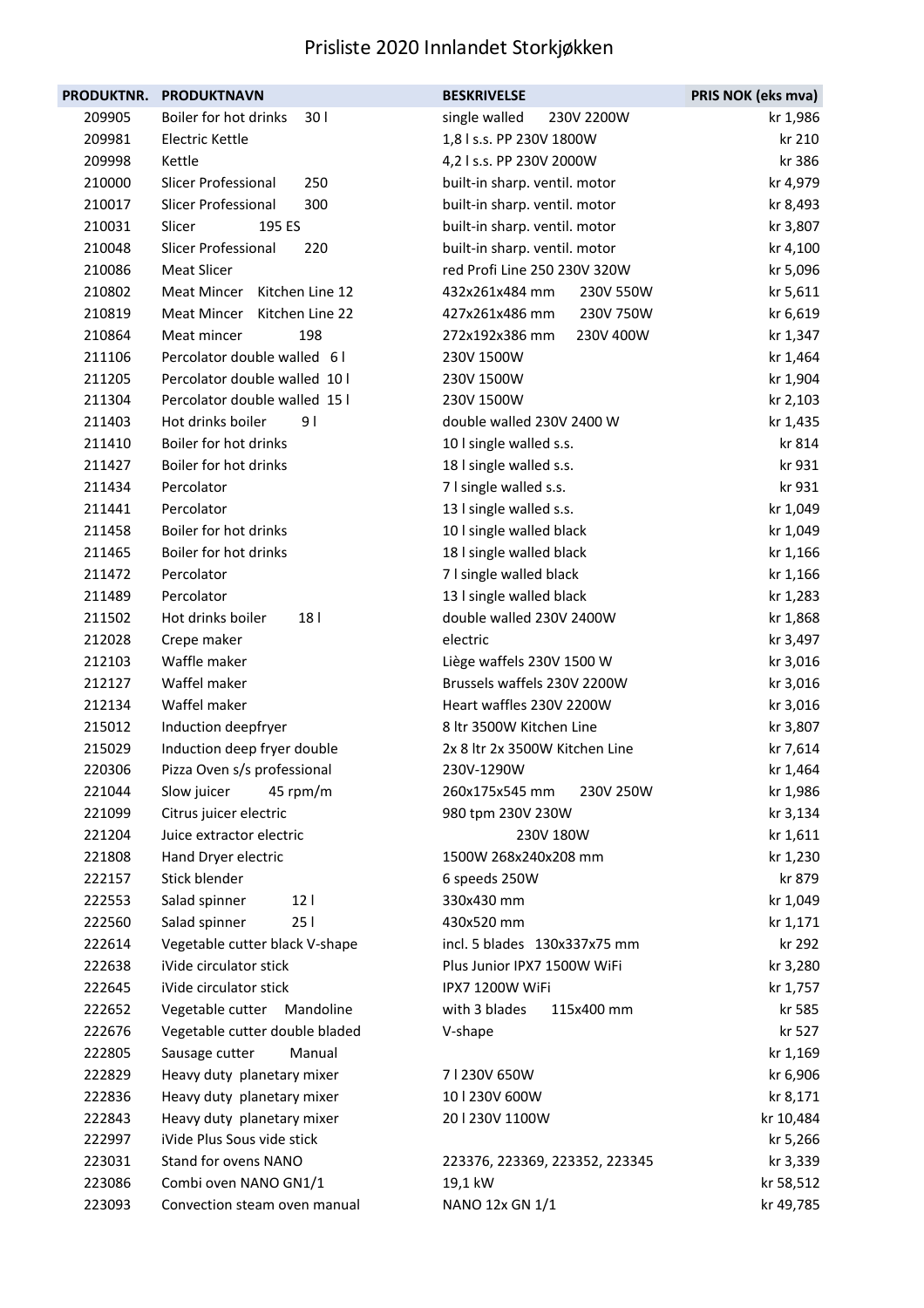# Prisliste 2020 Innlandet Storkjøkken

| PRODUKTNR. | PRODUKTNAVN | BESKRIVELSE | PRIS NOK (eks mva) |
|---|---|---|---|
| 209905 | Boiler for hot drinks 30 l | single walled 230V 2200W | kr 1,986 |
| 209981 | Electric Kettle | 1,8 l s.s. PP 230V 1800W | kr 210 |
| 209998 | Kettle | 4,2 l s.s. PP 230V 2000W | kr 386 |
| 210000 | Slicer Professional 250 | built-in sharp. ventil. motor | kr 4,979 |
| 210017 | Slicer Professional 300 | built-in sharp. ventil. motor | kr 8,493 |
| 210031 | Slicer 195 ES | built-in sharp. ventil. motor | kr 3,807 |
| 210048 | Slicer Professional 220 | built-in sharp. ventil. motor | kr 4,100 |
| 210086 | Meat Slicer | red Profi Line 250 230V 320W | kr 5,096 |
| 210802 | Meat Mincer Kitchen Line 12 | 432x261x484 mm 230V 550W | kr 5,611 |
| 210819 | Meat Mincer Kitchen Line 22 | 427x261x486 mm 230V 750W | kr 6,619 |
| 210864 | Meat mincer 198 | 272x192x386 mm 230V 400W | kr 1,347 |
| 211106 | Percolator double walled 6 l | 230V 1500W | kr 1,464 |
| 211205 | Percolator double walled 10 l | 230V 1500W | kr 1,904 |
| 211304 | Percolator double walled 15 l | 230V 1500W | kr 2,103 |
| 211403 | Hot drinks boiler 9 l | double walled 230V 2400 W | kr 1,435 |
| 211410 | Boiler for hot drinks | 10 l single walled s.s. | kr 814 |
| 211427 | Boiler for hot drinks | 18 l single walled s.s. | kr 931 |
| 211434 | Percolator | 7 l single walled s.s. | kr 931 |
| 211441 | Percolator | 13 l single walled s.s. | kr 1,049 |
| 211458 | Boiler for hot drinks | 10 l single walled black | kr 1,049 |
| 211465 | Boiler for hot drinks | 18 l single walled black | kr 1,166 |
| 211472 | Percolator | 7 l single walled black | kr 1,166 |
| 211489 | Percolator | 13 l single walled black | kr 1,283 |
| 211502 | Hot drinks boiler 18 l | double walled 230V 2400W | kr 1,868 |
| 212028 | Crepe maker | electric | kr 3,497 |
| 212103 | Waffle maker | Liège waffels 230V 1500 W | kr 3,016 |
| 212127 | Waffel maker | Brussels waffels 230V 2200W | kr 3,016 |
| 212134 | Waffel maker | Heart waffles 230V 2200W | kr 3,016 |
| 215012 | Induction deepfryer | 8 ltr 3500W Kitchen Line | kr 3,807 |
| 215029 | Induction deep fryer double | 2x 8 ltr 2x 3500W Kitchen Line | kr 7,614 |
| 220306 | Pizza Oven s/s professional | 230V-1290W | kr 1,464 |
| 221044 | Slow juicer 45 rpm/m | 260x175x545 mm 230V 250W | kr 1,986 |
| 221099 | Citrus juicer electric | 980 tpm 230V 230W | kr 3,134 |
| 221204 | Juice extractor electric | 230V 180W | kr 1,611 |
| 221808 | Hand Dryer electric | 1500W 268x240x208 mm | kr 1,230 |
| 222157 | Stick blender | 6 speeds 250W | kr 879 |
| 222553 | Salad spinner 12 l | 330x430 mm | kr 1,049 |
| 222560 | Salad spinner 25 l | 430x520 mm | kr 1,171 |
| 222614 | Vegetable cutter black V-shape | incl. 5 blades 130x337x75 mm | kr 292 |
| 222638 | iVide circulator stick | Plus Junior IPX7 1500W WiFi | kr 3,280 |
| 222645 | iVide circulator stick | IPX7 1200W WiFi | kr 1,757 |
| 222652 | Vegetable cutter Mandoline | with 3 blades 115x400 mm | kr 585 |
| 222676 | Vegetable cutter double bladed | V-shape | kr 527 |
| 222805 | Sausage cutter Manual | | kr 1,169 |
| 222829 | Heavy duty planetary mixer | 7 l 230V 650W | kr 6,906 |
| 222836 | Heavy duty planetary mixer | 10 l 230V 600W | kr 8,171 |
| 222843 | Heavy duty planetary mixer | 20 l 230V 1100W | kr 10,484 |
| 222997 | iVide Plus Sous vide stick | | kr 5,266 |
| 223031 | Stand for ovens NANO | 223376, 223369, 223352, 223345 | kr 3,339 |
| 223086 | Combi oven NANO GN1/1 | 19,1 kW | kr 58,512 |
| 223093 | Convection steam oven manual | NANO 12x GN 1/1 | kr 49,785 |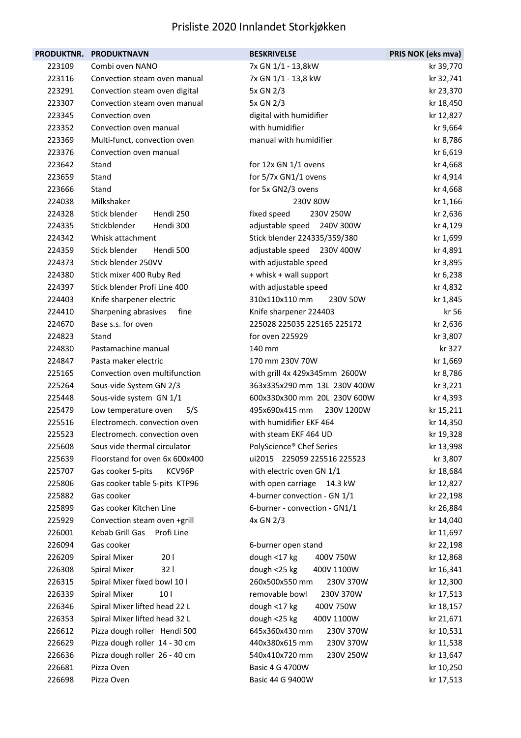# Prisliste 2020 Innlandet Storkjøkken

| PRODUKTNR. | PRODUKTNAVN | BESKRIVELSE | PRIS NOK (eks mva) |
|---|---|---|---|
| 223109 | Combi oven NANO | 7x GN 1/1 - 13,8kW | kr 39,770 |
| 223116 | Convection steam oven manual | 7x GN 1/1 - 13,8 kW | kr 32,741 |
| 223291 | Convection steam oven digital | 5x GN 2/3 | kr 23,370 |
| 223307 | Convection steam oven manual | 5x GN 2/3 | kr 18,450 |
| 223345 | Convection oven | digital with humidifier | kr 12,827 |
| 223352 | Convection oven manual | with humidifier | kr 9,664 |
| 223369 | Multi-funct, convection oven | manual with humidifier | kr 8,786 |
| 223376 | Convection oven manual | | kr 6,619 |
| 223642 | Stand | for 12x GN 1/1 ovens | kr 4,668 |
| 223659 | Stand | for 5/7x GN1/1 ovens | kr 4,914 |
| 223666 | Stand | for 5x GN2/3 ovens | kr 4,668 |
| 224038 | Milkshaker | 230V 80W | kr 1,166 |
| 224328 | Stick blender Hendi 250 | fixed speed 230V 250W | kr 2,636 |
| 224335 | Stickblender Hendi 300 | adjustable speed 240V 300W | kr 4,129 |
| 224342 | Whisk attachment | Stick blender 224335/359/380 | kr 1,699 |
| 224359 | Stick blender Hendi 500 | adjustable speed 230V 400W | kr 4,891 |
| 224373 | Stick blender 250VV | with adjustable speed | kr 3,895 |
| 224380 | Stick mixer 400 Ruby Red | + whisk + wall support | kr 6,238 |
| 224397 | Stick blender Profi Line 400 | with adjustable speed | kr 4,832 |
| 224403 | Knife sharpener electric | 310x110x110 mm 230V 50W | kr 1,845 |
| 224410 | Sharpening abrasives fine | Knife sharpener 224403 | kr 56 |
| 224670 | Base s.s. for oven | 225028 225035 225165 225172 | kr 2,636 |
| 224823 | Stand | for oven 225929 | kr 3,807 |
| 224830 | Pastamachine manual | 140 mm | kr 327 |
| 224847 | Pasta maker electric | 170 mm 230V 70W | kr 1,669 |
| 225165 | Convection oven multifunction | with grill 4x 429x345mm 2600W | kr 8,786 |
| 225264 | Sous-vide System GN 2/3 | 363x335x290 mm 13L 230V 400W | kr 3,221 |
| 225448 | Sous-vide system GN 1/1 | 600x330x300 mm 20L 230V 600W | kr 4,393 |
| 225479 | Low temperature oven S/S | 495x690x415 mm 230V 1200W | kr 15,211 |
| 225516 | Electromech. convection oven | with humidifier EKF 464 | kr 14,350 |
| 225523 | Electromech. convection oven | with steam EKF 464 UD | kr 19,328 |
| 225608 | Sous vide thermal circulator | PolyScience® Chef Series | kr 13,998 |
| 225639 | Floorstand for oven 6x 600x400 | ui2015 225059 225516 225523 | kr 3,807 |
| 225707 | Gas cooker 5-pits KCV96P | with electric oven GN 1/1 | kr 18,684 |
| 225806 | Gas cooker table 5-pits KTP96 | with open carriage 14.3 kW | kr 12,827 |
| 225882 | Gas cooker | 4-burner convection - GN 1/1 | kr 22,198 |
| 225899 | Gas cooker Kitchen Line | 6-burner - convection - GN1/1 | kr 26,884 |
| 225929 | Convection steam oven +grill | 4x GN 2/3 | kr 14,040 |
| 226001 | Kebab Grill Gas Profi Line | | kr 11,697 |
| 226094 | Gas cooker | 6-burner open stand | kr 22,198 |
| 226209 | Spiral Mixer 20 l | dough <17 kg 400V 750W | kr 12,868 |
| 226308 | Spiral Mixer 32 l | dough <25 kg 400V 1100W | kr 16,341 |
| 226315 | Spiral Mixer fixed bowl 10 l | 260x500x550 mm 230V 370W | kr 12,300 |
| 226339 | Spiral Mixer 10 l | removable bowl 230V 370W | kr 17,513 |
| 226346 | Spiral Mixer lifted head 22 L | dough <17 kg 400V 750W | kr 18,157 |
| 226353 | Spiral Mixer lifted head 32 L | dough <25 kg 400V 1100W | kr 21,671 |
| 226612 | Pizza dough roller Hendi 500 | 645x360x430 mm 230V 370W | kr 10,531 |
| 226629 | Pizza dough roller 14 - 30 cm | 440x380x615 mm 230V 370W | kr 11,538 |
| 226636 | Pizza dough roller 26 - 40 cm | 540x410x720 mm 230V 250W | kr 13,647 |
| 226681 | Pizza Oven | Basic 4 G 4700W | kr 10,250 |
| 226698 | Pizza Oven | Basic 44 G 9400W | kr 17,513 |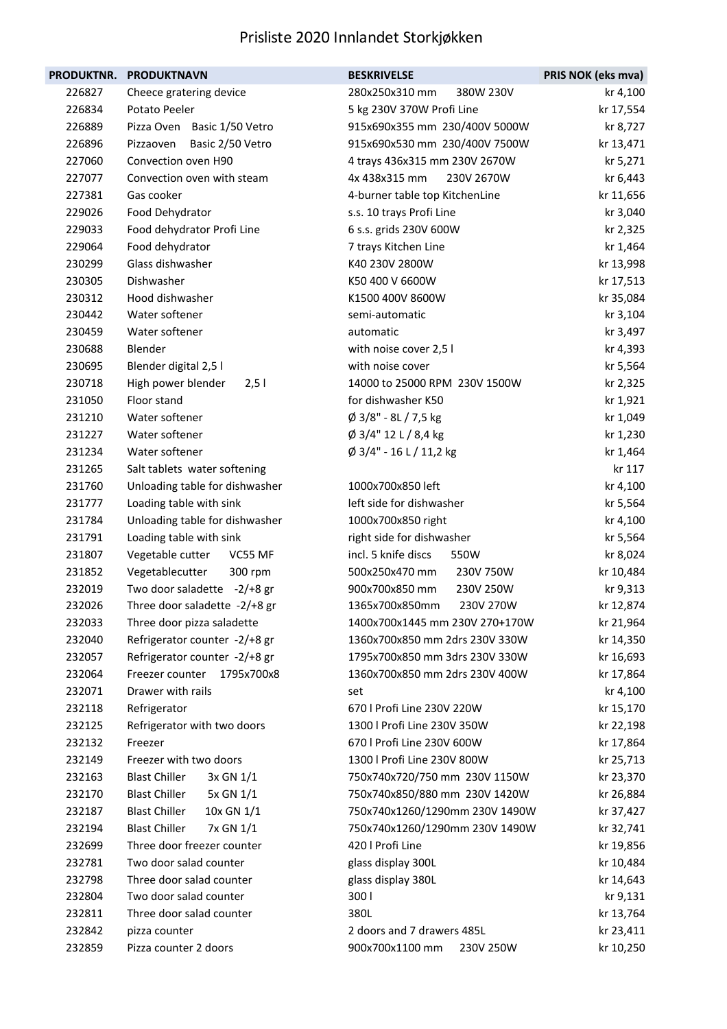# Prisliste 2020 Innlandet Storkjøkken

| PRODUKTNR. | PRODUKTNAVN | BESKRIVELSE | PRIS NOK (eks mva) |
|---|---|---|---|
| 226827 | Cheece gratering device | 280x250x310 mm 380W 230V | kr 4,100 |
| 226834 | Potato Peeler | 5 kg 230V 370W Profi Line | kr 17,554 |
| 226889 | Pizza Oven Basic 1/50 Vetro | 915x690x355 mm 230/400V 5000W | kr 8,727 |
| 226896 | Pizzaoven Basic 2/50 Vetro | 915x690x530 mm 230/400V 7500W | kr 13,471 |
| 227060 | Convection oven H90 | 4 trays 436x315 mm 230V 2670W | kr 5,271 |
| 227077 | Convection oven with steam | 4x 438x315 mm 230V 2670W | kr 6,443 |
| 227381 | Gas cooker | 4-burner table top KitchenLine | kr 11,656 |
| 229026 | Food Dehydrator | s.s. 10 trays Profi Line | kr 3,040 |
| 229033 | Food dehydrator Profi Line | 6 s.s. grids 230V 600W | kr 2,325 |
| 229064 | Food dehydrator | 7 trays Kitchen Line | kr 1,464 |
| 230299 | Glass dishwasher | K40 230V 2800W | kr 13,998 |
| 230305 | Dishwasher | K50 400 V 6600W | kr 17,513 |
| 230312 | Hood dishwasher | K1500 400V 8600W | kr 35,084 |
| 230442 | Water softener | semi-automatic | kr 3,104 |
| 230459 | Water softener | automatic | kr 3,497 |
| 230688 | Blender | with noise cover 2,5 l | kr 4,393 |
| 230695 | Blender digital 2,5 l | with noise cover | kr 5,564 |
| 230718 | High power blender 2,5 l | 14000 to 25000 RPM 230V 1500W | kr 2,325 |
| 231050 | Floor stand | for dishwasher K50 | kr 1,921 |
| 231210 | Water softener | Ø 3/8" - 8L / 7,5 kg | kr 1,049 |
| 231227 | Water softener | Ø 3/4" 12 L / 8,4 kg | kr 1,230 |
| 231234 | Water softener | Ø 3/4" - 16 L / 11,2 kg | kr 1,464 |
| 231265 | Salt tablets water softening | | kr 117 |
| 231760 | Unloading table for dishwasher | 1000x700x850 left | kr 4,100 |
| 231777 | Loading table with sink | left side for dishwasher | kr 5,564 |
| 231784 | Unloading table for dishwasher | 1000x700x850 right | kr 4,100 |
| 231791 | Loading table with sink | right side for dishwasher | kr 5,564 |
| 231807 | Vegetable cutter VC55 MF | incl. 5 knife discs 550W | kr 8,024 |
| 231852 | Vegetablecutter 300 rpm | 500x250x470 mm 230V 750W | kr 10,484 |
| 232019 | Two door saladette -2/+8 gr | 900x700x850 mm 230V 250W | kr 9,313 |
| 232026 | Three door saladette -2/+8 gr | 1365x700x850mm 230V 270W | kr 12,874 |
| 232033 | Three door pizza saladette | 1400x700x1445 mm 230V 270+170W | kr 21,964 |
| 232040 | Refrigerator counter -2/+8 gr | 1360x700x850 mm 2drs 230V 330W | kr 14,350 |
| 232057 | Refrigerator counter -2/+8 gr | 1795x700x850 mm 3drs 230V 330W | kr 16,693 |
| 232064 | Freezer counter 1795x700x8 | 1360x700x850 mm 2drs 230V 400W | kr 17,864 |
| 232071 | Drawer with rails | set | kr 4,100 |
| 232118 | Refrigerator | 670 l Profi Line 230V 220W | kr 15,170 |
| 232125 | Refrigerator with two doors | 1300 l Profi Line 230V 350W | kr 22,198 |
| 232132 | Freezer | 670 l Profi Line 230V 600W | kr 17,864 |
| 232149 | Freezer with two doors | 1300 l Profi Line 230V 800W | kr 25,713 |
| 232163 | Blast Chiller 3x GN 1/1 | 750x740x720/750 mm 230V 1150W | kr 23,370 |
| 232170 | Blast Chiller 5x GN 1/1 | 750x740x850/880 mm 230V 1420W | kr 26,884 |
| 232187 | Blast Chiller 10x GN 1/1 | 750x740x1260/1290mm 230V 1490W | kr 37,427 |
| 232194 | Blast Chiller 7x GN 1/1 | 750x740x1260/1290mm 230V 1490W | kr 32,741 |
| 232699 | Three door freezer counter | 420 l Profi Line | kr 19,856 |
| 232781 | Two door salad counter | glass display 300L | kr 10,484 |
| 232798 | Three door salad counter | glass display 380L | kr 14,643 |
| 232804 | Two door salad counter | 300 l | kr 9,131 |
| 232811 | Three door salad counter | 380L | kr 13,764 |
| 232842 | pizza counter | 2 doors and 7 drawers 485L | kr 23,411 |
| 232859 | Pizza counter 2 doors | 900x700x1100 mm 230V 250W | kr 10,250 |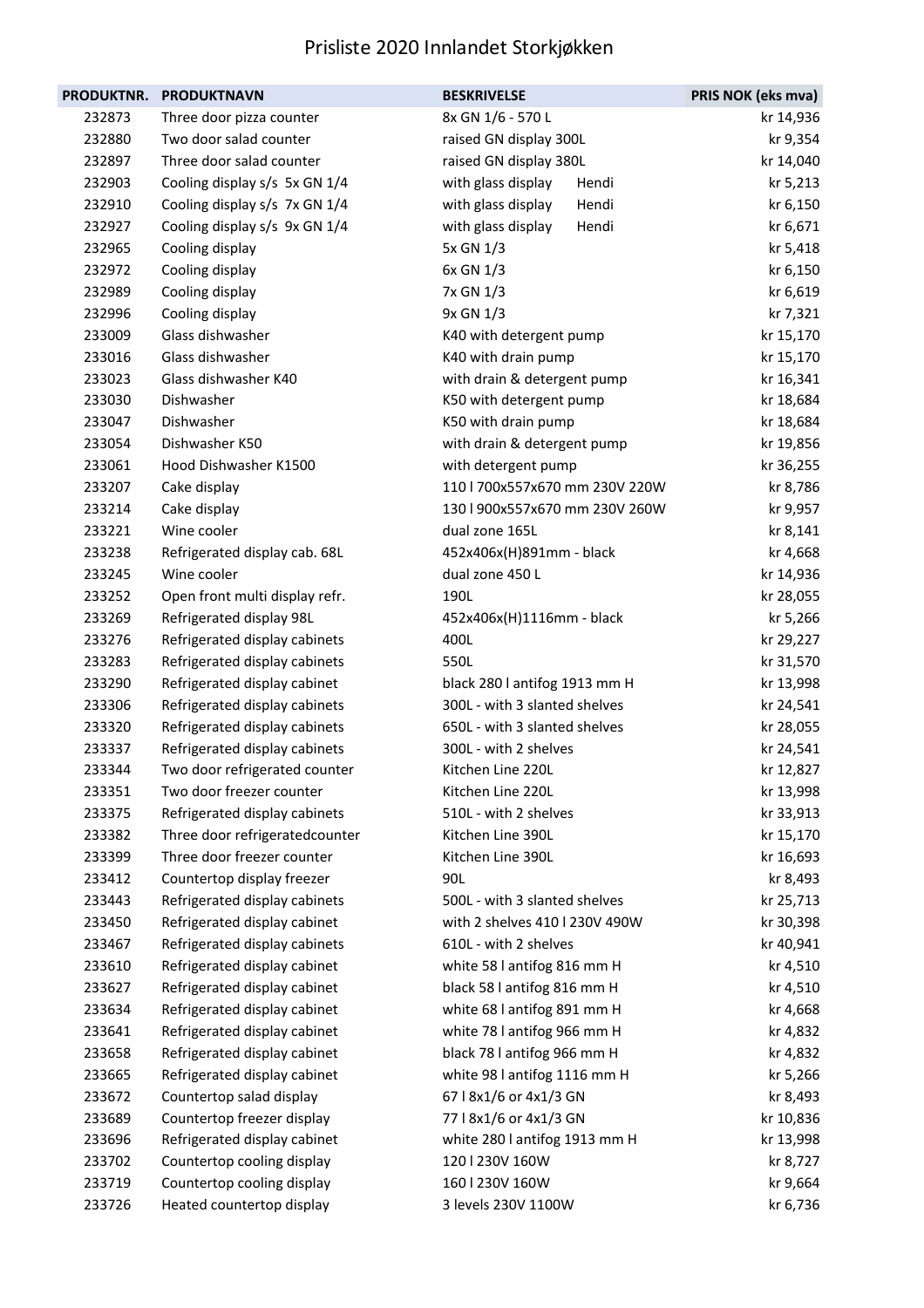# Prisliste 2020 Innlandet Storkjøkken

| PRODUKTNR. | PRODUKTNAVN | BESKRIVELSE | PRIS NOK (eks mva) |
|---|---|---|---|
| 232873 | Three door pizza counter | 8x GN 1/6 - 570 L | kr 14,936 |
| 232880 | Two door salad counter | raised GN display 300L | kr 9,354 |
| 232897 | Three door salad counter | raised GN display 380L | kr 14,040 |
| 232903 | Cooling display s/s 5x GN 1/4 | with glass display Hendi | kr 5,213 |
| 232910 | Cooling display s/s 7x GN 1/4 | with glass display Hendi | kr 6,150 |
| 232927 | Cooling display s/s 9x GN 1/4 | with glass display Hendi | kr 6,671 |
| 232965 | Cooling display | 5x GN 1/3 | kr 5,418 |
| 232972 | Cooling display | 6x GN 1/3 | kr 6,150 |
| 232989 | Cooling display | 7x GN 1/3 | kr 6,619 |
| 232996 | Cooling display | 9x GN 1/3 | kr 7,321 |
| 233009 | Glass dishwasher | K40 with detergent pump | kr 15,170 |
| 233016 | Glass dishwasher | K40 with drain pump | kr 15,170 |
| 233023 | Glass dishwasher K40 | with drain & detergent pump | kr 16,341 |
| 233030 | Dishwasher | K50 with detergent pump | kr 18,684 |
| 233047 | Dishwasher | K50 with drain pump | kr 18,684 |
| 233054 | Dishwasher K50 | with drain & detergent pump | kr 19,856 |
| 233061 | Hood Dishwasher K1500 | with detergent pump | kr 36,255 |
| 233207 | Cake display | 110 l 700x557x670 mm 230V 220W | kr 8,786 |
| 233214 | Cake display | 130 l 900x557x670 mm 230V 260W | kr 9,957 |
| 233221 | Wine cooler | dual zone 165L | kr 8,141 |
| 233238 | Refrigerated display cab. 68L | 452x406x(H)891mm - black | kr 4,668 |
| 233245 | Wine cooler | dual zone 450 L | kr 14,936 |
| 233252 | Open front multi display refr. | 190L | kr 28,055 |
| 233269 | Refrigerated display 98L | 452x406x(H)1116mm - black | kr 5,266 |
| 233276 | Refrigerated display cabinets | 400L | kr 29,227 |
| 233283 | Refrigerated display cabinets | 550L | kr 31,570 |
| 233290 | Refrigerated display cabinet | black 280 l antifog 1913 mm H | kr 13,998 |
| 233306 | Refrigerated display cabinets | 300L - with 3 slanted shelves | kr 24,541 |
| 233320 | Refrigerated display cabinets | 650L - with 3 slanted shelves | kr 28,055 |
| 233337 | Refrigerated display cabinets | 300L - with 2 shelves | kr 24,541 |
| 233344 | Two door refrigerated counter | Kitchen Line 220L | kr 12,827 |
| 233351 | Two door freezer counter | Kitchen Line 220L | kr 13,998 |
| 233375 | Refrigerated display cabinets | 510L - with 2 shelves | kr 33,913 |
| 233382 | Three door refrigeratedcounter | Kitchen Line 390L | kr 15,170 |
| 233399 | Three door freezer counter | Kitchen Line 390L | kr 16,693 |
| 233412 | Countertop display freezer | 90L | kr 8,493 |
| 233443 | Refrigerated display cabinets | 500L - with 3 slanted shelves | kr 25,713 |
| 233450 | Refrigerated display cabinet | with 2 shelves 410 l 230V 490W | kr 30,398 |
| 233467 | Refrigerated display cabinets | 610L - with 2 shelves | kr 40,941 |
| 233610 | Refrigerated display cabinet | white 58 l antifog 816 mm H | kr 4,510 |
| 233627 | Refrigerated display cabinet | black 58 l antifog 816 mm H | kr 4,510 |
| 233634 | Refrigerated display cabinet | white 68 l antifog 891 mm H | kr 4,668 |
| 233641 | Refrigerated display cabinet | white 78 l antifog 966 mm H | kr 4,832 |
| 233658 | Refrigerated display cabinet | black 78 l antifog 966 mm H | kr 4,832 |
| 233665 | Refrigerated display cabinet | white 98 l antifog 1116 mm H | kr 5,266 |
| 233672 | Countertop salad display | 67 l 8x1/6 or 4x1/3 GN | kr 8,493 |
| 233689 | Countertop freezer display | 77 l 8x1/6 or 4x1/3 GN | kr 10,836 |
| 233696 | Refrigerated display cabinet | white 280 l antifog 1913 mm H | kr 13,998 |
| 233702 | Countertop cooling display | 120 l 230V 160W | kr 8,727 |
| 233719 | Countertop cooling display | 160 l 230V 160W | kr 9,664 |
| 233726 | Heated countertop display | 3 levels 230V 1100W | kr 6,736 |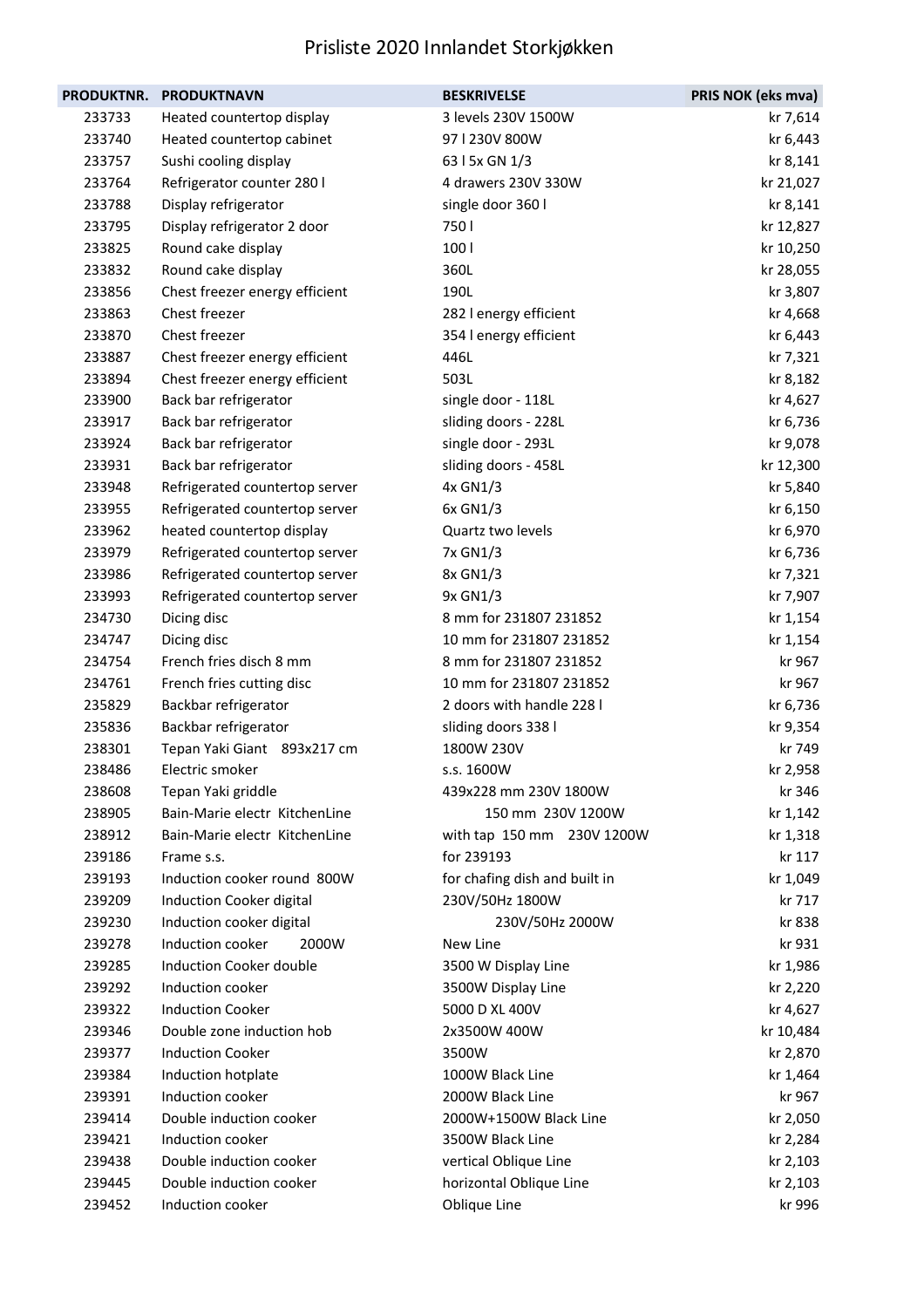# Prisliste 2020 Innlandet Storkjøkken

| PRODUKTNR. | PRODUKTNAVN | BESKRIVELSE | PRIS NOK (eks mva) |
|---|---|---|---|
| 233733 | Heated countertop display | 3 levels 230V 1500W | kr 7,614 |
| 233740 | Heated countertop cabinet | 97 l 230V 800W | kr 6,443 |
| 233757 | Sushi cooling display | 63 l 5x GN 1/3 | kr 8,141 |
| 233764 | Refrigerator counter 280 l | 4 drawers 230V 330W | kr 21,027 |
| 233788 | Display refrigerator | single door 360 l | kr 8,141 |
| 233795 | Display refrigerator 2 door | 750 l | kr 12,827 |
| 233825 | Round cake display | 100 l | kr 10,250 |
| 233832 | Round cake display | 360L | kr 28,055 |
| 233856 | Chest freezer energy efficient | 190L | kr 3,807 |
| 233863 | Chest freezer | 282 l energy efficient | kr 4,668 |
| 233870 | Chest freezer | 354 l energy efficient | kr 6,443 |
| 233887 | Chest freezer energy efficient | 446L | kr 7,321 |
| 233894 | Chest freezer energy efficient | 503L | kr 8,182 |
| 233900 | Back bar refrigerator | single door - 118L | kr 4,627 |
| 233917 | Back bar refrigerator | sliding doors - 228L | kr 6,736 |
| 233924 | Back bar refrigerator | single door - 293L | kr 9,078 |
| 233931 | Back bar refrigerator | sliding doors - 458L | kr 12,300 |
| 233948 | Refrigerated countertop server | 4x GN1/3 | kr 5,840 |
| 233955 | Refrigerated countertop server | 6x GN1/3 | kr 6,150 |
| 233962 | heated countertop display | Quartz two levels | kr 6,970 |
| 233979 | Refrigerated countertop server | 7x GN1/3 | kr 6,736 |
| 233986 | Refrigerated countertop server | 8x GN1/3 | kr 7,321 |
| 233993 | Refrigerated countertop server | 9x GN1/3 | kr 7,907 |
| 234730 | Dicing disc | 8 mm for 231807 231852 | kr 1,154 |
| 234747 | Dicing disc | 10 mm for 231807 231852 | kr 1,154 |
| 234754 | French fries disch 8 mm | 8 mm for 231807 231852 | kr 967 |
| 234761 | French fries cutting disc | 10 mm for 231807 231852 | kr 967 |
| 235829 | Backbar refrigerator | 2 doors with handle 228 l | kr 6,736 |
| 235836 | Backbar refrigerator | sliding doors 338 l | kr 9,354 |
| 238301 | Tepan Yaki Giant 893x217 cm | 1800W 230V | kr 749 |
| 238486 | Electric smoker | s.s. 1600W | kr 2,958 |
| 238608 | Tepan Yaki griddle | 439x228 mm 230V 1800W | kr 346 |
| 238905 | Bain-Marie electr KitchenLine | 150 mm 230V 1200W | kr 1,142 |
| 238912 | Bain-Marie electr KitchenLine | with tap 150 mm 230V 1200W | kr 1,318 |
| 239186 | Frame s.s. | for 239193 | kr 117 |
| 239193 | Induction cooker round 800W | for chafing dish and built in | kr 1,049 |
| 239209 | Induction Cooker digital | 230V/50Hz 1800W | kr 717 |
| 239230 | Induction cooker digital | 230V/50Hz 2000W | kr 838 |
| 239278 | Induction cooker 2000W | New Line | kr 931 |
| 239285 | Induction Cooker double | 3500 W Display Line | kr 1,986 |
| 239292 | Induction cooker | 3500W Display Line | kr 2,220 |
| 239322 | Induction Cooker | 5000 D XL 400V | kr 4,627 |
| 239346 | Double zone induction hob | 2x3500W 400W | kr 10,484 |
| 239377 | Induction Cooker | 3500W | kr 2,870 |
| 239384 | Induction hotplate | 1000W Black Line | kr 1,464 |
| 239391 | Induction cooker | 2000W Black Line | kr 967 |
| 239414 | Double induction cooker | 2000W+1500W Black Line | kr 2,050 |
| 239421 | Induction cooker | 3500W Black Line | kr 2,284 |
| 239438 | Double induction cooker | vertical Oblique Line | kr 2,103 |
| 239445 | Double induction cooker | horizontal Oblique Line | kr 2,103 |
| 239452 | Induction cooker | Oblique Line | kr 996 |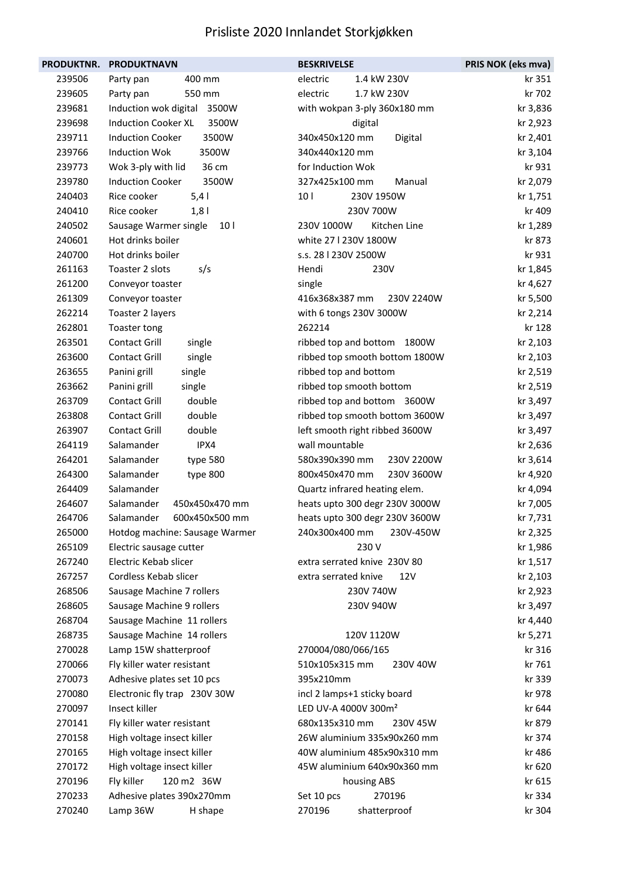# Prisliste 2020 Innlandet Storkjøkken

| PRODUKTNR. | PRODUKTNAVN | BESKRIVELSE | PRIS NOK (eks mva) |
|---|---|---|---|
| 239506 | Party pan 400 mm | electric 1.4 kW 230V | kr 351 |
| 239605 | Party pan 550 mm | electric 1.7 kW 230V | kr 702 |
| 239681 | Induction wok digital 3500W | with wokpan 3-ply 360x180 mm | kr 3,836 |
| 239698 | Induction Cooker XL 3500W | digital | kr 2,923 |
| 239711 | Induction Cooker 3500W | 340x450x120 mm Digital | kr 2,401 |
| 239766 | Induction Wok 3500W | 340x440x120 mm | kr 3,104 |
| 239773 | Wok 3-ply with lid 36 cm | for Induction Wok | kr 931 |
| 239780 | Induction Cooker 3500W | 327x425x100 mm Manual | kr 2,079 |
| 240403 | Rice cooker 5,4 l | 10 l 230V 1950W | kr 1,751 |
| 240410 | Rice cooker 1,8 l | 230V 700W | kr 409 |
| 240502 | Sausage Warmer single 10 l | 230V 1000W Kitchen Line | kr 1,289 |
| 240601 | Hot drinks boiler | white 27 l 230V 1800W | kr 873 |
| 240700 | Hot drinks boiler | s.s. 28 l 230V 2500W | kr 931 |
| 261163 | Toaster 2 slots s/s | Hendi 230V | kr 1,845 |
| 261200 | Conveyor toaster | single | kr 4,627 |
| 261309 | Conveyor toaster | 416x368x387 mm 230V 2240W | kr 5,500 |
| 262214 | Toaster 2 layers | with 6 tongs 230V 3000W | kr 2,214 |
| 262801 | Toaster tong | 262214 | kr 128 |
| 263501 | Contact Grill single | ribbed top and bottom 1800W | kr 2,103 |
| 263600 | Contact Grill single | ribbed top smooth bottom 1800W | kr 2,103 |
| 263655 | Panini grill single | ribbed top and bottom | kr 2,519 |
| 263662 | Panini grill single | ribbed top smooth bottom | kr 2,519 |
| 263709 | Contact Grill double | ribbed top and bottom 3600W | kr 3,497 |
| 263808 | Contact Grill double | ribbed top smooth bottom 3600W | kr 3,497 |
| 263907 | Contact Grill double | left smooth right ribbed 3600W | kr 3,497 |
| 264119 | Salamander IPX4 | wall mountable | kr 2,636 |
| 264201 | Salamander type 580 | 580x390x390 mm 230V 2200W | kr 3,614 |
| 264300 | Salamander type 800 | 800x450x470 mm 230V 3600W | kr 4,920 |
| 264409 | Salamander | Quartz infrared heating elem. | kr 4,094 |
| 264607 | Salamander 450x450x470 mm | heats upto 300 degr 230V 3000W | kr 7,005 |
| 264706 | Salamander 600x450x500 mm | heats upto 300 degr 230V 3600W | kr 7,731 |
| 265000 | Hotdog machine: Sausage Warmer | 240x300x400 mm 230V-450W | kr 2,325 |
| 265109 | Electric sausage cutter | 230 V | kr 1,986 |
| 267240 | Electric Kebab slicer | extra serrated knive 230V 80 | kr 1,517 |
| 267257 | Cordless Kebab slicer | extra serrated knive 12V | kr 2,103 |
| 268506 | Sausage Machine 7 rollers | 230V 740W | kr 2,923 |
| 268605 | Sausage Machine 9 rollers | 230V 940W | kr 3,497 |
| 268704 | Sausage Machine 11 rollers | | kr 4,440 |
| 268735 | Sausage Machine 14 rollers | 120V 1120W | kr 5,271 |
| 270028 | Lamp 15W shatterproof | 270004/080/066/165 | kr 316 |
| 270066 | Fly killer water resistant | 510x105x315 mm 230V 40W | kr 761 |
| 270073 | Adhesive plates set 10 pcs | 395x210mm | kr 339 |
| 270080 | Electronic fly trap 230V 30W | incl 2 lamps+1 sticky board | kr 978 |
| 270097 | Insect killer | LED UV-A 4000V 300m² | kr 644 |
| 270141 | Fly killer water resistant | 680x135x310 mm 230V 45W | kr 879 |
| 270158 | High voltage insect killer | 26W aluminium 335x90x260 mm | kr 374 |
| 270165 | High voltage insect killer | 40W aluminium 485x90x310 mm | kr 486 |
| 270172 | High voltage insect killer | 45W aluminium 640x90x360 mm | kr 620 |
| 270196 | Fly killer 120 m2 36W | housing ABS | kr 615 |
| 270233 | Adhesive plates 390x270mm | Set 10 pcs 270196 | kr 334 |
| 270240 | Lamp 36W H shape | 270196 shatterproof | kr 304 |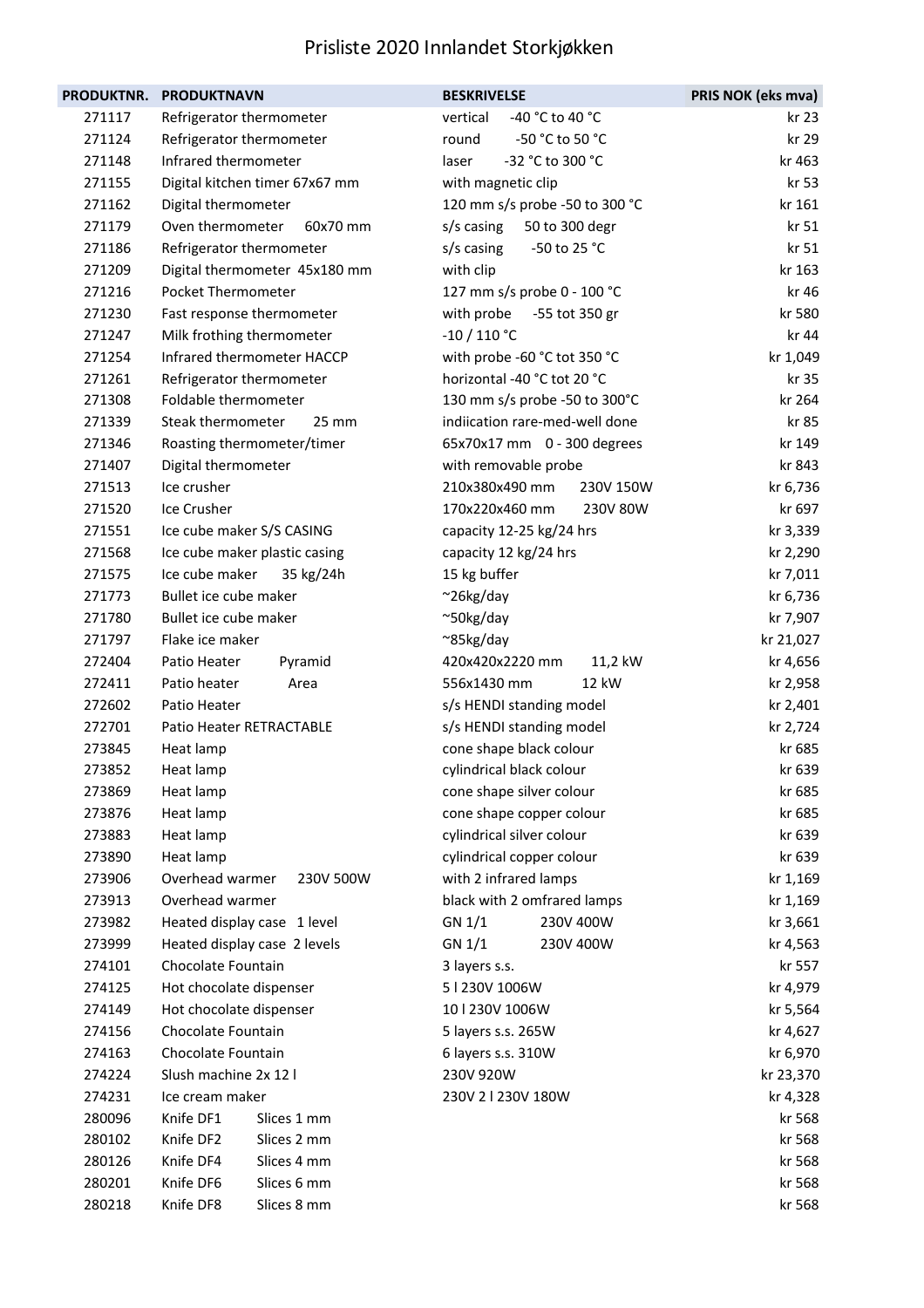# Prisliste 2020 Innlandet Storkjøkken

| PRODUKTNR. | PRODUKTNAVN | BESKRIVELSE | PRIS NOK (eks mva) |
|---|---|---|---|
| 271117 | Refrigerator thermometer | vertical -40 °C to 40 °C | kr 23 |
| 271124 | Refrigerator thermometer | round -50 °C to 50 °C | kr 29 |
| 271148 | Infrared thermometer | laser -32 °C to 300 °C | kr 463 |
| 271155 | Digital kitchen timer 67x67 mm | with magnetic clip | kr 53 |
| 271162 | Digital thermometer | 120 mm s/s probe -50 to 300 °C | kr 161 |
| 271179 | Oven thermometer 60x70 mm | s/s casing 50 to 300 degr | kr 51 |
| 271186 | Refrigerator thermometer | s/s casing -50 to 25 °C | kr 51 |
| 271209 | Digital thermometer 45x180 mm | with clip | kr 163 |
| 271216 | Pocket Thermometer | 127 mm s/s probe 0 - 100 °C | kr 46 |
| 271230 | Fast response thermometer | with probe -55 tot 350 gr | kr 580 |
| 271247 | Milk frothing thermometer | -10 / 110 °C | kr 44 |
| 271254 | Infrared thermometer HACCP | with probe -60 °C tot 350 °C | kr 1,049 |
| 271261 | Refrigerator thermometer | horizontal -40 °C tot 20 °C | kr 35 |
| 271308 | Foldable thermometer | 130 mm s/s probe -50 to 300°C | kr 264 |
| 271339 | Steak thermometer 25 mm | indiication rare-med-well done | kr 85 |
| 271346 | Roasting thermometer/timer | 65x70x17 mm 0 - 300 degrees | kr 149 |
| 271407 | Digital thermometer | with removable probe | kr 843 |
| 271513 | Ice crusher | 210x380x490 mm 230V 150W | kr 6,736 |
| 271520 | Ice Crusher | 170x220x460 mm 230V 80W | kr 697 |
| 271551 | Ice cube maker S/S CASING | capacity 12-25 kg/24 hrs | kr 3,339 |
| 271568 | Ice cube maker plastic casing | capacity 12 kg/24 hrs | kr 2,290 |
| 271575 | Ice cube maker 35 kg/24h | 15 kg buffer | kr 7,011 |
| 271773 | Bullet ice cube maker | ~26kg/day | kr 6,736 |
| 271780 | Bullet ice cube maker | ~50kg/day | kr 7,907 |
| 271797 | Flake ice maker | ~85kg/day | kr 21,027 |
| 272404 | Patio Heater Pyramid | 420x420x2220 mm 11,2 kW | kr 4,656 |
| 272411 | Patio heater Area | 556x1430 mm 12 kW | kr 2,958 |
| 272602 | Patio Heater | s/s HENDI standing model | kr 2,401 |
| 272701 | Patio Heater RETRACTABLE | s/s HENDI standing model | kr 2,724 |
| 273845 | Heat lamp | cone shape black colour | kr 685 |
| 273852 | Heat lamp | cylindrical black colour | kr 639 |
| 273869 | Heat lamp | cone shape silver colour | kr 685 |
| 273876 | Heat lamp | cone shape copper colour | kr 685 |
| 273883 | Heat lamp | cylindrical silver colour | kr 639 |
| 273890 | Heat lamp | cylindrical copper colour | kr 639 |
| 273906 | Overhead warmer 230V 500W | with 2 infrared lamps | kr 1,169 |
| 273913 | Overhead warmer | black with 2 omfrared lamps | kr 1,169 |
| 273982 | Heated display case 1 level | GN 1/1 230V 400W | kr 3,661 |
| 273999 | Heated display case 2 levels | GN 1/1 230V 400W | kr 4,563 |
| 274101 | Chocolate Fountain | 3 layers s.s. | kr 557 |
| 274125 | Hot chocolate dispenser | 5 l 230V 1006W | kr 4,979 |
| 274149 | Hot chocolate dispenser | 10 l 230V 1006W | kr 5,564 |
| 274156 | Chocolate Fountain | 5 layers s.s. 265W | kr 4,627 |
| 274163 | Chocolate Fountain | 6 layers s.s. 310W | kr 6,970 |
| 274224 | Slush machine 2x 12 l | 230V 920W | kr 23,370 |
| 274231 | Ice cream maker | 230V 2 l 230V 180W | kr 4,328 |
| 280096 | Knife DF1 Slices 1 mm | | kr 568 |
| 280102 | Knife DF2 Slices 2 mm | | kr 568 |
| 280126 | Knife DF4 Slices 4 mm | | kr 568 |
| 280201 | Knife DF6 Slices 6 mm | | kr 568 |
| 280218 | Knife DF8 Slices 8 mm | | kr 568 |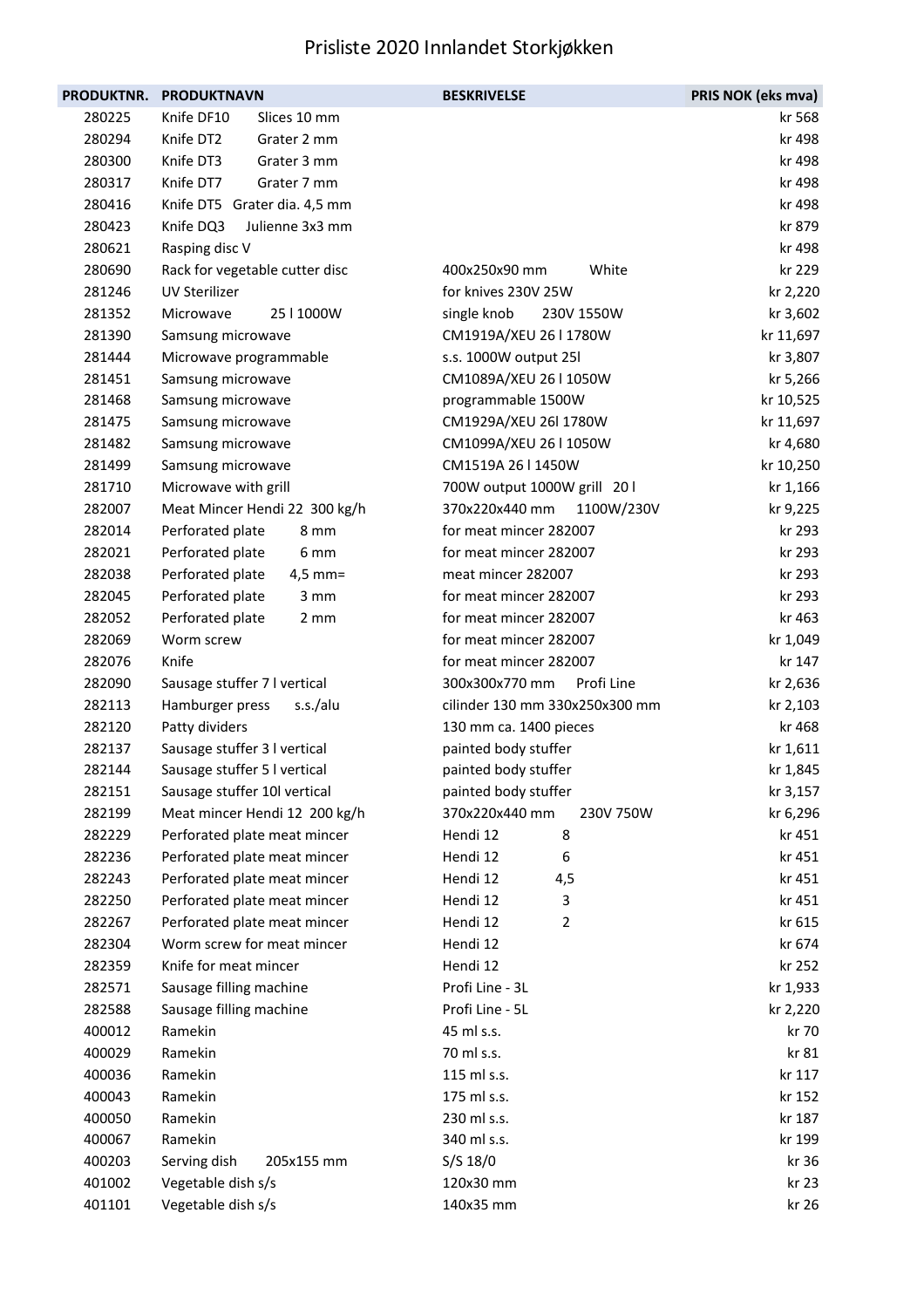# Prisliste 2020 Innlandet Storkjøkken

| PRODUKTNR. | PRODUKTNAVN | BESKRIVELSE | PRIS NOK (eks mva) |
|---|---|---|---|
| 280225 | Knife DF10 Slices 10 mm | | kr 568 |
| 280294 | Knife DT2 Grater 2 mm | | kr 498 |
| 280300 | Knife DT3 Grater 3 mm | | kr 498 |
| 280317 | Knife DT7 Grater 7 mm | | kr 498 |
| 280416 | Knife DT5 Grater dia. 4,5 mm | | kr 498 |
| 280423 | Knife DQ3 Julienne 3x3 mm | | kr 879 |
| 280621 | Rasping disc V | | kr 498 |
| 280690 | Rack for vegetable cutter disc | 400x250x90 mm White | kr 229 |
| 281246 | UV Sterilizer | for knives 230V 25W | kr 2,220 |
| 281352 | Microwave 25 l 1000W | single knob 230V 1550W | kr 3,602 |
| 281390 | Samsung microwave | CM1919A/XEU 26 l 1780W | kr 11,697 |
| 281444 | Microwave programmable | s.s. 1000W output 25l | kr 3,807 |
| 281451 | Samsung microwave | CM1089A/XEU 26 l 1050W | kr 5,266 |
| 281468 | Samsung microwave | programmable 1500W | kr 10,525 |
| 281475 | Samsung microwave | CM1929A/XEU 26l 1780W | kr 11,697 |
| 281482 | Samsung microwave | CM1099A/XEU 26 l 1050W | kr 4,680 |
| 281499 | Samsung microwave | CM1519A 26 l 1450W | kr 10,250 |
| 281710 | Microwave with grill | 700W output 1000W grill 20 l | kr 1,166 |
| 282007 | Meat Mincer Hendi 22 300 kg/h | 370x220x440 mm 1100W/230V | kr 9,225 |
| 282014 | Perforated plate 8 mm | for meat mincer 282007 | kr 293 |
| 282021 | Perforated plate 6 mm | for meat mincer 282007 | kr 293 |
| 282038 | Perforated plate 4,5 mm= | meat mincer 282007 | kr 293 |
| 282045 | Perforated plate 3 mm | for meat mincer 282007 | kr 293 |
| 282052 | Perforated plate 2 mm | for meat mincer 282007 | kr 463 |
| 282069 | Worm screw | for meat mincer 282007 | kr 1,049 |
| 282076 | Knife | for meat mincer 282007 | kr 147 |
| 282090 | Sausage stuffer 7 l vertical | 300x300x770 mm Profi Line | kr 2,636 |
| 282113 | Hamburger press s.s./alu | cilinder 130 mm 330x250x300 mm | kr 2,103 |
| 282120 | Patty dividers | 130 mm ca. 1400 pieces | kr 468 |
| 282137 | Sausage stuffer 3 l vertical | painted body stuffer | kr 1,611 |
| 282144 | Sausage stuffer 5 l vertical | painted body stuffer | kr 1,845 |
| 282151 | Sausage stuffer 10l vertical | painted body stuffer | kr 3,157 |
| 282199 | Meat mincer Hendi 12 200 kg/h | 370x220x440 mm 230V 750W | kr 6,296 |
| 282229 | Perforated plate meat mincer | Hendi 12 8 | kr 451 |
| 282236 | Perforated plate meat mincer | Hendi 12 6 | kr 451 |
| 282243 | Perforated plate meat mincer | Hendi 12 4,5 | kr 451 |
| 282250 | Perforated plate meat mincer | Hendi 12 3 | kr 451 |
| 282267 | Perforated plate meat mincer | Hendi 12 2 | kr 615 |
| 282304 | Worm screw for meat mincer | Hendi 12 | kr 674 |
| 282359 | Knife for meat mincer | Hendi 12 | kr 252 |
| 282571 | Sausage filling machine | Profi Line - 3L | kr 1,933 |
| 282588 | Sausage filling machine | Profi Line - 5L | kr 2,220 |
| 400012 | Ramekin | 45 ml s.s. | kr 70 |
| 400029 | Ramekin | 70 ml s.s. | kr 81 |
| 400036 | Ramekin | 115 ml s.s. | kr 117 |
| 400043 | Ramekin | 175 ml s.s. | kr 152 |
| 400050 | Ramekin | 230 ml s.s. | kr 187 |
| 400067 | Ramekin | 340 ml s.s. | kr 199 |
| 400203 | Serving dish 205x155 mm | S/S 18/0 | kr 36 |
| 401002 | Vegetable dish s/s | 120x30 mm | kr 23 |
| 401101 | Vegetable dish s/s | 140x35 mm | kr 26 |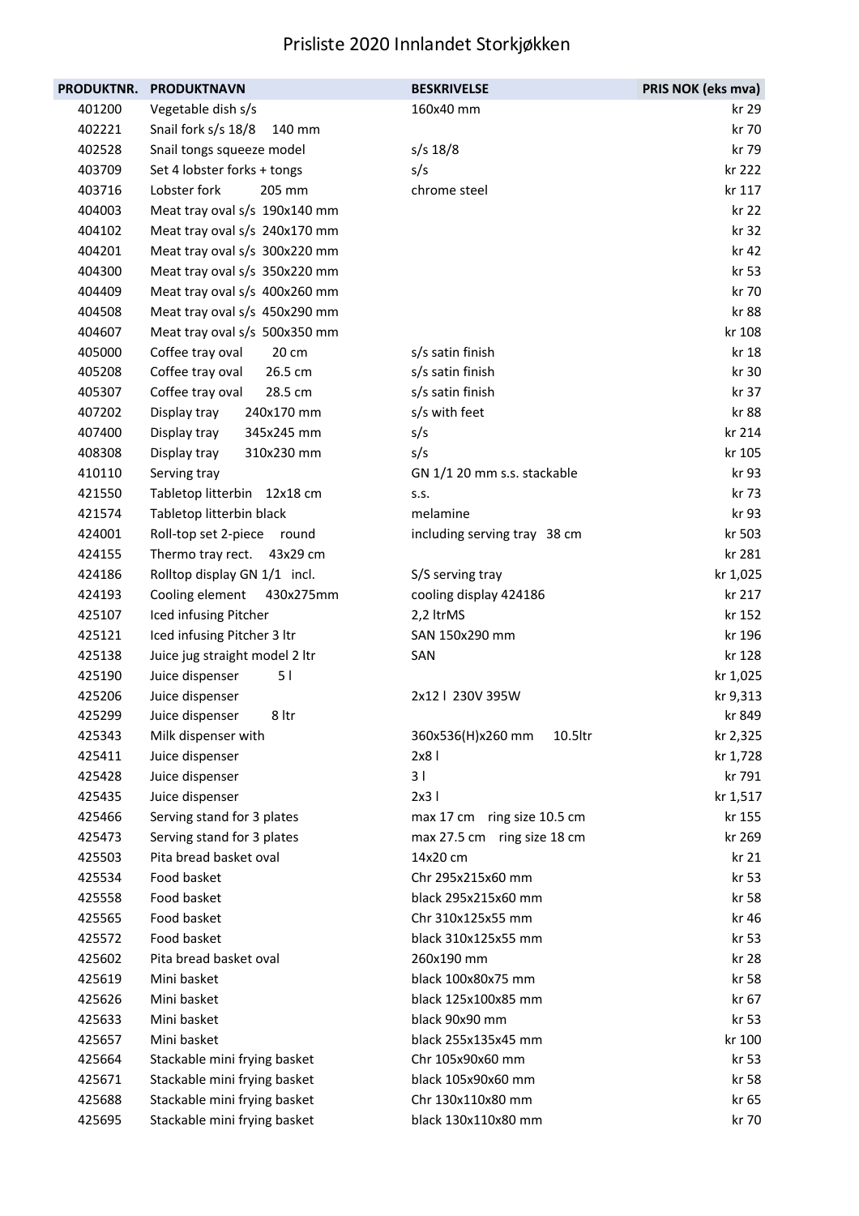# Prisliste 2020 Innlandet Storkjøkken

| PRODUKTNR. | PRODUKTNAVN | BESKRIVELSE | PRIS NOK (eks mva) |
|---|---|---|---|
| 401200 | Vegetable dish s/s | 160x40 mm | kr 29 |
| 402221 | Snail fork s/s 18/8 140 mm | | kr 70 |
| 402528 | Snail tongs squeeze model | s/s 18/8 | kr 79 |
| 403709 | Set 4 lobster forks + tongs | s/s | kr 222 |
| 403716 | Lobster fork 205 mm | chrome steel | kr 117 |
| 404003 | Meat tray oval s/s 190x140 mm | | kr 22 |
| 404102 | Meat tray oval s/s 240x170 mm | | kr 32 |
| 404201 | Meat tray oval s/s 300x220 mm | | kr 42 |
| 404300 | Meat tray oval s/s 350x220 mm | | kr 53 |
| 404409 | Meat tray oval s/s 400x260 mm | | kr 70 |
| 404508 | Meat tray oval s/s 450x290 mm | | kr 88 |
| 404607 | Meat tray oval s/s 500x350 mm | | kr 108 |
| 405000 | Coffee tray oval 20 cm | s/s satin finish | kr 18 |
| 405208 | Coffee tray oval 26.5 cm | s/s satin finish | kr 30 |
| 405307 | Coffee tray oval 28.5 cm | s/s satin finish | kr 37 |
| 407202 | Display tray 240x170 mm | s/s with feet | kr 88 |
| 407400 | Display tray 345x245 mm | s/s | kr 214 |
| 408308 | Display tray 310x230 mm | s/s | kr 105 |
| 410110 | Serving tray | GN 1/1 20 mm s.s. stackable | kr 93 |
| 421550 | Tabletop litterbin 12x18 cm | s.s. | kr 73 |
| 421574 | Tabletop litterbin black | melamine | kr 93 |
| 424001 | Roll-top set 2-piece round | including serving tray 38 cm | kr 503 |
| 424155 | Thermo tray rect. 43x29 cm | | kr 281 |
| 424186 | Rolltop display GN 1/1 incl. | S/S serving tray | kr 1,025 |
| 424193 | Cooling element 430x275mm | cooling display 424186 | kr 217 |
| 425107 | Iced infusing Pitcher | 2,2 ltrMS | kr 152 |
| 425121 | Iced infusing Pitcher 3 ltr | SAN 150x290 mm | kr 196 |
| 425138 | Juice jug straight model 2 ltr | SAN | kr 128 |
| 425190 | Juice dispenser 5 l | | kr 1,025 |
| 425206 | Juice dispenser | 2x12 l 230V 395W | kr 9,313 |
| 425299 | Juice dispenser 8 ltr | | kr 849 |
| 425343 | Milk dispenser with | 360x536(H)x260 mm 10.5ltr | kr 2,325 |
| 425411 | Juice dispenser | 2x8 l | kr 1,728 |
| 425428 | Juice dispenser | 3 l | kr 791 |
| 425435 | Juice dispenser | 2x3 l | kr 1,517 |
| 425466 | Serving stand for 3 plates | max 17 cm ring size 10.5 cm | kr 155 |
| 425473 | Serving stand for 3 plates | max 27.5 cm ring size 18 cm | kr 269 |
| 425503 | Pita bread basket oval | 14x20 cm | kr 21 |
| 425534 | Food basket | Chr 295x215x60 mm | kr 53 |
| 425558 | Food basket | black 295x215x60 mm | kr 58 |
| 425565 | Food basket | Chr 310x125x55 mm | kr 46 |
| 425572 | Food basket | black 310x125x55 mm | kr 53 |
| 425602 | Pita bread basket oval | 260x190 mm | kr 28 |
| 425619 | Mini basket | black 100x80x75 mm | kr 58 |
| 425626 | Mini basket | black 125x100x85 mm | kr 67 |
| 425633 | Mini basket | black 90x90 mm | kr 53 |
| 425657 | Mini basket | black 255x135x45 mm | kr 100 |
| 425664 | Stackable mini frying basket | Chr 105x90x60 mm | kr 53 |
| 425671 | Stackable mini frying basket | black 105x90x60 mm | kr 58 |
| 425688 | Stackable mini frying basket | Chr 130x110x80 mm | kr 65 |
| 425695 | Stackable mini frying basket | black 130x110x80 mm | kr 70 |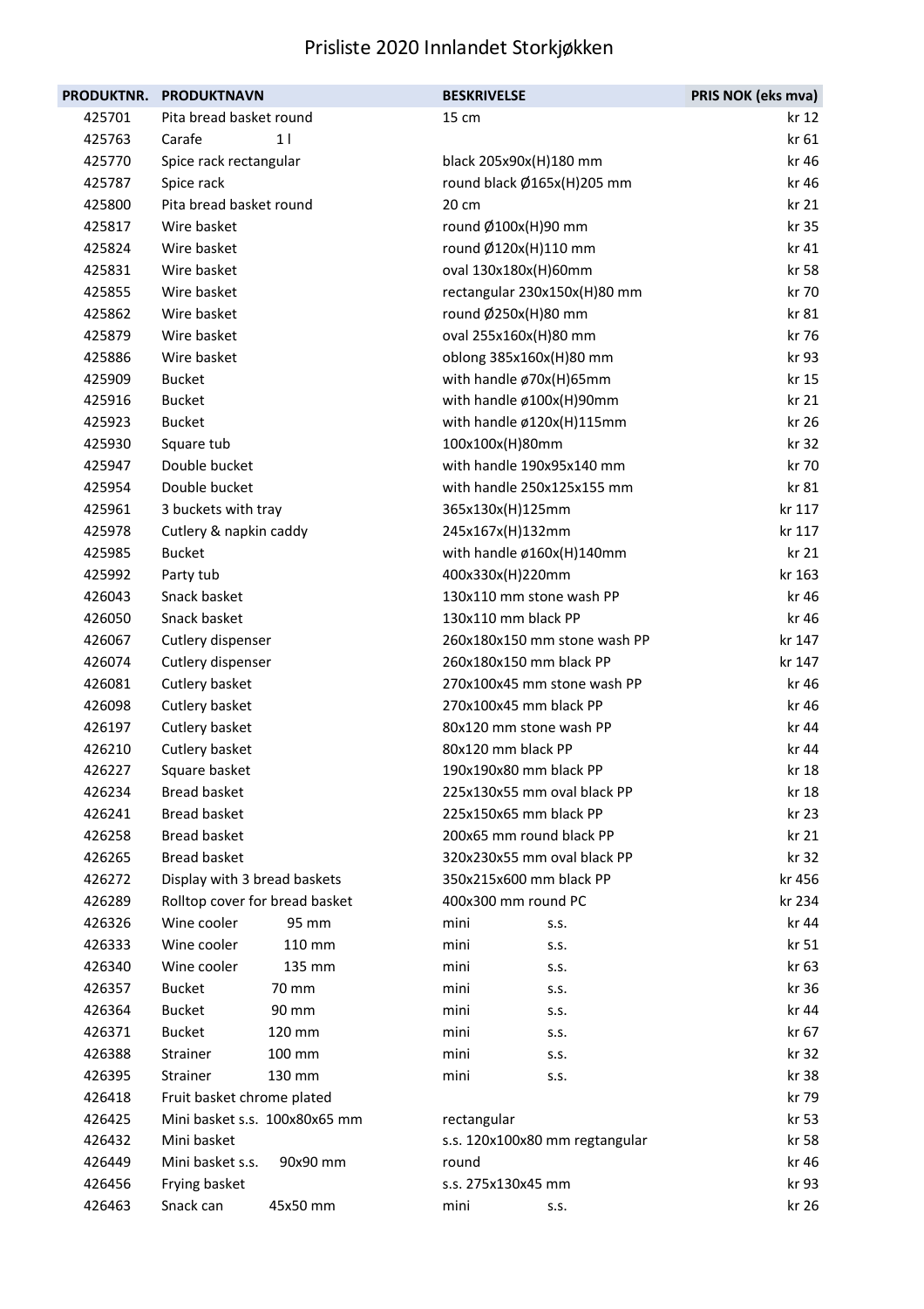# Prisliste 2020 Innlandet Storkjøkken

| PRODUKTNR. | PRODUKTNAVN | BESKRIVELSE | PRIS NOK (eks mva) |
|---|---|---|---|
| 425701 | Pita bread basket round | 15 cm | kr 12 |
| 425763 | Carafe 1 l | | kr 61 |
| 425770 | Spice rack rectangular | black 205x90x(H)180 mm | kr 46 |
| 425787 | Spice rack | round black Ø165x(H)205 mm | kr 46 |
| 425800 | Pita bread basket round | 20 cm | kr 21 |
| 425817 | Wire basket | round Ø100x(H)90 mm | kr 35 |
| 425824 | Wire basket | round Ø120x(H)110 mm | kr 41 |
| 425831 | Wire basket | oval 130x180x(H)60mm | kr 58 |
| 425855 | Wire basket | rectangular 230x150x(H)80 mm | kr 70 |
| 425862 | Wire basket | round Ø250x(H)80 mm | kr 81 |
| 425879 | Wire basket | oval 255x160x(H)80 mm | kr 76 |
| 425886 | Wire basket | oblong 385x160x(H)80 mm | kr 93 |
| 425909 | Bucket | with handle ø70x(H)65mm | kr 15 |
| 425916 | Bucket | with handle ø100x(H)90mm | kr 21 |
| 425923 | Bucket | with handle ø120x(H)115mm | kr 26 |
| 425930 | Square tub | 100x100x(H)80mm | kr 32 |
| 425947 | Double bucket | with handle 190x95x140 mm | kr 70 |
| 425954 | Double bucket | with handle 250x125x155 mm | kr 81 |
| 425961 | 3 buckets with tray | 365x130x(H)125mm | kr 117 |
| 425978 | Cutlery & napkin caddy | 245x167x(H)132mm | kr 117 |
| 425985 | Bucket | with handle ø160x(H)140mm | kr 21 |
| 425992 | Party tub | 400x330x(H)220mm | kr 163 |
| 426043 | Snack basket | 130x110 mm stone wash PP | kr 46 |
| 426050 | Snack basket | 130x110 mm black PP | kr 46 |
| 426067 | Cutlery dispenser | 260x180x150 mm stone wash PP | kr 147 |
| 426074 | Cutlery dispenser | 260x180x150 mm black PP | kr 147 |
| 426081 | Cutlery basket | 270x100x45 mm stone wash PP | kr 46 |
| 426098 | Cutlery basket | 270x100x45 mm black PP | kr 46 |
| 426197 | Cutlery basket | 80x120 mm stone wash PP | kr 44 |
| 426210 | Cutlery basket | 80x120 mm black PP | kr 44 |
| 426227 | Square basket | 190x190x80 mm black PP | kr 18 |
| 426234 | Bread basket | 225x130x55 mm oval black PP | kr 18 |
| 426241 | Bread basket | 225x150x65 mm black PP | kr 23 |
| 426258 | Bread basket | 200x65 mm round black PP | kr 21 |
| 426265 | Bread basket | 320x230x55 mm oval black PP | kr 32 |
| 426272 | Display with 3 bread baskets | 350x215x600 mm black PP | kr 456 |
| 426289 | Rolltop cover for bread basket | 400x300 mm round PC | kr 234 |
| 426326 | Wine cooler 95 mm | mini s.s. | kr 44 |
| 426333 | Wine cooler 110 mm | mini s.s. | kr 51 |
| 426340 | Wine cooler 135 mm | mini s.s. | kr 63 |
| 426357 | Bucket 70 mm | mini s.s. | kr 36 |
| 426364 | Bucket 90 mm | mini s.s. | kr 44 |
| 426371 | Bucket 120 mm | mini s.s. | kr 67 |
| 426388 | Strainer 100 mm | mini s.s. | kr 32 |
| 426395 | Strainer 130 mm | mini s.s. | kr 38 |
| 426418 | Fruit basket chrome plated | | kr 79 |
| 426425 | Mini basket s.s. 100x80x65 mm | rectangular | kr 53 |
| 426432 | Mini basket | s.s. 120x100x80 mm regtangular | kr 58 |
| 426449 | Mini basket s.s. 90x90 mm | round | kr 46 |
| 426456 | Frying basket | s.s. 275x130x45 mm | kr 93 |
| 426463 | Snack can 45x50 mm | mini s.s. | kr 26 |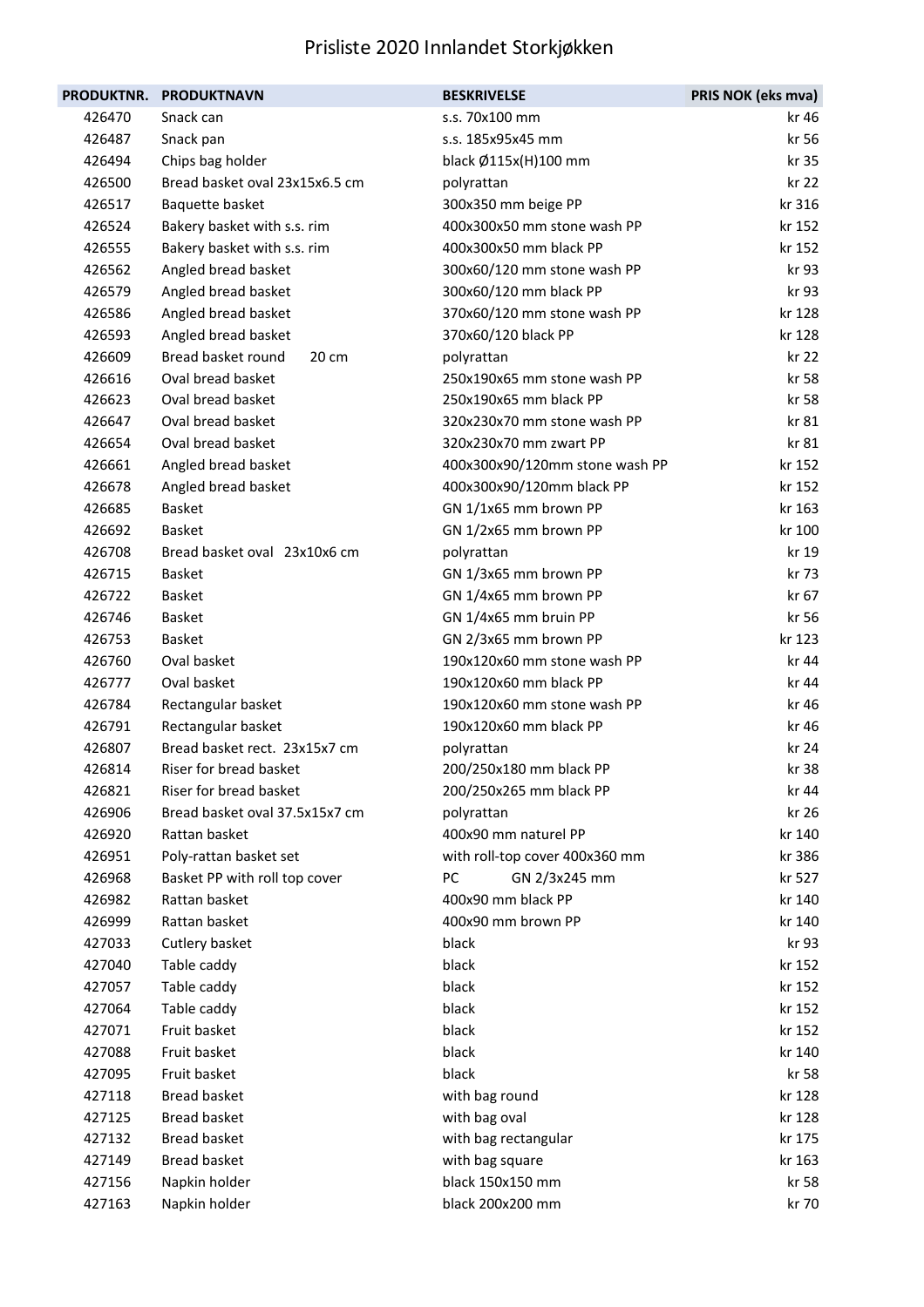# Prisliste 2020 Innlandet Storkjøkken

| PRODUKTNR. | PRODUKTNAVN | BESKRIVELSE | PRIS NOK (eks mva) |
|---|---|---|---|
| 426470 | Snack can | s.s. 70x100 mm | kr 46 |
| 426487 | Snack pan | s.s. 185x95x45 mm | kr 56 |
| 426494 | Chips bag holder | black Ø115x(H)100 mm | kr 35 |
| 426500 | Bread basket oval 23x15x6.5 cm | polyrattan | kr 22 |
| 426517 | Baquette basket | 300x350 mm beige PP | kr 316 |
| 426524 | Bakery basket with s.s. rim | 400x300x50 mm stone wash PP | kr 152 |
| 426555 | Bakery basket with s.s. rim | 400x300x50 mm black PP | kr 152 |
| 426562 | Angled bread basket | 300x60/120 mm stone wash PP | kr 93 |
| 426579 | Angled bread basket | 300x60/120 mm black PP | kr 93 |
| 426586 | Angled bread basket | 370x60/120 mm stone wash PP | kr 128 |
| 426593 | Angled bread basket | 370x60/120 black PP | kr 128 |
| 426609 | Bread basket round 20 cm | polyrattan | kr 22 |
| 426616 | Oval bread basket | 250x190x65 mm stone wash PP | kr 58 |
| 426623 | Oval bread basket | 250x190x65 mm black PP | kr 58 |
| 426647 | Oval bread basket | 320x230x70 mm stone wash PP | kr 81 |
| 426654 | Oval bread basket | 320x230x70 mm zwart PP | kr 81 |
| 426661 | Angled bread basket | 400x300x90/120mm stone wash PP | kr 152 |
| 426678 | Angled bread basket | 400x300x90/120mm black PP | kr 152 |
| 426685 | Basket | GN 1/1x65 mm brown PP | kr 163 |
| 426692 | Basket | GN 1/2x65 mm brown PP | kr 100 |
| 426708 | Bread basket oval 23x10x6 cm | polyrattan | kr 19 |
| 426715 | Basket | GN 1/3x65 mm brown PP | kr 73 |
| 426722 | Basket | GN 1/4x65 mm brown PP | kr 67 |
| 426746 | Basket | GN 1/4x65 mm bruin PP | kr 56 |
| 426753 | Basket | GN 2/3x65 mm brown PP | kr 123 |
| 426760 | Oval basket | 190x120x60 mm stone wash PP | kr 44 |
| 426777 | Oval basket | 190x120x60 mm black PP | kr 44 |
| 426784 | Rectangular basket | 190x120x60 mm stone wash PP | kr 46 |
| 426791 | Rectangular basket | 190x120x60 mm black PP | kr 46 |
| 426807 | Bread basket rect. 23x15x7 cm | polyrattan | kr 24 |
| 426814 | Riser for bread basket | 200/250x180 mm black PP | kr 38 |
| 426821 | Riser for bread basket | 200/250x265 mm black PP | kr 44 |
| 426906 | Bread basket oval 37.5x15x7 cm | polyrattan | kr 26 |
| 426920 | Rattan basket | 400x90 mm naturel PP | kr 140 |
| 426951 | Poly-rattan basket set | with roll-top cover 400x360 mm | kr 386 |
| 426968 | Basket PP with roll top cover | PC GN 2/3x245 mm | kr 527 |
| 426982 | Rattan basket | 400x90 mm black PP | kr 140 |
| 426999 | Rattan basket | 400x90 mm brown PP | kr 140 |
| 427033 | Cutlery basket | black | kr 93 |
| 427040 | Table caddy | black | kr 152 |
| 427057 | Table caddy | black | kr 152 |
| 427064 | Table caddy | black | kr 152 |
| 427071 | Fruit basket | black | kr 152 |
| 427088 | Fruit basket | black | kr 140 |
| 427095 | Fruit basket | black | kr 58 |
| 427118 | Bread basket | with bag round | kr 128 |
| 427125 | Bread basket | with bag oval | kr 128 |
| 427132 | Bread basket | with bag rectangular | kr 175 |
| 427149 | Bread basket | with bag square | kr 163 |
| 427156 | Napkin holder | black 150x150 mm | kr 58 |
| 427163 | Napkin holder | black 200x200 mm | kr 70 |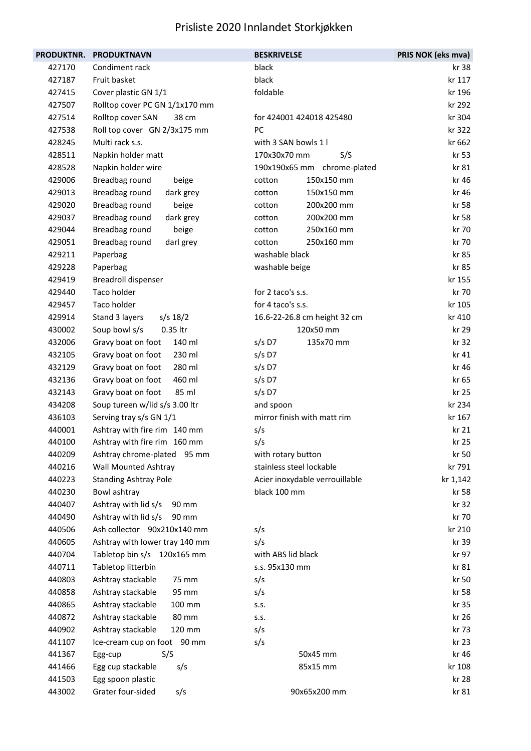# Prisliste 2020 Innlandet Storkjøkken

| PRODUKTNR. | PRODUKTNAVN | BESKRIVELSE | PRIS NOK (eks mva) |
|---|---|---|---|
| 427170 | Condiment rack | black | kr 38 |
| 427187 | Fruit basket | black | kr 117 |
| 427415 | Cover plastic GN 1/1 | foldable | kr 196 |
| 427507 | Rolltop cover PC GN 1/1x170 mm | | kr 292 |
| 427514 | Rolltop cover SAN 38 cm | for 424001 424018 425480 | kr 304 |
| 427538 | Roll top cover GN 2/3x175 mm | PC | kr 322 |
| 428245 | Multi rack s.s. | with 3 SAN bowls 1 l | kr 662 |
| 428511 | Napkin holder matt | 170x30x70 mm S/S | kr 53 |
| 428528 | Napkin holder wire | 190x190x65 mm chrome-plated | kr 81 |
| 429006 | Breadbag round beige | cotton 150x150 mm | kr 46 |
| 429013 | Breadbag round dark grey | cotton 150x150 mm | kr 46 |
| 429020 | Breadbag round beige | cotton 200x200 mm | kr 58 |
| 429037 | Breadbag round dark grey | cotton 200x200 mm | kr 58 |
| 429044 | Breadbag round beige | cotton 250x160 mm | kr 70 |
| 429051 | Breadbag round darl grey | cotton 250x160 mm | kr 70 |
| 429211 | Paperbag | washable black | kr 85 |
| 429228 | Paperbag | washable beige | kr 85 |
| 429419 | Breadroll dispenser | | kr 155 |
| 429440 | Taco holder | for 2 taco's s.s. | kr 70 |
| 429457 | Taco holder | for 4 taco's s.s. | kr 105 |
| 429914 | Stand 3 layers s/s 18/2 | 16.6-22-26.8 cm height 32 cm | kr 410 |
| 430002 | Soup bowl s/s 0.35 ltr | 120x50 mm | kr 29 |
| 432006 | Gravy boat on foot 140 ml | s/s D7 135x70 mm | kr 32 |
| 432105 | Gravy boat on foot 230 ml | s/s D7 | kr 41 |
| 432129 | Gravy boat on foot 280 ml | s/s D7 | kr 46 |
| 432136 | Gravy boat on foot 460 ml | s/s D7 | kr 65 |
| 432143 | Gravy boat on foot 85 ml | s/s D7 | kr 25 |
| 434208 | Soup tureen w/lid s/s 3.00 ltr | and spoon | kr 234 |
| 436103 | Serving tray s/s GN 1/1 | mirror finish with matt rim | kr 167 |
| 440001 | Ashtray with fire rim 140 mm | s/s | kr 21 |
| 440100 | Ashtray with fire rim 160 mm | s/s | kr 25 |
| 440209 | Ashtray chrome-plated 95 mm | with rotary button | kr 50 |
| 440216 | Wall Mounted Ashtray | stainless steel lockable | kr 791 |
| 440223 | Standing Ashtray Pole | Acier inoxydable verrouillable | kr 1,142 |
| 440230 | Bowl ashtray | black 100 mm | kr 58 |
| 440407 | Ashtray with lid s/s 90 mm | | kr 32 |
| 440490 | Ashtray with lid s/s 90 mm | | kr 70 |
| 440506 | Ash collector 90x210x140 mm | s/s | kr 210 |
| 440605 | Ashtray with lower tray 140 mm | s/s | kr 39 |
| 440704 | Tabletop bin s/s 120x165 mm | with ABS lid black | kr 97 |
| 440711 | Tabletop litterbin | s.s. 95x130 mm | kr 81 |
| 440803 | Ashtray stackable 75 mm | s/s | kr 50 |
| 440858 | Ashtray stackable 95 mm | s/s | kr 58 |
| 440865 | Ashtray stackable 100 mm | s.s. | kr 35 |
| 440872 | Ashtray stackable 80 mm | s.s. | kr 26 |
| 440902 | Ashtray stackable 120 mm | s/s | kr 73 |
| 441107 | Ice-cream cup on foot 90 mm | s/s | kr 23 |
| 441367 | Egg-cup S/S | 50x45 mm | kr 46 |
| 441466 | Egg cup stackable s/s | 85x15 mm | kr 108 |
| 441503 | Egg spoon plastic | | kr 28 |
| 443002 | Grater four-sided s/s | 90x65x200 mm | kr 81 |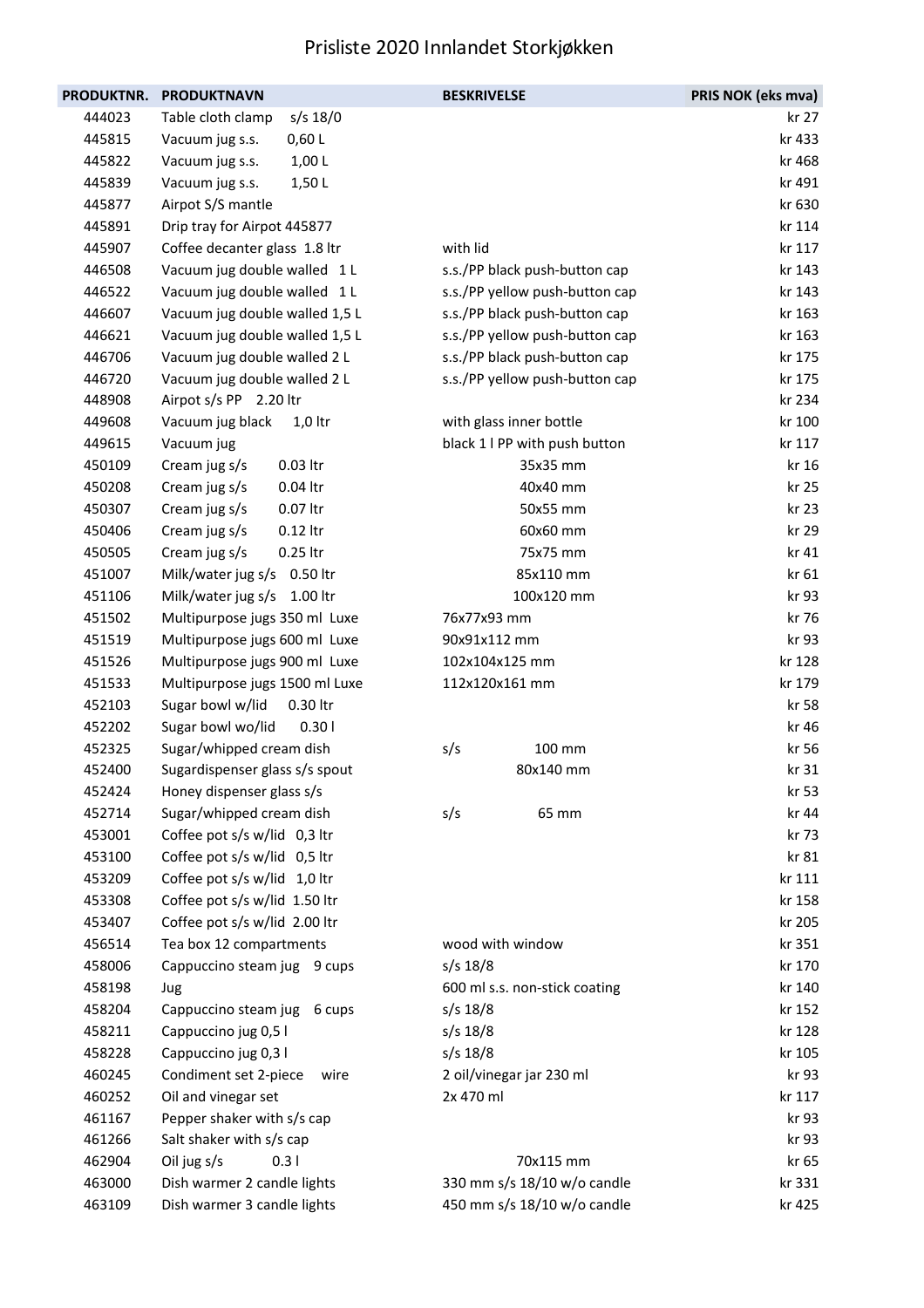# Prisliste 2020 Innlandet Storkjøkken

| PRODUKTNR. | PRODUKTNAVN | BESKRIVELSE | PRIS NOK (eks mva) |
|---|---|---|---|
| 444023 | Table cloth clamp s/s 18/0 | | kr 27 |
| 445815 | Vacuum jug s.s. 0,60 L | | kr 433 |
| 445822 | Vacuum jug s.s. 1,00 L | | kr 468 |
| 445839 | Vacuum jug s.s. 1,50 L | | kr 491 |
| 445877 | Airpot S/S mantle | | kr 630 |
| 445891 | Drip tray for Airpot 445877 | | kr 114 |
| 445907 | Coffee decanter glass 1.8 ltr | with lid | kr 117 |
| 446508 | Vacuum jug double walled 1 L | s.s./PP black push-button cap | kr 143 |
| 446522 | Vacuum jug double walled 1 L | s.s./PP yellow push-button cap | kr 143 |
| 446607 | Vacuum jug double walled 1,5 L | s.s./PP black push-button cap | kr 163 |
| 446621 | Vacuum jug double walled 1,5 L | s.s./PP yellow push-button cap | kr 163 |
| 446706 | Vacuum jug double walled 2 L | s.s./PP black push-button cap | kr 175 |
| 446720 | Vacuum jug double walled 2 L | s.s./PP yellow push-button cap | kr 175 |
| 448908 | Airpot s/s PP 2.20 ltr | | kr 234 |
| 449608 | Vacuum jug black 1,0 ltr | with glass inner bottle | kr 100 |
| 449615 | Vacuum jug | black 1 l PP with push button | kr 117 |
| 450109 | Cream jug s/s 0.03 ltr | 35x35 mm | kr 16 |
| 450208 | Cream jug s/s 0.04 ltr | 40x40 mm | kr 25 |
| 450307 | Cream jug s/s 0.07 ltr | 50x55 mm | kr 23 |
| 450406 | Cream jug s/s 0.12 ltr | 60x60 mm | kr 29 |
| 450505 | Cream jug s/s 0.25 ltr | 75x75 mm | kr 41 |
| 451007 | Milk/water jug s/s 0.50 ltr | 85x110 mm | kr 61 |
| 451106 | Milk/water jug s/s 1.00 ltr | 100x120 mm | kr 93 |
| 451502 | Multipurpose jugs 350 ml Luxe | 76x77x93 mm | kr 76 |
| 451519 | Multipurpose jugs 600 ml Luxe | 90x91x112 mm | kr 93 |
| 451526 | Multipurpose jugs 900 ml Luxe | 102x104x125 mm | kr 128 |
| 451533 | Multipurpose jugs 1500 ml Luxe | 112x120x161 mm | kr 179 |
| 452103 | Sugar bowl w/lid 0.30 ltr | | kr 58 |
| 452202 | Sugar bowl wo/lid 0.30 l | | kr 46 |
| 452325 | Sugar/whipped cream dish | s/s 100 mm | kr 56 |
| 452400 | Sugardispenser glass s/s spout | 80x140 mm | kr 31 |
| 452424 | Honey dispenser glass s/s | | kr 53 |
| 452714 | Sugar/whipped cream dish | s/s 65 mm | kr 44 |
| 453001 | Coffee pot s/s w/lid 0,3 ltr | | kr 73 |
| 453100 | Coffee pot s/s w/lid 0,5 ltr | | kr 81 |
| 453209 | Coffee pot s/s w/lid 1,0 ltr | | kr 111 |
| 453308 | Coffee pot s/s w/lid 1.50 ltr | | kr 158 |
| 453407 | Coffee pot s/s w/lid 2.00 ltr | | kr 205 |
| 456514 | Tea box 12 compartments | wood with window | kr 351 |
| 458006 | Cappuccino steam jug 9 cups | s/s 18/8 | kr 170 |
| 458198 | Jug | 600 ml s.s. non-stick coating | kr 140 |
| 458204 | Cappuccino steam jug 6 cups | s/s 18/8 | kr 152 |
| 458211 | Cappuccino jug 0,5 l | s/s 18/8 | kr 128 |
| 458228 | Cappuccino jug 0,3 l | s/s 18/8 | kr 105 |
| 460245 | Condiment set 2-piece wire | 2 oil/vinegar jar 230 ml | kr 93 |
| 460252 | Oil and vinegar set | 2x 470 ml | kr 117 |
| 461167 | Pepper shaker with s/s cap | | kr 93 |
| 461266 | Salt shaker with s/s cap | | kr 93 |
| 462904 | Oil jug s/s 0.3 l | 70x115 mm | kr 65 |
| 463000 | Dish warmer 2 candle lights | 330 mm s/s 18/10 w/o candle | kr 331 |
| 463109 | Dish warmer 3 candle lights | 450 mm s/s 18/10 w/o candle | kr 425 |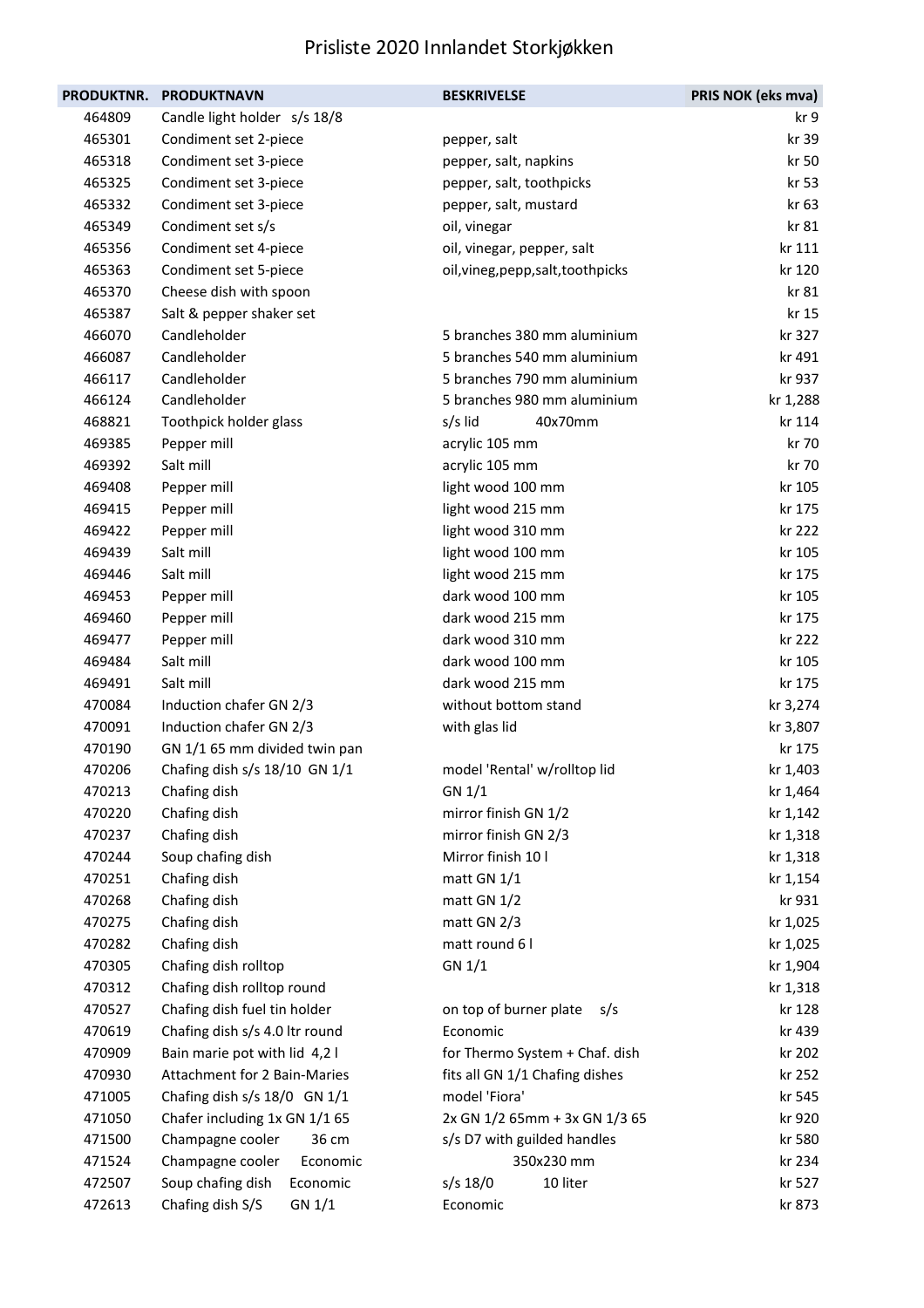# Prisliste 2020 Innlandet Storkjøkken

| PRODUKTNR. | PRODUKTNAVN | BESKRIVELSE | PRIS NOK (eks mva) |
|---|---|---|---|
| 464809 | Candle light holder s/s 18/8 | | kr 9 |
| 465301 | Condiment set 2-piece | pepper, salt | kr 39 |
| 465318 | Condiment set 3-piece | pepper, salt, napkins | kr 50 |
| 465325 | Condiment set 3-piece | pepper, salt, toothpicks | kr 53 |
| 465332 | Condiment set 3-piece | pepper, salt, mustard | kr 63 |
| 465349 | Condiment set s/s | oil, vinegar | kr 81 |
| 465356 | Condiment set 4-piece | oil, vinegar, pepper, salt | kr 111 |
| 465363 | Condiment set 5-piece | oil,vineg,pepp,salt,toothpicks | kr 120 |
| 465370 | Cheese dish with spoon | | kr 81 |
| 465387 | Salt & pepper shaker set | | kr 15 |
| 466070 | Candleholder | 5 branches 380 mm aluminium | kr 327 |
| 466087 | Candleholder | 5 branches 540 mm aluminium | kr 491 |
| 466117 | Candleholder | 5 branches 790 mm aluminium | kr 937 |
| 466124 | Candleholder | 5 branches 980 mm aluminium | kr 1,288 |
| 468821 | Toothpick holder glass | s/s lid 40x70mm | kr 114 |
| 469385 | Pepper mill | acrylic 105 mm | kr 70 |
| 469392 | Salt mill | acrylic 105 mm | kr 70 |
| 469408 | Pepper mill | light wood 100 mm | kr 105 |
| 469415 | Pepper mill | light wood 215 mm | kr 175 |
| 469422 | Pepper mill | light wood 310 mm | kr 222 |
| 469439 | Salt mill | light wood 100 mm | kr 105 |
| 469446 | Salt mill | light wood 215 mm | kr 175 |
| 469453 | Pepper mill | dark wood 100 mm | kr 105 |
| 469460 | Pepper mill | dark wood 215 mm | kr 175 |
| 469477 | Pepper mill | dark wood 310 mm | kr 222 |
| 469484 | Salt mill | dark wood 100 mm | kr 105 |
| 469491 | Salt mill | dark wood 215 mm | kr 175 |
| 470084 | Induction chafer GN 2/3 | without bottom stand | kr 3,274 |
| 470091 | Induction chafer GN 2/3 | with glas lid | kr 3,807 |
| 470190 | GN 1/1 65 mm divided twin pan | | kr 175 |
| 470206 | Chafing dish s/s 18/10 GN 1/1 | model 'Rental' w/rolltop lid | kr 1,403 |
| 470213 | Chafing dish | GN 1/1 | kr 1,464 |
| 470220 | Chafing dish | mirror finish GN 1/2 | kr 1,142 |
| 470237 | Chafing dish | mirror finish GN 2/3 | kr 1,318 |
| 470244 | Soup chafing dish | Mirror finish 10 l | kr 1,318 |
| 470251 | Chafing dish | matt GN 1/1 | kr 1,154 |
| 470268 | Chafing dish | matt GN 1/2 | kr 931 |
| 470275 | Chafing dish | matt GN 2/3 | kr 1,025 |
| 470282 | Chafing dish | matt round 6 l | kr 1,025 |
| 470305 | Chafing dish rolltop | GN 1/1 | kr 1,904 |
| 470312 | Chafing dish rolltop round | | kr 1,318 |
| 470527 | Chafing dish fuel tin holder | on top of burner plate s/s | kr 128 |
| 470619 | Chafing dish s/s 4.0 ltr round | Economic | kr 439 |
| 470909 | Bain marie pot with lid 4,2 l | for Thermo System + Chaf. dish | kr 202 |
| 470930 | Attachment for 2 Bain-Maries | fits all GN 1/1 Chafing dishes | kr 252 |
| 471005 | Chafing dish s/s 18/0 GN 1/1 | model 'Fiora' | kr 545 |
| 471050 | Chafer including 1x GN 1/1 65 | 2x GN 1/2 65mm + 3x GN 1/3 65 | kr 920 |
| 471500 | Champagne cooler 36 cm | s/s D7 with guilded handles | kr 580 |
| 471524 | Champagne cooler Economic | 350x230 mm | kr 234 |
| 472507 | Soup chafing dish Economic | s/s 18/0 10 liter | kr 527 |
| 472613 | Chafing dish S/S GN 1/1 | Economic | kr 873 |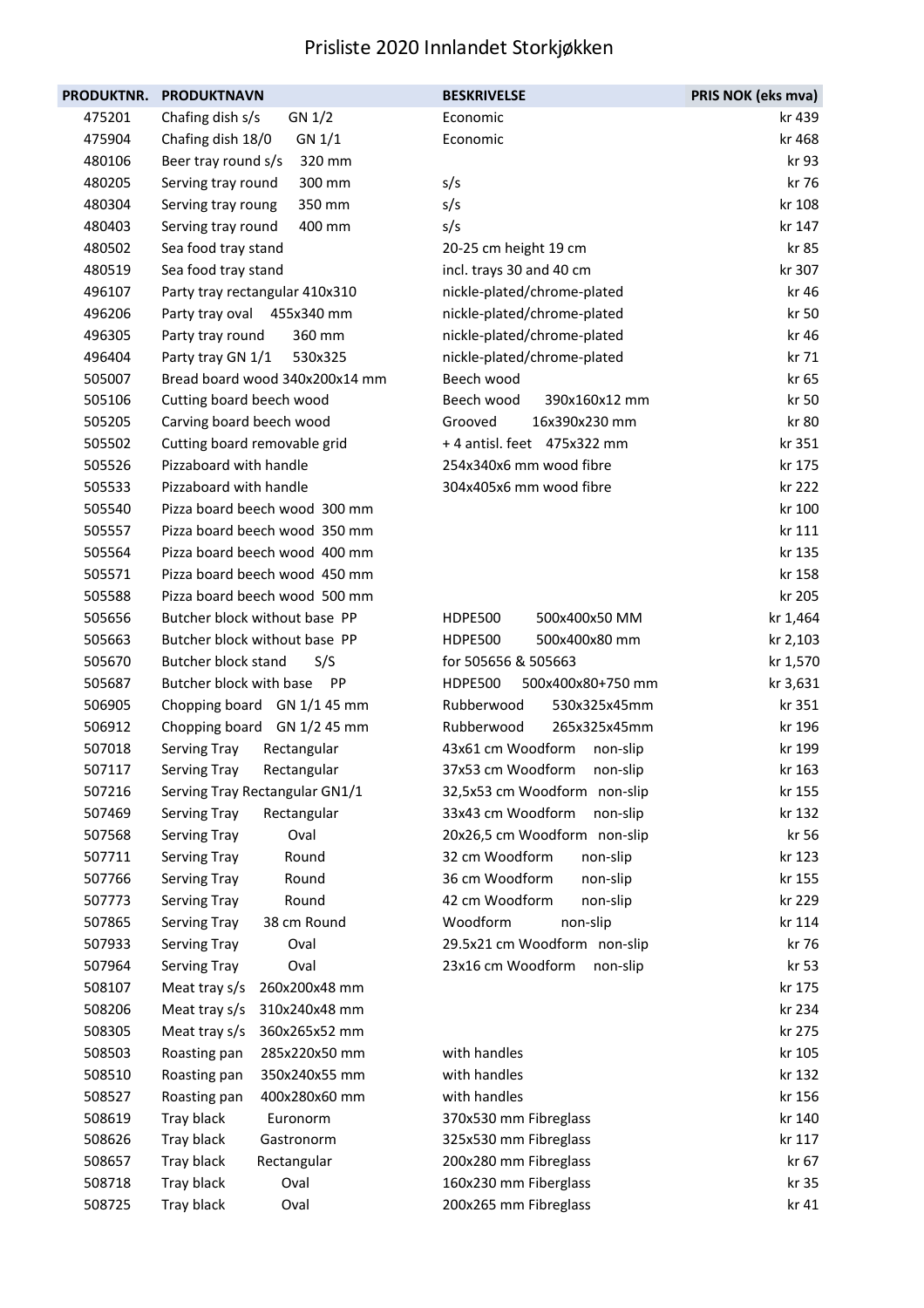# Prisliste 2020 Innlandet Storkjøkken

| PRODUKTNR. | PRODUKTNAVN | BESKRIVELSE | PRIS NOK (eks mva) |
|---|---|---|---|
| 475201 | Chafing dish s/s GN 1/2 | Economic | kr 439 |
| 475904 | Chafing dish 18/0 GN 1/1 | Economic | kr 468 |
| 480106 | Beer tray round s/s 320 mm | | kr 93 |
| 480205 | Serving tray round 300 mm | s/s | kr 76 |
| 480304 | Serving tray roung 350 mm | s/s | kr 108 |
| 480403 | Serving tray round 400 mm | s/s | kr 147 |
| 480502 | Sea food tray stand | 20-25 cm height 19 cm | kr 85 |
| 480519 | Sea food tray stand | incl. trays 30 and 40 cm | kr 307 |
| 496107 | Party tray rectangular 410x310 | nickle-plated/chrome-plated | kr 46 |
| 496206 | Party tray oval 455x340 mm | nickle-plated/chrome-plated | kr 50 |
| 496305 | Party tray round 360 mm | nickle-plated/chrome-plated | kr 46 |
| 496404 | Party tray GN 1/1 530x325 | nickle-plated/chrome-plated | kr 71 |
| 505007 | Bread board wood 340x200x14 mm | Beech wood | kr 65 |
| 505106 | Cutting board beech wood | Beech wood 390x160x12 mm | kr 50 |
| 505205 | Carving board beech wood | Grooved 16x390x230 mm | kr 80 |
| 505502 | Cutting board removable grid | + 4 antisl. feet 475x322 mm | kr 351 |
| 505526 | Pizzaboard with handle | 254x340x6 mm wood fibre | kr 175 |
| 505533 | Pizzaboard with handle | 304x405x6 mm wood fibre | kr 222 |
| 505540 | Pizza board beech wood 300 mm | | kr 100 |
| 505557 | Pizza board beech wood 350 mm | | kr 111 |
| 505564 | Pizza board beech wood 400 mm | | kr 135 |
| 505571 | Pizza board beech wood 450 mm | | kr 158 |
| 505588 | Pizza board beech wood 500 mm | | kr 205 |
| 505656 | Butcher block without base PP | HDPE500 500x400x50 MM | kr 1,464 |
| 505663 | Butcher block without base PP | HDPE500 500x400x80 mm | kr 2,103 |
| 505670 | Butcher block stand S/S | for 505656 & 505663 | kr 1,570 |
| 505687 | Butcher block with base PP | HDPE500 500x400x80+750 mm | kr 3,631 |
| 506905 | Chopping board GN 1/1 45 mm | Rubberwood 530x325x45mm | kr 351 |
| 506912 | Chopping board GN 1/2 45 mm | Rubberwood 265x325x45mm | kr 196 |
| 507018 | Serving Tray Rectangular | 43x61 cm Woodform non-slip | kr 199 |
| 507117 | Serving Tray Rectangular | 37x53 cm Woodform non-slip | kr 163 |
| 507216 | Serving Tray Rectangular GN1/1 | 32,5x53 cm Woodform non-slip | kr 155 |
| 507469 | Serving Tray Rectangular | 33x43 cm Woodform non-slip | kr 132 |
| 507568 | Serving Tray Oval | 20x26,5 cm Woodform non-slip | kr 56 |
| 507711 | Serving Tray Round | 32 cm Woodform non-slip | kr 123 |
| 507766 | Serving Tray Round | 36 cm Woodform non-slip | kr 155 |
| 507773 | Serving Tray Round | 42 cm Woodform non-slip | kr 229 |
| 507865 | Serving Tray 38 cm Round | Woodform non-slip | kr 114 |
| 507933 | Serving Tray Oval | 29.5x21 cm Woodform non-slip | kr 76 |
| 507964 | Serving Tray Oval | 23x16 cm Woodform non-slip | kr 53 |
| 508107 | Meat tray s/s 260x200x48 mm | | kr 175 |
| 508206 | Meat tray s/s 310x240x48 mm | | kr 234 |
| 508305 | Meat tray s/s 360x265x52 mm | | kr 275 |
| 508503 | Roasting pan 285x220x50 mm | with handles | kr 105 |
| 508510 | Roasting pan 350x240x55 mm | with handles | kr 132 |
| 508527 | Roasting pan 400x280x60 mm | with handles | kr 156 |
| 508619 | Tray black Euronorm | 370x530 mm Fibreglass | kr 140 |
| 508626 | Tray black Gastronorm | 325x530 mm Fibreglass | kr 117 |
| 508657 | Tray black Rectangular | 200x280 mm Fibreglass | kr 67 |
| 508718 | Tray black Oval | 160x230 mm Fiberglass | kr 35 |
| 508725 | Tray black Oval | 200x265 mm Fibreglass | kr 41 |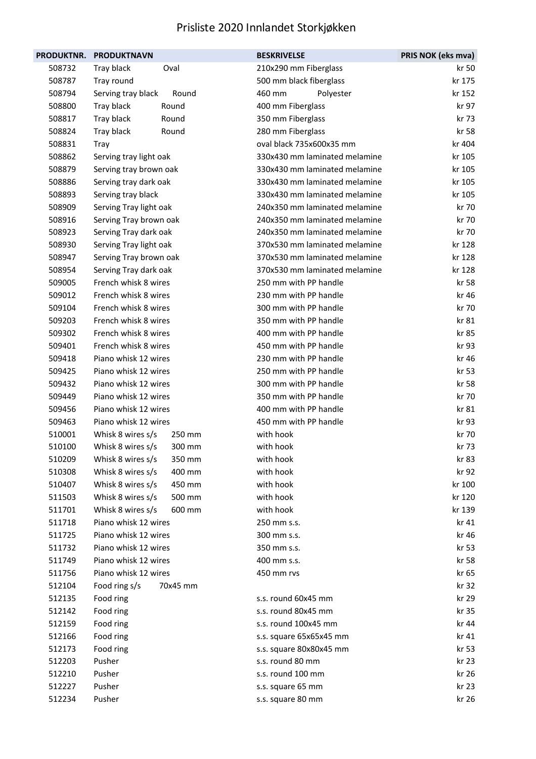# Prisliste 2020 Innlandet Storkjøkken

| PRODUKTNR. | PRODUKTNAVN | BESKRIVELSE | PRIS NOK (eks mva) |
|---|---|---|---|
| 508732 | Tray black Oval | 210x290 mm Fiberglass | kr 50 |
| 508787 | Tray round | 500 mm black fiberglass | kr 175 |
| 508794 | Serving tray black Round | 460 mm Polyester | kr 152 |
| 508800 | Tray black Round | 400 mm Fiberglass | kr 97 |
| 508817 | Tray black Round | 350 mm Fiberglass | kr 73 |
| 508824 | Tray black Round | 280 mm Fiberglass | kr 58 |
| 508831 | Tray | oval black 735x600x35 mm | kr 404 |
| 508862 | Serving tray light oak | 330x430 mm laminated melamine | kr 105 |
| 508879 | Serving tray brown oak | 330x430 mm laminated melamine | kr 105 |
| 508886 | Serving tray dark oak | 330x430 mm laminated melamine | kr 105 |
| 508893 | Serving tray black | 330x430 mm laminated melamine | kr 105 |
| 508909 | Serving Tray light oak | 240x350 mm laminated melamine | kr 70 |
| 508916 | Serving Tray brown oak | 240x350 mm laminated melamine | kr 70 |
| 508923 | Serving Tray dark oak | 240x350 mm laminated melamine | kr 70 |
| 508930 | Serving Tray light oak | 370x530 mm laminated melamine | kr 128 |
| 508947 | Serving Tray brown oak | 370x530 mm laminated melamine | kr 128 |
| 508954 | Serving Tray dark oak | 370x530 mm laminated melamine | kr 128 |
| 509005 | French whisk 8 wires | 250 mm with PP handle | kr 58 |
| 509012 | French whisk 8 wires | 230 mm with PP handle | kr 46 |
| 509104 | French whisk 8 wires | 300 mm with PP handle | kr 70 |
| 509203 | French whisk 8 wires | 350 mm with PP handle | kr 81 |
| 509302 | French whisk 8 wires | 400 mm with PP handle | kr 85 |
| 509401 | French whisk 8 wires | 450 mm with PP handle | kr 93 |
| 509418 | Piano whisk 12 wires | 230 mm with PP handle | kr 46 |
| 509425 | Piano whisk 12 wires | 250 mm with PP handle | kr 53 |
| 509432 | Piano whisk 12 wires | 300 mm with PP handle | kr 58 |
| 509449 | Piano whisk 12 wires | 350 mm with PP handle | kr 70 |
| 509456 | Piano whisk 12 wires | 400 mm with PP handle | kr 81 |
| 509463 | Piano whisk 12 wires | 450 mm with PP handle | kr 93 |
| 510001 | Whisk 8 wires s/s 250 mm | with hook | kr 70 |
| 510100 | Whisk 8 wires s/s 300 mm | with hook | kr 73 |
| 510209 | Whisk 8 wires s/s 350 mm | with hook | kr 83 |
| 510308 | Whisk 8 wires s/s 400 mm | with hook | kr 92 |
| 510407 | Whisk 8 wires s/s 450 mm | with hook | kr 100 |
| 511503 | Whisk 8 wires s/s 500 mm | with hook | kr 120 |
| 511701 | Whisk 8 wires s/s 600 mm | with hook | kr 139 |
| 511718 | Piano whisk 12 wires | 250 mm s.s. | kr 41 |
| 511725 | Piano whisk 12 wires | 300 mm s.s. | kr 46 |
| 511732 | Piano whisk 12 wires | 350 mm s.s. | kr 53 |
| 511749 | Piano whisk 12 wires | 400 mm s.s. | kr 58 |
| 511756 | Piano whisk 12 wires | 450 mm rvs | kr 65 |
| 512104 | Food ring s/s 70x45 mm | | kr 32 |
| 512135 | Food ring | s.s. round 60x45 mm | kr 29 |
| 512142 | Food ring | s.s. round 80x45 mm | kr 35 |
| 512159 | Food ring | s.s. round 100x45 mm | kr 44 |
| 512166 | Food ring | s.s. square 65x65x45 mm | kr 41 |
| 512173 | Food ring | s.s. square 80x80x45 mm | kr 53 |
| 512203 | Pusher | s.s. round 80 mm | kr 23 |
| 512210 | Pusher | s.s. round 100 mm | kr 26 |
| 512227 | Pusher | s.s. square 65 mm | kr 23 |
| 512234 | Pusher | s.s. square 80 mm | kr 26 |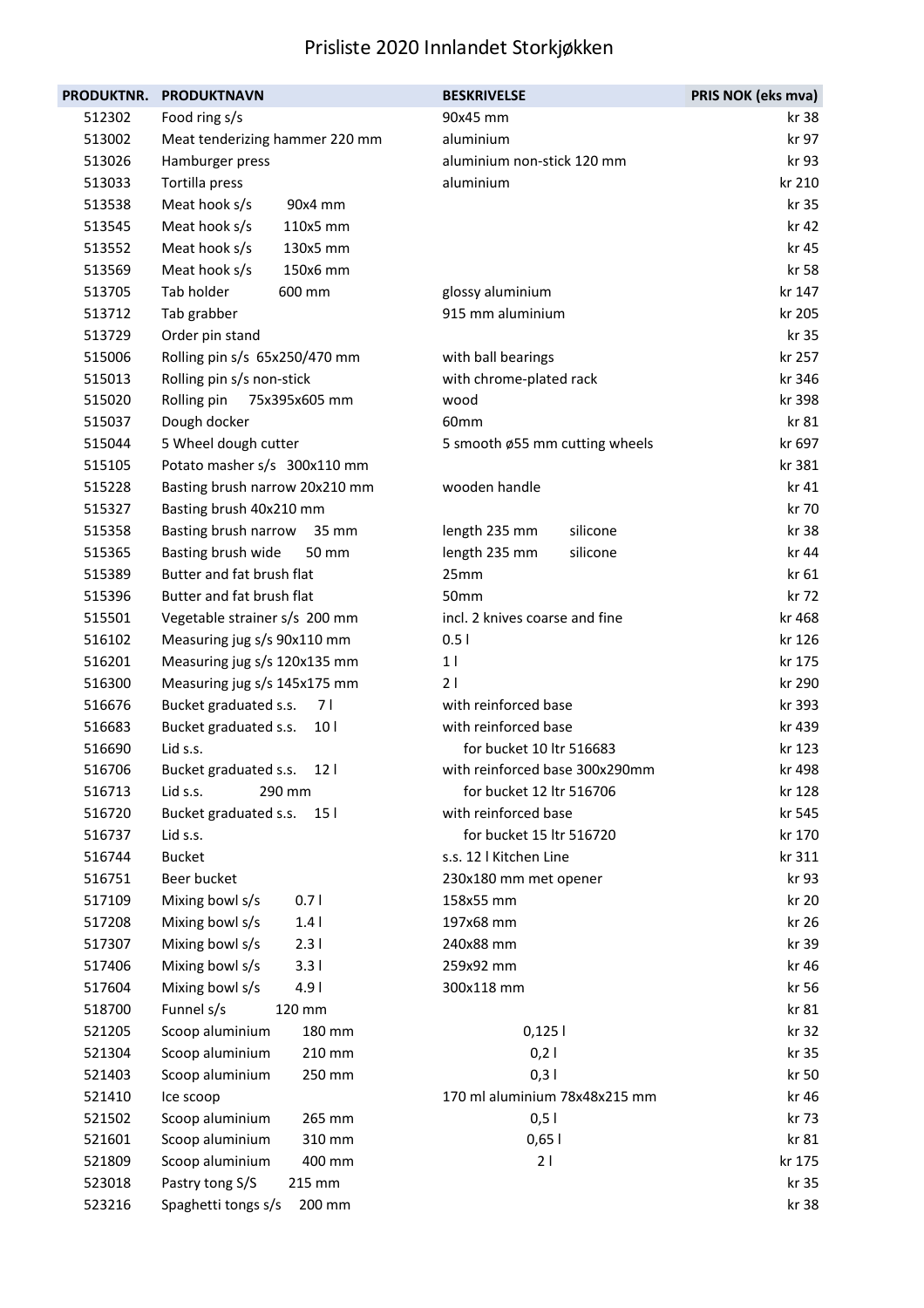# Prisliste 2020 Innlandet Storkjøkken

| PRODUKTNR. | PRODUKTNAVN | BESKRIVELSE | PRIS NOK (eks mva) |
|---|---|---|---|
| 512302 | Food ring s/s | 90x45 mm | kr 38 |
| 513002 | Meat tenderizing hammer 220 mm | aluminium | kr 97 |
| 513026 | Hamburger press | aluminium non-stick 120 mm | kr 93 |
| 513033 | Tortilla press | aluminium | kr 210 |
| 513538 | Meat hook s/s 90x4 mm | | kr 35 |
| 513545 | Meat hook s/s 110x5 mm | | kr 42 |
| 513552 | Meat hook s/s 130x5 mm | | kr 45 |
| 513569 | Meat hook s/s 150x6 mm | | kr 58 |
| 513705 | Tab holder 600 mm | glossy aluminium | kr 147 |
| 513712 | Tab grabber | 915 mm aluminium | kr 205 |
| 513729 | Order pin stand | | kr 35 |
| 515006 | Rolling pin s/s 65x250/470 mm | with ball bearings | kr 257 |
| 515013 | Rolling pin s/s non-stick | with chrome-plated rack | kr 346 |
| 515020 | Rolling pin 75x395x605 mm | wood | kr 398 |
| 515037 | Dough docker | 60mm | kr 81 |
| 515044 | 5 Wheel dough cutter | 5 smooth ø55 mm cutting wheels | kr 697 |
| 515105 | Potato masher s/s 300x110 mm | | kr 381 |
| 515228 | Basting brush narrow 20x210 mm | wooden handle | kr 41 |
| 515327 | Basting brush 40x210 mm | | kr 70 |
| 515358 | Basting brush narrow 35 mm | length 235 mm silicone | kr 38 |
| 515365 | Basting brush wide 50 mm | length 235 mm silicone | kr 44 |
| 515389 | Butter and fat brush flat | 25mm | kr 61 |
| 515396 | Butter and fat brush flat | 50mm | kr 72 |
| 515501 | Vegetable strainer s/s 200 mm | incl. 2 knives coarse and fine | kr 468 |
| 516102 | Measuring jug s/s 90x110 mm | 0.5 l | kr 126 |
| 516201 | Measuring jug s/s 120x135 mm | 1 l | kr 175 |
| 516300 | Measuring jug s/s 145x175 mm | 2 l | kr 290 |
| 516676 | Bucket graduated s.s. 7 l | with reinforced base | kr 393 |
| 516683 | Bucket graduated s.s. 10 l | with reinforced base | kr 439 |
| 516690 | Lid s.s. | for bucket 10 ltr 516683 | kr 123 |
| 516706 | Bucket graduated s.s. 12 l | with reinforced base 300x290mm | kr 498 |
| 516713 | Lid s.s. 290 mm | for bucket 12 ltr 516706 | kr 128 |
| 516720 | Bucket graduated s.s. 15 l | with reinforced base | kr 545 |
| 516737 | Lid s.s. | for bucket 15 ltr 516720 | kr 170 |
| 516744 | Bucket | s.s. 12 l Kitchen Line | kr 311 |
| 516751 | Beer bucket | 230x180 mm met opener | kr 93 |
| 517109 | Mixing bowl s/s 0.7 l | 158x55 mm | kr 20 |
| 517208 | Mixing bowl s/s 1.4 l | 197x68 mm | kr 26 |
| 517307 | Mixing bowl s/s 2.3 l | 240x88 mm | kr 39 |
| 517406 | Mixing bowl s/s 3.3 l | 259x92 mm | kr 46 |
| 517604 | Mixing bowl s/s 4.9 l | 300x118 mm | kr 56 |
| 518700 | Funnel s/s 120 mm | | kr 81 |
| 521205 | Scoop aluminium 180 mm | 0,125 l | kr 32 |
| 521304 | Scoop aluminium 210 mm | 0,2 l | kr 35 |
| 521403 | Scoop aluminium 250 mm | 0,3 l | kr 50 |
| 521410 | Ice scoop | 170 ml aluminium 78x48x215 mm | kr 46 |
| 521502 | Scoop aluminium 265 mm | 0,5 l | kr 73 |
| 521601 | Scoop aluminium 310 mm | 0,65 l | kr 81 |
| 521809 | Scoop aluminium 400 mm | 2 l | kr 175 |
| 523018 | Pastry tong S/S 215 mm | | kr 35 |
| 523216 | Spaghetti tongs s/s 200 mm | | kr 38 |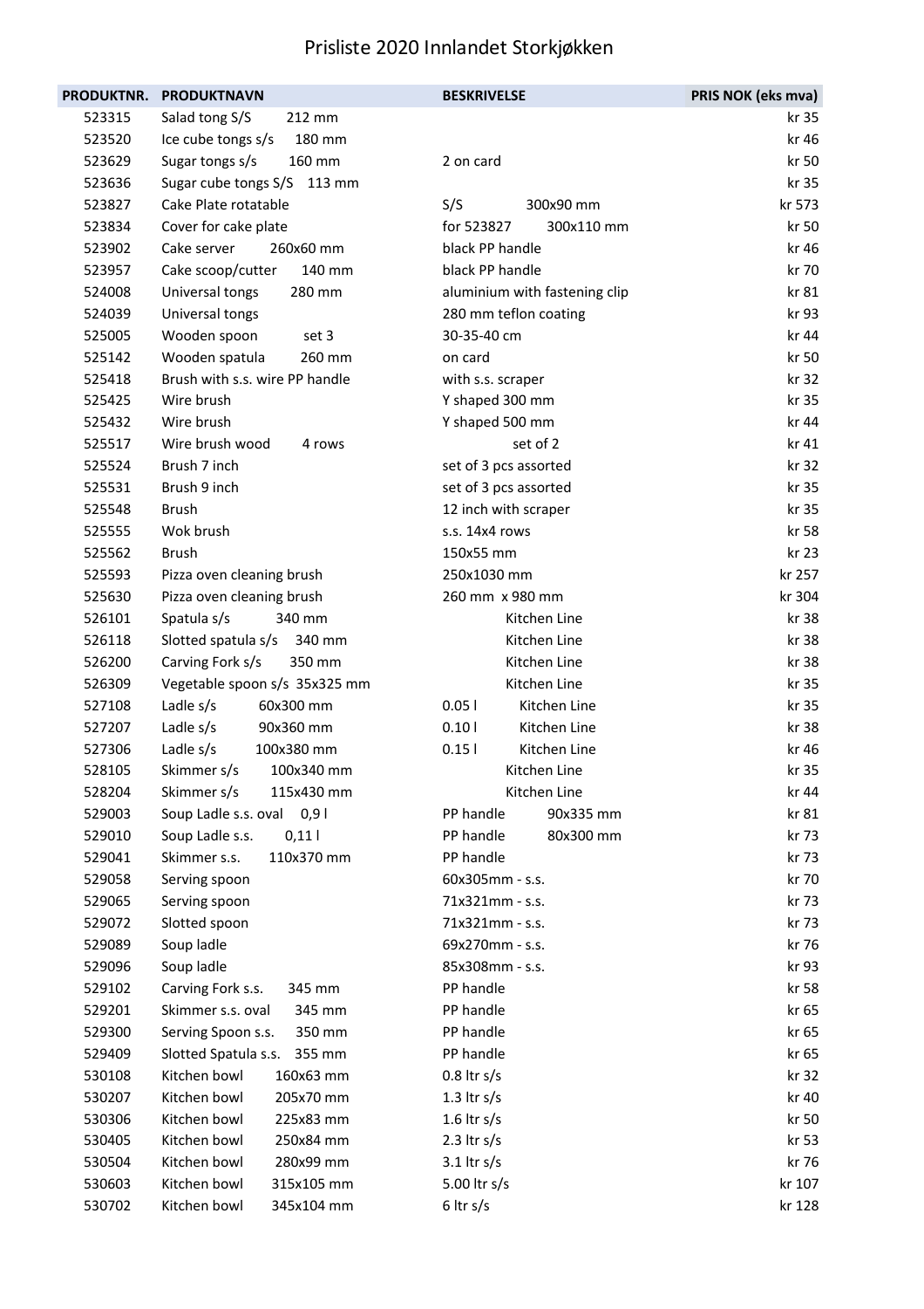# Prisliste 2020 Innlandet Storkjøkken

| PRODUKTNR. | PRODUKTNAVN | BESKRIVELSE | PRIS NOK (eks mva) |
|---|---|---|---|
| 523315 | Salad tong S/S 212 mm | | kr 35 |
| 523520 | Ice cube tongs s/s 180 mm | | kr 46 |
| 523629 | Sugar tongs s/s 160 mm | 2 on card | kr 50 |
| 523636 | Sugar cube tongs S/S 113 mm | | kr 35 |
| 523827 | Cake Plate rotatable | S/S 300x90 mm | kr 573 |
| 523834 | Cover for cake plate | for 523827 300x110 mm | kr 50 |
| 523902 | Cake server 260x60 mm | black PP handle | kr 46 |
| 523957 | Cake scoop/cutter 140 mm | black PP handle | kr 70 |
| 524008 | Universal tongs 280 mm | aluminium with fastening clip | kr 81 |
| 524039 | Universal tongs | 280 mm teflon coating | kr 93 |
| 525005 | Wooden spoon set 3 | 30-35-40 cm | kr 44 |
| 525142 | Wooden spatula 260 mm | on card | kr 50 |
| 525418 | Brush with s.s. wire PP handle | with s.s. scraper | kr 32 |
| 525425 | Wire brush | Y shaped 300 mm | kr 35 |
| 525432 | Wire brush | Y shaped 500 mm | kr 44 |
| 525517 | Wire brush wood 4 rows | set of 2 | kr 41 |
| 525524 | Brush 7 inch | set of 3 pcs assorted | kr 32 |
| 525531 | Brush 9 inch | set of 3 pcs assorted | kr 35 |
| 525548 | Brush | 12 inch with scraper | kr 35 |
| 525555 | Wok brush | s.s. 14x4 rows | kr 58 |
| 525562 | Brush | 150x55 mm | kr 23 |
| 525593 | Pizza oven cleaning brush | 250x1030 mm | kr 257 |
| 525630 | Pizza oven cleaning brush | 260 mm x 980 mm | kr 304 |
| 526101 | Spatula s/s 340 mm | Kitchen Line | kr 38 |
| 526118 | Slotted spatula s/s 340 mm | Kitchen Line | kr 38 |
| 526200 | Carving Fork s/s 350 mm | Kitchen Line | kr 38 |
| 526309 | Vegetable spoon s/s 35x325 mm | Kitchen Line | kr 35 |
| 527108 | Ladle s/s 60x300 mm | 0.05 l Kitchen Line | kr 35 |
| 527207 | Ladle s/s 90x360 mm | 0.10 l Kitchen Line | kr 38 |
| 527306 | Ladle s/s 100x380 mm | 0.15 l Kitchen Line | kr 46 |
| 528105 | Skimmer s/s 100x340 mm | Kitchen Line | kr 35 |
| 528204 | Skimmer s/s 115x430 mm | Kitchen Line | kr 44 |
| 529003 | Soup Ladle s.s. oval 0,9 l | PP handle 90x335 mm | kr 81 |
| 529010 | Soup Ladle s.s. 0,11 l | PP handle 80x300 mm | kr 73 |
| 529041 | Skimmer s.s. 110x370 mm | PP handle | kr 73 |
| 529058 | Serving spoon | 60x305mm - s.s. | kr 70 |
| 529065 | Serving spoon | 71x321mm - s.s. | kr 73 |
| 529072 | Slotted spoon | 71x321mm - s.s. | kr 73 |
| 529089 | Soup ladle | 69x270mm - s.s. | kr 76 |
| 529096 | Soup ladle | 85x308mm - s.s. | kr 93 |
| 529102 | Carving Fork s.s. 345 mm | PP handle | kr 58 |
| 529201 | Skimmer s.s. oval 345 mm | PP handle | kr 65 |
| 529300 | Serving Spoon s.s. 350 mm | PP handle | kr 65 |
| 529409 | Slotted Spatula s.s. 355 mm | PP handle | kr 65 |
| 530108 | Kitchen bowl 160x63 mm | 0.8 ltr s/s | kr 32 |
| 530207 | Kitchen bowl 205x70 mm | 1.3 ltr s/s | kr 40 |
| 530306 | Kitchen bowl 225x83 mm | 1.6 ltr s/s | kr 50 |
| 530405 | Kitchen bowl 250x84 mm | 2.3 ltr s/s | kr 53 |
| 530504 | Kitchen bowl 280x99 mm | 3.1 ltr s/s | kr 76 |
| 530603 | Kitchen bowl 315x105 mm | 5.00 ltr s/s | kr 107 |
| 530702 | Kitchen bowl 345x104 mm | 6 ltr s/s | kr 128 |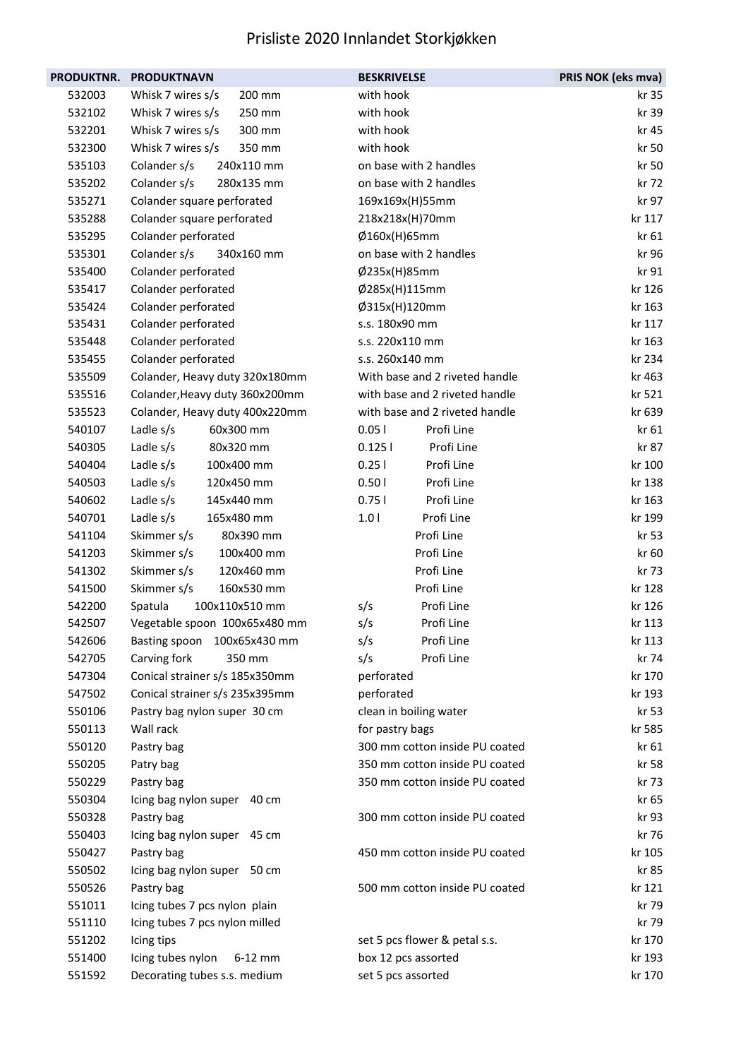# Prisliste 2020 Innlandet Storkjøkken

| PRODUKTNR. | PRODUKTNAVN | BESKRIVELSE | PRIS NOK (eks mva) |
|---|---|---|---|
| 532003 | Whisk 7 wires s/s 200 mm | with hook | kr 35 |
| 532102 | Whisk 7 wires s/s 250 mm | with hook | kr 39 |
| 532201 | Whisk 7 wires s/s 300 mm | with hook | kr 45 |
| 532300 | Whisk 7 wires s/s 350 mm | with hook | kr 50 |
| 535103 | Colander s/s 240x110 mm | on base with 2 handles | kr 50 |
| 535202 | Colander s/s 280x135 mm | on base with 2 handles | kr 72 |
| 535271 | Colander square perforated | 169x169x(H)55mm | kr 97 |
| 535288 | Colander square perforated | 218x218x(H)70mm | kr 117 |
| 535295 | Colander perforated | Ø160x(H)65mm | kr 61 |
| 535301 | Colander s/s 340x160 mm | on base with 2 handles | kr 96 |
| 535400 | Colander perforated | Ø235x(H)85mm | kr 91 |
| 535417 | Colander perforated | Ø285x(H)115mm | kr 126 |
| 535424 | Colander perforated | Ø315x(H)120mm | kr 163 |
| 535431 | Colander perforated | s.s. 180x90 mm | kr 117 |
| 535448 | Colander perforated | s.s. 220x110 mm | kr 163 |
| 535455 | Colander perforated | s.s. 260x140 mm | kr 234 |
| 535509 | Colander, Heavy duty 320x180mm | With base and 2 riveted handle | kr 463 |
| 535516 | Colander,Heavy duty 360x200mm | with base and 2 riveted handle | kr 521 |
| 535523 | Colander, Heavy duty 400x220mm | with base and 2 riveted handle | kr 639 |
| 540107 | Ladle s/s 60x300 mm | 0.05 l Profi Line | kr 61 |
| 540305 | Ladle s/s 80x320 mm | 0.125 l Profi Line | kr 87 |
| 540404 | Ladle s/s 100x400 mm | 0.25 l Profi Line | kr 100 |
| 540503 | Ladle s/s 120x450 mm | 0.50 l Profi Line | kr 138 |
| 540602 | Ladle s/s 145x440 mm | 0.75 l Profi Line | kr 163 |
| 540701 | Ladle s/s 165x480 mm | 1.0 l Profi Line | kr 199 |
| 541104 | Skimmer s/s 80x390 mm | Profi Line | kr 53 |
| 541203 | Skimmer s/s 100x400 mm | Profi Line | kr 60 |
| 541302 | Skimmer s/s 120x460 mm | Profi Line | kr 73 |
| 541500 | Skimmer s/s 160x530 mm | Profi Line | kr 128 |
| 542200 | Spatula 100x110x510 mm | s/s Profi Line | kr 126 |
| 542507 | Vegetable spoon 100x65x480 mm | s/s Profi Line | kr 113 |
| 542606 | Basting spoon 100x65x430 mm | s/s Profi Line | kr 113 |
| 542705 | Carving fork 350 mm | s/s Profi Line | kr 74 |
| 547304 | Conical strainer s/s 185x350mm | perforated | kr 170 |
| 547502 | Conical strainer s/s 235x395mm | perforated | kr 193 |
| 550106 | Pastry bag nylon super 30 cm | clean in boiling water | kr 53 |
| 550113 | Wall rack | for pastry bags | kr 585 |
| 550120 | Pastry bag | 300 mm cotton inside PU coated | kr 61 |
| 550205 | Patry bag | 350 mm cotton inside PU coated | kr 58 |
| 550229 | Pastry bag | 350 mm cotton inside PU coated | kr 73 |
| 550304 | Icing bag nylon super 40 cm | | kr 65 |
| 550328 | Pastry bag | 300 mm cotton inside PU coated | kr 93 |
| 550403 | Icing bag nylon super 45 cm | | kr 76 |
| 550427 | Pastry bag | 450 mm cotton inside PU coated | kr 105 |
| 550502 | Icing bag nylon super 50 cm | | kr 85 |
| 550526 | Pastry bag | 500 mm cotton inside PU coated | kr 121 |
| 551011 | Icing tubes 7 pcs nylon plain | | kr 79 |
| 551110 | Icing tubes 7 pcs nylon milled | | kr 79 |
| 551202 | Icing tips | set 5 pcs flower & petal s.s. | kr 170 |
| 551400 | Icing tubes nylon 6-12 mm | box 12 pcs assorted | kr 193 |
| 551592 | Decorating tubes s.s. medium | set 5 pcs assorted | kr 170 |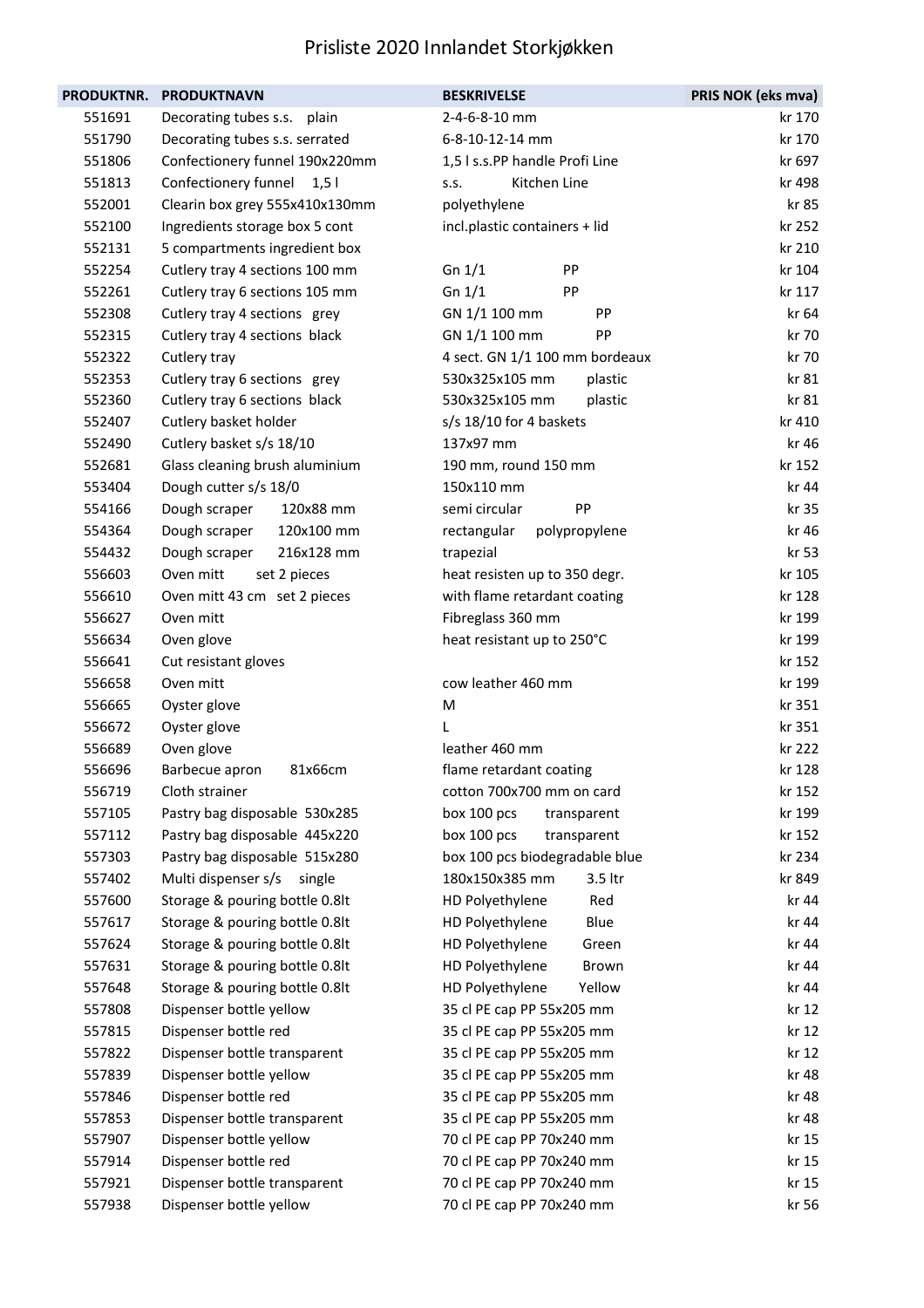# Prisliste 2020 Innlandet Storkjøkken

| PRODUKTNR. | PRODUKTNAVN | BESKRIVELSE | PRIS NOK (eks mva) |
|---|---|---|---|
| 551691 | Decorating tubes s.s. plain | 2-4-6-8-10 mm | kr 170 |
| 551790 | Decorating tubes s.s. serrated | 6-8-10-12-14 mm | kr 170 |
| 551806 | Confectionery funnel 190x220mm | 1,5 l s.s.PP handle Profi Line | kr 697 |
| 551813 | Confectionery funnel 1,5 l | s.s. Kitchen Line | kr 498 |
| 552001 | Clearin box grey 555x410x130mm | polyethylene | kr 85 |
| 552100 | Ingredients storage box 5 cont | incl.plastic containers + lid | kr 252 |
| 552131 | 5 compartments ingredient box | | kr 210 |
| 552254 | Cutlery tray 4 sections 100 mm | Gn 1/1 PP | kr 104 |
| 552261 | Cutlery tray 6 sections 105 mm | Gn 1/1 PP | kr 117 |
| 552308 | Cutlery tray 4 sections grey | GN 1/1 100 mm PP | kr 64 |
| 552315 | Cutlery tray 4 sections black | GN 1/1 100 mm PP | kr 70 |
| 552322 | Cutlery tray | 4 sect. GN 1/1 100 mm bordeaux | kr 70 |
| 552353 | Cutlery tray 6 sections grey | 530x325x105 mm plastic | kr 81 |
| 552360 | Cutlery tray 6 sections black | 530x325x105 mm plastic | kr 81 |
| 552407 | Cutlery basket holder | s/s 18/10 for 4 baskets | kr 410 |
| 552490 | Cutlery basket s/s 18/10 | 137x97 mm | kr 46 |
| 552681 | Glass cleaning brush aluminium | 190 mm, round 150 mm | kr 152 |
| 553404 | Dough cutter s/s 18/0 | 150x110 mm | kr 44 |
| 554166 | Dough scraper 120x88 mm | semi circular PP | kr 35 |
| 554364 | Dough scraper 120x100 mm | rectangular polypropylene | kr 46 |
| 554432 | Dough scraper 216x128 mm | trapezial | kr 53 |
| 556603 | Oven mitt set 2 pieces | heat resisten up to 350 degr. | kr 105 |
| 556610 | Oven mitt 43 cm set 2 pieces | with flame retardant coating | kr 128 |
| 556627 | Oven mitt | Fibreglass 360 mm | kr 199 |
| 556634 | Oven glove | heat resistant up to 250°C | kr 199 |
| 556641 | Cut resistant gloves | | kr 152 |
| 556658 | Oven mitt | cow leather 460 mm | kr 199 |
| 556665 | Oyster glove | M | kr 351 |
| 556672 | Oyster glove | L | kr 351 |
| 556689 | Oven glove | leather 460 mm | kr 222 |
| 556696 | Barbecue apron 81x66cm | flame retardant coating | kr 128 |
| 556719 | Cloth strainer | cotton 700x700 mm on card | kr 152 |
| 557105 | Pastry bag disposable 530x285 | box 100 pcs transparent | kr 199 |
| 557112 | Pastry bag disposable 445x220 | box 100 pcs transparent | kr 152 |
| 557303 | Pastry bag disposable 515x280 | box 100 pcs biodegradable blue | kr 234 |
| 557402 | Multi dispenser s/s single | 180x150x385 mm 3.5 ltr | kr 849 |
| 557600 | Storage & pouring bottle 0.8lt | HD Polyethylene Red | kr 44 |
| 557617 | Storage & pouring bottle 0.8lt | HD Polyethylene Blue | kr 44 |
| 557624 | Storage & pouring bottle 0.8lt | HD Polyethylene Green | kr 44 |
| 557631 | Storage & pouring bottle 0.8lt | HD Polyethylene Brown | kr 44 |
| 557648 | Storage & pouring bottle 0.8lt | HD Polyethylene Yellow | kr 44 |
| 557808 | Dispenser bottle yellow | 35 cl PE cap PP 55x205 mm | kr 12 |
| 557815 | Dispenser bottle red | 35 cl PE cap PP 55x205 mm | kr 12 |
| 557822 | Dispenser bottle transparent | 35 cl PE cap PP 55x205 mm | kr 12 |
| 557839 | Dispenser bottle yellow | 35 cl PE cap PP 55x205 mm | kr 48 |
| 557846 | Dispenser bottle red | 35 cl PE cap PP 55x205 mm | kr 48 |
| 557853 | Dispenser bottle transparent | 35 cl PE cap PP 55x205 mm | kr 48 |
| 557907 | Dispenser bottle yellow | 70 cl PE cap PP 70x240 mm | kr 15 |
| 557914 | Dispenser bottle red | 70 cl PE cap PP 70x240 mm | kr 15 |
| 557921 | Dispenser bottle transparent | 70 cl PE cap PP 70x240 mm | kr 15 |
| 557938 | Dispenser bottle yellow | 70 cl PE cap PP 70x240 mm | kr 56 |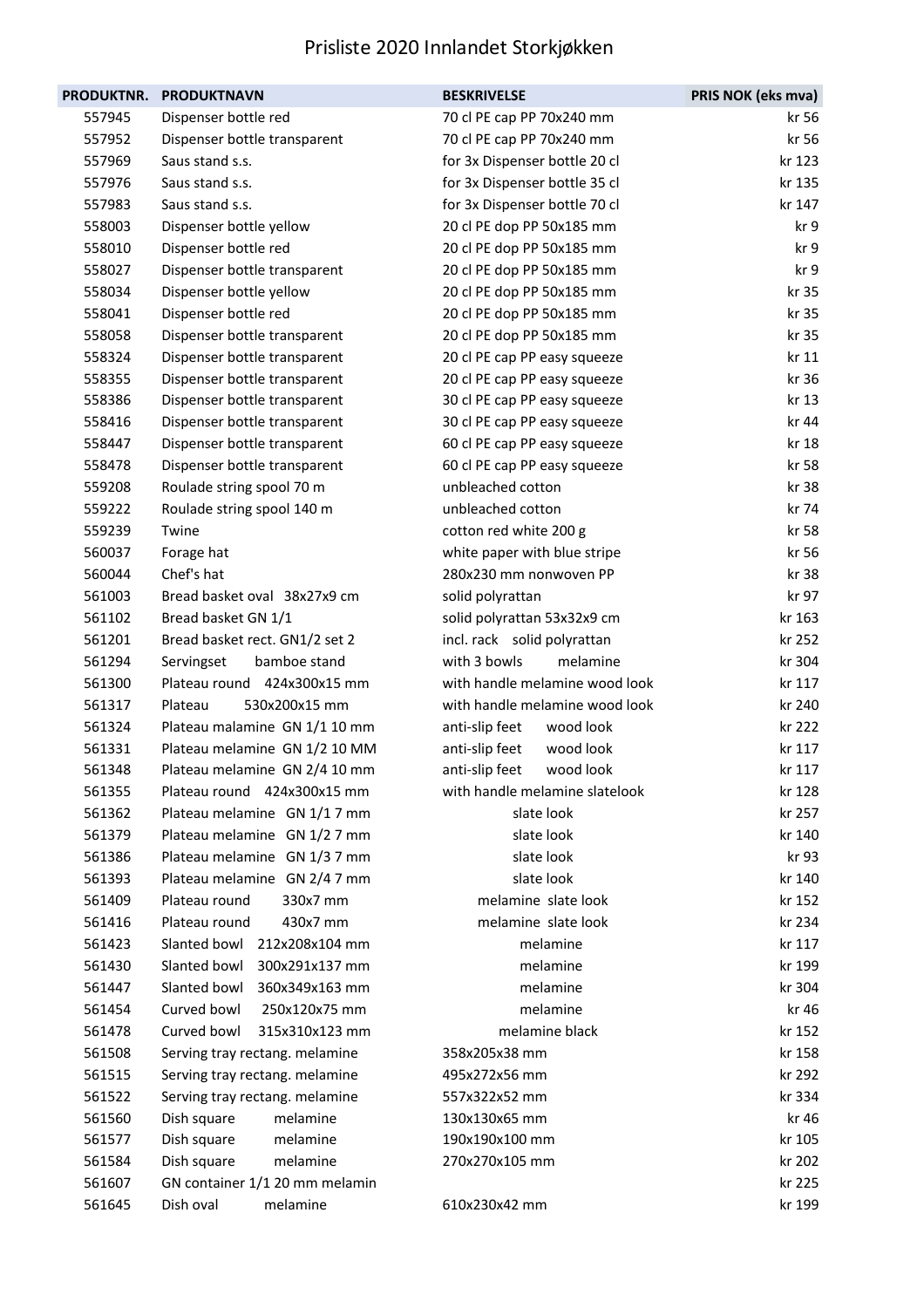# Prisliste 2020 Innlandet Storkjøkken

| PRODUKTNR. | PRODUKTNAVN | BESKRIVELSE | PRIS NOK (eks mva) |
|---|---|---|---|
| 557945 | Dispenser bottle red | 70 cl PE cap PP 70x240 mm | kr 56 |
| 557952 | Dispenser bottle transparent | 70 cl PE cap PP 70x240 mm | kr 56 |
| 557969 | Saus stand s.s. | for 3x Dispenser bottle 20 cl | kr 123 |
| 557976 | Saus stand s.s. | for 3x Dispenser bottle 35 cl | kr 135 |
| 557983 | Saus stand s.s. | for 3x Dispenser bottle 70 cl | kr 147 |
| 558003 | Dispenser bottle yellow | 20 cl PE dop PP 50x185 mm | kr 9 |
| 558010 | Dispenser bottle red | 20 cl PE dop PP 50x185 mm | kr 9 |
| 558027 | Dispenser bottle transparent | 20 cl PE dop PP 50x185 mm | kr 9 |
| 558034 | Dispenser bottle yellow | 20 cl PE dop PP 50x185 mm | kr 35 |
| 558041 | Dispenser bottle red | 20 cl PE dop PP 50x185 mm | kr 35 |
| 558058 | Dispenser bottle transparent | 20 cl PE dop PP 50x185 mm | kr 35 |
| 558324 | Dispenser bottle transparent | 20 cl PE cap PP easy squeeze | kr 11 |
| 558355 | Dispenser bottle transparent | 20 cl PE cap PP easy squeeze | kr 36 |
| 558386 | Dispenser bottle transparent | 30 cl PE cap PP easy squeeze | kr 13 |
| 558416 | Dispenser bottle transparent | 30 cl PE cap PP easy squeeze | kr 44 |
| 558447 | Dispenser bottle transparent | 60 cl PE cap PP easy squeeze | kr 18 |
| 558478 | Dispenser bottle transparent | 60 cl PE cap PP easy squeeze | kr 58 |
| 559208 | Roulade string spool 70 m | unbleached cotton | kr 38 |
| 559222 | Roulade string spool 140 m | unbleached cotton | kr 74 |
| 559239 | Twine | cotton red white 200 g | kr 58 |
| 560037 | Forage hat | white paper with blue stripe | kr 56 |
| 560044 | Chef's hat | 280x230 mm nonwoven PP | kr 38 |
| 561003 | Bread basket oval 38x27x9 cm | solid polyrattan | kr 97 |
| 561102 | Bread basket GN 1/1 | solid polyrattan 53x32x9 cm | kr 163 |
| 561201 | Bread basket rect. GN1/2 set 2 | incl. rack solid polyrattan | kr 252 |
| 561294 | Servingset bamboe stand | with 3 bowls melamine | kr 304 |
| 561300 | Plateau round 424x300x15 mm | with handle melamine wood look | kr 117 |
| 561317 | Plateau 530x200x15 mm | with handle melamine wood look | kr 240 |
| 561324 | Plateau malamine GN 1/1 10 mm | anti-slip feet wood look | kr 222 |
| 561331 | Plateau melamine GN 1/2 10 MM | anti-slip feet wood look | kr 117 |
| 561348 | Plateau melamine GN 2/4 10 mm | anti-slip feet wood look | kr 117 |
| 561355 | Plateau round 424x300x15 mm | with handle melamine slatelook | kr 128 |
| 561362 | Plateau melamine GN 1/1 7 mm | slate look | kr 257 |
| 561379 | Plateau melamine GN 1/2 7 mm | slate look | kr 140 |
| 561386 | Plateau melamine GN 1/3 7 mm | slate look | kr 93 |
| 561393 | Plateau melamine GN 2/4 7 mm | slate look | kr 140 |
| 561409 | Plateau round 330x7 mm | melamine slate look | kr 152 |
| 561416 | Plateau round 430x7 mm | melamine slate look | kr 234 |
| 561423 | Slanted bowl 212x208x104 mm | melamine | kr 117 |
| 561430 | Slanted bowl 300x291x137 mm | melamine | kr 199 |
| 561447 | Slanted bowl 360x349x163 mm | melamine | kr 304 |
| 561454 | Curved bowl 250x120x75 mm | melamine | kr 46 |
| 561478 | Curved bowl 315x310x123 mm | melamine black | kr 152 |
| 561508 | Serving tray rectang. melamine | 358x205x38 mm | kr 158 |
| 561515 | Serving tray rectang. melamine | 495x272x56 mm | kr 292 |
| 561522 | Serving tray rectang. melamine | 557x322x52 mm | kr 334 |
| 561560 | Dish square melamine | 130x130x65 mm | kr 46 |
| 561577 | Dish square melamine | 190x190x100 mm | kr 105 |
| 561584 | Dish square melamine | 270x270x105 mm | kr 202 |
| 561607 | GN container 1/1 20 mm melamin | | kr 225 |
| 561645 | Dish oval melamine | 610x230x42 mm | kr 199 |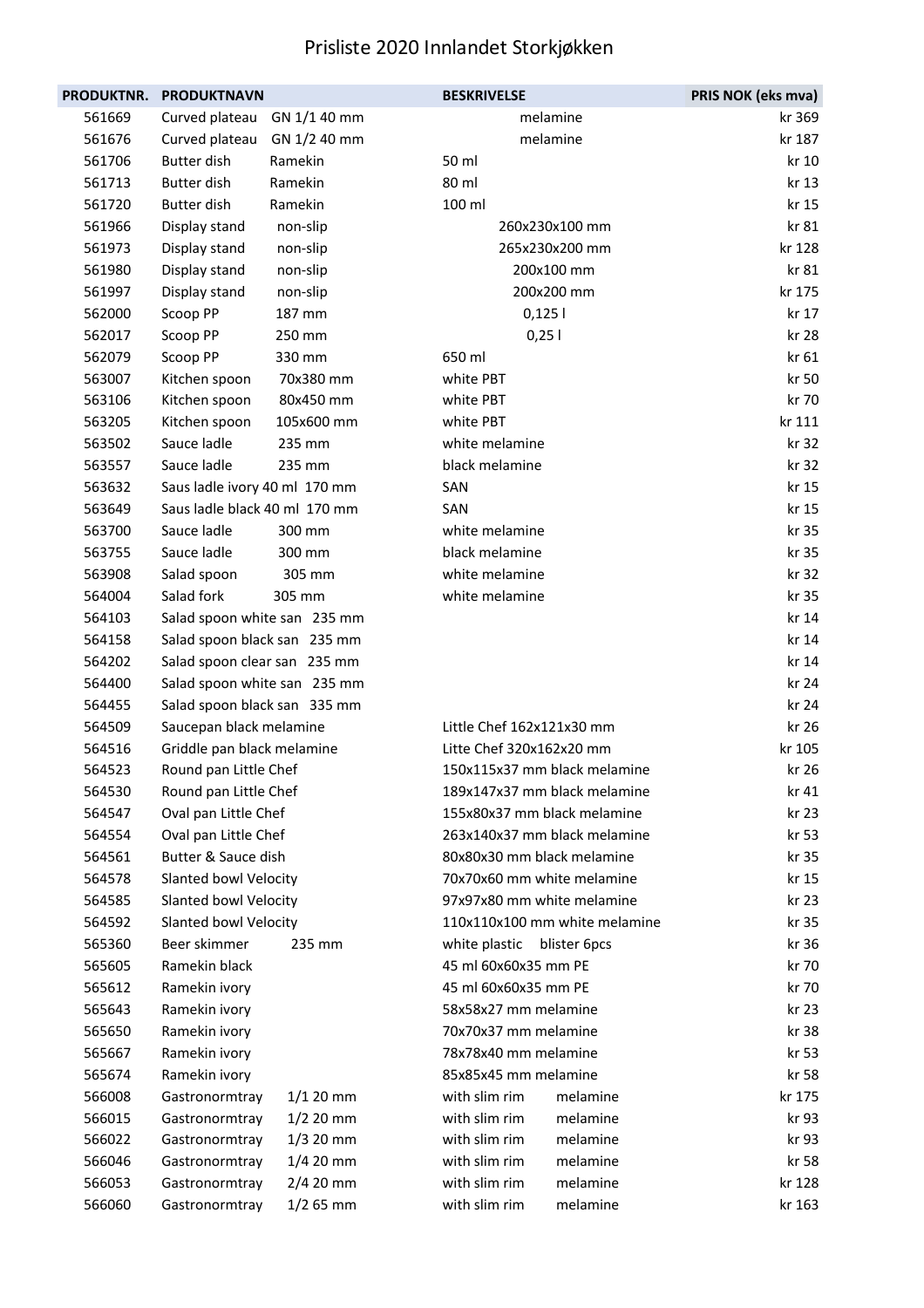# Prisliste 2020 Innlandet Storkjøkken

| PRODUKTNR. | PRODUKTNAVN | BESKRIVELSE | PRIS NOK (eks mva) |
|---|---|---|---|
| 561669 | Curved plateau GN 1/1 40 mm | melamine | kr 369 |
| 561676 | Curved plateau GN 1/2 40 mm | melamine | kr 187 |
| 561706 | Butter dish Ramekin | 50 ml | kr 10 |
| 561713 | Butter dish Ramekin | 80 ml | kr 13 |
| 561720 | Butter dish Ramekin | 100 ml | kr 15 |
| 561966 | Display stand non-slip | 260x230x100 mm | kr 81 |
| 561973 | Display stand non-slip | 265x230x200 mm | kr 128 |
| 561980 | Display stand non-slip | 200x100 mm | kr 81 |
| 561997 | Display stand non-slip | 200x200 mm | kr 175 |
| 562000 | Scoop PP 187 mm | 0,125 l | kr 17 |
| 562017 | Scoop PP 250 mm | 0,25 l | kr 28 |
| 562079 | Scoop PP 330 mm | 650 ml | kr 61 |
| 563007 | Kitchen spoon 70x380 mm | white PBT | kr 50 |
| 563106 | Kitchen spoon 80x450 mm | white PBT | kr 70 |
| 563205 | Kitchen spoon 105x600 mm | white PBT | kr 111 |
| 563502 | Sauce ladle 235 mm | white melamine | kr 32 |
| 563557 | Sauce ladle 235 mm | black melamine | kr 32 |
| 563632 | Saus ladle ivory 40 ml 170 mm | SAN | kr 15 |
| 563649 | Saus ladle black 40 ml 170 mm | SAN | kr 15 |
| 563700 | Sauce ladle 300 mm | white melamine | kr 35 |
| 563755 | Sauce ladle 300 mm | black melamine | kr 35 |
| 563908 | Salad spoon 305 mm | white melamine | kr 32 |
| 564004 | Salad fork 305 mm | white melamine | kr 35 |
| 564103 | Salad spoon white san 235 mm | | kr 14 |
| 564158 | Salad spoon black san 235 mm | | kr 14 |
| 564202 | Salad spoon clear san 235 mm | | kr 14 |
| 564400 | Salad spoon white san 235 mm | | kr 24 |
| 564455 | Salad spoon black san 335 mm | | kr 24 |
| 564509 | Saucepan black melamine | Little Chef 162x121x30 mm | kr 26 |
| 564516 | Griddle pan black melamine | Litte Chef 320x162x20 mm | kr 105 |
| 564523 | Round pan Little Chef | 150x115x37 mm black melamine | kr 26 |
| 564530 | Round pan Little Chef | 189x147x37 mm black melamine | kr 41 |
| 564547 | Oval pan Little Chef | 155x80x37 mm black melamine | kr 23 |
| 564554 | Oval pan Little Chef | 263x140x37 mm black melamine | kr 53 |
| 564561 | Butter & Sauce dish | 80x80x30 mm black melamine | kr 35 |
| 564578 | Slanted bowl Velocity | 70x70x60 mm white melamine | kr 15 |
| 564585 | Slanted bowl Velocity | 97x97x80 mm white melamine | kr 23 |
| 564592 | Slanted bowl Velocity | 110x110x100 mm white melamine | kr 35 |
| 565360 | Beer skimmer 235 mm | white plastic blister 6pcs | kr 36 |
| 565605 | Ramekin black | 45 ml 60x60x35 mm PE | kr 70 |
| 565612 | Ramekin ivory | 45 ml 60x60x35 mm PE | kr 70 |
| 565643 | Ramekin ivory | 58x58x27 mm melamine | kr 23 |
| 565650 | Ramekin ivory | 70x70x37 mm melamine | kr 38 |
| 565667 | Ramekin ivory | 78x78x40 mm melamine | kr 53 |
| 565674 | Ramekin ivory | 85x85x45 mm melamine | kr 58 |
| 566008 | Gastronormtray 1/1 20 mm | with slim rim melamine | kr 175 |
| 566015 | Gastronormtray 1/2 20 mm | with slim rim melamine | kr 93 |
| 566022 | Gastronormtray 1/3 20 mm | with slim rim melamine | kr 93 |
| 566046 | Gastronormtray 1/4 20 mm | with slim rim melamine | kr 58 |
| 566053 | Gastronormtray 2/4 20 mm | with slim rim melamine | kr 128 |
| 566060 | Gastronormtray 1/2 65 mm | with slim rim melamine | kr 163 |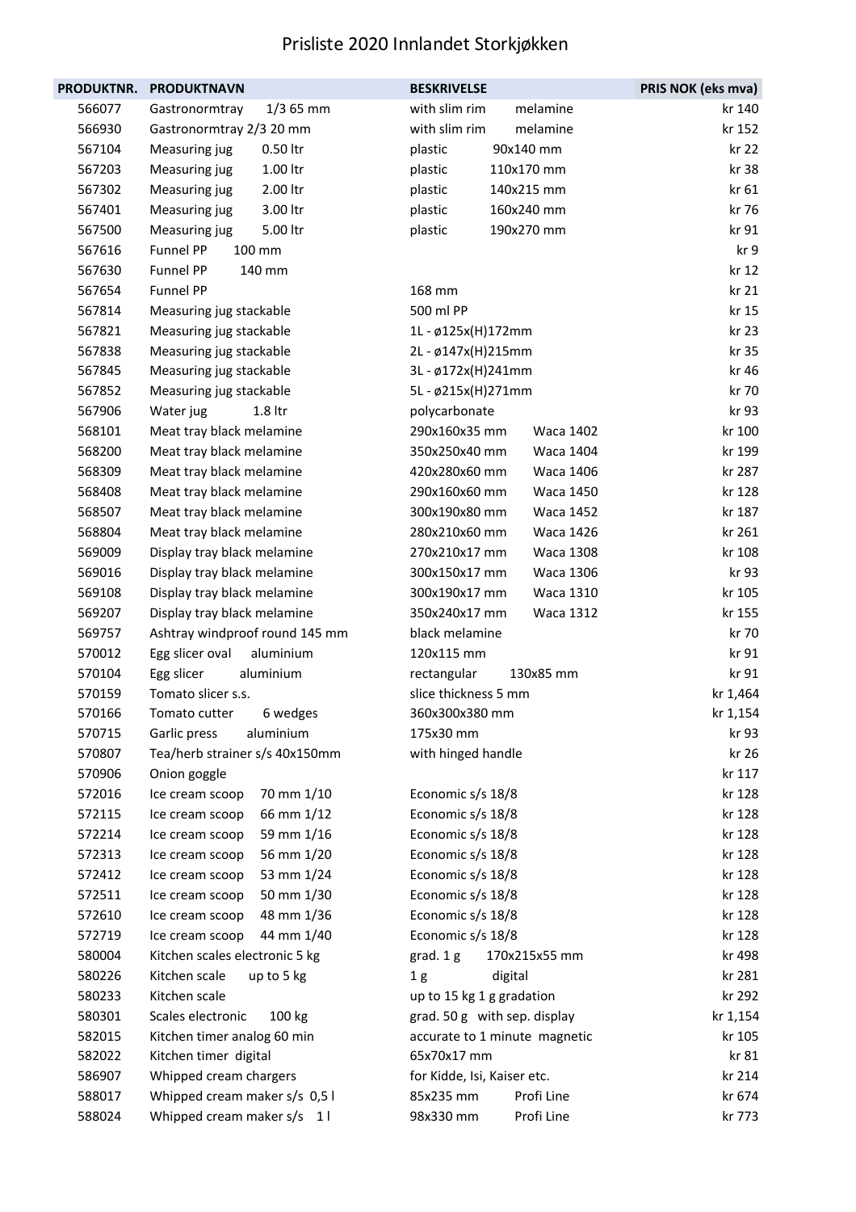# Prisliste 2020 Innlandet Storkjøkken

| PRODUKTNR. | PRODUKTNAVN | BESKRIVELSE | PRIS NOK (eks mva) |
|---|---|---|---|
| 566077 | Gastronormtray 1/3 65 mm | with slim rim melamine | kr 140 |
| 566930 | Gastronormtray 2/3 20 mm | with slim rim melamine | kr 152 |
| 567104 | Measuring jug 0.50 ltr | plastic 90x140 mm | kr 22 |
| 567203 | Measuring jug 1.00 ltr | plastic 110x170 mm | kr 38 |
| 567302 | Measuring jug 2.00 ltr | plastic 140x215 mm | kr 61 |
| 567401 | Measuring jug 3.00 ltr | plastic 160x240 mm | kr 76 |
| 567500 | Measuring jug 5.00 ltr | plastic 190x270 mm | kr 91 |
| 567616 | Funnel PP 100 mm | | kr 9 |
| 567630 | Funnel PP 140 mm | | kr 12 |
| 567654 | Funnel PP | 168 mm | kr 21 |
| 567814 | Measuring jug stackable | 500 ml PP | kr 15 |
| 567821 | Measuring jug stackable | 1L - ø125x(H)172mm | kr 23 |
| 567838 | Measuring jug stackable | 2L - ø147x(H)215mm | kr 35 |
| 567845 | Measuring jug stackable | 3L - ø172x(H)241mm | kr 46 |
| 567852 | Measuring jug stackable | 5L - ø215x(H)271mm | kr 70 |
| 567906 | Water jug 1.8 ltr | polycarbonate | kr 93 |
| 568101 | Meat tray black melamine | 290x160x35 mm Waca 1402 | kr 100 |
| 568200 | Meat tray black melamine | 350x250x40 mm Waca 1404 | kr 199 |
| 568309 | Meat tray black melamine | 420x280x60 mm Waca 1406 | kr 287 |
| 568408 | Meat tray black melamine | 290x160x60 mm Waca 1450 | kr 128 |
| 568507 | Meat tray black melamine | 300x190x80 mm Waca 1452 | kr 187 |
| 568804 | Meat tray black melamine | 280x210x60 mm Waca 1426 | kr 261 |
| 569009 | Display tray black melamine | 270x210x17 mm Waca 1308 | kr 108 |
| 569016 | Display tray black melamine | 300x150x17 mm Waca 1306 | kr 93 |
| 569108 | Display tray black melamine | 300x190x17 mm Waca 1310 | kr 105 |
| 569207 | Display tray black melamine | 350x240x17 mm Waca 1312 | kr 155 |
| 569757 | Ashtray windproof round 145 mm | black melamine | kr 70 |
| 570012 | Egg slicer oval aluminium | 120x115 mm | kr 91 |
| 570104 | Egg slicer aluminium | rectangular 130x85 mm | kr 91 |
| 570159 | Tomato slicer s.s. | slice thickness 5 mm | kr 1,464 |
| 570166 | Tomato cutter 6 wedges | 360x300x380 mm | kr 1,154 |
| 570715 | Garlic press aluminium | 175x30 mm | kr 93 |
| 570807 | Tea/herb strainer s/s 40x150mm | with hinged handle | kr 26 |
| 570906 | Onion goggle | | kr 117 |
| 572016 | Ice cream scoop 70 mm 1/10 | Economic s/s 18/8 | kr 128 |
| 572115 | Ice cream scoop 66 mm 1/12 | Economic s/s 18/8 | kr 128 |
| 572214 | Ice cream scoop 59 mm 1/16 | Economic s/s 18/8 | kr 128 |
| 572313 | Ice cream scoop 56 mm 1/20 | Economic s/s 18/8 | kr 128 |
| 572412 | Ice cream scoop 53 mm 1/24 | Economic s/s 18/8 | kr 128 |
| 572511 | Ice cream scoop 50 mm 1/30 | Economic s/s 18/8 | kr 128 |
| 572610 | Ice cream scoop 48 mm 1/36 | Economic s/s 18/8 | kr 128 |
| 572719 | Ice cream scoop 44 mm 1/40 | Economic s/s 18/8 | kr 128 |
| 580004 | Kitchen scales electronic 5 kg | grad. 1 g 170x215x55 mm | kr 498 |
| 580226 | Kitchen scale up to 5 kg | 1 g digital | kr 281 |
| 580233 | Kitchen scale | up to 15 kg 1 g gradation | kr 292 |
| 580301 | Scales electronic 100 kg | grad. 50 g with sep. display | kr 1,154 |
| 582015 | Kitchen timer analog 60 min | accurate to 1 minute magnetic | kr 105 |
| 582022 | Kitchen timer digital | 65x70x17 mm | kr 81 |
| 586907 | Whipped cream chargers | for Kidde, Isi, Kaiser etc. | kr 214 |
| 588017 | Whipped cream maker s/s 0,5 l | 85x235 mm Profi Line | kr 674 |
| 588024 | Whipped cream maker s/s 1 l | 98x330 mm Profi Line | kr 773 |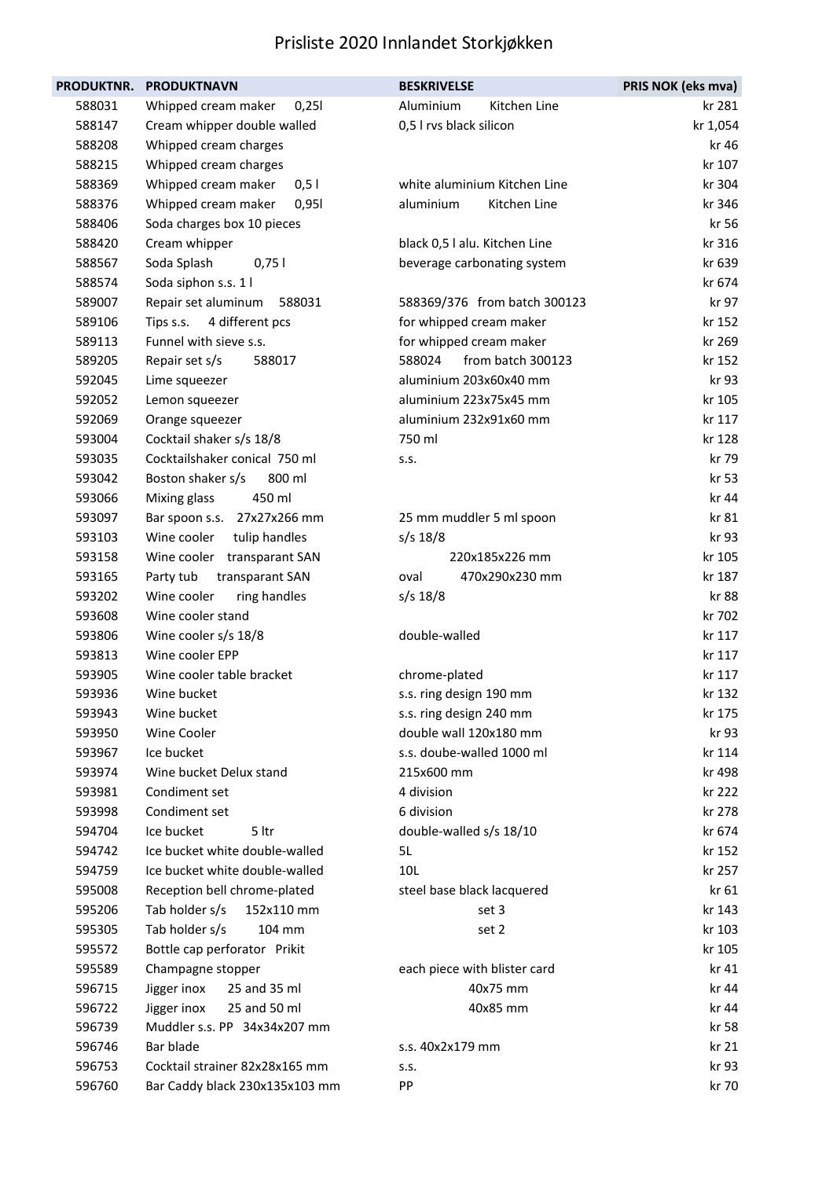# Prisliste 2020 Innlandet Storkjøkken

| PRODUKTNR. | PRODUKTNAVN | BESKRIVELSE | PRIS NOK (eks mva) |
|---|---|---|---|
| 588031 | Whipped cream maker 0,25l | Aluminium Kitchen Line | kr 281 |
| 588147 | Cream whipper double walled | 0,5 l rvs black silicon | kr 1,054 |
| 588208 | Whipped cream charges | | kr 46 |
| 588215 | Whipped cream charges | | kr 107 |
| 588369 | Whipped cream maker 0,5 l | white aluminium Kitchen Line | kr 304 |
| 588376 | Whipped cream maker 0,95l | aluminium Kitchen Line | kr 346 |
| 588406 | Soda charges box 10 pieces | | kr 56 |
| 588420 | Cream whipper | black 0,5 l alu. Kitchen Line | kr 316 |
| 588567 | Soda Splash 0,75 l | beverage carbonating system | kr 639 |
| 588574 | Soda siphon s.s. 1 l | | kr 674 |
| 589007 | Repair set aluminum 588031 | 588369/376 from batch 300123 | kr 97 |
| 589106 | Tips s.s. 4 different pcs | for whipped cream maker | kr 152 |
| 589113 | Funnel with sieve s.s. | for whipped cream maker | kr 269 |
| 589205 | Repair set s/s 588017 | 588024 from batch 300123 | kr 152 |
| 592045 | Lime squeezer | aluminium 203x60x40 mm | kr 93 |
| 592052 | Lemon squeezer | aluminium 223x75x45 mm | kr 105 |
| 592069 | Orange squeezer | aluminium 232x91x60 mm | kr 117 |
| 593004 | Cocktail shaker s/s 18/8 | 750 ml | kr 128 |
| 593035 | Cocktailshaker conical 750 ml | s.s. | kr 79 |
| 593042 | Boston shaker s/s 800 ml | | kr 53 |
| 593066 | Mixing glass 450 ml | | kr 44 |
| 593097 | Bar spoon s.s. 27x27x266 mm | 25 mm muddler 5 ml spoon | kr 81 |
| 593103 | Wine cooler tulip handles | s/s 18/8 | kr 93 |
| 593158 | Wine cooler transparant SAN | 220x185x226 mm | kr 105 |
| 593165 | Party tub transparant SAN | oval 470x290x230 mm | kr 187 |
| 593202 | Wine cooler ring handles | s/s 18/8 | kr 88 |
| 593608 | Wine cooler stand | | kr 702 |
| 593806 | Wine cooler s/s 18/8 | double-walled | kr 117 |
| 593813 | Wine cooler EPP | | kr 117 |
| 593905 | Wine cooler table bracket | chrome-plated | kr 117 |
| 593936 | Wine bucket | s.s. ring design 190 mm | kr 132 |
| 593943 | Wine bucket | s.s. ring design 240 mm | kr 175 |
| 593950 | Wine Cooler | double wall 120x180 mm | kr 93 |
| 593967 | Ice bucket | s.s. doube-walled 1000 ml | kr 114 |
| 593974 | Wine bucket Delux stand | 215x600 mm | kr 498 |
| 593981 | Condiment set | 4 division | kr 222 |
| 593998 | Condiment set | 6 division | kr 278 |
| 594704 | Ice bucket 5 ltr | double-walled s/s 18/10 | kr 674 |
| 594742 | Ice bucket white double-walled | 5L | kr 152 |
| 594759 | Ice bucket white double-walled | 10L | kr 257 |
| 595008 | Reception bell chrome-plated | steel base black lacquered | kr 61 |
| 595206 | Tab holder s/s 152x110 mm | set 3 | kr 143 |
| 595305 | Tab holder s/s 104 mm | set 2 | kr 103 |
| 595572 | Bottle cap perforator Prikit | | kr 105 |
| 595589 | Champagne stopper | each piece with blister card | kr 41 |
| 596715 | Jigger inox 25 and 35 ml | 40x75 mm | kr 44 |
| 596722 | Jigger inox 25 and 50 ml | 40x85 mm | kr 44 |
| 596739 | Muddler s.s. PP 34x34x207 mm | | kr 58 |
| 596746 | Bar blade | s.s. 40x2x179 mm | kr 21 |
| 596753 | Cocktail strainer 82x28x165 mm | s.s. | kr 93 |
| 596760 | Bar Caddy black 230x135x103 mm | PP | kr 70 |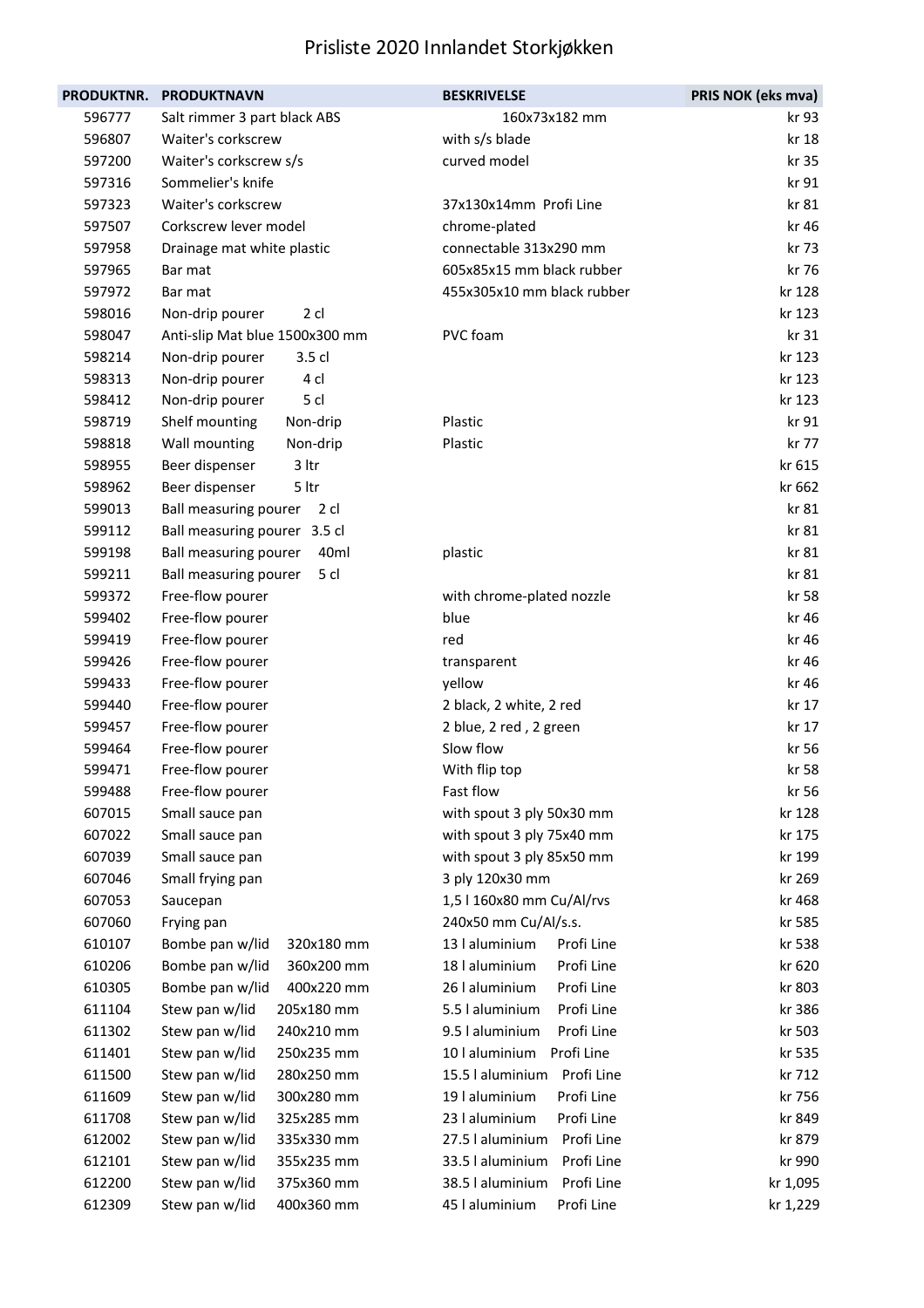# Prisliste 2020 Innlandet Storkjøkken

| PRODUKTNR. | PRODUKTNAVN | BESKRIVELSE | PRIS NOK (eks mva) |
|---|---|---|---|
| 596777 | Salt rimmer 3 part black ABS | 160x73x182 mm | kr 93 |
| 596807 | Waiter's corkscrew | with s/s blade | kr 18 |
| 597200 | Waiter's corkscrew s/s | curved model | kr 35 |
| 597316 | Sommelier's knife | | kr 91 |
| 597323 | Waiter's corkscrew | 37x130x14mm Profi Line | kr 81 |
| 597507 | Corkscrew lever model | chrome-plated | kr 46 |
| 597958 | Drainage mat white plastic | connectable 313x290 mm | kr 73 |
| 597965 | Bar mat | 605x85x15 mm black rubber | kr 76 |
| 597972 | Bar mat | 455x305x10 mm black rubber | kr 128 |
| 598016 | Non-drip pourer 2 cl | | kr 123 |
| 598047 | Anti-slip Mat blue 1500x300 mm | PVC foam | kr 31 |
| 598214 | Non-drip pourer 3.5 cl | | kr 123 |
| 598313 | Non-drip pourer 4 cl | | kr 123 |
| 598412 | Non-drip pourer 5 cl | | kr 123 |
| 598719 | Shelf mounting Non-drip | Plastic | kr 91 |
| 598818 | Wall mounting Non-drip | Plastic | kr 77 |
| 598955 | Beer dispenser 3 ltr | | kr 615 |
| 598962 | Beer dispenser 5 ltr | | kr 662 |
| 599013 | Ball measuring pourer 2 cl | | kr 81 |
| 599112 | Ball measuring pourer 3.5 cl | | kr 81 |
| 599198 | Ball measuring pourer 40ml | plastic | kr 81 |
| 599211 | Ball measuring pourer 5 cl | | kr 81 |
| 599372 | Free-flow pourer | with chrome-plated nozzle | kr 58 |
| 599402 | Free-flow pourer | blue | kr 46 |
| 599419 | Free-flow pourer | red | kr 46 |
| 599426 | Free-flow pourer | transparent | kr 46 |
| 599433 | Free-flow pourer | yellow | kr 46 |
| 599440 | Free-flow pourer | 2 black, 2 white, 2 red | kr 17 |
| 599457 | Free-flow pourer | 2 blue, 2 red , 2 green | kr 17 |
| 599464 | Free-flow pourer | Slow flow | kr 56 |
| 599471 | Free-flow pourer | With flip top | kr 58 |
| 599488 | Free-flow pourer | Fast flow | kr 56 |
| 607015 | Small sauce pan | with spout 3 ply 50x30 mm | kr 128 |
| 607022 | Small sauce pan | with spout 3 ply 75x40 mm | kr 175 |
| 607039 | Small sauce pan | with spout 3 ply 85x50 mm | kr 199 |
| 607046 | Small frying pan | 3 ply 120x30 mm | kr 269 |
| 607053 | Saucepan | 1,5 l 160x80 mm Cu/Al/rvs | kr 468 |
| 607060 | Frying pan | 240x50 mm Cu/Al/s.s. | kr 585 |
| 610107 | Bombe pan w/lid 320x180 mm | 13 l aluminium Profi Line | kr 538 |
| 610206 | Bombe pan w/lid 360x200 mm | 18 l aluminium Profi Line | kr 620 |
| 610305 | Bombe pan w/lid 400x220 mm | 26 l aluminium Profi Line | kr 803 |
| 611104 | Stew pan w/lid 205x180 mm | 5.5 l aluminium Profi Line | kr 386 |
| 611302 | Stew pan w/lid 240x210 mm | 9.5 l aluminium Profi Line | kr 503 |
| 611401 | Stew pan w/lid 250x235 mm | 10 l aluminium Profi Line | kr 535 |
| 611500 | Stew pan w/lid 280x250 mm | 15.5 l aluminium Profi Line | kr 712 |
| 611609 | Stew pan w/lid 300x280 mm | 19 l aluminium Profi Line | kr 756 |
| 611708 | Stew pan w/lid 325x285 mm | 23 l aluminium Profi Line | kr 849 |
| 612002 | Stew pan w/lid 335x330 mm | 27.5 l aluminium Profi Line | kr 879 |
| 612101 | Stew pan w/lid 355x235 mm | 33.5 l aluminium Profi Line | kr 990 |
| 612200 | Stew pan w/lid 375x360 mm | 38.5 l aluminium Profi Line | kr 1,095 |
| 612309 | Stew pan w/lid 400x360 mm | 45 l aluminium Profi Line | kr 1,229 |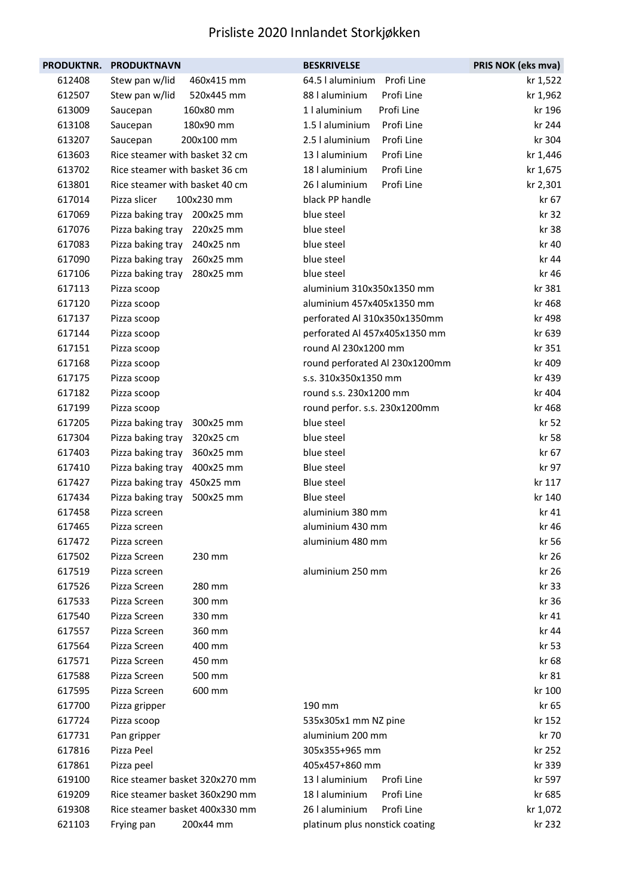# Prisliste 2020 Innlandet Storkjøkken

| PRODUKTNR. | PRODUKTNAVN | BESKRIVELSE | PRIS NOK (eks mva) |
|---|---|---|---|
| 612408 | Stew pan w/lid 460x415 mm | 64.5 l aluminium Profi Line | kr 1,522 |
| 612507 | Stew pan w/lid 520x445 mm | 88 l aluminium Profi Line | kr 1,962 |
| 613009 | Saucepan 160x80 mm | 1 l aluminium Profi Line | kr 196 |
| 613108 | Saucepan 180x90 mm | 1.5 l aluminium Profi Line | kr 244 |
| 613207 | Saucepan 200x100 mm | 2.5 l aluminium Profi Line | kr 304 |
| 613603 | Rice steamer with basket 32 cm | 13 l aluminium Profi Line | kr 1,446 |
| 613702 | Rice steamer with basket 36 cm | 18 l aluminium Profi Line | kr 1,675 |
| 613801 | Rice steamer with basket 40 cm | 26 l aluminium Profi Line | kr 2,301 |
| 617014 | Pizza slicer 100x230 mm | black PP handle | kr 67 |
| 617069 | Pizza baking tray 200x25 mm | blue steel | kr 32 |
| 617076 | Pizza baking tray 220x25 mm | blue steel | kr 38 |
| 617083 | Pizza baking tray 240x25 nm | blue steel | kr 40 |
| 617090 | Pizza baking tray 260x25 mm | blue steel | kr 44 |
| 617106 | Pizza baking tray 280x25 mm | blue steel | kr 46 |
| 617113 | Pizza scoop | aluminium 310x350x1350 mm | kr 381 |
| 617120 | Pizza scoop | aluminium 457x405x1350 mm | kr 468 |
| 617137 | Pizza scoop | perforated Al 310x350x1350mm | kr 498 |
| 617144 | Pizza scoop | perforated Al 457x405x1350 mm | kr 639 |
| 617151 | Pizza scoop | round Al 230x1200 mm | kr 351 |
| 617168 | Pizza scoop | round perforated Al 230x1200mm | kr 409 |
| 617175 | Pizza scoop | s.s. 310x350x1350 mm | kr 439 |
| 617182 | Pizza scoop | round s.s. 230x1200 mm | kr 404 |
| 617199 | Pizza scoop | round perfor. s.s. 230x1200mm | kr 468 |
| 617205 | Pizza baking tray 300x25 mm | blue steel | kr 52 |
| 617304 | Pizza baking tray 320x25 cm | blue steel | kr 58 |
| 617403 | Pizza baking tray 360x25 mm | blue steel | kr 67 |
| 617410 | Pizza baking tray 400x25 mm | Blue steel | kr 97 |
| 617427 | Pizza baking tray 450x25 mm | Blue steel | kr 117 |
| 617434 | Pizza baking tray 500x25 mm | Blue steel | kr 140 |
| 617458 | Pizza screen | aluminium 380 mm | kr 41 |
| 617465 | Pizza screen | aluminium 430 mm | kr 46 |
| 617472 | Pizza screen | aluminium 480 mm | kr 56 |
| 617502 | Pizza Screen 230 mm | | kr 26 |
| 617519 | Pizza screen | aluminium 250 mm | kr 26 |
| 617526 | Pizza Screen 280 mm | | kr 33 |
| 617533 | Pizza Screen 300 mm | | kr 36 |
| 617540 | Pizza Screen 330 mm | | kr 41 |
| 617557 | Pizza Screen 360 mm | | kr 44 |
| 617564 | Pizza Screen 400 mm | | kr 53 |
| 617571 | Pizza Screen 450 mm | | kr 68 |
| 617588 | Pizza Screen 500 mm | | kr 81 |
| 617595 | Pizza Screen 600 mm | | kr 100 |
| 617700 | Pizza gripper | 190 mm | kr 65 |
| 617724 | Pizza scoop | 535x305x1 mm NZ pine | kr 152 |
| 617731 | Pan gripper | aluminium 200 mm | kr 70 |
| 617816 | Pizza Peel | 305x355+965 mm | kr 252 |
| 617861 | Pizza peel | 405x457+860 mm | kr 339 |
| 619100 | Rice steamer basket 320x270 mm | 13 l aluminium Profi Line | kr 597 |
| 619209 | Rice steamer basket 360x290 mm | 18 l aluminium Profi Line | kr 685 |
| 619308 | Rice steamer basket 400x330 mm | 26 l aluminium Profi Line | kr 1,072 |
| 621103 | Frying pan 200x44 mm | platinum plus nonstick coating | kr 232 |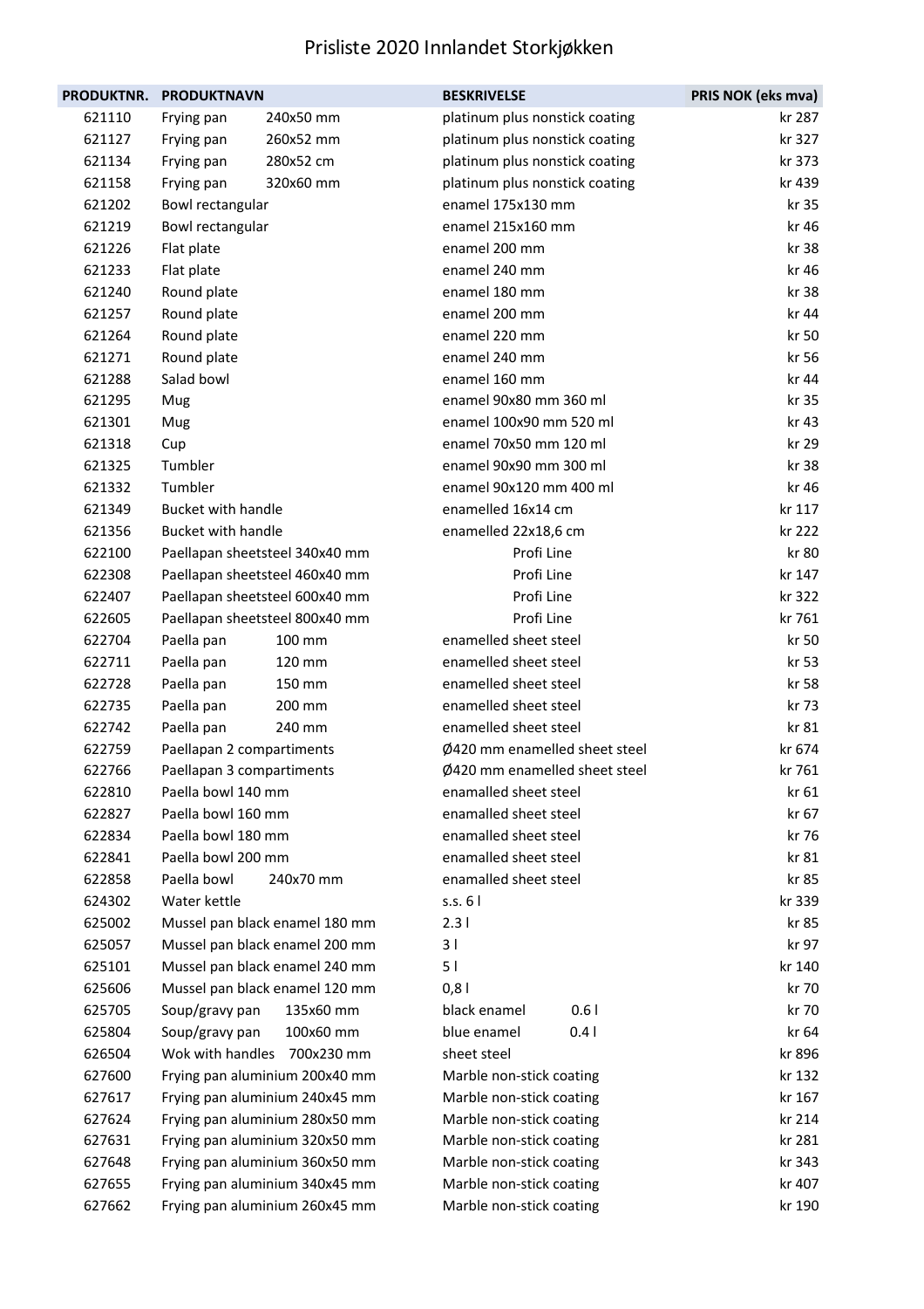# Prisliste 2020 Innlandet Storkjøkken

| PRODUKTNR. | PRODUKTNAVN | BESKRIVELSE | PRIS NOK (eks mva) |
|---|---|---|---|
| 621110 | Frying pan 240x50 mm | platinum plus nonstick coating | kr 287 |
| 621127 | Frying pan 260x52 mm | platinum plus nonstick coating | kr 327 |
| 621134 | Frying pan 280x52 cm | platinum plus nonstick coating | kr 373 |
| 621158 | Frying pan 320x60 mm | platinum plus nonstick coating | kr 439 |
| 621202 | Bowl rectangular | enamel 175x130 mm | kr 35 |
| 621219 | Bowl rectangular | enamel 215x160 mm | kr 46 |
| 621226 | Flat plate | enamel 200 mm | kr 38 |
| 621233 | Flat plate | enamel 240 mm | kr 46 |
| 621240 | Round plate | enamel 180 mm | kr 38 |
| 621257 | Round plate | enamel 200 mm | kr 44 |
| 621264 | Round plate | enamel 220 mm | kr 50 |
| 621271 | Round plate | enamel 240 mm | kr 56 |
| 621288 | Salad bowl | enamel 160 mm | kr 44 |
| 621295 | Mug | enamel 90x80 mm 360 ml | kr 35 |
| 621301 | Mug | enamel 100x90 mm 520 ml | kr 43 |
| 621318 | Cup | enamel 70x50 mm 120 ml | kr 29 |
| 621325 | Tumbler | enamel 90x90 mm 300 ml | kr 38 |
| 621332 | Tumbler | enamel 90x120 mm 400 ml | kr 46 |
| 621349 | Bucket with handle | enamelled 16x14 cm | kr 117 |
| 621356 | Bucket with handle | enamelled 22x18,6 cm | kr 222 |
| 622100 | Paellapan sheetsteel 340x40 mm | Profi Line | kr 80 |
| 622308 | Paellapan sheetsteel 460x40 mm | Profi Line | kr 147 |
| 622407 | Paellapan sheetsteel 600x40 mm | Profi Line | kr 322 |
| 622605 | Paellapan sheetsteel 800x40 mm | Profi Line | kr 761 |
| 622704 | Paella pan 100 mm | enamelled sheet steel | kr 50 |
| 622711 | Paella pan 120 mm | enamelled sheet steel | kr 53 |
| 622728 | Paella pan 150 mm | enamelled sheet steel | kr 58 |
| 622735 | Paella pan 200 mm | enamelled sheet steel | kr 73 |
| 622742 | Paella pan 240 mm | enamelled sheet steel | kr 81 |
| 622759 | Paellapan 2 compartiments | Ø420 mm enamelled sheet steel | kr 674 |
| 622766 | Paellapan 3 compartiments | Ø420 mm enamelled sheet steel | kr 761 |
| 622810 | Paella bowl 140 mm | enamalled sheet steel | kr 61 |
| 622827 | Paella bowl 160 mm | enamalled sheet steel | kr 67 |
| 622834 | Paella bowl 180 mm | enamalled sheet steel | kr 76 |
| 622841 | Paella bowl 200 mm | enamalled sheet steel | kr 81 |
| 622858 | Paella bowl 240x70 mm | enamalled sheet steel | kr 85 |
| 624302 | Water kettle | s.s. 6 l | kr 339 |
| 625002 | Mussel pan black enamel 180 mm | 2.3 l | kr 85 |
| 625057 | Mussel pan black enamel 200 mm | 3 l | kr 97 |
| 625101 | Mussel pan black enamel 240 mm | 5 l | kr 140 |
| 625606 | Mussel pan black enamel 120 mm | 0,8 l | kr 70 |
| 625705 | Soup/gravy pan 135x60 mm | black enamel 0.6 l | kr 70 |
| 625804 | Soup/gravy pan 100x60 mm | blue enamel 0.4 l | kr 64 |
| 626504 | Wok with handles 700x230 mm | sheet steel | kr 896 |
| 627600 | Frying pan aluminium 200x40 mm | Marble non-stick coating | kr 132 |
| 627617 | Frying pan aluminium 240x45 mm | Marble non-stick coating | kr 167 |
| 627624 | Frying pan aluminium 280x50 mm | Marble non-stick coating | kr 214 |
| 627631 | Frying pan aluminium 320x50 mm | Marble non-stick coating | kr 281 |
| 627648 | Frying pan aluminium 360x50 mm | Marble non-stick coating | kr 343 |
| 627655 | Frying pan aluminium 340x45 mm | Marble non-stick coating | kr 407 |
| 627662 | Frying pan aluminium 260x45 mm | Marble non-stick coating | kr 190 |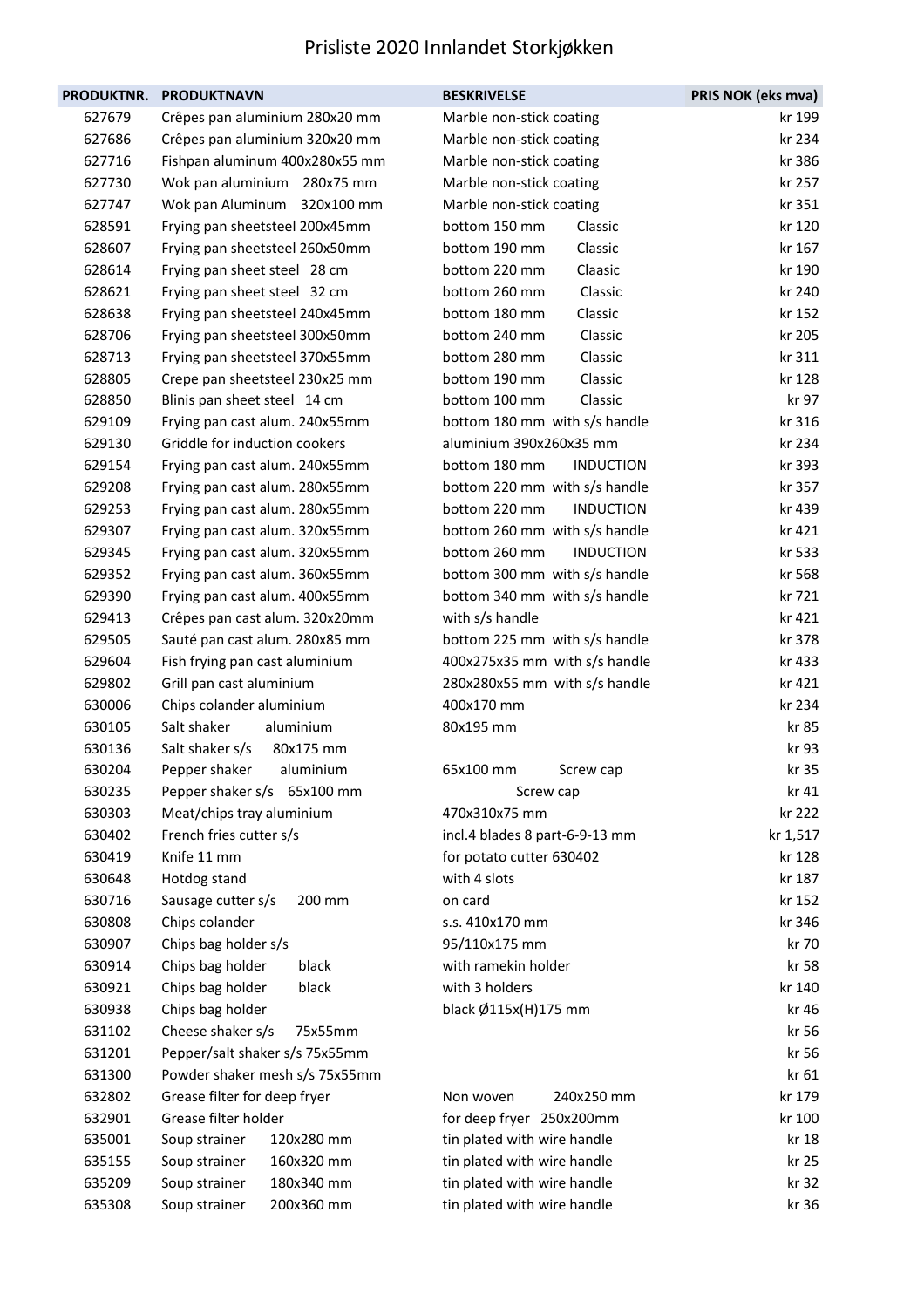# Prisliste 2020 Innlandet Storkjøkken

| PRODUKTNR. | PRODUKTNAVN | BESKRIVELSE | PRIS NOK (eks mva) |
|---|---|---|---|
| 627679 | Crêpes pan aluminium 280x20 mm | Marble non-stick coating | kr 199 |
| 627686 | Crêpes pan aluminium 320x20 mm | Marble non-stick coating | kr 234 |
| 627716 | Fishpan aluminum 400x280x55 mm | Marble non-stick coating | kr 386 |
| 627730 | Wok pan aluminium 280x75 mm | Marble non-stick coating | kr 257 |
| 627747 | Wok pan Aluminum 320x100 mm | Marble non-stick coating | kr 351 |
| 628591 | Frying pan sheetsteel 200x45mm | bottom 150 mm Classic | kr 120 |
| 628607 | Frying pan sheetsteel 260x50mm | bottom 190 mm Classic | kr 167 |
| 628614 | Frying pan sheet steel 28 cm | bottom 220 mm Claasic | kr 190 |
| 628621 | Frying pan sheet steel 32 cm | bottom 260 mm Classic | kr 240 |
| 628638 | Frying pan sheetsteel 240x45mm | bottom 180 mm Classic | kr 152 |
| 628706 | Frying pan sheetsteel 300x50mm | bottom 240 mm Classic | kr 205 |
| 628713 | Frying pan sheetsteel 370x55mm | bottom 280 mm Classic | kr 311 |
| 628805 | Crepe pan sheetsteel 230x25 mm | bottom 190 mm Classic | kr 128 |
| 628850 | Blinis pan sheet steel 14 cm | bottom 100 mm Classic | kr 97 |
| 629109 | Frying pan cast alum. 240x55mm | bottom 180 mm with s/s handle | kr 316 |
| 629130 | Griddle for induction cookers | aluminium 390x260x35 mm | kr 234 |
| 629154 | Frying pan cast alum. 240x55mm | bottom 180 mm INDUCTION | kr 393 |
| 629208 | Frying pan cast alum. 280x55mm | bottom 220 mm with s/s handle | kr 357 |
| 629253 | Frying pan cast alum. 280x55mm | bottom 220 mm INDUCTION | kr 439 |
| 629307 | Frying pan cast alum. 320x55mm | bottom 260 mm with s/s handle | kr 421 |
| 629345 | Frying pan cast alum. 320x55mm | bottom 260 mm INDUCTION | kr 533 |
| 629352 | Frying pan cast alum. 360x55mm | bottom 300 mm with s/s handle | kr 568 |
| 629390 | Frying pan cast alum. 400x55mm | bottom 340 mm with s/s handle | kr 721 |
| 629413 | Crêpes pan cast alum. 320x20mm | with s/s handle | kr 421 |
| 629505 | Sauté pan cast alum. 280x85 mm | bottom 225 mm with s/s handle | kr 378 |
| 629604 | Fish frying pan cast aluminium | 400x275x35 mm with s/s handle | kr 433 |
| 629802 | Grill pan cast aluminium | 280x280x55 mm with s/s handle | kr 421 |
| 630006 | Chips colander aluminium | 400x170 mm | kr 234 |
| 630105 | Salt shaker aluminium | 80x195 mm | kr 85 |
| 630136 | Salt shaker s/s 80x175 mm | | kr 93 |
| 630204 | Pepper shaker aluminium | 65x100 mm Screw cap | kr 35 |
| 630235 | Pepper shaker s/s 65x100 mm | Screw cap | kr 41 |
| 630303 | Meat/chips tray aluminium | 470x310x75 mm | kr 222 |
| 630402 | French fries cutter s/s | incl.4 blades 8 part-6-9-13 mm | kr 1,517 |
| 630419 | Knife 11 mm | for potato cutter 630402 | kr 128 |
| 630648 | Hotdog stand | with 4 slots | kr 187 |
| 630716 | Sausage cutter s/s 200 mm | on card | kr 152 |
| 630808 | Chips colander | s.s. 410x170 mm | kr 346 |
| 630907 | Chips bag holder s/s | 95/110x175 mm | kr 70 |
| 630914 | Chips bag holder black | with ramekin holder | kr 58 |
| 630921 | Chips bag holder black | with 3 holders | kr 140 |
| 630938 | Chips bag holder | black Ø115x(H)175 mm | kr 46 |
| 631102 | Cheese shaker s/s 75x55mm | | kr 56 |
| 631201 | Pepper/salt shaker s/s 75x55mm | | kr 56 |
| 631300 | Powder shaker mesh s/s 75x55mm | | kr 61 |
| 632802 | Grease filter for deep fryer | Non woven 240x250 mm | kr 179 |
| 632901 | Grease filter holder | for deep fryer 250x200mm | kr 100 |
| 635001 | Soup strainer 120x280 mm | tin plated with wire handle | kr 18 |
| 635155 | Soup strainer 160x320 mm | tin plated with wire handle | kr 25 |
| 635209 | Soup strainer 180x340 mm | tin plated with wire handle | kr 32 |
| 635308 | Soup strainer 200x360 mm | tin plated with wire handle | kr 36 |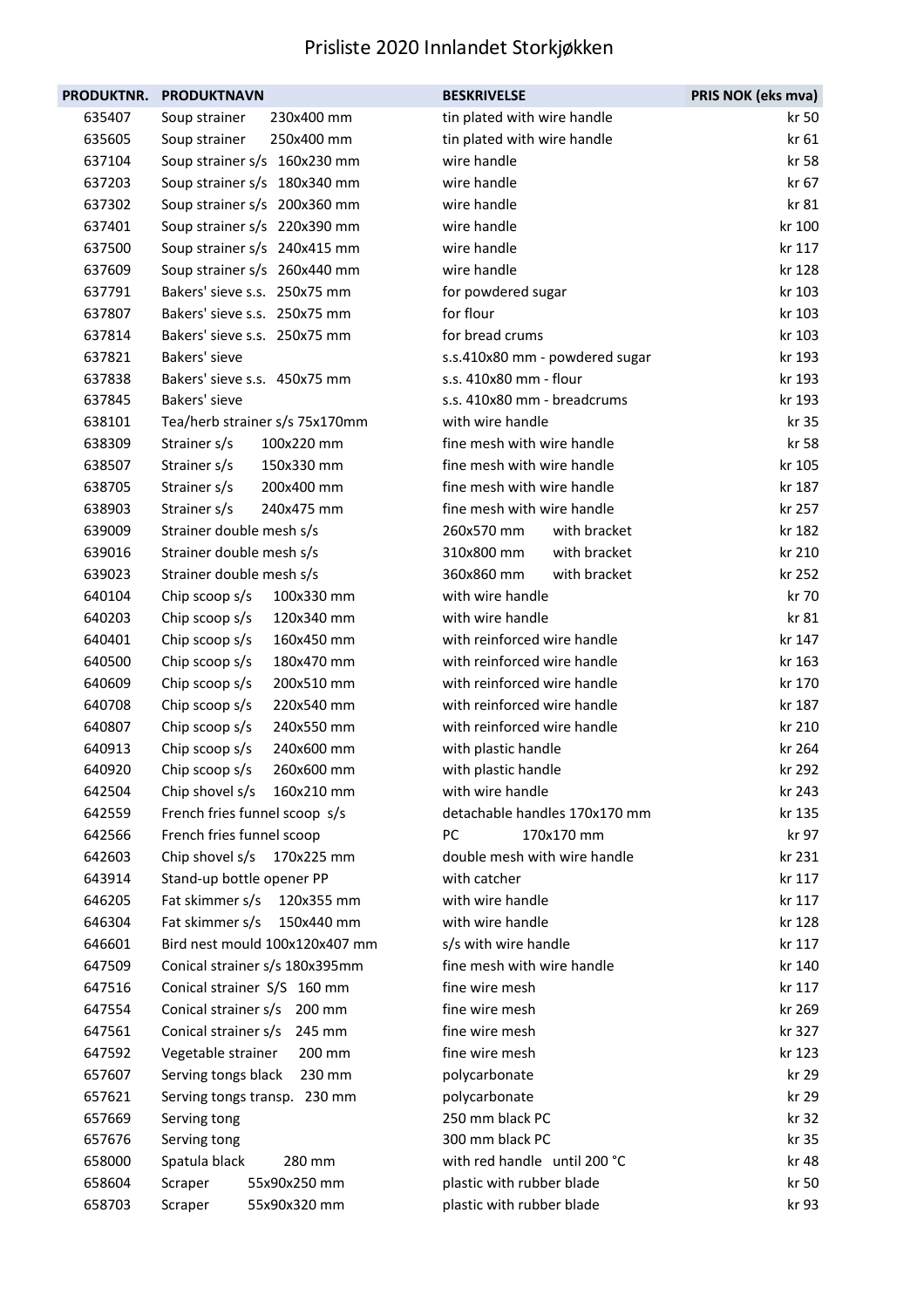# Prisliste 2020 Innlandet Storkjøkken

| PRODUKTNR. | PRODUKTNAVN | BESKRIVELSE | PRIS NOK (eks mva) |
|---|---|---|---|
| 635407 | Soup strainer 230x400 mm | tin plated with wire handle | kr 50 |
| 635605 | Soup strainer 250x400 mm | tin plated with wire handle | kr 61 |
| 637104 | Soup strainer s/s 160x230 mm | wire handle | kr 58 |
| 637203 | Soup strainer s/s 180x340 mm | wire handle | kr 67 |
| 637302 | Soup strainer s/s 200x360 mm | wire handle | kr 81 |
| 637401 | Soup strainer s/s 220x390 mm | wire handle | kr 100 |
| 637500 | Soup strainer s/s 240x415 mm | wire handle | kr 117 |
| 637609 | Soup strainer s/s 260x440 mm | wire handle | kr 128 |
| 637791 | Bakers' sieve s.s. 250x75 mm | for powdered sugar | kr 103 |
| 637807 | Bakers' sieve s.s. 250x75 mm | for flour | kr 103 |
| 637814 | Bakers' sieve s.s. 250x75 mm | for bread crums | kr 103 |
| 637821 | Bakers' sieve | s.s.410x80 mm - powdered sugar | kr 193 |
| 637838 | Bakers' sieve s.s. 450x75 mm | s.s. 410x80 mm - flour | kr 193 |
| 637845 | Bakers' sieve | s.s. 410x80 mm - breadcrums | kr 193 |
| 638101 | Tea/herb strainer s/s 75x170mm | with wire handle | kr 35 |
| 638309 | Strainer s/s 100x220 mm | fine mesh with wire handle | kr 58 |
| 638507 | Strainer s/s 150x330 mm | fine mesh with wire handle | kr 105 |
| 638705 | Strainer s/s 200x400 mm | fine mesh with wire handle | kr 187 |
| 638903 | Strainer s/s 240x475 mm | fine mesh with wire handle | kr 257 |
| 639009 | Strainer double mesh s/s | 260x570 mm with bracket | kr 182 |
| 639016 | Strainer double mesh s/s | 310x800 mm with bracket | kr 210 |
| 639023 | Strainer double mesh s/s | 360x860 mm with bracket | kr 252 |
| 640104 | Chip scoop s/s 100x330 mm | with wire handle | kr 70 |
| 640203 | Chip scoop s/s 120x340 mm | with wire handle | kr 81 |
| 640401 | Chip scoop s/s 160x450 mm | with reinforced wire handle | kr 147 |
| 640500 | Chip scoop s/s 180x470 mm | with reinforced wire handle | kr 163 |
| 640609 | Chip scoop s/s 200x510 mm | with reinforced wire handle | kr 170 |
| 640708 | Chip scoop s/s 220x540 mm | with reinforced wire handle | kr 187 |
| 640807 | Chip scoop s/s 240x550 mm | with reinforced wire handle | kr 210 |
| 640913 | Chip scoop s/s 240x600 mm | with plastic handle | kr 264 |
| 640920 | Chip scoop s/s 260x600 mm | with plastic handle | kr 292 |
| 642504 | Chip shovel s/s 160x210 mm | with wire handle | kr 243 |
| 642559 | French fries funnel scoop s/s | detachable handles 170x170 mm | kr 135 |
| 642566 | French fries funnel scoop | PC 170x170 mm | kr 97 |
| 642603 | Chip shovel s/s 170x225 mm | double mesh with wire handle | kr 231 |
| 643914 | Stand-up bottle opener PP | with catcher | kr 117 |
| 646205 | Fat skimmer s/s 120x355 mm | with wire handle | kr 117 |
| 646304 | Fat skimmer s/s 150x440 mm | with wire handle | kr 128 |
| 646601 | Bird nest mould 100x120x407 mm | s/s with wire handle | kr 117 |
| 647509 | Conical strainer s/s 180x395mm | fine mesh with wire handle | kr 140 |
| 647516 | Conical strainer S/S 160 mm | fine wire mesh | kr 117 |
| 647554 | Conical strainer s/s 200 mm | fine wire mesh | kr 269 |
| 647561 | Conical strainer s/s 245 mm | fine wire mesh | kr 327 |
| 647592 | Vegetable strainer 200 mm | fine wire mesh | kr 123 |
| 657607 | Serving tongs black 230 mm | polycarbonate | kr 29 |
| 657621 | Serving tongs transp. 230 mm | polycarbonate | kr 29 |
| 657669 | Serving tong | 250 mm black PC | kr 32 |
| 657676 | Serving tong | 300 mm black PC | kr 35 |
| 658000 | Spatula black 280 mm | with red handle until 200 °C | kr 48 |
| 658604 | Scraper 55x90x250 mm | plastic with rubber blade | kr 50 |
| 658703 | Scraper 55x90x320 mm | plastic with rubber blade | kr 93 |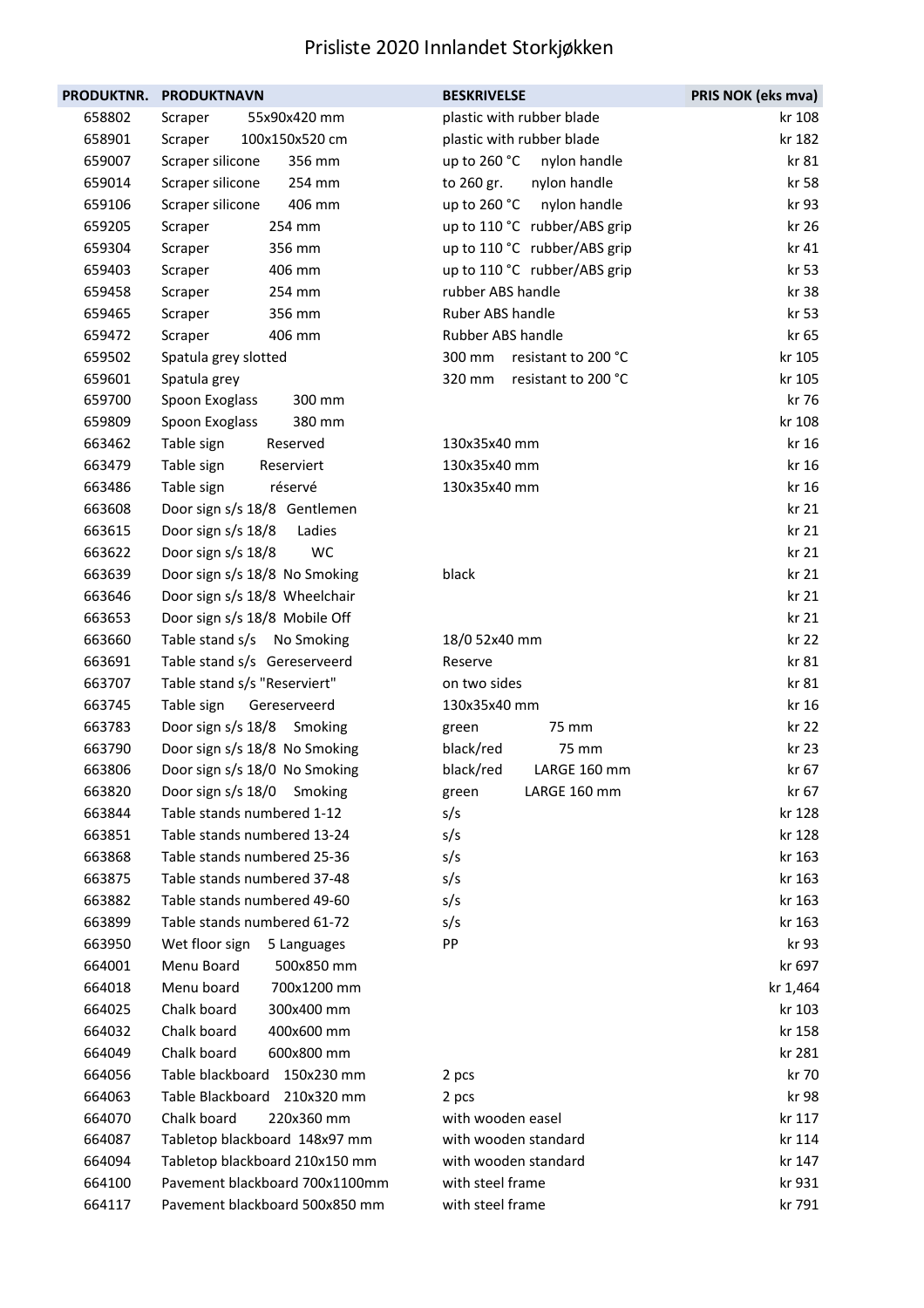# Prisliste 2020 Innlandet Storkjøkken

| PRODUKTNR. | PRODUKTNAVN | BESKRIVELSE | PRIS NOK (eks mva) |
|---|---|---|---|
| 658802 | Scraper 55x90x420 mm | plastic with rubber blade | kr 108 |
| 658901 | Scraper 100x150x520 cm | plastic with rubber blade | kr 182 |
| 659007 | Scraper silicone 356 mm | up to 260 °C nylon handle | kr 81 |
| 659014 | Scraper silicone 254 mm | to 260 gr. nylon handle | kr 58 |
| 659106 | Scraper silicone 406 mm | up to 260 °C nylon handle | kr 93 |
| 659205 | Scraper 254 mm | up to 110 °C rubber/ABS grip | kr 26 |
| 659304 | Scraper 356 mm | up to 110 °C rubber/ABS grip | kr 41 |
| 659403 | Scraper 406 mm | up to 110 °C rubber/ABS grip | kr 53 |
| 659458 | Scraper 254 mm | rubber ABS handle | kr 38 |
| 659465 | Scraper 356 mm | Ruber ABS handle | kr 53 |
| 659472 | Scraper 406 mm | Rubber ABS handle | kr 65 |
| 659502 | Spatula grey slotted | 300 mm resistant to 200 °C | kr 105 |
| 659601 | Spatula grey | 320 mm resistant to 200 °C | kr 105 |
| 659700 | Spoon Exoglass 300 mm | | kr 76 |
| 659809 | Spoon Exoglass 380 mm | | kr 108 |
| 663462 | Table sign Reserved | 130x35x40 mm | kr 16 |
| 663479 | Table sign Reserviert | 130x35x40 mm | kr 16 |
| 663486 | Table sign réservé | 130x35x40 mm | kr 16 |
| 663608 | Door sign s/s 18/8 Gentlemen | | kr 21 |
| 663615 | Door sign s/s 18/8 Ladies | | kr 21 |
| 663622 | Door sign s/s 18/8 WC | | kr 21 |
| 663639 | Door sign s/s 18/8 No Smoking | black | kr 21 |
| 663646 | Door sign s/s 18/8 Wheelchair | | kr 21 |
| 663653 | Door sign s/s 18/8 Mobile Off | | kr 21 |
| 663660 | Table stand s/s No Smoking | 18/0 52x40 mm | kr 22 |
| 663691 | Table stand s/s Gereserveerd | Reserve | kr 81 |
| 663707 | Table stand s/s "Reserviert" | on two sides | kr 81 |
| 663745 | Table sign Gereserveerd | 130x35x40 mm | kr 16 |
| 663783 | Door sign s/s 18/8 Smoking | green 75 mm | kr 22 |
| 663790 | Door sign s/s 18/8 No Smoking | black/red 75 mm | kr 23 |
| 663806 | Door sign s/s 18/0 No Smoking | black/red LARGE 160 mm | kr 67 |
| 663820 | Door sign s/s 18/0 Smoking | green LARGE 160 mm | kr 67 |
| 663844 | Table stands numbered 1-12 | s/s | kr 128 |
| 663851 | Table stands numbered 13-24 | s/s | kr 128 |
| 663868 | Table stands numbered 25-36 | s/s | kr 163 |
| 663875 | Table stands numbered 37-48 | s/s | kr 163 |
| 663882 | Table stands numbered 49-60 | s/s | kr 163 |
| 663899 | Table stands numbered 61-72 | s/s | kr 163 |
| 663950 | Wet floor sign 5 Languages | PP | kr 93 |
| 664001 | Menu Board 500x850 mm | | kr 697 |
| 664018 | Menu board 700x1200 mm | | kr 1,464 |
| 664025 | Chalk board 300x400 mm | | kr 103 |
| 664032 | Chalk board 400x600 mm | | kr 158 |
| 664049 | Chalk board 600x800 mm | | kr 281 |
| 664056 | Table blackboard 150x230 mm | 2 pcs | kr 70 |
| 664063 | Table Blackboard 210x320 mm | 2 pcs | kr 98 |
| 664070 | Chalk board 220x360 mm | with wooden easel | kr 117 |
| 664087 | Tabletop blackboard 148x97 mm | with wooden standard | kr 114 |
| 664094 | Tabletop blackboard 210x150 mm | with wooden standard | kr 147 |
| 664100 | Pavement blackboard 700x1100mm | with steel frame | kr 931 |
| 664117 | Pavement blackboard 500x850 mm | with steel frame | kr 791 |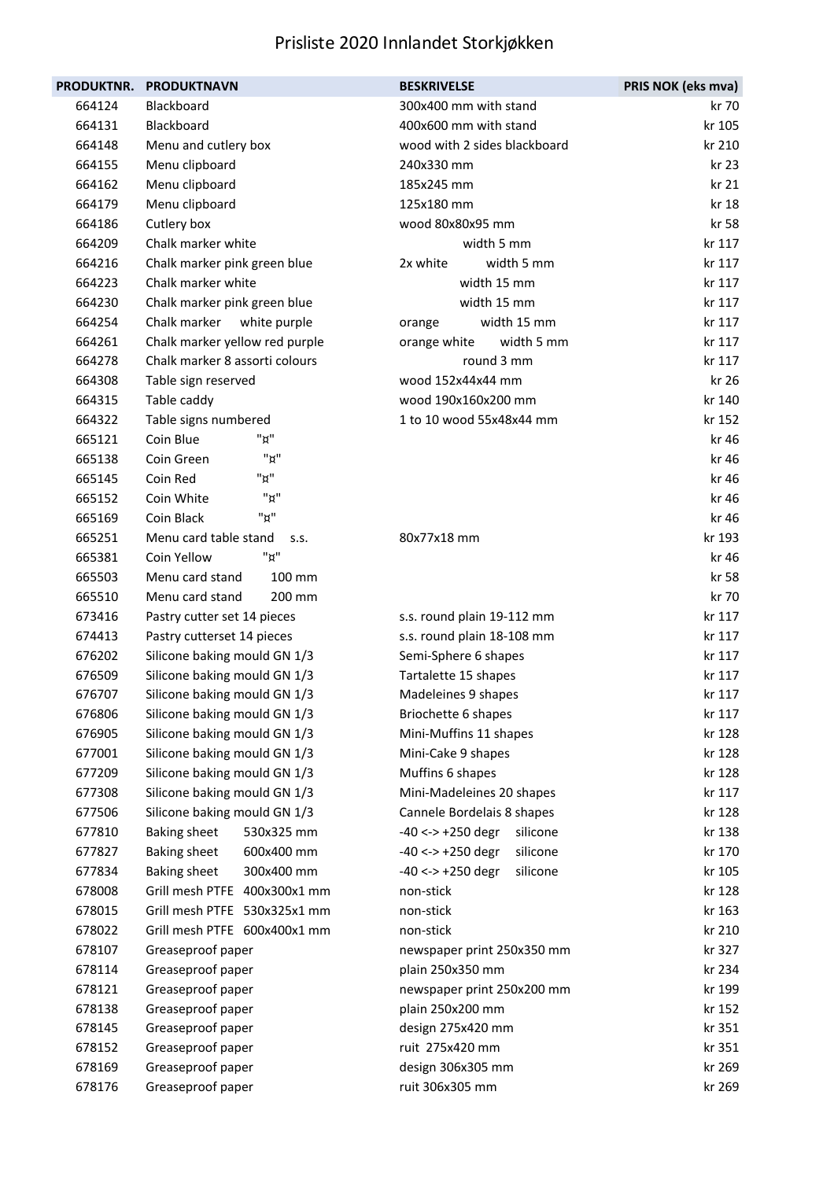# Prisliste 2020 Innlandet Storkjøkken

| PRODUKTNR. | PRODUKTNAVN | BESKRIVELSE | PRIS NOK (eks mva) |
|---|---|---|---|
| 664124 | Blackboard | 300x400 mm with stand | kr 70 |
| 664131 | Blackboard | 400x600 mm with stand | kr 105 |
| 664148 | Menu and cutlery box | wood with 2 sides blackboard | kr 210 |
| 664155 | Menu clipboard | 240x330 mm | kr 23 |
| 664162 | Menu clipboard | 185x245 mm | kr 21 |
| 664179 | Menu clipboard | 125x180 mm | kr 18 |
| 664186 | Cutlery box | wood 80x80x95 mm | kr 58 |
| 664209 | Chalk marker white | width 5 mm | kr 117 |
| 664216 | Chalk marker pink green blue | 2x white width 5 mm | kr 117 |
| 664223 | Chalk marker white | width 15 mm | kr 117 |
| 664230 | Chalk marker pink green blue | width 15 mm | kr 117 |
| 664254 | Chalk marker white purple | orange width 15 mm | kr 117 |
| 664261 | Chalk marker yellow red purple | orange white width 5 mm | kr 117 |
| 664278 | Chalk marker 8 assorti colours | round 3 mm | kr 117 |
| 664308 | Table sign reserved | wood 152x44x44 mm | kr 26 |
| 664315 | Table caddy | wood 190x160x200 mm | kr 140 |
| 664322 | Table signs numbered | 1 to 10 wood 55x48x44 mm | kr 152 |
| 665121 | Coin Blue "¤" | | kr 46 |
| 665138 | Coin Green "¤" | | kr 46 |
| 665145 | Coin Red "¤" | | kr 46 |
| 665152 | Coin White "¤" | | kr 46 |
| 665169 | Coin Black "¤" | | kr 46 |
| 665251 | Menu card table stand s.s. | 80x77x18 mm | kr 193 |
| 665381 | Coin Yellow "¤" | | kr 46 |
| 665503 | Menu card stand 100 mm | | kr 58 |
| 665510 | Menu card stand 200 mm | | kr 70 |
| 673416 | Pastry cutter set 14 pieces | s.s. round plain 19-112 mm | kr 117 |
| 674413 | Pastry cutterset 14 pieces | s.s. round plain 18-108 mm | kr 117 |
| 676202 | Silicone baking mould GN 1/3 | Semi-Sphere 6 shapes | kr 117 |
| 676509 | Silicone baking mould GN 1/3 | Tartalette 15 shapes | kr 117 |
| 676707 | Silicone baking mould GN 1/3 | Madeleines 9 shapes | kr 117 |
| 676806 | Silicone baking mould GN 1/3 | Briochette 6 shapes | kr 117 |
| 676905 | Silicone baking mould GN 1/3 | Mini-Muffins 11 shapes | kr 128 |
| 677001 | Silicone baking mould GN 1/3 | Mini-Cake 9 shapes | kr 128 |
| 677209 | Silicone baking mould GN 1/3 | Muffins 6 shapes | kr 128 |
| 677308 | Silicone baking mould GN 1/3 | Mini-Madeleines 20 shapes | kr 117 |
| 677506 | Silicone baking mould GN 1/3 | Cannele Bordelais 8 shapes | kr 128 |
| 677810 | Baking sheet 530x325 mm | -40 <-> +250 degr silicone | kr 138 |
| 677827 | Baking sheet 600x400 mm | -40 <-> +250 degr silicone | kr 170 |
| 677834 | Baking sheet 300x400 mm | -40 <-> +250 degr silicone | kr 105 |
| 678008 | Grill mesh PTFE 400x300x1 mm | non-stick | kr 128 |
| 678015 | Grill mesh PTFE 530x325x1 mm | non-stick | kr 163 |
| 678022 | Grill mesh PTFE 600x400x1 mm | non-stick | kr 210 |
| 678107 | Greaseproof paper | newspaper print 250x350 mm | kr 327 |
| 678114 | Greaseproof paper | plain 250x350 mm | kr 234 |
| 678121 | Greaseproof paper | newspaper print 250x200 mm | kr 199 |
| 678138 | Greaseproof paper | plain 250x200 mm | kr 152 |
| 678145 | Greaseproof paper | design 275x420 mm | kr 351 |
| 678152 | Greaseproof paper | ruit 275x420 mm | kr 351 |
| 678169 | Greaseproof paper | design 306x305 mm | kr 269 |
| 678176 | Greaseproof paper | ruit 306x305 mm | kr 269 |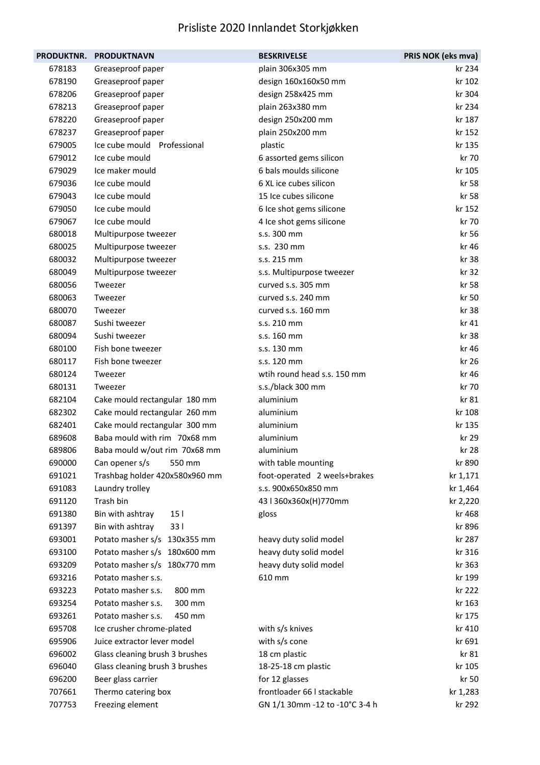# Prisliste 2020 Innlandet Storkjøkken

| PRODUKTNR. | PRODUKTNAVN | BESKRIVELSE | PRIS NOK (eks mva) |
|---|---|---|---|
| 678183 | Greaseproof paper | plain 306x305 mm | kr 234 |
| 678190 | Greaseproof paper | design 160x160x50 mm | kr 102 |
| 678206 | Greaseproof paper | design 258x425 mm | kr 304 |
| 678213 | Greaseproof paper | plain 263x380 mm | kr 234 |
| 678220 | Greaseproof paper | design 250x200 mm | kr 187 |
| 678237 | Greaseproof paper | plain 250x200 mm | kr 152 |
| 679005 | Ice cube mould Professional | plastic | kr 135 |
| 679012 | Ice cube mould | 6 assorted gems silicon | kr 70 |
| 679029 | Ice maker mould | 6 bals moulds silicone | kr 105 |
| 679036 | Ice cube mould | 6 XL ice cubes silicon | kr 58 |
| 679043 | Ice cube mould | 15 Ice cubes silicone | kr 58 |
| 679050 | Ice cube mould | 6 Ice shot gems silicone | kr 152 |
| 679067 | Ice cube mould | 4 Ice shot gems silicone | kr 70 |
| 680018 | Multipurpose tweezer | s.s. 300 mm | kr 56 |
| 680025 | Multipurpose tweezer | s.s. 230 mm | kr 46 |
| 680032 | Multipurpose tweezer | s.s. 215 mm | kr 38 |
| 680049 | Multipurpose tweezer | s.s. Multipurpose tweezer | kr 32 |
| 680056 | Tweezer | curved s.s. 305 mm | kr 58 |
| 680063 | Tweezer | curved s.s. 240 mm | kr 50 |
| 680070 | Tweezer | curved s.s. 160 mm | kr 38 |
| 680087 | Sushi tweezer | s.s. 210 mm | kr 41 |
| 680094 | Sushi tweezer | s.s. 160 mm | kr 38 |
| 680100 | Fish bone tweezer | s.s. 130 mm | kr 46 |
| 680117 | Fish bone tweezer | s.s. 120 mm | kr 26 |
| 680124 | Tweezer | wtih round head s.s. 150 mm | kr 46 |
| 680131 | Tweezer | s.s./black 300 mm | kr 70 |
| 682104 | Cake mould rectangular 180 mm | aluminium | kr 81 |
| 682302 | Cake mould rectangular 260 mm | aluminium | kr 108 |
| 682401 | Cake mould rectangular 300 mm | aluminium | kr 135 |
| 689608 | Baba mould with rim 70x68 mm | aluminium | kr 29 |
| 689806 | Baba mould w/out rim 70x68 mm | aluminium | kr 28 |
| 690000 | Can opener s/s 550 mm | with table mounting | kr 890 |
| 691021 | Trashbag holder 420x580x960 mm | foot-operated 2 weels+brakes | kr 1,171 |
| 691083 | Laundry trolley | s.s. 900x650x850 mm | kr 1,464 |
| 691120 | Trash bin | 43 l 360x360x(H)770mm | kr 2,220 |
| 691380 | Bin with ashtray 15 l | gloss | kr 468 |
| 691397 | Bin with ashtray 33 l | | kr 896 |
| 693001 | Potato masher s/s 130x355 mm | heavy duty solid model | kr 287 |
| 693100 | Potato masher s/s 180x600 mm | heavy duty solid model | kr 316 |
| 693209 | Potato masher s/s 180x770 mm | heavy duty solid model | kr 363 |
| 693216 | Potato masher s.s. | 610 mm | kr 199 |
| 693223 | Potato masher s.s. 800 mm | | kr 222 |
| 693254 | Potato masher s.s. 300 mm | | kr 163 |
| 693261 | Potato masher s.s. 450 mm | | kr 175 |
| 695708 | Ice crusher chrome-plated | with s/s knives | kr 410 |
| 695906 | Juice extractor lever model | with s/s cone | kr 691 |
| 696002 | Glass cleaning brush 3 brushes | 18 cm plastic | kr 81 |
| 696040 | Glass cleaning brush 3 brushes | 18-25-18 cm plastic | kr 105 |
| 696200 | Beer glass carrier | for 12 glasses | kr 50 |
| 707661 | Thermo catering box | frontloader 66 l stackable | kr 1,283 |
| 707753 | Freezing element | GN 1/1 30mm -12 to -10°C 3-4 h | kr 292 |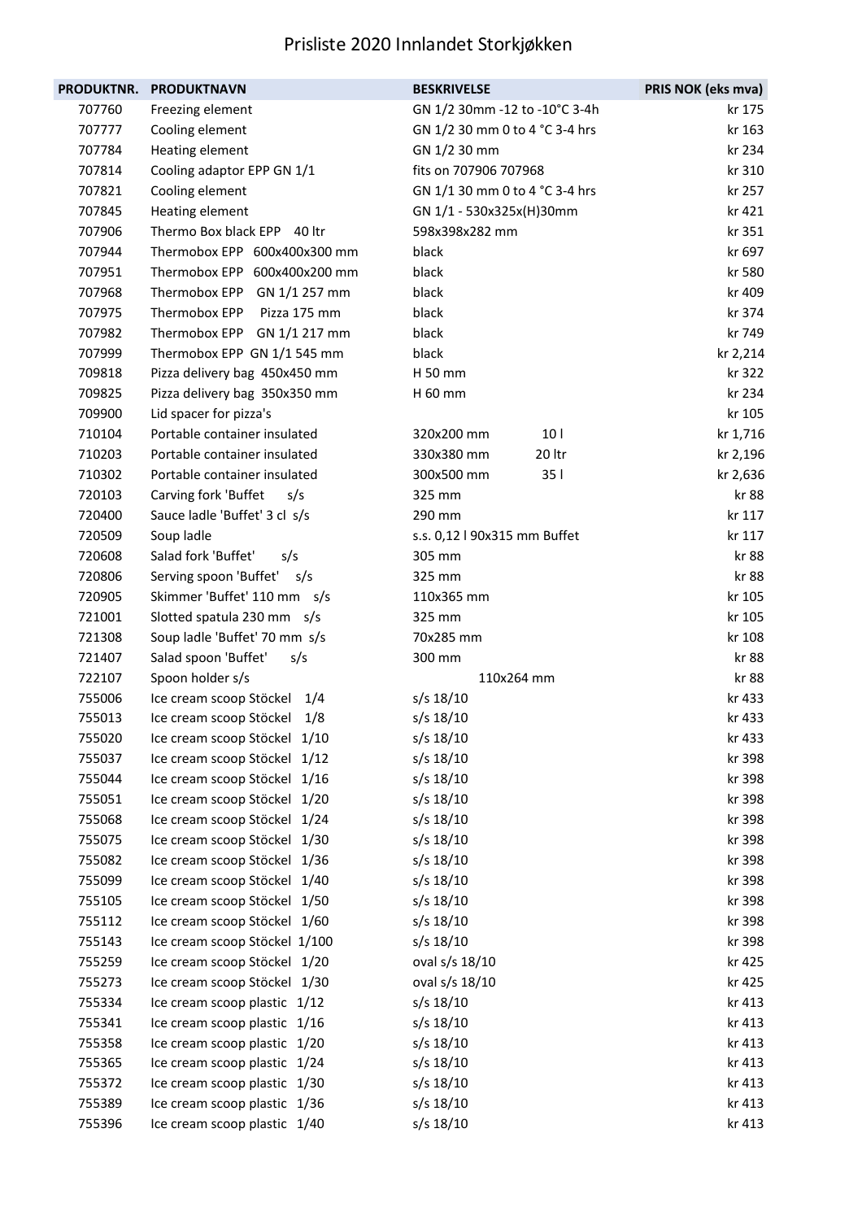# Prisliste 2020 Innlandet Storkjøkken

| PRODUKTNR. | PRODUKTNAVN | BESKRIVELSE | PRIS NOK (eks mva) |
|---|---|---|---|
| 707760 | Freezing element | GN 1/2 30mm -12 to -10°C 3-4h | kr 175 |
| 707777 | Cooling element | GN 1/2 30 mm 0 to 4 °C 3-4 hrs | kr 163 |
| 707784 | Heating element | GN 1/2 30 mm | kr 234 |
| 707814 | Cooling adaptor EPP GN 1/1 | fits on 707906 707968 | kr 310 |
| 707821 | Cooling element | GN 1/1 30 mm 0 to 4 °C 3-4 hrs | kr 257 |
| 707845 | Heating element | GN 1/1 - 530x325x(H)30mm | kr 421 |
| 707906 | Thermo Box black EPP 40 ltr | 598x398x282 mm | kr 351 |
| 707944 | Thermobox EPP 600x400x300 mm | black | kr 697 |
| 707951 | Thermobox EPP 600x400x200 mm | black | kr 580 |
| 707968 | Thermobox EPP GN 1/1 257 mm | black | kr 409 |
| 707975 | Thermobox EPP Pizza 175 mm | black | kr 374 |
| 707982 | Thermobox EPP GN 1/1 217 mm | black | kr 749 |
| 707999 | Thermobox EPP GN 1/1 545 mm | black | kr 2,214 |
| 709818 | Pizza delivery bag 450x450 mm | H 50 mm | kr 322 |
| 709825 | Pizza delivery bag 350x350 mm | H 60 mm | kr 234 |
| 709900 | Lid spacer for pizza's | | kr 105 |
| 710104 | Portable container insulated | 320x200 mm 10 l | kr 1,716 |
| 710203 | Portable container insulated | 330x380 mm 20 ltr | kr 2,196 |
| 710302 | Portable container insulated | 300x500 mm 35 l | kr 2,636 |
| 720103 | Carving fork 'Buffet s/s | 325 mm | kr 88 |
| 720400 | Sauce ladle 'Buffet' 3 cl s/s | 290 mm | kr 117 |
| 720509 | Soup ladle | s.s. 0,12 l 90x315 mm Buffet | kr 117 |
| 720608 | Salad fork 'Buffet' s/s | 305 mm | kr 88 |
| 720806 | Serving spoon 'Buffet' s/s | 325 mm | kr 88 |
| 720905 | Skimmer 'Buffet' 110 mm s/s | 110x365 mm | kr 105 |
| 721001 | Slotted spatula 230 mm s/s | 325 mm | kr 105 |
| 721308 | Soup ladle 'Buffet' 70 mm s/s | 70x285 mm | kr 108 |
| 721407 | Salad spoon 'Buffet' s/s | 300 mm | kr 88 |
| 722107 | Spoon holder s/s | 110x264 mm | kr 88 |
| 755006 | Ice cream scoop Stöckel 1/4 | s/s 18/10 | kr 433 |
| 755013 | Ice cream scoop Stöckel 1/8 | s/s 18/10 | kr 433 |
| 755020 | Ice cream scoop Stöckel 1/10 | s/s 18/10 | kr 433 |
| 755037 | Ice cream scoop Stöckel 1/12 | s/s 18/10 | kr 398 |
| 755044 | Ice cream scoop Stöckel 1/16 | s/s 18/10 | kr 398 |
| 755051 | Ice cream scoop Stöckel 1/20 | s/s 18/10 | kr 398 |
| 755068 | Ice cream scoop Stöckel 1/24 | s/s 18/10 | kr 398 |
| 755075 | Ice cream scoop Stöckel 1/30 | s/s 18/10 | kr 398 |
| 755082 | Ice cream scoop Stöckel 1/36 | s/s 18/10 | kr 398 |
| 755099 | Ice cream scoop Stöckel 1/40 | s/s 18/10 | kr 398 |
| 755105 | Ice cream scoop Stöckel 1/50 | s/s 18/10 | kr 398 |
| 755112 | Ice cream scoop Stöckel 1/60 | s/s 18/10 | kr 398 |
| 755143 | Ice cream scoop Stöckel 1/100 | s/s 18/10 | kr 398 |
| 755259 | Ice cream scoop Stöckel 1/20 | oval s/s 18/10 | kr 425 |
| 755273 | Ice cream scoop Stöckel 1/30 | oval s/s 18/10 | kr 425 |
| 755334 | Ice cream scoop plastic 1/12 | s/s 18/10 | kr 413 |
| 755341 | Ice cream scoop plastic 1/16 | s/s 18/10 | kr 413 |
| 755358 | Ice cream scoop plastic 1/20 | s/s 18/10 | kr 413 |
| 755365 | Ice cream scoop plastic 1/24 | s/s 18/10 | kr 413 |
| 755372 | Ice cream scoop plastic 1/30 | s/s 18/10 | kr 413 |
| 755389 | Ice cream scoop plastic 1/36 | s/s 18/10 | kr 413 |
| 755396 | Ice cream scoop plastic 1/40 | s/s 18/10 | kr 413 |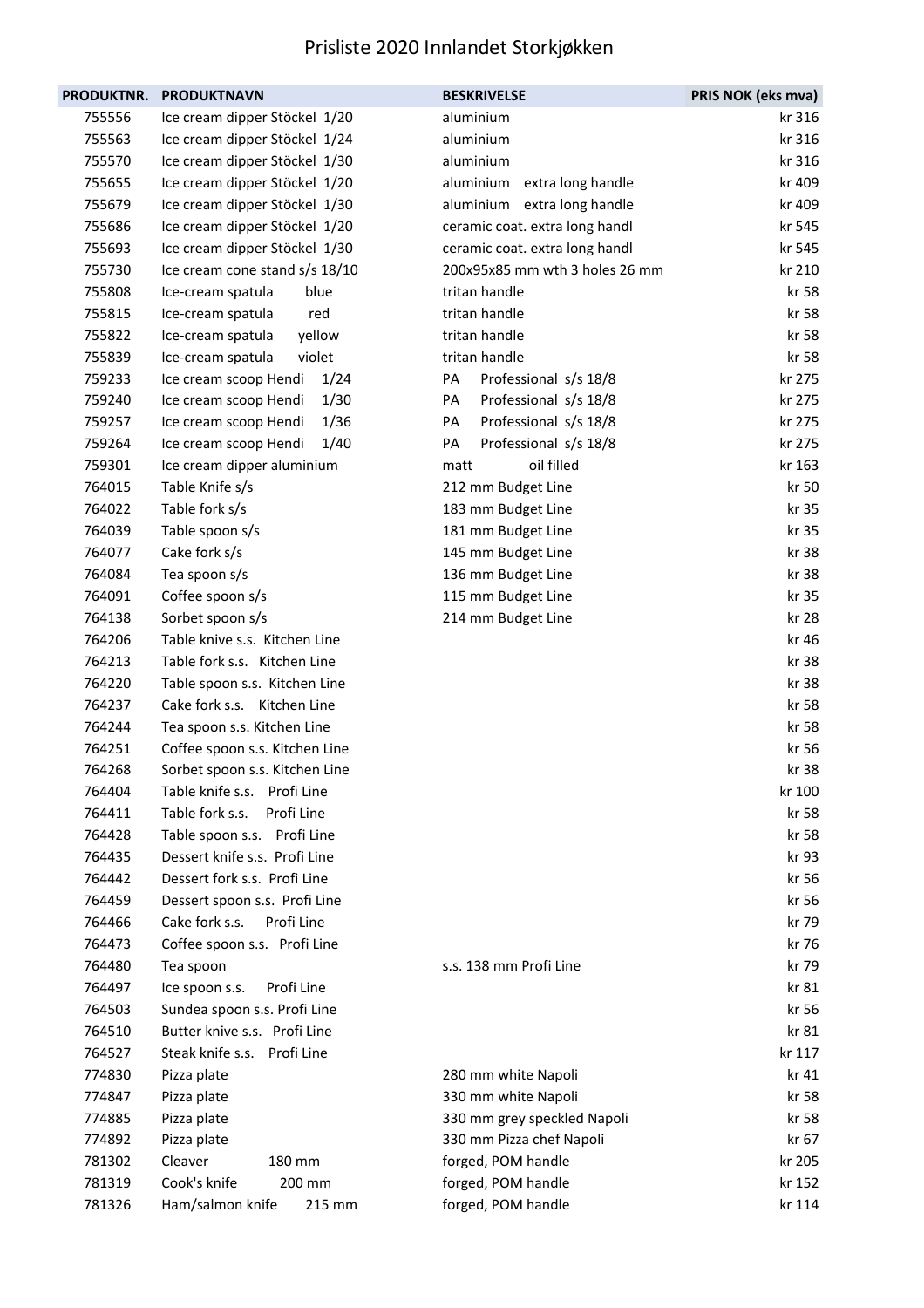# Prisliste 2020 Innlandet Storkjøkken

| PRODUKTNR. | PRODUKTNAVN | BESKRIVELSE | PRIS NOK (eks mva) |
|---|---|---|---|
| 755556 | Ice cream dipper Stöckel 1/20 | aluminium | kr 316 |
| 755563 | Ice cream dipper Stöckel 1/24 | aluminium | kr 316 |
| 755570 | Ice cream dipper Stöckel 1/30 | aluminium | kr 316 |
| 755655 | Ice cream dipper Stöckel 1/20 | aluminium extra long handle | kr 409 |
| 755679 | Ice cream dipper Stöckel 1/30 | aluminium extra long handle | kr 409 |
| 755686 | Ice cream dipper Stöckel 1/20 | ceramic coat. extra long handl | kr 545 |
| 755693 | Ice cream dipper Stöckel 1/30 | ceramic coat. extra long handl | kr 545 |
| 755730 | Ice cream cone stand s/s 18/10 | 200x95x85 mm wth 3 holes 26 mm | kr 210 |
| 755808 | Ice-cream spatula blue | tritan handle | kr 58 |
| 755815 | Ice-cream spatula red | tritan handle | kr 58 |
| 755822 | Ice-cream spatula yellow | tritan handle | kr 58 |
| 755839 | Ice-cream spatula violet | tritan handle | kr 58 |
| 759233 | Ice cream scoop Hendi 1/24 | PA Professional s/s 18/8 | kr 275 |
| 759240 | Ice cream scoop Hendi 1/30 | PA Professional s/s 18/8 | kr 275 |
| 759257 | Ice cream scoop Hendi 1/36 | PA Professional s/s 18/8 | kr 275 |
| 759264 | Ice cream scoop Hendi 1/40 | PA Professional s/s 18/8 | kr 275 |
| 759301 | Ice cream dipper aluminium | matt oil filled | kr 163 |
| 764015 | Table Knife s/s | 212 mm Budget Line | kr 50 |
| 764022 | Table fork s/s | 183 mm Budget Line | kr 35 |
| 764039 | Table spoon s/s | 181 mm Budget Line | kr 35 |
| 764077 | Cake fork s/s | 145 mm Budget Line | kr 38 |
| 764084 | Tea spoon s/s | 136 mm Budget Line | kr 38 |
| 764091 | Coffee spoon s/s | 115 mm Budget Line | kr 35 |
| 764138 | Sorbet spoon s/s | 214 mm Budget Line | kr 28 |
| 764206 | Table knive s.s. Kitchen Line | | kr 46 |
| 764213 | Table fork s.s. Kitchen Line | | kr 38 |
| 764220 | Table spoon s.s. Kitchen Line | | kr 38 |
| 764237 | Cake fork s.s. Kitchen Line | | kr 58 |
| 764244 | Tea spoon s.s. Kitchen Line | | kr 58 |
| 764251 | Coffee spoon s.s. Kitchen Line | | kr 56 |
| 764268 | Sorbet spoon s.s. Kitchen Line | | kr 38 |
| 764404 | Table knife s.s. Profi Line | | kr 100 |
| 764411 | Table fork s.s. Profi Line | | kr 58 |
| 764428 | Table spoon s.s. Profi Line | | kr 58 |
| 764435 | Dessert knife s.s. Profi Line | | kr 93 |
| 764442 | Dessert fork s.s. Profi Line | | kr 56 |
| 764459 | Dessert spoon s.s. Profi Line | | kr 56 |
| 764466 | Cake fork s.s. Profi Line | | kr 79 |
| 764473 | Coffee spoon s.s. Profi Line | | kr 76 |
| 764480 | Tea spoon | s.s. 138 mm Profi Line | kr 79 |
| 764497 | Ice spoon s.s. Profi Line | | kr 81 |
| 764503 | Sundea spoon s.s. Profi Line | | kr 56 |
| 764510 | Butter knive s.s. Profi Line | | kr 81 |
| 764527 | Steak knife s.s. Profi Line | | kr 117 |
| 774830 | Pizza plate | 280 mm white Napoli | kr 41 |
| 774847 | Pizza plate | 330 mm white Napoli | kr 58 |
| 774885 | Pizza plate | 330 mm grey speckled Napoli | kr 58 |
| 774892 | Pizza plate | 330 mm Pizza chef Napoli | kr 67 |
| 781302 | Cleaver 180 mm | forged, POM handle | kr 205 |
| 781319 | Cook's knife 200 mm | forged, POM handle | kr 152 |
| 781326 | Ham/salmon knife 215 mm | forged, POM handle | kr 114 |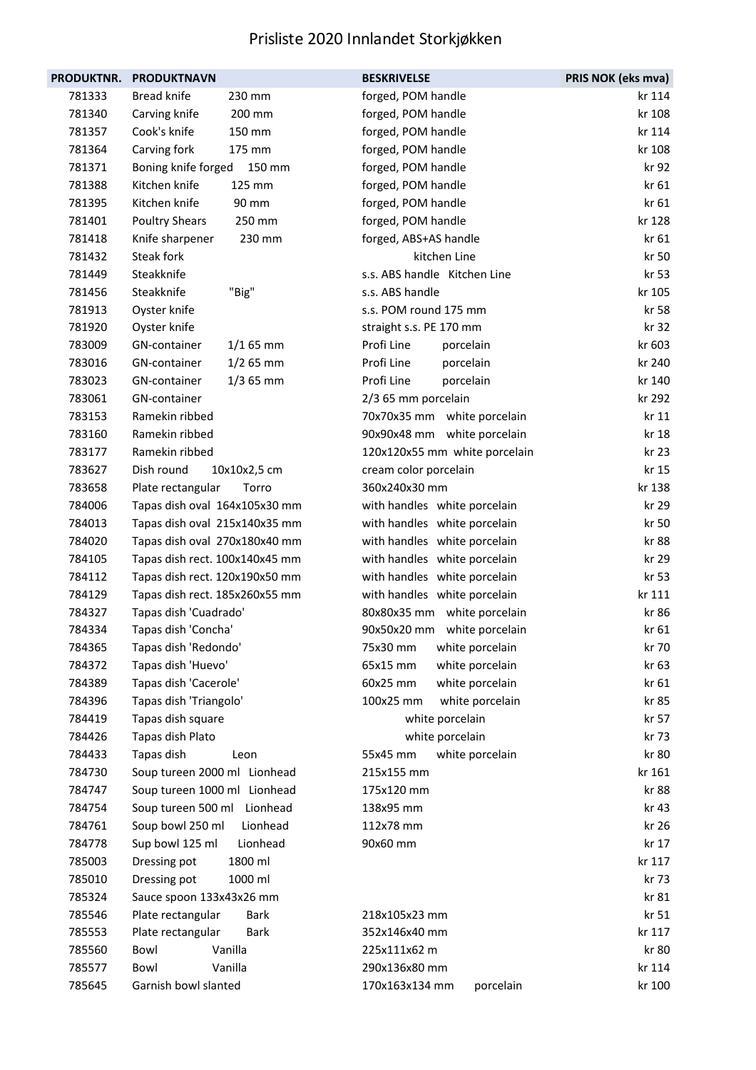# Prisliste 2020 Innlandet Storkjøkken

| PRODUKTNR. | PRODUKTNAVN | BESKRIVELSE | PRIS NOK (eks mva) |
|---|---|---|---|
| 781333 | Bread knife 230 mm | forged, POM handle | kr 114 |
| 781340 | Carving knife 200 mm | forged, POM handle | kr 108 |
| 781357 | Cook's knife 150 mm | forged, POM handle | kr 114 |
| 781364 | Carving fork 175 mm | forged, POM handle | kr 108 |
| 781371 | Boning knife forged 150 mm | forged, POM handle | kr 92 |
| 781388 | Kitchen knife 125 mm | forged, POM handle | kr 61 |
| 781395 | Kitchen knife 90 mm | forged, POM handle | kr 61 |
| 781401 | Poultry Shears 250 mm | forged, POM handle | kr 128 |
| 781418 | Knife sharpener 230 mm | forged, ABS+AS handle | kr 61 |
| 781432 | Steak fork | kitchen Line | kr 50 |
| 781449 | Steakknife | s.s. ABS handle Kitchen Line | kr 53 |
| 781456 | Steakknife "Big" | s.s. ABS handle | kr 105 |
| 781913 | Oyster knife | s.s. POM round 175 mm | kr 58 |
| 781920 | Oyster knife | straight s.s. PE 170 mm | kr 32 |
| 783009 | GN-container 1/1 65 mm | Profi Line porcelain | kr 603 |
| 783016 | GN-container 1/2 65 mm | Profi Line porcelain | kr 240 |
| 783023 | GN-container 1/3 65 mm | Profi Line porcelain | kr 140 |
| 783061 | GN-container | 2/3 65 mm porcelain | kr 292 |
| 783153 | Ramekin ribbed | 70x70x35 mm white porcelain | kr 11 |
| 783160 | Ramekin ribbed | 90x90x48 mm white porcelain | kr 18 |
| 783177 | Ramekin ribbed | 120x120x55 mm white porcelain | kr 23 |
| 783627 | Dish round 10x10x2,5 cm | cream color porcelain | kr 15 |
| 783658 | Plate rectangular Torro | 360x240x30 mm | kr 138 |
| 784006 | Tapas dish oval 164x105x30 mm | with handles white porcelain | kr 29 |
| 784013 | Tapas dish oval 215x140x35 mm | with handles white porcelain | kr 50 |
| 784020 | Tapas dish oval 270x180x40 mm | with handles white porcelain | kr 88 |
| 784105 | Tapas dish rect. 100x140x45 mm | with handles white porcelain | kr 29 |
| 784112 | Tapas dish rect. 120x190x50 mm | with handles white porcelain | kr 53 |
| 784129 | Tapas dish rect. 185x260x55 mm | with handles white porcelain | kr 111 |
| 784327 | Tapas dish 'Cuadrado' | 80x80x35 mm white porcelain | kr 86 |
| 784334 | Tapas dish 'Concha' | 90x50x20 mm white porcelain | kr 61 |
| 784365 | Tapas dish 'Redondo' | 75x30 mm white porcelain | kr 70 |
| 784372 | Tapas dish 'Huevo' | 65x15 mm white porcelain | kr 63 |
| 784389 | Tapas dish 'Cacerole' | 60x25 mm white porcelain | kr 61 |
| 784396 | Tapas dish 'Triangolo' | 100x25 mm white porcelain | kr 85 |
| 784419 | Tapas dish square | white porcelain | kr 57 |
| 784426 | Tapas dish Plato | white porcelain | kr 73 |
| 784433 | Tapas dish Leon | 55x45 mm white porcelain | kr 80 |
| 784730 | Soup tureen 2000 ml Lionhead | 215x155 mm | kr 161 |
| 784747 | Soup tureen 1000 ml Lionhead | 175x120 mm | kr 88 |
| 784754 | Soup tureen 500 ml Lionhead | 138x95 mm | kr 43 |
| 784761 | Soup bowl 250 ml Lionhead | 112x78 mm | kr 26 |
| 784778 | Sup bowl 125 ml Lionhead | 90x60 mm | kr 17 |
| 785003 | Dressing pot 1800 ml | | kr 117 |
| 785010 | Dressing pot 1000 ml | | kr 73 |
| 785324 | Sauce spoon 133x43x26 mm | | kr 81 |
| 785546 | Plate rectangular Bark | 218x105x23 mm | kr 51 |
| 785553 | Plate rectangular Bark | 352x146x40 mm | kr 117 |
| 785560 | Bowl Vanilla | 225x111x62 m | kr 80 |
| 785577 | Bowl Vanilla | 290x136x80 mm | kr 114 |
| 785645 | Garnish bowl slanted | 170x163x134 mm porcelain | kr 100 |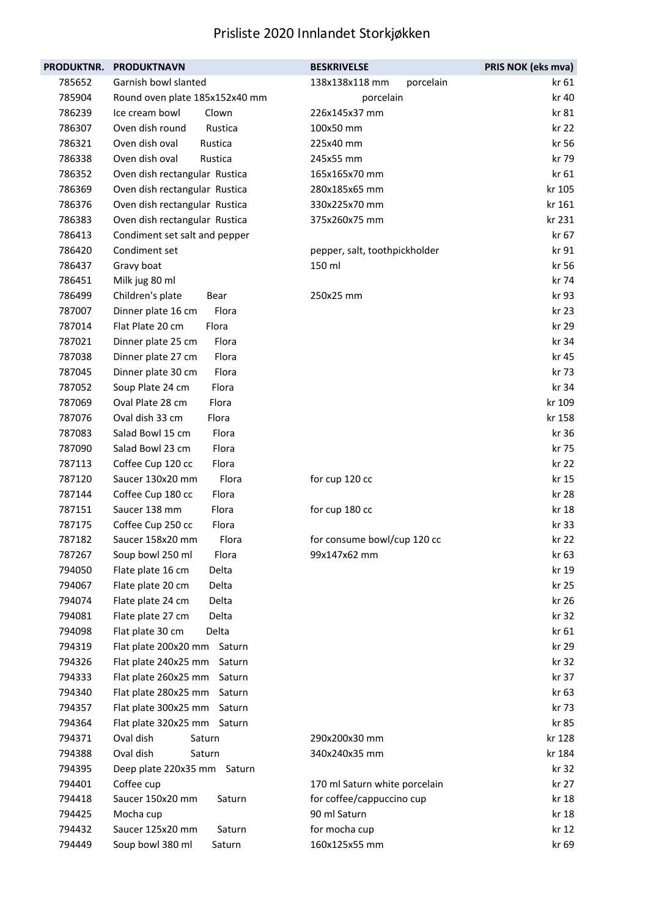# Prisliste 2020 Innlandet Storkjøkken

| PRODUKTNR. | PRODUKTNAVN | BESKRIVELSE | PRIS NOK (eks mva) |
|---|---|---|---|
| 785652 | Garnish bowl slanted | 138x138x118 mm porcelain | kr 61 |
| 785904 | Round oven plate 185x152x40 mm | porcelain | kr 40 |
| 786239 | Ice cream bowl Clown | 226x145x37 mm | kr 81 |
| 786307 | Oven dish round Rustica | 100x50 mm | kr 22 |
| 786321 | Oven dish oval Rustica | 225x40 mm | kr 56 |
| 786338 | Oven dish oval Rustica | 245x55 mm | kr 79 |
| 786352 | Oven dish rectangular Rustica | 165x165x70 mm | kr 61 |
| 786369 | Oven dish rectangular Rustica | 280x185x65 mm | kr 105 |
| 786376 | Oven dish rectangular Rustica | 330x225x70 mm | kr 161 |
| 786383 | Oven dish rectangular Rustica | 375x260x75 mm | kr 231 |
| 786413 | Condiment set salt and pepper | | kr 67 |
| 786420 | Condiment set | pepper, salt, toothpickholder | kr 91 |
| 786437 | Gravy boat | 150 ml | kr 56 |
| 786451 | Milk jug 80 ml | | kr 74 |
| 786499 | Children's plate Bear | 250x25 mm | kr 93 |
| 787007 | Dinner plate 16 cm Flora | | kr 23 |
| 787014 | Flat Plate 20 cm Flora | | kr 29 |
| 787021 | Dinner plate 25 cm Flora | | kr 34 |
| 787038 | Dinner plate 27 cm Flora | | kr 45 |
| 787045 | Dinner plate 30 cm Flora | | kr 73 |
| 787052 | Soup Plate 24 cm Flora | | kr 34 |
| 787069 | Oval Plate 28 cm Flora | | kr 109 |
| 787076 | Oval dish 33 cm Flora | | kr 158 |
| 787083 | Salad Bowl 15 cm Flora | | kr 36 |
| 787090 | Salad Bowl 23 cm Flora | | kr 75 |
| 787113 | Coffee Cup 120 cc Flora | | kr 22 |
| 787120 | Saucer 130x20 mm Flora | for cup 120 cc | kr 15 |
| 787144 | Coffee Cup 180 cc Flora | | kr 28 |
| 787151 | Saucer 138 mm Flora | for cup 180 cc | kr 18 |
| 787175 | Coffee Cup 250 cc Flora | | kr 33 |
| 787182 | Saucer 158x20 mm Flora | for consume bowl/cup 120 cc | kr 22 |
| 787267 | Soup bowl 250 ml Flora | 99x147x62 mm | kr 63 |
| 794050 | Flate plate 16 cm Delta | | kr 19 |
| 794067 | Flate plate 20 cm Delta | | kr 25 |
| 794074 | Flate plate 24 cm Delta | | kr 26 |
| 794081 | Flate plate 27 cm Delta | | kr 32 |
| 794098 | Flat plate 30 cm Delta | | kr 61 |
| 794319 | Flat plate 200x20 mm Saturn | | kr 29 |
| 794326 | Flat plate 240x25 mm Saturn | | kr 32 |
| 794333 | Flat plate 260x25 mm Saturn | | kr 37 |
| 794340 | Flat plate 280x25 mm Saturn | | kr 63 |
| 794357 | Flat plate 300x25 mm Saturn | | kr 73 |
| 794364 | Flat plate 320x25 mm Saturn | | kr 85 |
| 794371 | Oval dish Saturn | 290x200x30 mm | kr 128 |
| 794388 | Oval dish Saturn | 340x240x35 mm | kr 184 |
| 794395 | Deep plate 220x35 mm Saturn | | kr 32 |
| 794401 | Coffee cup | 170 ml Saturn white porcelain | kr 27 |
| 794418 | Saucer 150x20 mm Saturn | for coffee/cappuccino cup | kr 18 |
| 794425 | Mocha cup | 90 ml Saturn | kr 18 |
| 794432 | Saucer 125x20 mm Saturn | for mocha cup | kr 12 |
| 794449 | Soup bowl 380 ml Saturn | 160x125x55 mm | kr 69 |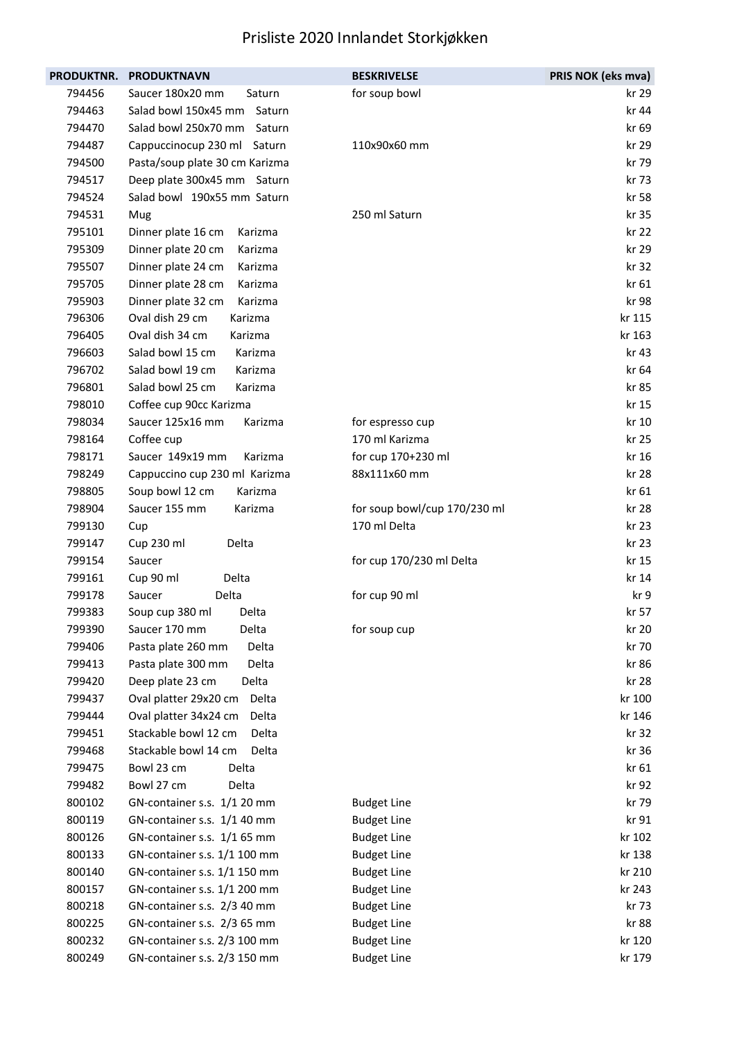# Prisliste 2020 Innlandet Storkjøkken

| PRODUKTNR. | PRODUKTNAVN | BESKRIVELSE | PRIS NOK (eks mva) |
|---|---|---|---|
| 794456 | Saucer 180x20 mm Saturn | for soup bowl | kr 29 |
| 794463 | Salad bowl 150x45 mm Saturn | | kr 44 |
| 794470 | Salad bowl 250x70 mm Saturn | | kr 69 |
| 794487 | Cappuccinocup 230 ml Saturn | 110x90x60 mm | kr 29 |
| 794500 | Pasta/soup plate 30 cm Karizma | | kr 79 |
| 794517 | Deep plate 300x45 mm Saturn | | kr 73 |
| 794524 | Salad bowl 190x55 mm Saturn | | kr 58 |
| 794531 | Mug | 250 ml Saturn | kr 35 |
| 795101 | Dinner plate 16 cm Karizma | | kr 22 |
| 795309 | Dinner plate 20 cm Karizma | | kr 29 |
| 795507 | Dinner plate 24 cm Karizma | | kr 32 |
| 795705 | Dinner plate 28 cm Karizma | | kr 61 |
| 795903 | Dinner plate 32 cm Karizma | | kr 98 |
| 796306 | Oval dish 29 cm Karizma | | kr 115 |
| 796405 | Oval dish 34 cm Karizma | | kr 163 |
| 796603 | Salad bowl 15 cm Karizma | | kr 43 |
| 796702 | Salad bowl 19 cm Karizma | | kr 64 |
| 796801 | Salad bowl 25 cm Karizma | | kr 85 |
| 798010 | Coffee cup 90cc Karizma | | kr 15 |
| 798034 | Saucer 125x16 mm Karizma | for espresso cup | kr 10 |
| 798164 | Coffee cup | 170 ml Karizma | kr 25 |
| 798171 | Saucer 149x19 mm Karizma | for cup 170+230 ml | kr 16 |
| 798249 | Cappuccino cup 230 ml Karizma | 88x111x60 mm | kr 28 |
| 798805 | Soup bowl 12 cm Karizma | | kr 61 |
| 798904 | Saucer 155 mm Karizma | for soup bowl/cup 170/230 ml | kr 28 |
| 799130 | Cup | 170 ml Delta | kr 23 |
| 799147 | Cup 230 ml Delta | | kr 23 |
| 799154 | Saucer | for cup 170/230 ml Delta | kr 15 |
| 799161 | Cup 90 ml Delta | | kr 14 |
| 799178 | Saucer Delta | for cup 90 ml | kr 9 |
| 799383 | Soup cup 380 ml Delta | | kr 57 |
| 799390 | Saucer 170 mm Delta | for soup cup | kr 20 |
| 799406 | Pasta plate 260 mm Delta | | kr 70 |
| 799413 | Pasta plate 300 mm Delta | | kr 86 |
| 799420 | Deep plate 23 cm Delta | | kr 28 |
| 799437 | Oval platter 29x20 cm Delta | | kr 100 |
| 799444 | Oval platter 34x24 cm Delta | | kr 146 |
| 799451 | Stackable bowl 12 cm Delta | | kr 32 |
| 799468 | Stackable bowl 14 cm Delta | | kr 36 |
| 799475 | Bowl 23 cm Delta | | kr 61 |
| 799482 | Bowl 27 cm Delta | | kr 92 |
| 800102 | GN-container s.s. 1/1 20 mm | Budget Line | kr 79 |
| 800119 | GN-container s.s. 1/1 40 mm | Budget Line | kr 91 |
| 800126 | GN-container s.s. 1/1 65 mm | Budget Line | kr 102 |
| 800133 | GN-container s.s. 1/1 100 mm | Budget Line | kr 138 |
| 800140 | GN-container s.s. 1/1 150 mm | Budget Line | kr 210 |
| 800157 | GN-container s.s. 1/1 200 mm | Budget Line | kr 243 |
| 800218 | GN-container s.s. 2/3 40 mm | Budget Line | kr 73 |
| 800225 | GN-container s.s. 2/3 65 mm | Budget Line | kr 88 |
| 800232 | GN-container s.s. 2/3 100 mm | Budget Line | kr 120 |
| 800249 | GN-container s.s. 2/3 150 mm | Budget Line | kr 179 |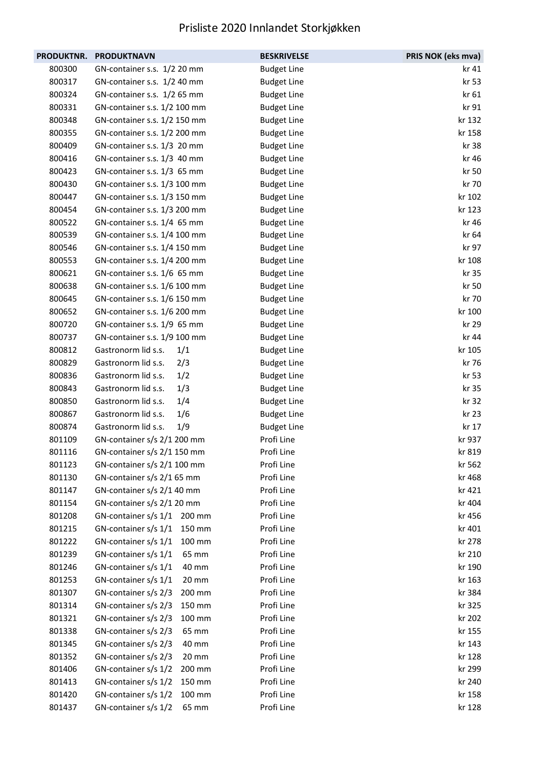# Prisliste 2020 Innlandet Storkjøkken

| PRODUKTNR. | PRODUKTNAVN | BESKRIVELSE | PRIS NOK (eks mva) |
|---|---|---|---|
| 800300 | GN-container s.s. 1/2 20 mm | Budget Line | kr 41 |
| 800317 | GN-container s.s. 1/2 40 mm | Budget Line | kr 53 |
| 800324 | GN-container s.s. 1/2 65 mm | Budget Line | kr 61 |
| 800331 | GN-container s.s. 1/2 100 mm | Budget Line | kr 91 |
| 800348 | GN-container s.s. 1/2 150 mm | Budget Line | kr 132 |
| 800355 | GN-container s.s. 1/2 200 mm | Budget Line | kr 158 |
| 800409 | GN-container s.s. 1/3 20 mm | Budget Line | kr 38 |
| 800416 | GN-container s.s. 1/3 40 mm | Budget Line | kr 46 |
| 800423 | GN-container s.s. 1/3 65 mm | Budget Line | kr 50 |
| 800430 | GN-container s.s. 1/3 100 mm | Budget Line | kr 70 |
| 800447 | GN-container s.s. 1/3 150 mm | Budget Line | kr 102 |
| 800454 | GN-container s.s. 1/3 200 mm | Budget Line | kr 123 |
| 800522 | GN-container s.s. 1/4 65 mm | Budget Line | kr 46 |
| 800539 | GN-container s.s. 1/4 100 mm | Budget Line | kr 64 |
| 800546 | GN-container s.s. 1/4 150 mm | Budget Line | kr 97 |
| 800553 | GN-container s.s. 1/4 200 mm | Budget Line | kr 108 |
| 800621 | GN-container s.s. 1/6 65 mm | Budget Line | kr 35 |
| 800638 | GN-container s.s. 1/6 100 mm | Budget Line | kr 50 |
| 800645 | GN-container s.s. 1/6 150 mm | Budget Line | kr 70 |
| 800652 | GN-container s.s. 1/6 200 mm | Budget Line | kr 100 |
| 800720 | GN-container s.s. 1/9 65 mm | Budget Line | kr 29 |
| 800737 | GN-container s.s. 1/9 100 mm | Budget Line | kr 44 |
| 800812 | Gastronorm lid s.s. 1/1 | Budget Line | kr 105 |
| 800829 | Gastronorm lid s.s. 2/3 | Budget Line | kr 76 |
| 800836 | Gastronorm lid s.s. 1/2 | Budget Line | kr 53 |
| 800843 | Gastronorm lid s.s. 1/3 | Budget Line | kr 35 |
| 800850 | Gastronorm lid s.s. 1/4 | Budget Line | kr 32 |
| 800867 | Gastronorm lid s.s. 1/6 | Budget Line | kr 23 |
| 800874 | Gastronorm lid s.s. 1/9 | Budget Line | kr 17 |
| 801109 | GN-container s/s 2/1 200 mm | Profi Line | kr 937 |
| 801116 | GN-container s/s 2/1 150 mm | Profi Line | kr 819 |
| 801123 | GN-container s/s 2/1 100 mm | Profi Line | kr 562 |
| 801130 | GN-container s/s 2/1 65 mm | Profi Line | kr 468 |
| 801147 | GN-container s/s 2/1 40 mm | Profi Line | kr 421 |
| 801154 | GN-container s/s 2/1 20 mm | Profi Line | kr 404 |
| 801208 | GN-container s/s 1/1 200 mm | Profi Line | kr 456 |
| 801215 | GN-container s/s 1/1 150 mm | Profi Line | kr 401 |
| 801222 | GN-container s/s 1/1 100 mm | Profi Line | kr 278 |
| 801239 | GN-container s/s 1/1 65 mm | Profi Line | kr 210 |
| 801246 | GN-container s/s 1/1 40 mm | Profi Line | kr 190 |
| 801253 | GN-container s/s 1/1 20 mm | Profi Line | kr 163 |
| 801307 | GN-container s/s 2/3 200 mm | Profi Line | kr 384 |
| 801314 | GN-container s/s 2/3 150 mm | Profi Line | kr 325 |
| 801321 | GN-container s/s 2/3 100 mm | Profi Line | kr 202 |
| 801338 | GN-container s/s 2/3 65 mm | Profi Line | kr 155 |
| 801345 | GN-container s/s 2/3 40 mm | Profi Line | kr 143 |
| 801352 | GN-container s/s 2/3 20 mm | Profi Line | kr 128 |
| 801406 | GN-container s/s 1/2 200 mm | Profi Line | kr 299 |
| 801413 | GN-container s/s 1/2 150 mm | Profi Line | kr 240 |
| 801420 | GN-container s/s 1/2 100 mm | Profi Line | kr 158 |
| 801437 | GN-container s/s 1/2 65 mm | Profi Line | kr 128 |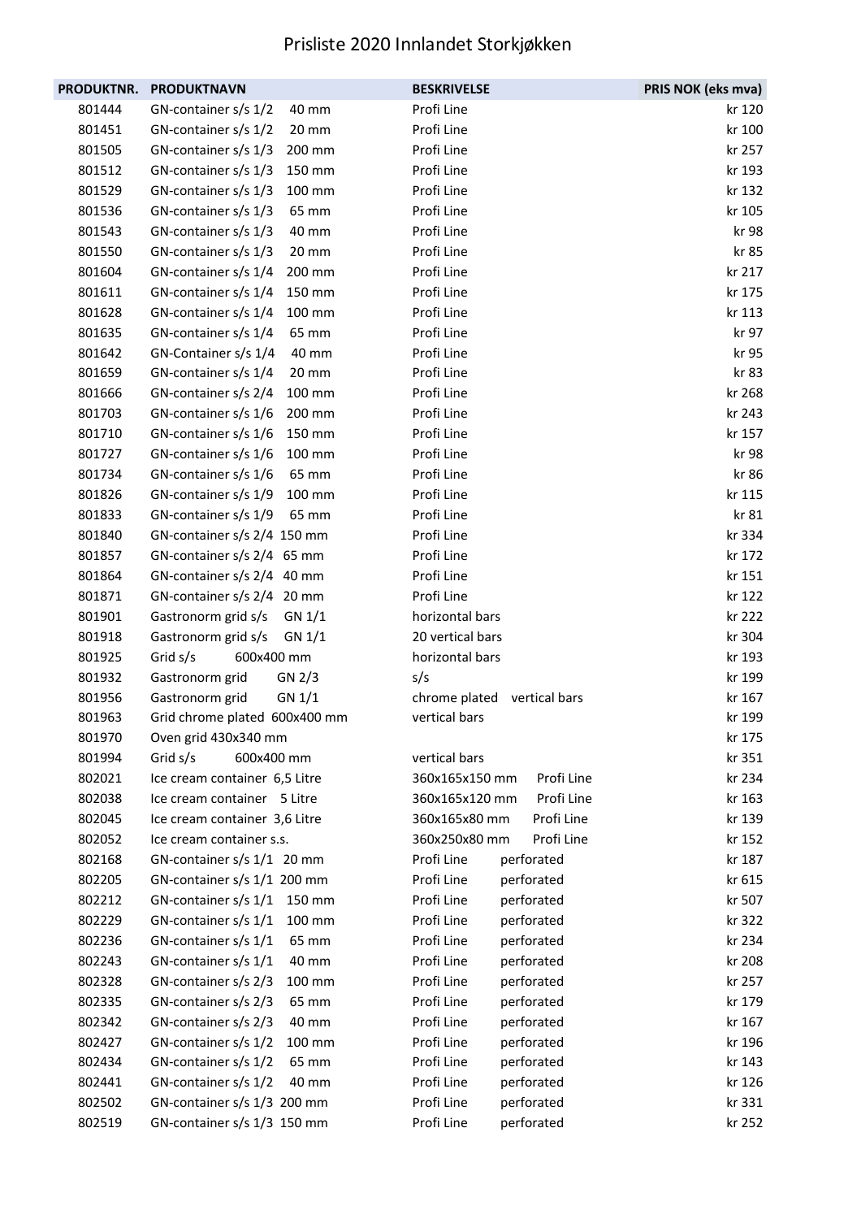# Prisliste 2020 Innlandet Storkjøkken

| PRODUKTNR. | PRODUKTNAVN | BESKRIVELSE | PRIS NOK (eks mva) |
|---|---|---|---|
| 801444 | GN-container s/s 1/2 40 mm | Profi Line | kr 120 |
| 801451 | GN-container s/s 1/2 20 mm | Profi Line | kr 100 |
| 801505 | GN-container s/s 1/3 200 mm | Profi Line | kr 257 |
| 801512 | GN-container s/s 1/3 150 mm | Profi Line | kr 193 |
| 801529 | GN-container s/s 1/3 100 mm | Profi Line | kr 132 |
| 801536 | GN-container s/s 1/3 65 mm | Profi Line | kr 105 |
| 801543 | GN-container s/s 1/3 40 mm | Profi Line | kr 98 |
| 801550 | GN-container s/s 1/3 20 mm | Profi Line | kr 85 |
| 801604 | GN-container s/s 1/4 200 mm | Profi Line | kr 217 |
| 801611 | GN-container s/s 1/4 150 mm | Profi Line | kr 175 |
| 801628 | GN-container s/s 1/4 100 mm | Profi Line | kr 113 |
| 801635 | GN-container s/s 1/4 65 mm | Profi Line | kr 97 |
| 801642 | GN-Container s/s 1/4 40 mm | Profi Line | kr 95 |
| 801659 | GN-container s/s 1/4 20 mm | Profi Line | kr 83 |
| 801666 | GN-container s/s 2/4 100 mm | Profi Line | kr 268 |
| 801703 | GN-container s/s 1/6 200 mm | Profi Line | kr 243 |
| 801710 | GN-container s/s 1/6 150 mm | Profi Line | kr 157 |
| 801727 | GN-container s/s 1/6 100 mm | Profi Line | kr 98 |
| 801734 | GN-container s/s 1/6 65 mm | Profi Line | kr 86 |
| 801826 | GN-container s/s 1/9 100 mm | Profi Line | kr 115 |
| 801833 | GN-container s/s 1/9 65 mm | Profi Line | kr 81 |
| 801840 | GN-container s/s 2/4 150 mm | Profi Line | kr 334 |
| 801857 | GN-container s/s 2/4 65 mm | Profi Line | kr 172 |
| 801864 | GN-container s/s 2/4 40 mm | Profi Line | kr 151 |
| 801871 | GN-container s/s 2/4 20 mm | Profi Line | kr 122 |
| 801901 | Gastronorm grid s/s GN 1/1 | horizontal bars | kr 222 |
| 801918 | Gastronorm grid s/s GN 1/1 | 20 vertical bars | kr 304 |
| 801925 | Grid s/s 600x400 mm | horizontal bars | kr 193 |
| 801932 | Gastronorm grid GN 2/3 | s/s | kr 199 |
| 801956 | Gastronorm grid GN 1/1 | chrome plated vertical bars | kr 167 |
| 801963 | Grid chrome plated 600x400 mm | vertical bars | kr 199 |
| 801970 | Oven grid 430x340 mm | | kr 175 |
| 801994 | Grid s/s 600x400 mm | vertical bars | kr 351 |
| 802021 | Ice cream container 6,5 Litre | 360x165x150 mm Profi Line | kr 234 |
| 802038 | Ice cream container 5 Litre | 360x165x120 mm Profi Line | kr 163 |
| 802045 | Ice cream container 3,6 Litre | 360x165x80 mm Profi Line | kr 139 |
| 802052 | Ice cream container s.s. | 360x250x80 mm Profi Line | kr 152 |
| 802168 | GN-container s/s 1/1 20 mm | Profi Line perforated | kr 187 |
| 802205 | GN-container s/s 1/1 200 mm | Profi Line perforated | kr 615 |
| 802212 | GN-container s/s 1/1 150 mm | Profi Line perforated | kr 507 |
| 802229 | GN-container s/s 1/1 100 mm | Profi Line perforated | kr 322 |
| 802236 | GN-container s/s 1/1 65 mm | Profi Line perforated | kr 234 |
| 802243 | GN-container s/s 1/1 40 mm | Profi Line perforated | kr 208 |
| 802328 | GN-container s/s 2/3 100 mm | Profi Line perforated | kr 257 |
| 802335 | GN-container s/s 2/3 65 mm | Profi Line perforated | kr 179 |
| 802342 | GN-container s/s 2/3 40 mm | Profi Line perforated | kr 167 |
| 802427 | GN-container s/s 1/2 100 mm | Profi Line perforated | kr 196 |
| 802434 | GN-container s/s 1/2 65 mm | Profi Line perforated | kr 143 |
| 802441 | GN-container s/s 1/2 40 mm | Profi Line perforated | kr 126 |
| 802502 | GN-container s/s 1/3 200 mm | Profi Line perforated | kr 331 |
| 802519 | GN-container s/s 1/3 150 mm | Profi Line perforated | kr 252 |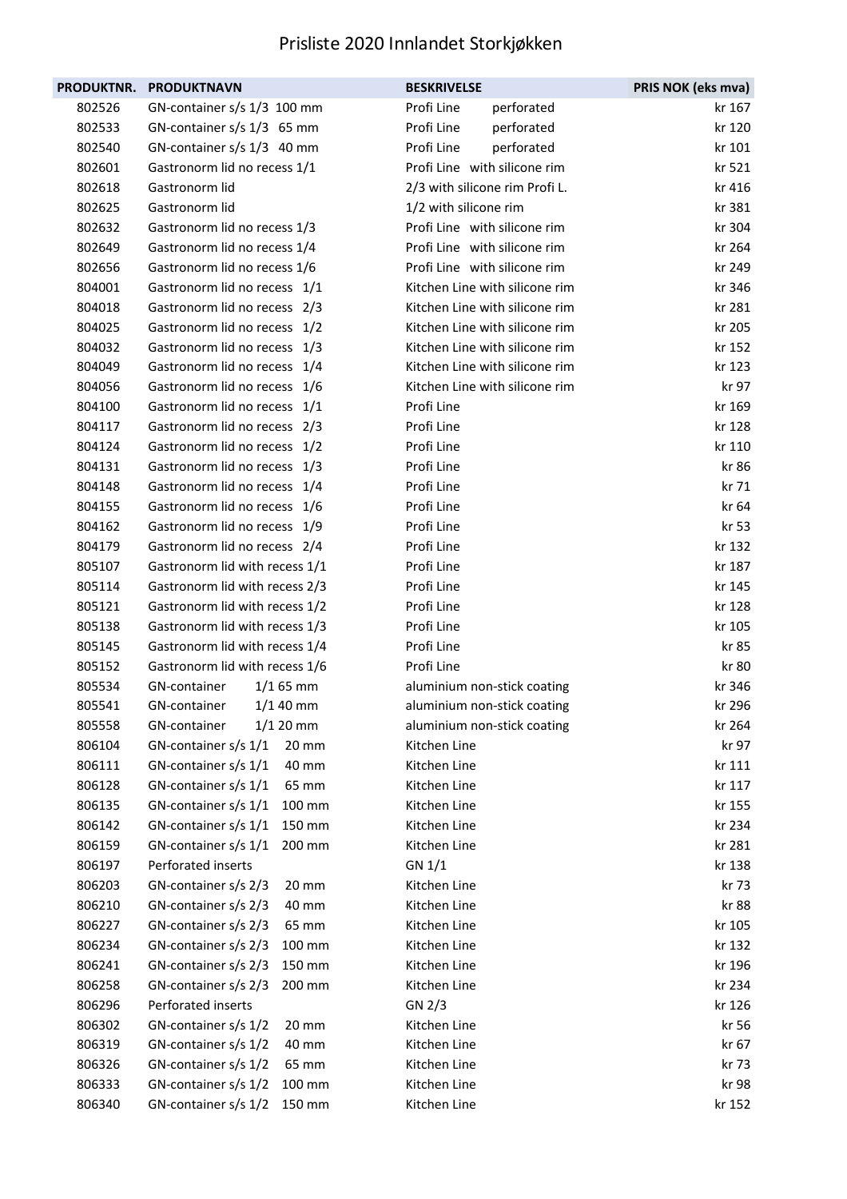# Prisliste 2020 Innlandet Storkjøkken

| PRODUKTNR. | PRODUKTNAVN | BESKRIVELSE | PRIS NOK (eks mva) |
|---|---|---|---|
| 802526 | GN-container s/s 1/3 100 mm | Profi Line perforated | kr 167 |
| 802533 | GN-container s/s 1/3 65 mm | Profi Line perforated | kr 120 |
| 802540 | GN-container s/s 1/3 40 mm | Profi Line perforated | kr 101 |
| 802601 | Gastronorm lid no recess 1/1 | Profi Line with silicone rim | kr 521 |
| 802618 | Gastronorm lid | 2/3 with silicone rim Profi L. | kr 416 |
| 802625 | Gastronorm lid | 1/2 with silicone rim | kr 381 |
| 802632 | Gastronorm lid no recess 1/3 | Profi Line with silicone rim | kr 304 |
| 802649 | Gastronorm lid no recess 1/4 | Profi Line with silicone rim | kr 264 |
| 802656 | Gastronorm lid no recess 1/6 | Profi Line with silicone rim | kr 249 |
| 804001 | Gastronorm lid no recess 1/1 | Kitchen Line with silicone rim | kr 346 |
| 804018 | Gastronorm lid no recess 2/3 | Kitchen Line with silicone rim | kr 281 |
| 804025 | Gastronorm lid no recess 1/2 | Kitchen Line with silicone rim | kr 205 |
| 804032 | Gastronorm lid no recess 1/3 | Kitchen Line with silicone rim | kr 152 |
| 804049 | Gastronorm lid no recess 1/4 | Kitchen Line with silicone rim | kr 123 |
| 804056 | Gastronorm lid no recess 1/6 | Kitchen Line with silicone rim | kr 97 |
| 804100 | Gastronorm lid no recess 1/1 | Profi Line | kr 169 |
| 804117 | Gastronorm lid no recess 2/3 | Profi Line | kr 128 |
| 804124 | Gastronorm lid no recess 1/2 | Profi Line | kr 110 |
| 804131 | Gastronorm lid no recess 1/3 | Profi Line | kr 86 |
| 804148 | Gastronorm lid no recess 1/4 | Profi Line | kr 71 |
| 804155 | Gastronorm lid no recess 1/6 | Profi Line | kr 64 |
| 804162 | Gastronorm lid no recess 1/9 | Profi Line | kr 53 |
| 804179 | Gastronorm lid no recess 2/4 | Profi Line | kr 132 |
| 805107 | Gastronorm lid with recess 1/1 | Profi Line | kr 187 |
| 805114 | Gastronorm lid with recess 2/3 | Profi Line | kr 145 |
| 805121 | Gastronorm lid with recess 1/2 | Profi Line | kr 128 |
| 805138 | Gastronorm lid with recess 1/3 | Profi Line | kr 105 |
| 805145 | Gastronorm lid with recess 1/4 | Profi Line | kr 85 |
| 805152 | Gastronorm lid with recess 1/6 | Profi Line | kr 80 |
| 805534 | GN-container 1/1 65 mm | aluminium non-stick coating | kr 346 |
| 805541 | GN-container 1/1 40 mm | aluminium non-stick coating | kr 296 |
| 805558 | GN-container 1/1 20 mm | aluminium non-stick coating | kr 264 |
| 806104 | GN-container s/s 1/1 20 mm | Kitchen Line | kr 97 |
| 806111 | GN-container s/s 1/1 40 mm | Kitchen Line | kr 111 |
| 806128 | GN-container s/s 1/1 65 mm | Kitchen Line | kr 117 |
| 806135 | GN-container s/s 1/1 100 mm | Kitchen Line | kr 155 |
| 806142 | GN-container s/s 1/1 150 mm | Kitchen Line | kr 234 |
| 806159 | GN-container s/s 1/1 200 mm | Kitchen Line | kr 281 |
| 806197 | Perforated inserts | GN 1/1 | kr 138 |
| 806203 | GN-container s/s 2/3 20 mm | Kitchen Line | kr 73 |
| 806210 | GN-container s/s 2/3 40 mm | Kitchen Line | kr 88 |
| 806227 | GN-container s/s 2/3 65 mm | Kitchen Line | kr 105 |
| 806234 | GN-container s/s 2/3 100 mm | Kitchen Line | kr 132 |
| 806241 | GN-container s/s 2/3 150 mm | Kitchen Line | kr 196 |
| 806258 | GN-container s/s 2/3 200 mm | Kitchen Line | kr 234 |
| 806296 | Perforated inserts | GN 2/3 | kr 126 |
| 806302 | GN-container s/s 1/2 20 mm | Kitchen Line | kr 56 |
| 806319 | GN-container s/s 1/2 40 mm | Kitchen Line | kr 67 |
| 806326 | GN-container s/s 1/2 65 mm | Kitchen Line | kr 73 |
| 806333 | GN-container s/s 1/2 100 mm | Kitchen Line | kr 98 |
| 806340 | GN-container s/s 1/2 150 mm | Kitchen Line | kr 152 |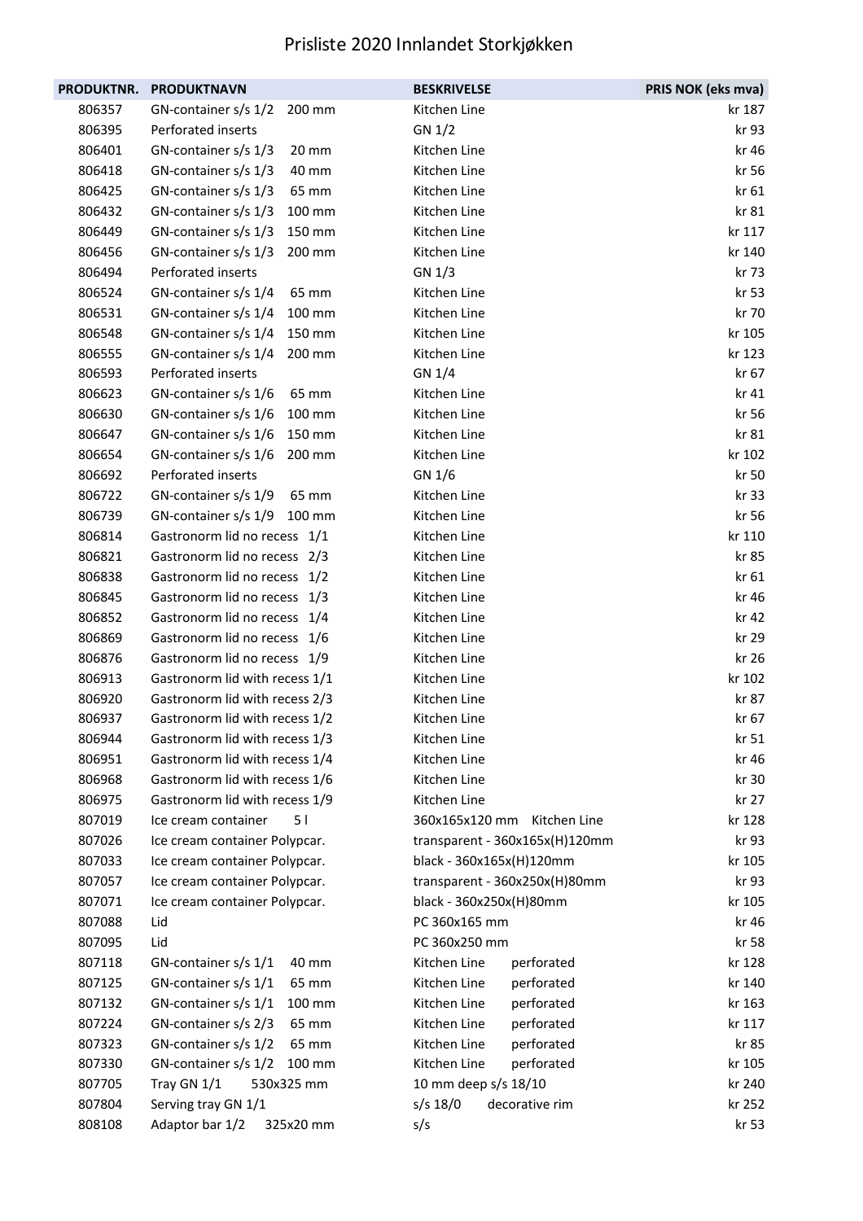# Prisliste 2020 Innlandet Storkjøkken

| PRODUKTNR. | PRODUKTNAVN | BESKRIVELSE | PRIS NOK (eks mva) |
|---|---|---|---|
| 806357 | GN-container s/s 1/2 200 mm | Kitchen Line | kr 187 |
| 806395 | Perforated inserts | GN 1/2 | kr 93 |
| 806401 | GN-container s/s 1/3 20 mm | Kitchen Line | kr 46 |
| 806418 | GN-container s/s 1/3 40 mm | Kitchen Line | kr 56 |
| 806425 | GN-container s/s 1/3 65 mm | Kitchen Line | kr 61 |
| 806432 | GN-container s/s 1/3 100 mm | Kitchen Line | kr 81 |
| 806449 | GN-container s/s 1/3 150 mm | Kitchen Line | kr 117 |
| 806456 | GN-container s/s 1/3 200 mm | Kitchen Line | kr 140 |
| 806494 | Perforated inserts | GN 1/3 | kr 73 |
| 806524 | GN-container s/s 1/4 65 mm | Kitchen Line | kr 53 |
| 806531 | GN-container s/s 1/4 100 mm | Kitchen Line | kr 70 |
| 806548 | GN-container s/s 1/4 150 mm | Kitchen Line | kr 105 |
| 806555 | GN-container s/s 1/4 200 mm | Kitchen Line | kr 123 |
| 806593 | Perforated inserts | GN 1/4 | kr 67 |
| 806623 | GN-container s/s 1/6 65 mm | Kitchen Line | kr 41 |
| 806630 | GN-container s/s 1/6 100 mm | Kitchen Line | kr 56 |
| 806647 | GN-container s/s 1/6 150 mm | Kitchen Line | kr 81 |
| 806654 | GN-container s/s 1/6 200 mm | Kitchen Line | kr 102 |
| 806692 | Perforated inserts | GN 1/6 | kr 50 |
| 806722 | GN-container s/s 1/9 65 mm | Kitchen Line | kr 33 |
| 806739 | GN-container s/s 1/9 100 mm | Kitchen Line | kr 56 |
| 806814 | Gastronorm lid no recess 1/1 | Kitchen Line | kr 110 |
| 806821 | Gastronorm lid no recess 2/3 | Kitchen Line | kr 85 |
| 806838 | Gastronorm lid no recess 1/2 | Kitchen Line | kr 61 |
| 806845 | Gastronorm lid no recess 1/3 | Kitchen Line | kr 46 |
| 806852 | Gastronorm lid no recess 1/4 | Kitchen Line | kr 42 |
| 806869 | Gastronorm lid no recess 1/6 | Kitchen Line | kr 29 |
| 806876 | Gastronorm lid no recess 1/9 | Kitchen Line | kr 26 |
| 806913 | Gastronorm lid with recess 1/1 | Kitchen Line | kr 102 |
| 806920 | Gastronorm lid with recess 2/3 | Kitchen Line | kr 87 |
| 806937 | Gastronorm lid with recess 1/2 | Kitchen Line | kr 67 |
| 806944 | Gastronorm lid with recess 1/3 | Kitchen Line | kr 51 |
| 806951 | Gastronorm lid with recess 1/4 | Kitchen Line | kr 46 |
| 806968 | Gastronorm lid with recess 1/6 | Kitchen Line | kr 30 |
| 806975 | Gastronorm lid with recess 1/9 | Kitchen Line | kr 27 |
| 807019 | Ice cream container 5 l | 360x165x120 mm Kitchen Line | kr 128 |
| 807026 | Ice cream container Polypcar. | transparent - 360x165x(H)120mm | kr 93 |
| 807033 | Ice cream container Polypcar. | black - 360x165x(H)120mm | kr 105 |
| 807057 | Ice cream container Polypcar. | transparent - 360x250x(H)80mm | kr 93 |
| 807071 | Ice cream container Polypcar. | black - 360x250x(H)80mm | kr 105 |
| 807088 | Lid | PC 360x165 mm | kr 46 |
| 807095 | Lid | PC 360x250 mm | kr 58 |
| 807118 | GN-container s/s 1/1 40 mm | Kitchen Line perforated | kr 128 |
| 807125 | GN-container s/s 1/1 65 mm | Kitchen Line perforated | kr 140 |
| 807132 | GN-container s/s 1/1 100 mm | Kitchen Line perforated | kr 163 |
| 807224 | GN-container s/s 2/3 65 mm | Kitchen Line perforated | kr 117 |
| 807323 | GN-container s/s 1/2 65 mm | Kitchen Line perforated | kr 85 |
| 807330 | GN-container s/s 1/2 100 mm | Kitchen Line perforated | kr 105 |
| 807705 | Tray GN 1/1 530x325 mm | 10 mm deep s/s 18/10 | kr 240 |
| 807804 | Serving tray GN 1/1 | s/s 18/0 decorative rim | kr 252 |
| 808108 | Adaptor bar 1/2 325x20 mm | s/s | kr 53 |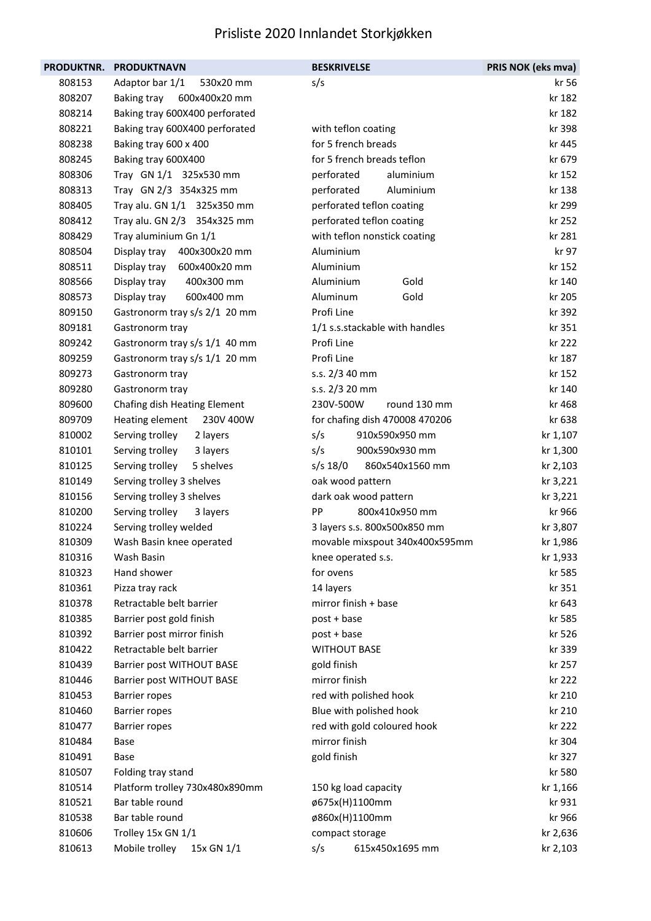# Prisliste 2020 Innlandet Storkjøkken

| PRODUKTNR. | PRODUKTNAVN | BESKRIVELSE | PRIS NOK (eks mva) |
|---|---|---|---|
| 808153 | Adaptor bar 1/1 530x20 mm | s/s | kr 56 |
| 808207 | Baking tray 600x400x20 mm | | kr 182 |
| 808214 | Baking tray 600X400 perforated | | kr 182 |
| 808221 | Baking tray 600X400 perforated | with teflon coating | kr 398 |
| 808238 | Baking tray 600 x 400 | for 5 french breads | kr 445 |
| 808245 | Baking tray 600X400 | for 5 french breads teflon | kr 679 |
| 808306 | Tray GN 1/1 325x530 mm | perforated aluminium | kr 152 |
| 808313 | Tray GN 2/3 354x325 mm | perforated Aluminium | kr 138 |
| 808405 | Tray alu. GN 1/1 325x350 mm | perforated teflon coating | kr 299 |
| 808412 | Tray alu. GN 2/3 354x325 mm | perforated teflon coating | kr 252 |
| 808429 | Tray aluminium Gn 1/1 | with teflon nonstick coating | kr 281 |
| 808504 | Display tray 400x300x20 mm | Aluminium | kr 97 |
| 808511 | Display tray 600x400x20 mm | Aluminium | kr 152 |
| 808566 | Display tray 400x300 mm | Aluminium Gold | kr 140 |
| 808573 | Display tray 600x400 mm | Aluminum Gold | kr 205 |
| 809150 | Gastronorm tray s/s 2/1 20 mm | Profi Line | kr 392 |
| 809181 | Gastronorm tray | 1/1 s.s.stackable with handles | kr 351 |
| 809242 | Gastronorm tray s/s 1/1 40 mm | Profi Line | kr 222 |
| 809259 | Gastronorm tray s/s 1/1 20 mm | Profi Line | kr 187 |
| 809273 | Gastronorm tray | s.s. 2/3 40 mm | kr 152 |
| 809280 | Gastronorm tray | s.s. 2/3 20 mm | kr 140 |
| 809600 | Chafing dish Heating Element | 230V-500W round 130 mm | kr 468 |
| 809709 | Heating element 230V 400W | for chafing dish 470008 470206 | kr 638 |
| 810002 | Serving trolley 2 layers | s/s 910x590x950 mm | kr 1,107 |
| 810101 | Serving trolley 3 layers | s/s 900x590x930 mm | kr 1,300 |
| 810125 | Serving trolley 5 shelves | s/s 18/0 860x540x1560 mm | kr 2,103 |
| 810149 | Serving trolley 3 shelves | oak wood pattern | kr 3,221 |
| 810156 | Serving trolley 3 shelves | dark oak wood pattern | kr 3,221 |
| 810200 | Serving trolley 3 layers | PP 800x410x950 mm | kr 966 |
| 810224 | Serving trolley welded | 3 layers s.s. 800x500x850 mm | kr 3,807 |
| 810309 | Wash Basin knee operated | movable mixspout 340x400x595mm | kr 1,986 |
| 810316 | Wash Basin | knee operated s.s. | kr 1,933 |
| 810323 | Hand shower | for ovens | kr 585 |
| 810361 | Pizza tray rack | 14 layers | kr 351 |
| 810378 | Retractable belt barrier | mirror finish + base | kr 643 |
| 810385 | Barrier post gold finish | post + base | kr 585 |
| 810392 | Barrier post mirror finish | post + base | kr 526 |
| 810422 | Retractable belt barrier | WITHOUT BASE | kr 339 |
| 810439 | Barrier post WITHOUT BASE | gold finish | kr 257 |
| 810446 | Barrier post WITHOUT BASE | mirror finish | kr 222 |
| 810453 | Barrier ropes | red with polished hook | kr 210 |
| 810460 | Barrier ropes | Blue with polished hook | kr 210 |
| 810477 | Barrier ropes | red with gold coloured hook | kr 222 |
| 810484 | Base | mirror finish | kr 304 |
| 810491 | Base | gold finish | kr 327 |
| 810507 | Folding tray stand | | kr 580 |
| 810514 | Platform trolley 730x480x890mm | 150 kg load capacity | kr 1,166 |
| 810521 | Bar table round | ø675x(H)1100mm | kr 931 |
| 810538 | Bar table round | ø860x(H)1100mm | kr 966 |
| 810606 | Trolley 15x GN 1/1 | compact storage | kr 2,636 |
| 810613 | Mobile trolley 15x GN 1/1 | s/s 615x450x1695 mm | kr 2,103 |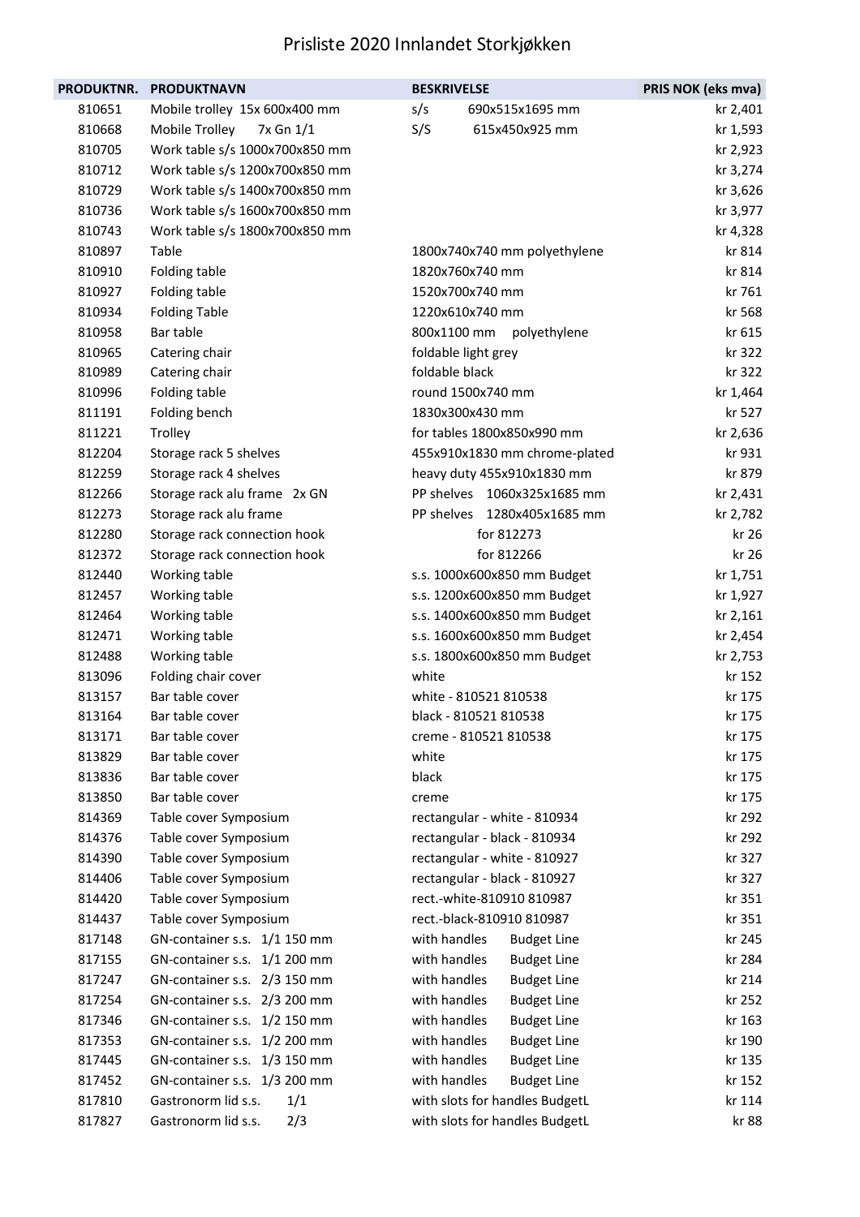# Prisliste 2020 Innlandet Storkjøkken

| PRODUKTNR. | PRODUKTNAVN | BESKRIVELSE | PRIS NOK (eks mva) |
|---|---|---|---|
| 810651 | Mobile trolley 15x 600x400 mm | s/s 690x515x1695 mm | kr 2,401 |
| 810668 | Mobile Trolley 7x Gn 1/1 | S/S 615x450x925 mm | kr 1,593 |
| 810705 | Work table s/s 1000x700x850 mm | | kr 2,923 |
| 810712 | Work table s/s 1200x700x850 mm | | kr 3,274 |
| 810729 | Work table s/s 1400x700x850 mm | | kr 3,626 |
| 810736 | Work table s/s 1600x700x850 mm | | kr 3,977 |
| 810743 | Work table s/s 1800x700x850 mm | | kr 4,328 |
| 810897 | Table | 1800x740x740 mm polyethylene | kr 814 |
| 810910 | Folding table | 1820x760x740 mm | kr 814 |
| 810927 | Folding table | 1520x700x740 mm | kr 761 |
| 810934 | Folding Table | 1220x610x740 mm | kr 568 |
| 810958 | Bar table | 800x1100 mm polyethylene | kr 615 |
| 810965 | Catering chair | foldable light grey | kr 322 |
| 810989 | Catering chair | foldable black | kr 322 |
| 810996 | Folding table | round 1500x740 mm | kr 1,464 |
| 811191 | Folding bench | 1830x300x430 mm | kr 527 |
| 811221 | Trolley | for tables 1800x850x990 mm | kr 2,636 |
| 812204 | Storage rack 5 shelves | 455x910x1830 mm chrome-plated | kr 931 |
| 812259 | Storage rack 4 shelves | heavy duty 455x910x1830 mm | kr 879 |
| 812266 | Storage rack alu frame 2x GN | PP shelves 1060x325x1685 mm | kr 2,431 |
| 812273 | Storage rack alu frame | PP shelves 1280x405x1685 mm | kr 2,782 |
| 812280 | Storage rack connection hook | for 812273 | kr 26 |
| 812372 | Storage rack connection hook | for 812266 | kr 26 |
| 812440 | Working table | s.s. 1000x600x850 mm Budget | kr 1,751 |
| 812457 | Working table | s.s. 1200x600x850 mm Budget | kr 1,927 |
| 812464 | Working table | s.s. 1400x600x850 mm Budget | kr 2,161 |
| 812471 | Working table | s.s. 1600x600x850 mm Budget | kr 2,454 |
| 812488 | Working table | s.s. 1800x600x850 mm Budget | kr 2,753 |
| 813096 | Folding chair cover | white | kr 152 |
| 813157 | Bar table cover | white - 810521 810538 | kr 175 |
| 813164 | Bar table cover | black - 810521 810538 | kr 175 |
| 813171 | Bar table cover | creme - 810521 810538 | kr 175 |
| 813829 | Bar table cover | white | kr 175 |
| 813836 | Bar table cover | black | kr 175 |
| 813850 | Bar table cover | creme | kr 175 |
| 814369 | Table cover Symposium | rectangular - white - 810934 | kr 292 |
| 814376 | Table cover Symposium | rectangular - black - 810934 | kr 292 |
| 814390 | Table cover Symposium | rectangular - white - 810927 | kr 327 |
| 814406 | Table cover Symposium | rectangular - black - 810927 | kr 327 |
| 814420 | Table cover Symposium | rect.-white-810910 810987 | kr 351 |
| 814437 | Table cover Symposium | rect.-black-810910 810987 | kr 351 |
| 817148 | GN-container s.s. 1/1 150 mm | with handles Budget Line | kr 245 |
| 817155 | GN-container s.s. 1/1 200 mm | with handles Budget Line | kr 284 |
| 817247 | GN-container s.s. 2/3 150 mm | with handles Budget Line | kr 214 |
| 817254 | GN-container s.s. 2/3 200 mm | with handles Budget Line | kr 252 |
| 817346 | GN-container s.s. 1/2 150 mm | with handles Budget Line | kr 163 |
| 817353 | GN-container s.s. 1/2 200 mm | with handles Budget Line | kr 190 |
| 817445 | GN-container s.s. 1/3 150 mm | with handles Budget Line | kr 135 |
| 817452 | GN-container s.s. 1/3 200 mm | with handles Budget Line | kr 152 |
| 817810 | Gastronorm lid s.s. 1/1 | with slots for handles BudgetL | kr 114 |
| 817827 | Gastronorm lid s.s. 2/3 | with slots for handles BudgetL | kr 88 |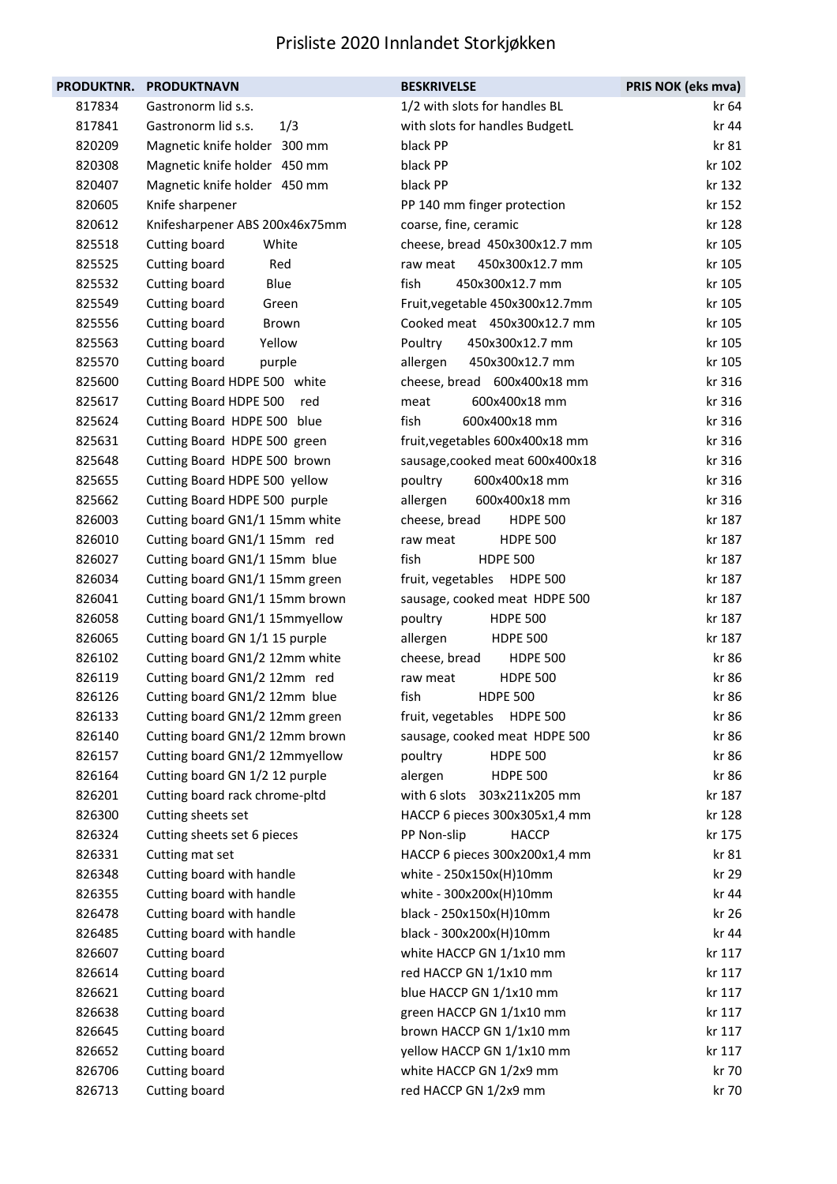# Prisliste 2020 Innlandet Storkjøkken

| PRODUKTNR. | PRODUKTNAVN | BESKRIVELSE | PRIS NOK (eks mva) |
|---|---|---|---|
| 817834 | Gastronorm lid s.s. | 1/2 with slots for handles BL | kr 64 |
| 817841 | Gastronorm lid s.s. 1/3 | with slots for handles BudgetL | kr 44 |
| 820209 | Magnetic knife holder 300 mm | black PP | kr 81 |
| 820308 | Magnetic knife holder 450 mm | black PP | kr 102 |
| 820407 | Magnetic knife holder 450 mm | black PP | kr 132 |
| 820605 | Knife sharpener | PP 140 mm finger protection | kr 152 |
| 820612 | Knifesharpener ABS 200x46x75mm | coarse, fine, ceramic | kr 128 |
| 825518 | Cutting board White | cheese, bread 450x300x12.7 mm | kr 105 |
| 825525 | Cutting board Red | raw meat 450x300x12.7 mm | kr 105 |
| 825532 | Cutting board Blue | fish 450x300x12.7 mm | kr 105 |
| 825549 | Cutting board Green | Fruit,vegetable 450x300x12.7mm | kr 105 |
| 825556 | Cutting board Brown | Cooked meat 450x300x12.7 mm | kr 105 |
| 825563 | Cutting board Yellow | Poultry 450x300x12.7 mm | kr 105 |
| 825570 | Cutting board purple | allergen 450x300x12.7 mm | kr 105 |
| 825600 | Cutting Board HDPE 500 white | cheese, bread 600x400x18 mm | kr 316 |
| 825617 | Cutting Board HDPE 500 red | meat 600x400x18 mm | kr 316 |
| 825624 | Cutting Board HDPE 500 blue | fish 600x400x18 mm | kr 316 |
| 825631 | Cutting Board HDPE 500 green | fruit,vegetables 600x400x18 mm | kr 316 |
| 825648 | Cutting Board HDPE 500 brown | sausage,cooked meat 600x400x18 | kr 316 |
| 825655 | Cutting Board HDPE 500 yellow | poultry 600x400x18 mm | kr 316 |
| 825662 | Cutting Board HDPE 500 purple | allergen 600x400x18 mm | kr 316 |
| 826003 | Cutting board GN1/1 15mm white | cheese, bread HDPE 500 | kr 187 |
| 826010 | Cutting board GN1/1 15mm red | raw meat HDPE 500 | kr 187 |
| 826027 | Cutting board GN1/1 15mm blue | fish HDPE 500 | kr 187 |
| 826034 | Cutting board GN1/1 15mm green | fruit, vegetables HDPE 500 | kr 187 |
| 826041 | Cutting board GN1/1 15mm brown | sausage, cooked meat HDPE 500 | kr 187 |
| 826058 | Cutting board GN1/1 15mmyellow | poultry HDPE 500 | kr 187 |
| 826065 | Cutting board GN 1/1 15 purple | allergen HDPE 500 | kr 187 |
| 826102 | Cutting board GN1/2 12mm white | cheese, bread HDPE 500 | kr 86 |
| 826119 | Cutting board GN1/2 12mm red | raw meat HDPE 500 | kr 86 |
| 826126 | Cutting board GN1/2 12mm blue | fish HDPE 500 | kr 86 |
| 826133 | Cutting board GN1/2 12mm green | fruit, vegetables HDPE 500 | kr 86 |
| 826140 | Cutting board GN1/2 12mm brown | sausage, cooked meat HDPE 500 | kr 86 |
| 826157 | Cutting board GN1/2 12mmyellow | poultry HDPE 500 | kr 86 |
| 826164 | Cutting board GN 1/2 12 purple | alergen HDPE 500 | kr 86 |
| 826201 | Cutting board rack chrome-pltd | with 6 slots 303x211x205 mm | kr 187 |
| 826300 | Cutting sheets set | HACCP 6 pieces 300x305x1,4 mm | kr 128 |
| 826324 | Cutting sheets set 6 pieces | PP Non-slip HACCP | kr 175 |
| 826331 | Cutting mat set | HACCP 6 pieces 300x200x1,4 mm | kr 81 |
| 826348 | Cutting board with handle | white - 250x150x(H)10mm | kr 29 |
| 826355 | Cutting board with handle | white - 300x200x(H)10mm | kr 44 |
| 826478 | Cutting board with handle | black - 250x150x(H)10mm | kr 26 |
| 826485 | Cutting board with handle | black - 300x200x(H)10mm | kr 44 |
| 826607 | Cutting board | white HACCP GN 1/1x10 mm | kr 117 |
| 826614 | Cutting board | red HACCP GN 1/1x10 mm | kr 117 |
| 826621 | Cutting board | blue HACCP GN 1/1x10 mm | kr 117 |
| 826638 | Cutting board | green HACCP GN 1/1x10 mm | kr 117 |
| 826645 | Cutting board | brown HACCP GN 1/1x10 mm | kr 117 |
| 826652 | Cutting board | yellow HACCP GN 1/1x10 mm | kr 117 |
| 826706 | Cutting board | white HACCP GN 1/2x9 mm | kr 70 |
| 826713 | Cutting board | red HACCP GN 1/2x9 mm | kr 70 |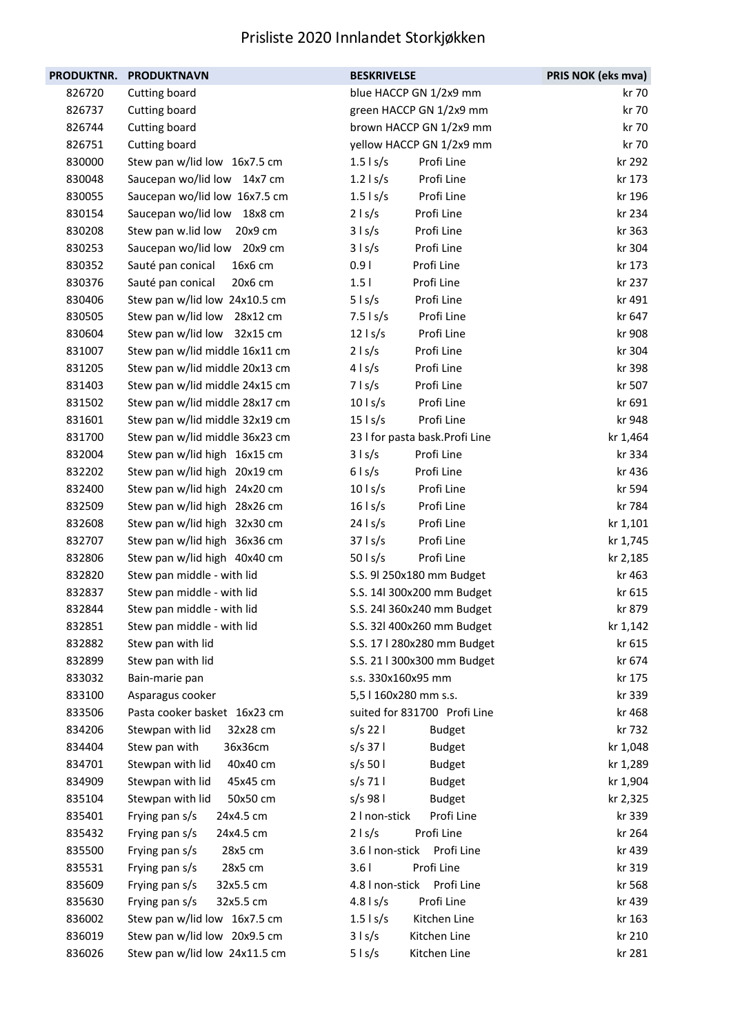# Prisliste 2020 Innlandet Storkjøkken

| PRODUKTNR. | PRODUKTNAVN | BESKRIVELSE | PRIS NOK (eks mva) |
|---|---|---|---|
| 826720 | Cutting board | blue HACCP GN 1/2x9 mm | kr 70 |
| 826737 | Cutting board | green HACCP GN 1/2x9 mm | kr 70 |
| 826744 | Cutting board | brown HACCP GN 1/2x9 mm | kr 70 |
| 826751 | Cutting board | yellow HACCP GN 1/2x9 mm | kr 70 |
| 830000 | Stew pan w/lid low 16x7.5 cm | 1.5 l s/s Profi Line | kr 292 |
| 830048 | Saucepan wo/lid low 14x7 cm | 1.2 l s/s Profi Line | kr 173 |
| 830055 | Saucepan wo/lid low 16x7.5 cm | 1.5 l s/s Profi Line | kr 196 |
| 830154 | Saucepan wo/lid low 18x8 cm | 2 l s/s Profi Line | kr 234 |
| 830208 | Stew pan w.lid low 20x9 cm | 3 l s/s Profi Line | kr 363 |
| 830253 | Saucepan wo/lid low 20x9 cm | 3 l s/s Profi Line | kr 304 |
| 830352 | Sauté pan conical 16x6 cm | 0.9 l Profi Line | kr 173 |
| 830376 | Sauté pan conical 20x6 cm | 1.5 l Profi Line | kr 237 |
| 830406 | Stew pan w/lid low 24x10.5 cm | 5 l s/s Profi Line | kr 491 |
| 830505 | Stew pan w/lid low 28x12 cm | 7.5 l s/s Profi Line | kr 647 |
| 830604 | Stew pan w/lid low 32x15 cm | 12 l s/s Profi Line | kr 908 |
| 831007 | Stew pan w/lid middle 16x11 cm | 2 l s/s Profi Line | kr 304 |
| 831205 | Stew pan w/lid middle 20x13 cm | 4 l s/s Profi Line | kr 398 |
| 831403 | Stew pan w/lid middle 24x15 cm | 7 l s/s Profi Line | kr 507 |
| 831502 | Stew pan w/lid middle 28x17 cm | 10 l s/s Profi Line | kr 691 |
| 831601 | Stew pan w/lid middle 32x19 cm | 15 l s/s Profi Line | kr 948 |
| 831700 | Stew pan w/lid middle 36x23 cm | 23 l for pasta bask.Profi Line | kr 1,464 |
| 832004 | Stew pan w/lid high 16x15 cm | 3 l s/s Profi Line | kr 334 |
| 832202 | Stew pan w/lid high 20x19 cm | 6 l s/s Profi Line | kr 436 |
| 832400 | Stew pan w/lid high 24x20 cm | 10 l s/s Profi Line | kr 594 |
| 832509 | Stew pan w/lid high 28x26 cm | 16 l s/s Profi Line | kr 784 |
| 832608 | Stew pan w/lid high 32x30 cm | 24 l s/s Profi Line | kr 1,101 |
| 832707 | Stew pan w/lid high 36x36 cm | 37 l s/s Profi Line | kr 1,745 |
| 832806 | Stew pan w/lid high 40x40 cm | 50 l s/s Profi Line | kr 2,185 |
| 832820 | Stew pan middle - with lid | S.S. 9l 250x180 mm Budget | kr 463 |
| 832837 | Stew pan middle - with lid | S.S. 14l 300x200 mm Budget | kr 615 |
| 832844 | Stew pan middle - with lid | S.S. 24l 360x240 mm Budget | kr 879 |
| 832851 | Stew pan middle - with lid | S.S. 32l 400x260 mm Budget | kr 1,142 |
| 832882 | Stew pan with lid | S.S. 17 l 280x280 mm Budget | kr 615 |
| 832899 | Stew pan with lid | S.S. 21 l 300x300 mm Budget | kr 674 |
| 833032 | Bain-marie pan | s.s. 330x160x95 mm | kr 175 |
| 833100 | Asparagus cooker | 5,5 l 160x280 mm s.s. | kr 339 |
| 833506 | Pasta cooker basket 16x23 cm | suited for 831700 Profi Line | kr 468 |
| 834206 | Stewpan with lid 32x28 cm | s/s 22 l Budget | kr 732 |
| 834404 | Stew pan with 36x36cm | s/s 37 l Budget | kr 1,048 |
| 834701 | Stewpan with lid 40x40 cm | s/s 50 l Budget | kr 1,289 |
| 834909 | Stewpan with lid 45x45 cm | s/s 71 l Budget | kr 1,904 |
| 835104 | Stewpan with lid 50x50 cm | s/s 98 l Budget | kr 2,325 |
| 835401 | Frying pan s/s 24x4.5 cm | 2 l non-stick Profi Line | kr 339 |
| 835432 | Frying pan s/s 24x4.5 cm | 2 l s/s Profi Line | kr 264 |
| 835500 | Frying pan s/s 28x5 cm | 3.6 l non-stick Profi Line | kr 439 |
| 835531 | Frying pan s/s 28x5 cm | 3.6 l Profi Line | kr 319 |
| 835609 | Frying pan s/s 32x5.5 cm | 4.8 l non-stick Profi Line | kr 568 |
| 835630 | Frying pan s/s 32x5.5 cm | 4.8 l s/s Profi Line | kr 439 |
| 836002 | Stew pan w/lid low 16x7.5 cm | 1.5 l s/s Kitchen Line | kr 163 |
| 836019 | Stew pan w/lid low 20x9.5 cm | 3 l s/s Kitchen Line | kr 210 |
| 836026 | Stew pan w/lid low 24x11.5 cm | 5 l s/s Kitchen Line | kr 281 |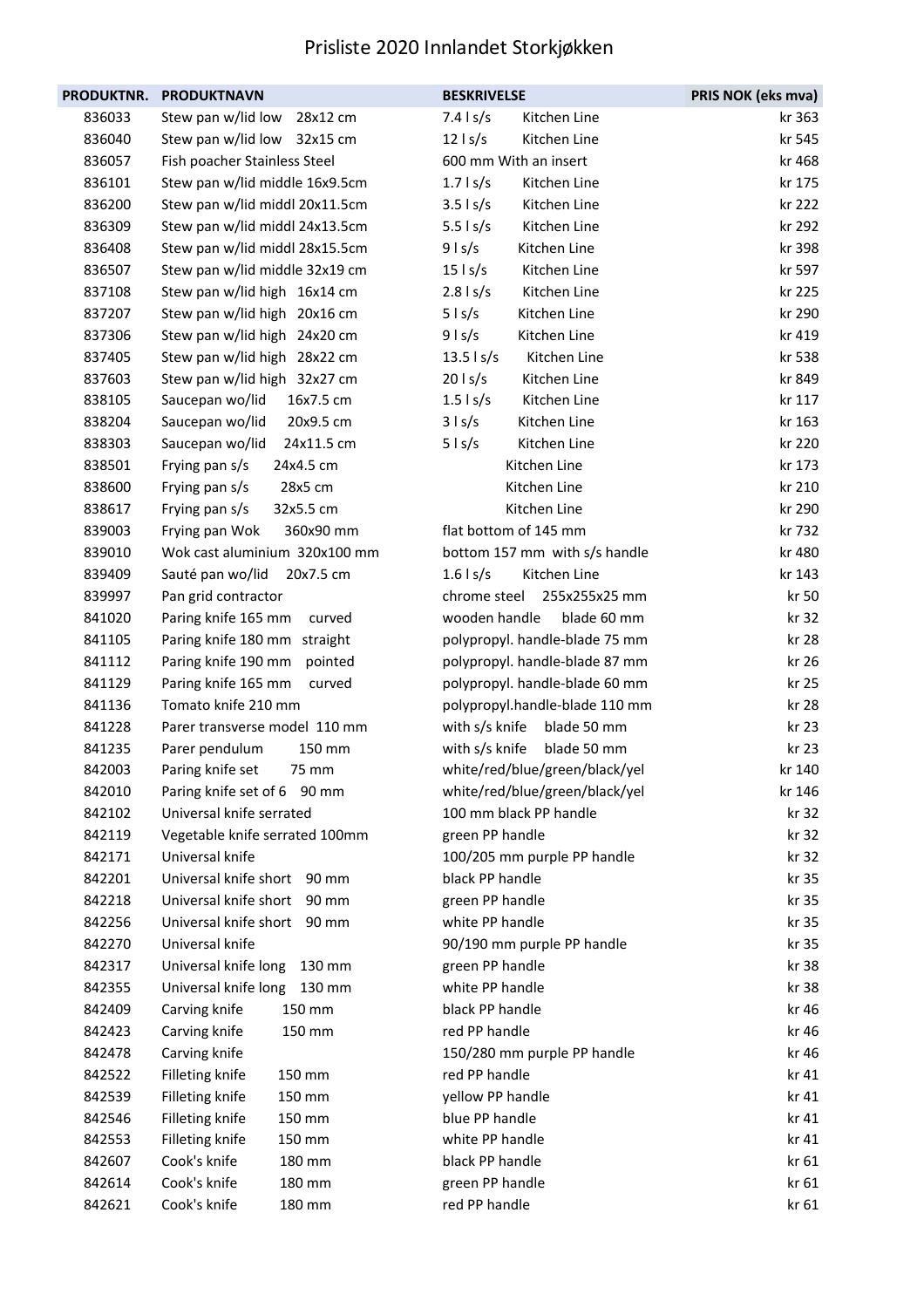# Prisliste 2020 Innlandet Storkjøkken

| PRODUKTNR. | PRODUKTNAVN | BESKRIVELSE | PRIS NOK (eks mva) |
|---|---|---|---|
| 836033 | Stew pan w/lid low 28x12 cm | 7.4 l s/s Kitchen Line | kr 363 |
| 836040 | Stew pan w/lid low 32x15 cm | 12 l s/s Kitchen Line | kr 545 |
| 836057 | Fish poacher Stainless Steel | 600 mm With an insert | kr 468 |
| 836101 | Stew pan w/lid middle 16x9.5cm | 1.7 l s/s Kitchen Line | kr 175 |
| 836200 | Stew pan w/lid middl 20x11.5cm | 3.5 l s/s Kitchen Line | kr 222 |
| 836309 | Stew pan w/lid middl 24x13.5cm | 5.5 l s/s Kitchen Line | kr 292 |
| 836408 | Stew pan w/lid middl 28x15.5cm | 9 l s/s Kitchen Line | kr 398 |
| 836507 | Stew pan w/lid middle 32x19 cm | 15 l s/s Kitchen Line | kr 597 |
| 837108 | Stew pan w/lid high 16x14 cm | 2.8 l s/s Kitchen Line | kr 225 |
| 837207 | Stew pan w/lid high 20x16 cm | 5 l s/s Kitchen Line | kr 290 |
| 837306 | Stew pan w/lid high 24x20 cm | 9 l s/s Kitchen Line | kr 419 |
| 837405 | Stew pan w/lid high 28x22 cm | 13.5 l s/s Kitchen Line | kr 538 |
| 837603 | Stew pan w/lid high 32x27 cm | 20 l s/s Kitchen Line | kr 849 |
| 838105 | Saucepan wo/lid 16x7.5 cm | 1.5 l s/s Kitchen Line | kr 117 |
| 838204 | Saucepan wo/lid 20x9.5 cm | 3 l s/s Kitchen Line | kr 163 |
| 838303 | Saucepan wo/lid 24x11.5 cm | 5 l s/s Kitchen Line | kr 220 |
| 838501 | Frying pan s/s 24x4.5 cm | Kitchen Line | kr 173 |
| 838600 | Frying pan s/s 28x5 cm | Kitchen Line | kr 210 |
| 838617 | Frying pan s/s 32x5.5 cm | Kitchen Line | kr 290 |
| 839003 | Frying pan Wok 360x90 mm | flat bottom of 145 mm | kr 732 |
| 839010 | Wok cast aluminium 320x100 mm | bottom 157 mm with s/s handle | kr 480 |
| 839409 | Sauté pan wo/lid 20x7.5 cm | 1.6 l s/s Kitchen Line | kr 143 |
| 839997 | Pan grid contractor | chrome steel 255x255x25 mm | kr 50 |
| 841020 | Paring knife 165 mm curved | wooden handle blade 60 mm | kr 32 |
| 841105 | Paring knife 180 mm straight | polypropyl. handle-blade 75 mm | kr 28 |
| 841112 | Paring knife 190 mm pointed | polypropyl. handle-blade 87 mm | kr 26 |
| 841129 | Paring knife 165 mm curved | polypropyl. handle-blade 60 mm | kr 25 |
| 841136 | Tomato knife 210 mm | polypropyl.handle-blade 110 mm | kr 28 |
| 841228 | Parer transverse model 110 mm | with s/s knife blade 50 mm | kr 23 |
| 841235 | Parer pendulum 150 mm | with s/s knife blade 50 mm | kr 23 |
| 842003 | Paring knife set 75 mm | white/red/blue/green/black/yel | kr 140 |
| 842010 | Paring knife set of 6 90 mm | white/red/blue/green/black/yel | kr 146 |
| 842102 | Universal knife serrated | 100 mm black PP handle | kr 32 |
| 842119 | Vegetable knife serrated 100mm | green PP handle | kr 32 |
| 842171 | Universal knife | 100/205 mm purple PP handle | kr 32 |
| 842201 | Universal knife short 90 mm | black PP handle | kr 35 |
| 842218 | Universal knife short 90 mm | green PP handle | kr 35 |
| 842256 | Universal knife short 90 mm | white PP handle | kr 35 |
| 842270 | Universal knife | 90/190 mm purple PP handle | kr 35 |
| 842317 | Universal knife long 130 mm | green PP handle | kr 38 |
| 842355 | Universal knife long 130 mm | white PP handle | kr 38 |
| 842409 | Carving knife 150 mm | black PP handle | kr 46 |
| 842423 | Carving knife 150 mm | red PP handle | kr 46 |
| 842478 | Carving knife | 150/280 mm purple PP handle | kr 46 |
| 842522 | Filleting knife 150 mm | red PP handle | kr 41 |
| 842539 | Filleting knife 150 mm | yellow PP handle | kr 41 |
| 842546 | Filleting knife 150 mm | blue PP handle | kr 41 |
| 842553 | Filleting knife 150 mm | white PP handle | kr 41 |
| 842607 | Cook's knife 180 mm | black PP handle | kr 61 |
| 842614 | Cook's knife 180 mm | green PP handle | kr 61 |
| 842621 | Cook's knife 180 mm | red PP handle | kr 61 |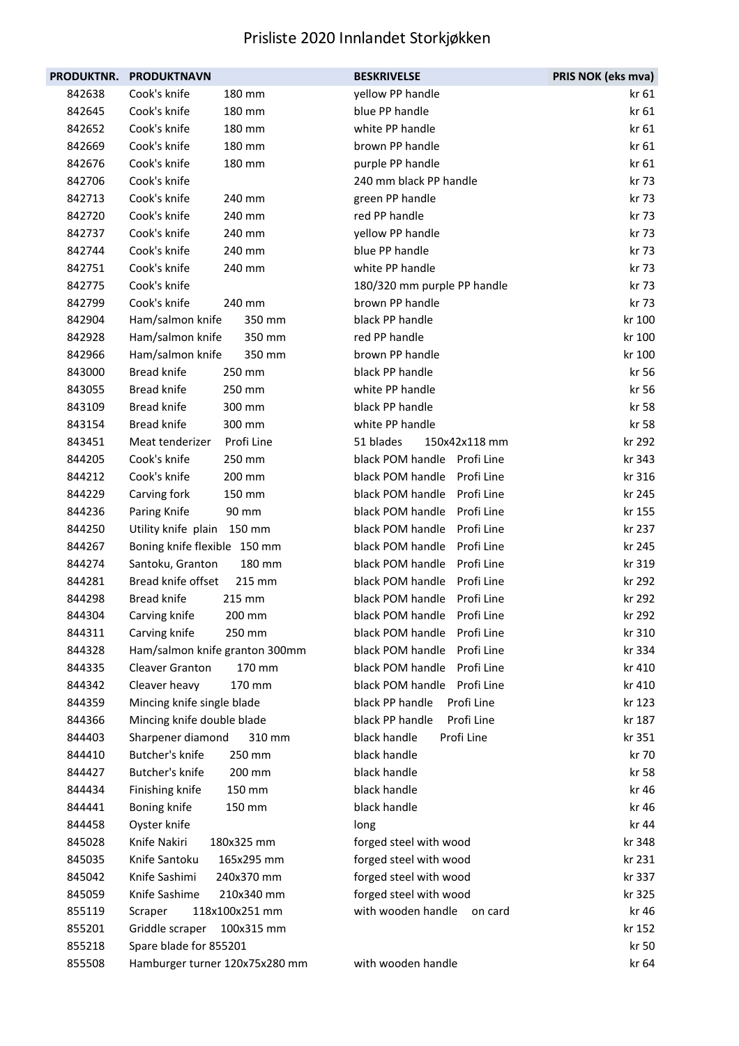# Prisliste 2020 Innlandet Storkjøkken

| PRODUKTNR. | PRODUKTNAVN | BESKRIVELSE | PRIS NOK (eks mva) |
|---|---|---|---|
| 842638 | Cook's knife 180 mm | yellow PP handle | kr 61 |
| 842645 | Cook's knife 180 mm | blue PP handle | kr 61 |
| 842652 | Cook's knife 180 mm | white PP handle | kr 61 |
| 842669 | Cook's knife 180 mm | brown PP handle | kr 61 |
| 842676 | Cook's knife 180 mm | purple PP handle | kr 61 |
| 842706 | Cook's knife | 240 mm black PP handle | kr 73 |
| 842713 | Cook's knife 240 mm | green PP handle | kr 73 |
| 842720 | Cook's knife 240 mm | red PP handle | kr 73 |
| 842737 | Cook's knife 240 mm | yellow PP handle | kr 73 |
| 842744 | Cook's knife 240 mm | blue PP handle | kr 73 |
| 842751 | Cook's knife 240 mm | white PP handle | kr 73 |
| 842775 | Cook's knife | 180/320 mm purple PP handle | kr 73 |
| 842799 | Cook's knife 240 mm | brown PP handle | kr 73 |
| 842904 | Ham/salmon knife 350 mm | black PP handle | kr 100 |
| 842928 | Ham/salmon knife 350 mm | red PP handle | kr 100 |
| 842966 | Ham/salmon knife 350 mm | brown PP handle | kr 100 |
| 843000 | Bread knife 250 mm | black PP handle | kr 56 |
| 843055 | Bread knife 250 mm | white PP handle | kr 56 |
| 843109 | Bread knife 300 mm | black PP handle | kr 58 |
| 843154 | Bread knife 300 mm | white PP handle | kr 58 |
| 843451 | Meat tenderizer Profi Line | 51 blades 150x42x118 mm | kr 292 |
| 844205 | Cook's knife 250 mm | black POM handle Profi Line | kr 343 |
| 844212 | Cook's knife 200 mm | black POM handle Profi Line | kr 316 |
| 844229 | Carving fork 150 mm | black POM handle Profi Line | kr 245 |
| 844236 | Paring Knife 90 mm | black POM handle Profi Line | kr 155 |
| 844250 | Utility knife plain 150 mm | black POM handle Profi Line | kr 237 |
| 844267 | Boning knife flexible 150 mm | black POM handle Profi Line | kr 245 |
| 844274 | Santoku, Granton 180 mm | black POM handle Profi Line | kr 319 |
| 844281 | Bread knife offset 215 mm | black POM handle Profi Line | kr 292 |
| 844298 | Bread knife 215 mm | black POM handle Profi Line | kr 292 |
| 844304 | Carving knife 200 mm | black POM handle Profi Line | kr 292 |
| 844311 | Carving knife 250 mm | black POM handle Profi Line | kr 310 |
| 844328 | Ham/salmon knife granton 300mm | black POM handle Profi Line | kr 334 |
| 844335 | Cleaver Granton 170 mm | black POM handle Profi Line | kr 410 |
| 844342 | Cleaver heavy 170 mm | black POM handle Profi Line | kr 410 |
| 844359 | Mincing knife single blade | black PP handle Profi Line | kr 123 |
| 844366 | Mincing knife double blade | black PP handle Profi Line | kr 187 |
| 844403 | Sharpener diamond 310 mm | black handle Profi Line | kr 351 |
| 844410 | Butcher's knife 250 mm | black handle | kr 70 |
| 844427 | Butcher's knife 200 mm | black handle | kr 58 |
| 844434 | Finishing knife 150 mm | black handle | kr 46 |
| 844441 | Boning knife 150 mm | black handle | kr 46 |
| 844458 | Oyster knife | long | kr 44 |
| 845028 | Knife Nakiri 180x325 mm | forged steel with wood | kr 348 |
| 845035 | Knife Santoku 165x295 mm | forged steel with wood | kr 231 |
| 845042 | Knife Sashimi 240x370 mm | forged steel with wood | kr 337 |
| 845059 | Knife Sashime 210x340 mm | forged steel with wood | kr 325 |
| 855119 | Scraper 118x100x251 mm | with wooden handle on card | kr 46 |
| 855201 | Griddle scraper 100x315 mm | | kr 152 |
| 855218 | Spare blade for 855201 | | kr 50 |
| 855508 | Hamburger turner 120x75x280 mm | with wooden handle | kr 64 |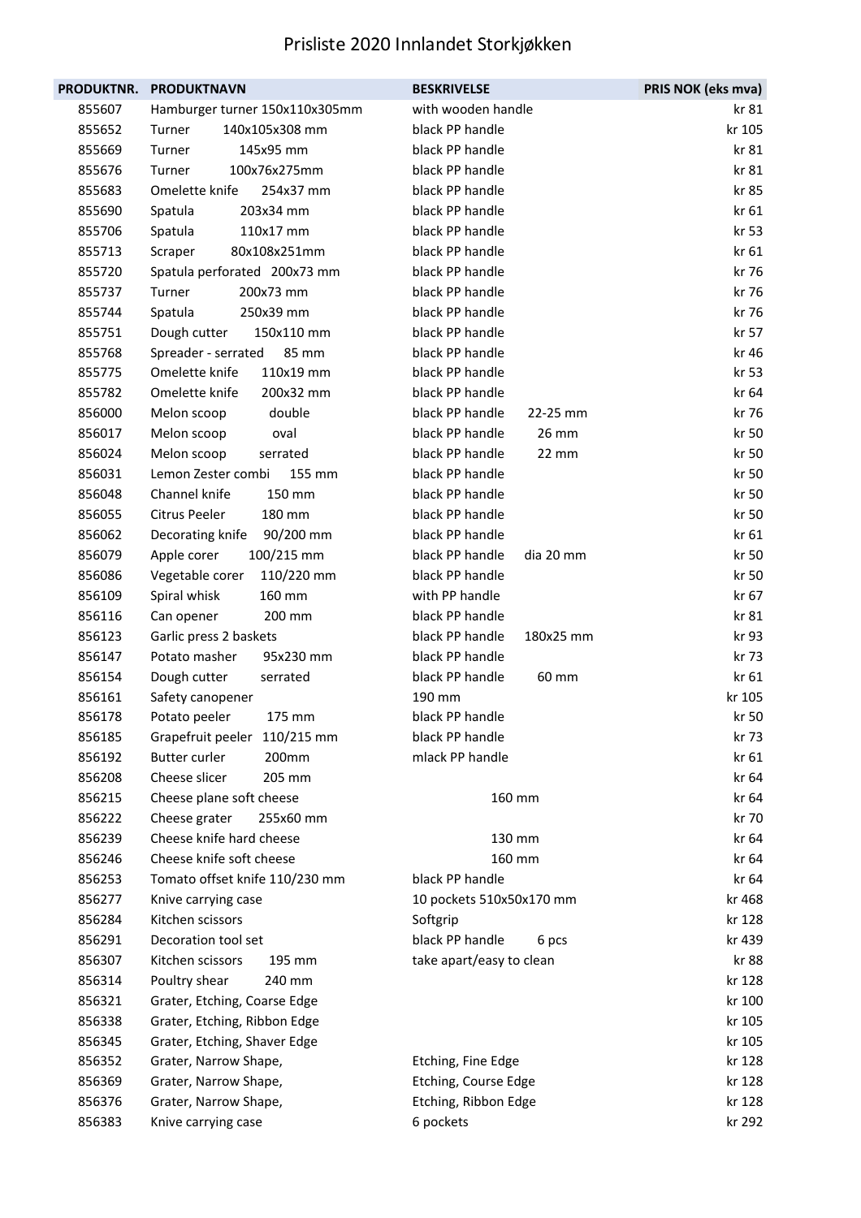# Prisliste 2020 Innlandet Storkjøkken

| PRODUKTNR. | PRODUKTNAVN | BESKRIVELSE | PRIS NOK (eks mva) |
|---|---|---|---|
| 855607 | Hamburger turner 150x110x305mm | with wooden handle | kr 81 |
| 855652 | Turner 140x105x308 mm | black PP handle | kr 105 |
| 855669 | Turner 145x95 mm | black PP handle | kr 81 |
| 855676 | Turner 100x76x275mm | black PP handle | kr 81 |
| 855683 | Omelette knife 254x37 mm | black PP handle | kr 85 |
| 855690 | Spatula 203x34 mm | black PP handle | kr 61 |
| 855706 | Spatula 110x17 mm | black PP handle | kr 53 |
| 855713 | Scraper 80x108x251mm | black PP handle | kr 61 |
| 855720 | Spatula perforated 200x73 mm | black PP handle | kr 76 |
| 855737 | Turner 200x73 mm | black PP handle | kr 76 |
| 855744 | Spatula 250x39 mm | black PP handle | kr 76 |
| 855751 | Dough cutter 150x110 mm | black PP handle | kr 57 |
| 855768 | Spreader - serrated 85 mm | black PP handle | kr 46 |
| 855775 | Omelette knife 110x19 mm | black PP handle | kr 53 |
| 855782 | Omelette knife 200x32 mm | black PP handle | kr 64 |
| 856000 | Melon scoop double | black PP handle 22-25 mm | kr 76 |
| 856017 | Melon scoop oval | black PP handle 26 mm | kr 50 |
| 856024 | Melon scoop serrated | black PP handle 22 mm | kr 50 |
| 856031 | Lemon Zester combi 155 mm | black PP handle | kr 50 |
| 856048 | Channel knife 150 mm | black PP handle | kr 50 |
| 856055 | Citrus Peeler 180 mm | black PP handle | kr 50 |
| 856062 | Decorating knife 90/200 mm | black PP handle | kr 61 |
| 856079 | Apple corer 100/215 mm | black PP handle dia 20 mm | kr 50 |
| 856086 | Vegetable corer 110/220 mm | black PP handle | kr 50 |
| 856109 | Spiral whisk 160 mm | with PP handle | kr 67 |
| 856116 | Can opener 200 mm | black PP handle | kr 81 |
| 856123 | Garlic press 2 baskets | black PP handle 180x25 mm | kr 93 |
| 856147 | Potato masher 95x230 mm | black PP handle | kr 73 |
| 856154 | Dough cutter serrated | black PP handle 60 mm | kr 61 |
| 856161 | Safety canopener | 190 mm | kr 105 |
| 856178 | Potato peeler 175 mm | black PP handle | kr 50 |
| 856185 | Grapefruit peeler 110/215 mm | black PP handle | kr 73 |
| 856192 | Butter curler 200mm | mlack PP handle | kr 61 |
| 856208 | Cheese slicer 205 mm | | kr 64 |
| 856215 | Cheese plane soft cheese | 160 mm | kr 64 |
| 856222 | Cheese grater 255x60 mm | | kr 70 |
| 856239 | Cheese knife hard cheese | 130 mm | kr 64 |
| 856246 | Cheese knife soft cheese | 160 mm | kr 64 |
| 856253 | Tomato offset knife 110/230 mm | black PP handle | kr 64 |
| 856277 | Knive carrying case | 10 pockets 510x50x170 mm | kr 468 |
| 856284 | Kitchen scissors | Softgrip | kr 128 |
| 856291 | Decoration tool set | black PP handle 6 pcs | kr 439 |
| 856307 | Kitchen scissors 195 mm | take apart/easy to clean | kr 88 |
| 856314 | Poultry shear 240 mm | | kr 128 |
| 856321 | Grater, Etching, Coarse Edge | | kr 100 |
| 856338 | Grater, Etching, Ribbon Edge | | kr 105 |
| 856345 | Grater, Etching, Shaver Edge | | kr 105 |
| 856352 | Grater, Narrow Shape, | Etching, Fine Edge | kr 128 |
| 856369 | Grater, Narrow Shape, | Etching, Course Edge | kr 128 |
| 856376 | Grater, Narrow Shape, | Etching, Ribbon Edge | kr 128 |
| 856383 | Knive carrying case | 6 pockets | kr 292 |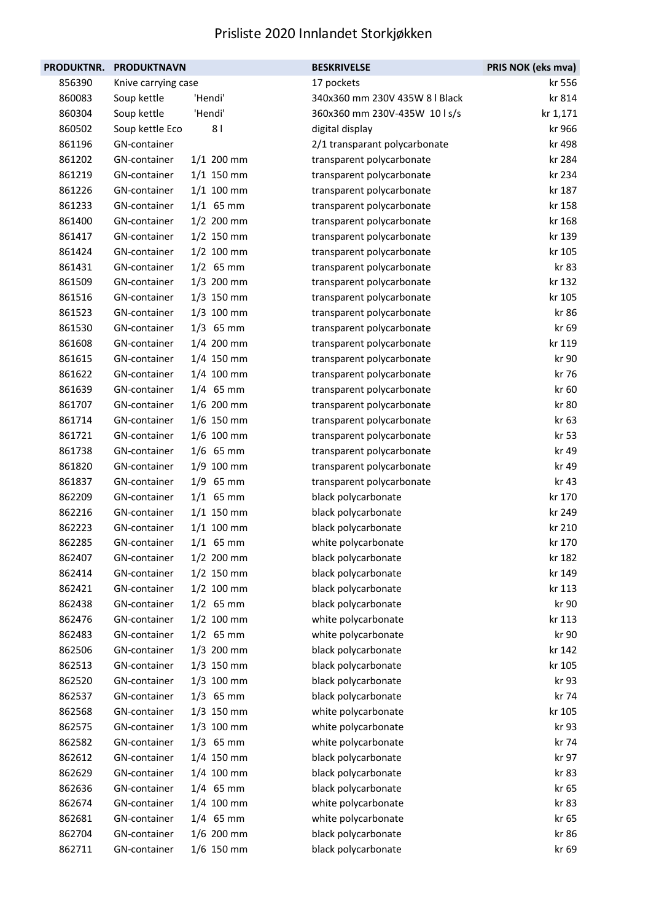# Prisliste 2020 Innlandet Storkjøkken

| PRODUKTNR. | PRODUKTNAVN | | BESKRIVELSE | PRIS NOK (eks mva) |
|---|---|---|---|---|
| 856390 | Knive carrying case | | 17 pockets | kr 556 |
| 860083 | Soup kettle | 'Hendi' | 340x360 mm 230V 435W 8 l Black | kr 814 |
| 860304 | Soup kettle | 'Hendi' | 360x360 mm 230V-435W 10 l s/s | kr 1,171 |
| 860502 | Soup kettle Eco | 8 l | digital display | kr 966 |
| 861196 | GN-container | | 2/1 transparant polycarbonate | kr 498 |
| 861202 | GN-container | 1/1 200 mm | transparent polycarbonate | kr 284 |
| 861219 | GN-container | 1/1 150 mm | transparent polycarbonate | kr 234 |
| 861226 | GN-container | 1/1 100 mm | transparent polycarbonate | kr 187 |
| 861233 | GN-container | 1/1 65 mm | transparent polycarbonate | kr 158 |
| 861400 | GN-container | 1/2 200 mm | transparent polycarbonate | kr 168 |
| 861417 | GN-container | 1/2 150 mm | transparent polycarbonate | kr 139 |
| 861424 | GN-container | 1/2 100 mm | transparent polycarbonate | kr 105 |
| 861431 | GN-container | 1/2 65 mm | transparent polycarbonate | kr 83 |
| 861509 | GN-container | 1/3 200 mm | transparent polycarbonate | kr 132 |
| 861516 | GN-container | 1/3 150 mm | transparent polycarbonate | kr 105 |
| 861523 | GN-container | 1/3 100 mm | transparent polycarbonate | kr 86 |
| 861530 | GN-container | 1/3 65 mm | transparent polycarbonate | kr 69 |
| 861608 | GN-container | 1/4 200 mm | transparent polycarbonate | kr 119 |
| 861615 | GN-container | 1/4 150 mm | transparent polycarbonate | kr 90 |
| 861622 | GN-container | 1/4 100 mm | transparent polycarbonate | kr 76 |
| 861639 | GN-container | 1/4 65 mm | transparent polycarbonate | kr 60 |
| 861707 | GN-container | 1/6 200 mm | transparent polycarbonate | kr 80 |
| 861714 | GN-container | 1/6 150 mm | transparent polycarbonate | kr 63 |
| 861721 | GN-container | 1/6 100 mm | transparent polycarbonate | kr 53 |
| 861738 | GN-container | 1/6 65 mm | transparent polycarbonate | kr 49 |
| 861820 | GN-container | 1/9 100 mm | transparent polycarbonate | kr 49 |
| 861837 | GN-container | 1/9 65 mm | transparent polycarbonate | kr 43 |
| 862209 | GN-container | 1/1 65 mm | black polycarbonate | kr 170 |
| 862216 | GN-container | 1/1 150 mm | black polycarbonate | kr 249 |
| 862223 | GN-container | 1/1 100 mm | black polycarbonate | kr 210 |
| 862285 | GN-container | 1/1 65 mm | white polycarbonate | kr 170 |
| 862407 | GN-container | 1/2 200 mm | black polycarbonate | kr 182 |
| 862414 | GN-container | 1/2 150 mm | black polycarbonate | kr 149 |
| 862421 | GN-container | 1/2 100 mm | black polycarbonate | kr 113 |
| 862438 | GN-container | 1/2 65 mm | black polycarbonate | kr 90 |
| 862476 | GN-container | 1/2 100 mm | white polycarbonate | kr 113 |
| 862483 | GN-container | 1/2 65 mm | white polycarbonate | kr 90 |
| 862506 | GN-container | 1/3 200 mm | black polycarbonate | kr 142 |
| 862513 | GN-container | 1/3 150 mm | black polycarbonate | kr 105 |
| 862520 | GN-container | 1/3 100 mm | black polycarbonate | kr 93 |
| 862537 | GN-container | 1/3 65 mm | black polycarbonate | kr 74 |
| 862568 | GN-container | 1/3 150 mm | white polycarbonate | kr 105 |
| 862575 | GN-container | 1/3 100 mm | white polycarbonate | kr 93 |
| 862582 | GN-container | 1/3 65 mm | white polycarbonate | kr 74 |
| 862612 | GN-container | 1/4 150 mm | black polycarbonate | kr 97 |
| 862629 | GN-container | 1/4 100 mm | black polycarbonate | kr 83 |
| 862636 | GN-container | 1/4 65 mm | black polycarbonate | kr 65 |
| 862674 | GN-container | 1/4 100 mm | white polycarbonate | kr 83 |
| 862681 | GN-container | 1/4 65 mm | white polycarbonate | kr 65 |
| 862704 | GN-container | 1/6 200 mm | black polycarbonate | kr 86 |
| 862711 | GN-container | 1/6 150 mm | black polycarbonate | kr 69 |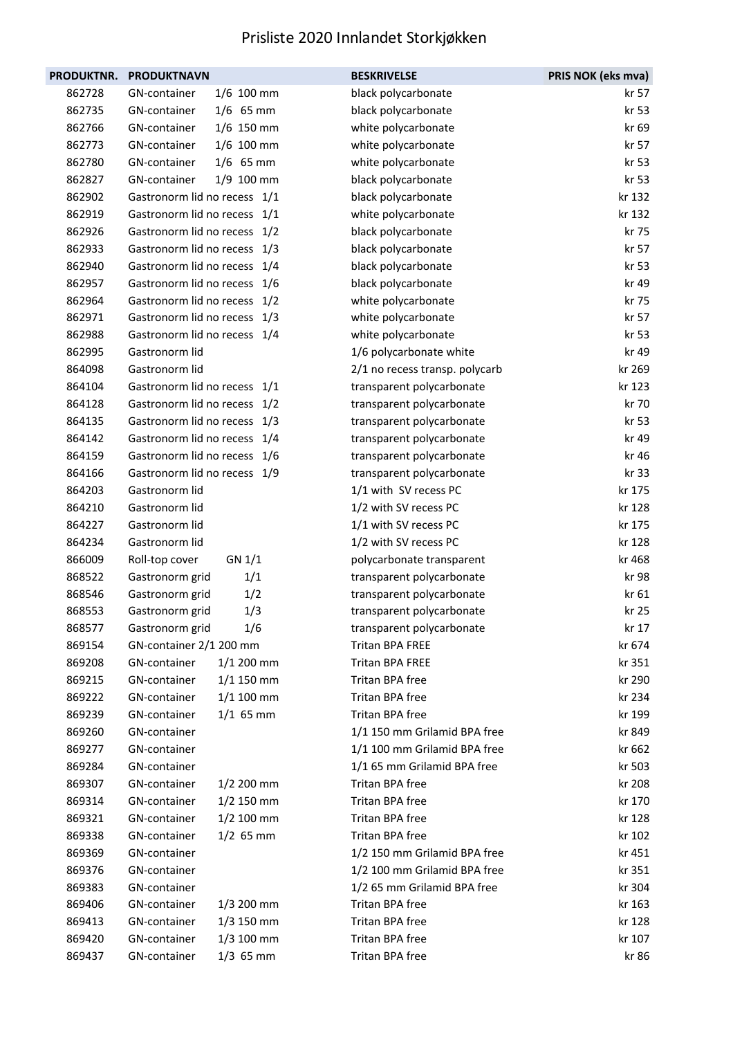# Prisliste 2020 Innlandet Storkjøkken

| PRODUKTNR. | PRODUKTNAVN | BESKRIVELSE | PRIS NOK (eks mva) |
|---|---|---|---|
| 862728 | GN-container 1/6 100 mm | black polycarbonate | kr 57 |
| 862735 | GN-container 1/6 65 mm | black polycarbonate | kr 53 |
| 862766 | GN-container 1/6 150 mm | white polycarbonate | kr 69 |
| 862773 | GN-container 1/6 100 mm | white polycarbonate | kr 57 |
| 862780 | GN-container 1/6 65 mm | white polycarbonate | kr 53 |
| 862827 | GN-container 1/9 100 mm | black polycarbonate | kr 53 |
| 862902 | Gastronorm lid no recess 1/1 | black polycarbonate | kr 132 |
| 862919 | Gastronorm lid no recess 1/1 | white polycarbonate | kr 132 |
| 862926 | Gastronorm lid no recess 1/2 | black polycarbonate | kr 75 |
| 862933 | Gastronorm lid no recess 1/3 | black polycarbonate | kr 57 |
| 862940 | Gastronorm lid no recess 1/4 | black polycarbonate | kr 53 |
| 862957 | Gastronorm lid no recess 1/6 | black polycarbonate | kr 49 |
| 862964 | Gastronorm lid no recess 1/2 | white polycarbonate | kr 75 |
| 862971 | Gastronorm lid no recess 1/3 | white polycarbonate | kr 57 |
| 862988 | Gastronorm lid no recess 1/4 | white polycarbonate | kr 53 |
| 862995 | Gastronorm lid | 1/6 polycarbonate white | kr 49 |
| 864098 | Gastronorm lid | 2/1 no recess transp. polycarb | kr 269 |
| 864104 | Gastronorm lid no recess 1/1 | transparent polycarbonate | kr 123 |
| 864128 | Gastronorm lid no recess 1/2 | transparent polycarbonate | kr 70 |
| 864135 | Gastronorm lid no recess 1/3 | transparent polycarbonate | kr 53 |
| 864142 | Gastronorm lid no recess 1/4 | transparent polycarbonate | kr 49 |
| 864159 | Gastronorm lid no recess 1/6 | transparent polycarbonate | kr 46 |
| 864166 | Gastronorm lid no recess 1/9 | transparent polycarbonate | kr 33 |
| 864203 | Gastronorm lid | 1/1 with SV recess PC | kr 175 |
| 864210 | Gastronorm lid | 1/2 with SV recess PC | kr 128 |
| 864227 | Gastronorm lid | 1/1 with SV recess PC | kr 175 |
| 864234 | Gastronorm lid | 1/2 with SV recess PC | kr 128 |
| 866009 | Roll-top cover GN 1/1 | polycarbonate transparent | kr 468 |
| 868522 | Gastronorm grid 1/1 | transparent polycarbonate | kr 98 |
| 868546 | Gastronorm grid 1/2 | transparent polycarbonate | kr 61 |
| 868553 | Gastronorm grid 1/3 | transparent polycarbonate | kr 25 |
| 868577 | Gastronorm grid 1/6 | transparent polycarbonate | kr 17 |
| 869154 | GN-container 2/1 200 mm | Tritan BPA FREE | kr 674 |
| 869208 | GN-container 1/1 200 mm | Tritan BPA FREE | kr 351 |
| 869215 | GN-container 1/1 150 mm | Tritan BPA free | kr 290 |
| 869222 | GN-container 1/1 100 mm | Tritan BPA free | kr 234 |
| 869239 | GN-container 1/1 65 mm | Tritan BPA free | kr 199 |
| 869260 | GN-container | 1/1 150 mm Grilamid BPA free | kr 849 |
| 869277 | GN-container | 1/1 100 mm Grilamid BPA free | kr 662 |
| 869284 | GN-container | 1/1 65 mm Grilamid BPA free | kr 503 |
| 869307 | GN-container 1/2 200 mm | Tritan BPA free | kr 208 |
| 869314 | GN-container 1/2 150 mm | Tritan BPA free | kr 170 |
| 869321 | GN-container 1/2 100 mm | Tritan BPA free | kr 128 |
| 869338 | GN-container 1/2 65 mm | Tritan BPA free | kr 102 |
| 869369 | GN-container | 1/2 150 mm Grilamid BPA free | kr 451 |
| 869376 | GN-container | 1/2 100 mm Grilamid BPA free | kr 351 |
| 869383 | GN-container | 1/2 65 mm Grilamid BPA free | kr 304 |
| 869406 | GN-container 1/3 200 mm | Tritan BPA free | kr 163 |
| 869413 | GN-container 1/3 150 mm | Tritan BPA free | kr 128 |
| 869420 | GN-container 1/3 100 mm | Tritan BPA free | kr 107 |
| 869437 | GN-container 1/3 65 mm | Tritan BPA free | kr 86 |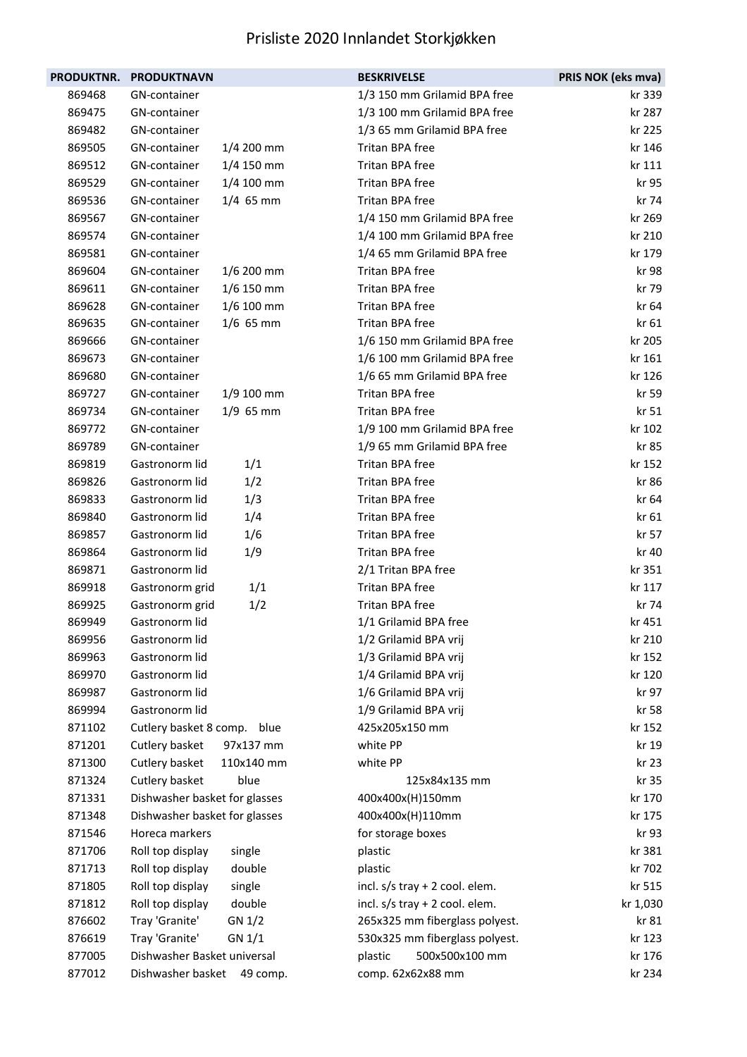# Prisliste 2020 Innlandet Storkjøkken

| PRODUKTNR. | PRODUKTNAVN | BESKRIVELSE | PRIS NOK (eks mva) |
|---|---|---|---|
| 869468 | GN-container | 1/3 150 mm Grilamid BPA free | kr 339 |
| 869475 | GN-container | 1/3 100 mm Grilamid BPA free | kr 287 |
| 869482 | GN-container | 1/3 65 mm Grilamid BPA free | kr 225 |
| 869505 | GN-container 1/4 200 mm | Tritan BPA free | kr 146 |
| 869512 | GN-container 1/4 150 mm | Tritan BPA free | kr 111 |
| 869529 | GN-container 1/4 100 mm | Tritan BPA free | kr 95 |
| 869536 | GN-container 1/4 65 mm | Tritan BPA free | kr 74 |
| 869567 | GN-container | 1/4 150 mm Grilamid BPA free | kr 269 |
| 869574 | GN-container | 1/4 100 mm Grilamid BPA free | kr 210 |
| 869581 | GN-container | 1/4 65 mm Grilamid BPA free | kr 179 |
| 869604 | GN-container 1/6 200 mm | Tritan BPA free | kr 98 |
| 869611 | GN-container 1/6 150 mm | Tritan BPA free | kr 79 |
| 869628 | GN-container 1/6 100 mm | Tritan BPA free | kr 64 |
| 869635 | GN-container 1/6 65 mm | Tritan BPA free | kr 61 |
| 869666 | GN-container | 1/6 150 mm Grilamid BPA free | kr 205 |
| 869673 | GN-container | 1/6 100 mm Grilamid BPA free | kr 161 |
| 869680 | GN-container | 1/6 65 mm Grilamid BPA free | kr 126 |
| 869727 | GN-container 1/9 100 mm | Tritan BPA free | kr 59 |
| 869734 | GN-container 1/9 65 mm | Tritan BPA free | kr 51 |
| 869772 | GN-container | 1/9 100 mm Grilamid BPA free | kr 102 |
| 869789 | GN-container | 1/9 65 mm Grilamid BPA free | kr 85 |
| 869819 | Gastronorm lid 1/1 | Tritan BPA free | kr 152 |
| 869826 | Gastronorm lid 1/2 | Tritan BPA free | kr 86 |
| 869833 | Gastronorm lid 1/3 | Tritan BPA free | kr 64 |
| 869840 | Gastronorm lid 1/4 | Tritan BPA free | kr 61 |
| 869857 | Gastronorm lid 1/6 | Tritan BPA free | kr 57 |
| 869864 | Gastronorm lid 1/9 | Tritan BPA free | kr 40 |
| 869871 | Gastronorm lid | 2/1 Tritan BPA free | kr 351 |
| 869918 | Gastronorm grid 1/1 | Tritan BPA free | kr 117 |
| 869925 | Gastronorm grid 1/2 | Tritan BPA free | kr 74 |
| 869949 | Gastronorm lid | 1/1 Grilamid BPA free | kr 451 |
| 869956 | Gastronorm lid | 1/2 Grilamid BPA vrij | kr 210 |
| 869963 | Gastronorm lid | 1/3 Grilamid BPA vrij | kr 152 |
| 869970 | Gastronorm lid | 1/4 Grilamid BPA vrij | kr 120 |
| 869987 | Gastronorm lid | 1/6 Grilamid BPA vrij | kr 97 |
| 869994 | Gastronorm lid | 1/9 Grilamid BPA vrij | kr 58 |
| 871102 | Cutlery basket 8 comp. blue | 425x205x150 mm | kr 152 |
| 871201 | Cutlery basket 97x137 mm | white PP | kr 19 |
| 871300 | Cutlery basket 110x140 mm | white PP | kr 23 |
| 871324 | Cutlery basket blue | 125x84x135 mm | kr 35 |
| 871331 | Dishwasher basket for glasses | 400x400x(H)150mm | kr 170 |
| 871348 | Dishwasher basket for glasses | 400x400x(H)110mm | kr 175 |
| 871546 | Horeca markers | for storage boxes | kr 93 |
| 871706 | Roll top display single | plastic | kr 381 |
| 871713 | Roll top display double | plastic | kr 702 |
| 871805 | Roll top display single | incl. s/s tray + 2 cool. elem. | kr 515 |
| 871812 | Roll top display double | incl. s/s tray + 2 cool. elem. | kr 1,030 |
| 876602 | Tray 'Granite' GN 1/2 | 265x325 mm fiberglass polyest. | kr 81 |
| 876619 | Tray 'Granite' GN 1/1 | 530x325 mm fiberglass polyest. | kr 123 |
| 877005 | Dishwasher Basket universal | plastic 500x500x100 mm | kr 176 |
| 877012 | Dishwasher basket 49 comp. | comp. 62x62x88 mm | kr 234 |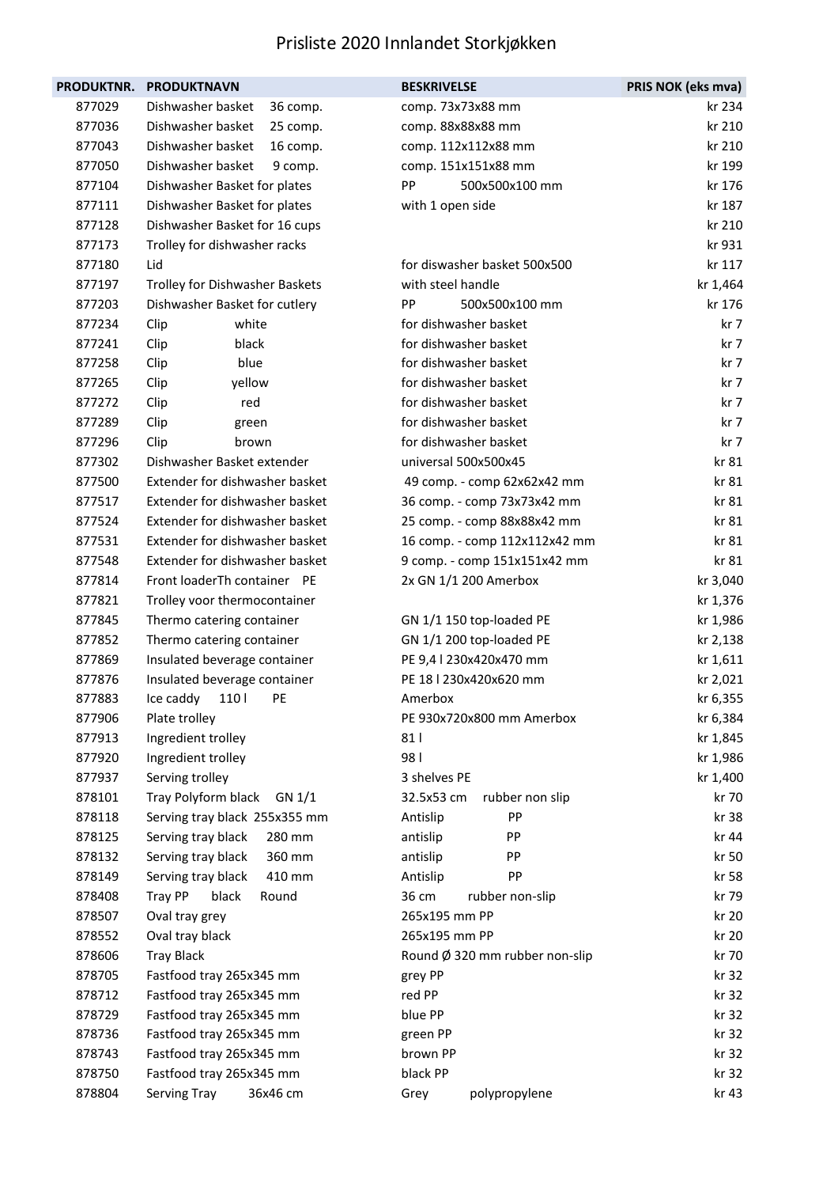# Prisliste 2020 Innlandet Storkjøkken

| PRODUKTNR. | PRODUKTNAVN | BESKRIVELSE | PRIS NOK (eks mva) |
|---|---|---|---|
| 877029 | Dishwasher basket 36 comp. | comp. 73x73x88 mm | kr 234 |
| 877036 | Dishwasher basket 25 comp. | comp. 88x88x88 mm | kr 210 |
| 877043 | Dishwasher basket 16 comp. | comp. 112x112x88 mm | kr 210 |
| 877050 | Dishwasher basket 9 comp. | comp. 151x151x88 mm | kr 199 |
| 877104 | Dishwasher Basket for plates | PP 500x500x100 mm | kr 176 |
| 877111 | Dishwasher Basket for plates | with 1 open side | kr 187 |
| 877128 | Dishwasher Basket for 16 cups | | kr 210 |
| 877173 | Trolley for dishwasher racks | | kr 931 |
| 877180 | Lid | for diswasher basket 500x500 | kr 117 |
| 877197 | Trolley for Dishwasher Baskets | with steel handle | kr 1,464 |
| 877203 | Dishwasher Basket for cutlery | PP 500x500x100 mm | kr 176 |
| 877234 | Clip white | for dishwasher basket | kr 7 |
| 877241 | Clip black | for dishwasher basket | kr 7 |
| 877258 | Clip blue | for dishwasher basket | kr 7 |
| 877265 | Clip yellow | for dishwasher basket | kr 7 |
| 877272 | Clip red | for dishwasher basket | kr 7 |
| 877289 | Clip green | for dishwasher basket | kr 7 |
| 877296 | Clip brown | for dishwasher basket | kr 7 |
| 877302 | Dishwasher Basket extender | universal 500x500x45 | kr 81 |
| 877500 | Extender for dishwasher basket | 49 comp. - comp 62x62x42 mm | kr 81 |
| 877517 | Extender for dishwasher basket | 36 comp. - comp 73x73x42 mm | kr 81 |
| 877524 | Extender for dishwasher basket | 25 comp. - comp 88x88x42 mm | kr 81 |
| 877531 | Extender for dishwasher basket | 16 comp. - comp 112x112x42 mm | kr 81 |
| 877548 | Extender for dishwasher basket | 9 comp. - comp 151x151x42 mm | kr 81 |
| 877814 | Front loaderTh container PE | 2x GN 1/1 200 Amerbox | kr 3,040 |
| 877821 | Trolley voor thermocontainer | | kr 1,376 |
| 877845 | Thermo catering container | GN 1/1 150 top-loaded PE | kr 1,986 |
| 877852 | Thermo catering container | GN 1/1 200 top-loaded PE | kr 2,138 |
| 877869 | Insulated beverage container | PE 9,4 l 230x420x470 mm | kr 1,611 |
| 877876 | Insulated beverage container | PE 18 l 230x420x620 mm | kr 2,021 |
| 877883 | Ice caddy 110 l PE | Amerbox | kr 6,355 |
| 877906 | Plate trolley | PE 930x720x800 mm Amerbox | kr 6,384 |
| 877913 | Ingredient trolley | 81 l | kr 1,845 |
| 877920 | Ingredient trolley | 98 l | kr 1,986 |
| 877937 | Serving trolley | 3 shelves PE | kr 1,400 |
| 878101 | Tray Polyform black GN 1/1 | 32.5x53 cm rubber non slip | kr 70 |
| 878118 | Serving tray black 255x355 mm | Antislip PP | kr 38 |
| 878125 | Serving tray black 280 mm | antislip PP | kr 44 |
| 878132 | Serving tray black 360 mm | antislip PP | kr 50 |
| 878149 | Serving tray black 410 mm | Antislip PP | kr 58 |
| 878408 | Tray PP black Round | 36 cm rubber non-slip | kr 79 |
| 878507 | Oval tray grey | 265x195 mm PP | kr 20 |
| 878552 | Oval tray black | 265x195 mm PP | kr 20 |
| 878606 | Tray Black | Round Ø 320 mm rubber non-slip | kr 70 |
| 878705 | Fastfood tray 265x345 mm | grey PP | kr 32 |
| 878712 | Fastfood tray 265x345 mm | red PP | kr 32 |
| 878729 | Fastfood tray 265x345 mm | blue PP | kr 32 |
| 878736 | Fastfood tray 265x345 mm | green PP | kr 32 |
| 878743 | Fastfood tray 265x345 mm | brown PP | kr 32 |
| 878750 | Fastfood tray 265x345 mm | black PP | kr 32 |
| 878804 | Serving Tray 36x46 cm | Grey polypropylene | kr 43 |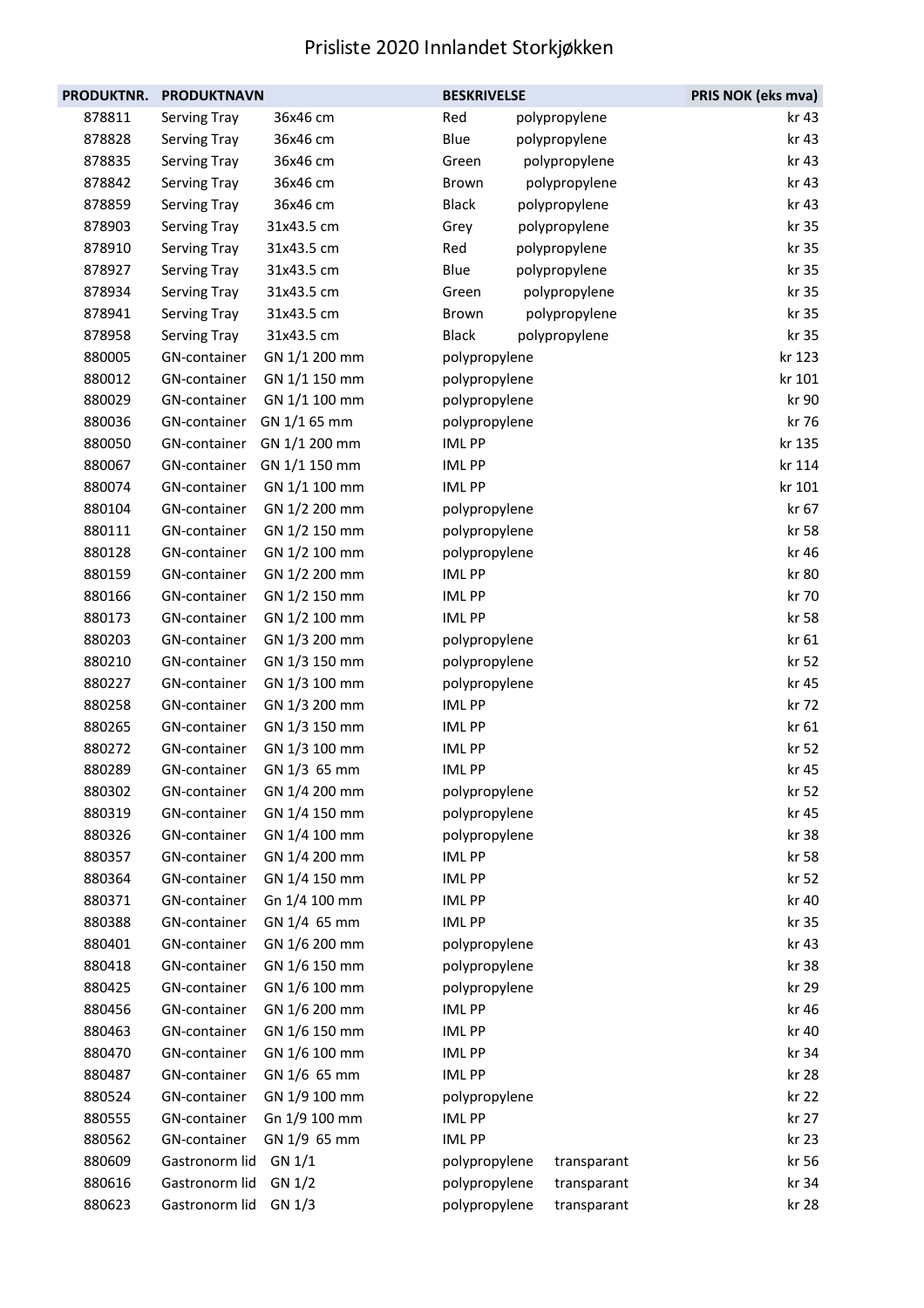# Prisliste 2020 Innlandet Storkjøkken

| PRODUKTNR. | PRODUKTNAVN | | BESKRIVELSE | | PRIS NOK (eks mva) |
|---|---|---|---|---|---|
| 878811 | Serving Tray | 36x46 cm | Red | polypropylene | kr 43 |
| 878828 | Serving Tray | 36x46 cm | Blue | polypropylene | kr 43 |
| 878835 | Serving Tray | 36x46 cm | Green | polypropylene | kr 43 |
| 878842 | Serving Tray | 36x46 cm | Brown | polypropylene | kr 43 |
| 878859 | Serving Tray | 36x46 cm | Black | polypropylene | kr 43 |
| 878903 | Serving Tray | 31x43.5 cm | Grey | polypropylene | kr 35 |
| 878910 | Serving Tray | 31x43.5 cm | Red | polypropylene | kr 35 |
| 878927 | Serving Tray | 31x43.5 cm | Blue | polypropylene | kr 35 |
| 878934 | Serving Tray | 31x43.5 cm | Green | polypropylene | kr 35 |
| 878941 | Serving Tray | 31x43.5 cm | Brown | polypropylene | kr 35 |
| 878958 | Serving Tray | 31x43.5 cm | Black | polypropylene | kr 35 |
| 880005 | GN-container | GN 1/1 200 mm | polypropylene | | kr 123 |
| 880012 | GN-container | GN 1/1 150 mm | polypropylene | | kr 101 |
| 880029 | GN-container | GN 1/1 100 mm | polypropylene | | kr 90 |
| 880036 | GN-container | GN 1/1 65 mm | polypropylene | | kr 76 |
| 880050 | GN-container | GN 1/1 200 mm | IML PP | | kr 135 |
| 880067 | GN-container | GN 1/1 150 mm | IML PP | | kr 114 |
| 880074 | GN-container | GN 1/1 100 mm | IML PP | | kr 101 |
| 880104 | GN-container | GN 1/2 200 mm | polypropylene | | kr 67 |
| 880111 | GN-container | GN 1/2 150 mm | polypropylene | | kr 58 |
| 880128 | GN-container | GN 1/2 100 mm | polypropylene | | kr 46 |
| 880159 | GN-container | GN 1/2 200 mm | IML PP | | kr 80 |
| 880166 | GN-container | GN 1/2 150 mm | IML PP | | kr 70 |
| 880173 | GN-container | GN 1/2 100 mm | IML PP | | kr 58 |
| 880203 | GN-container | GN 1/3 200 mm | polypropylene | | kr 61 |
| 880210 | GN-container | GN 1/3 150 mm | polypropylene | | kr 52 |
| 880227 | GN-container | GN 1/3 100 mm | polypropylene | | kr 45 |
| 880258 | GN-container | GN 1/3 200 mm | IML PP | | kr 72 |
| 880265 | GN-container | GN 1/3 150 mm | IML PP | | kr 61 |
| 880272 | GN-container | GN 1/3 100 mm | IML PP | | kr 52 |
| 880289 | GN-container | GN 1/3 65 mm | IML PP | | kr 45 |
| 880302 | GN-container | GN 1/4 200 mm | polypropylene | | kr 52 |
| 880319 | GN-container | GN 1/4 150 mm | polypropylene | | kr 45 |
| 880326 | GN-container | GN 1/4 100 mm | polypropylene | | kr 38 |
| 880357 | GN-container | GN 1/4 200 mm | IML PP | | kr 58 |
| 880364 | GN-container | GN 1/4 150 mm | IML PP | | kr 52 |
| 880371 | GN-container | Gn 1/4 100 mm | IML PP | | kr 40 |
| 880388 | GN-container | GN 1/4 65 mm | IML PP | | kr 35 |
| 880401 | GN-container | GN 1/6 200 mm | polypropylene | | kr 43 |
| 880418 | GN-container | GN 1/6 150 mm | polypropylene | | kr 38 |
| 880425 | GN-container | GN 1/6 100 mm | polypropylene | | kr 29 |
| 880456 | GN-container | GN 1/6 200 mm | IML PP | | kr 46 |
| 880463 | GN-container | GN 1/6 150 mm | IML PP | | kr 40 |
| 880470 | GN-container | GN 1/6 100 mm | IML PP | | kr 34 |
| 880487 | GN-container | GN 1/6 65 mm | IML PP | | kr 28 |
| 880524 | GN-container | GN 1/9 100 mm | polypropylene | | kr 22 |
| 880555 | GN-container | Gn 1/9 100 mm | IML PP | | kr 27 |
| 880562 | GN-container | GN 1/9 65 mm | IML PP | | kr 23 |
| 880609 | Gastronorm lid | GN 1/1 | polypropylene | transparant | kr 56 |
| 880616 | Gastronorm lid | GN 1/2 | polypropylene | transparant | kr 34 |
| 880623 | Gastronorm lid | GN 1/3 | polypropylene | transparant | kr 28 |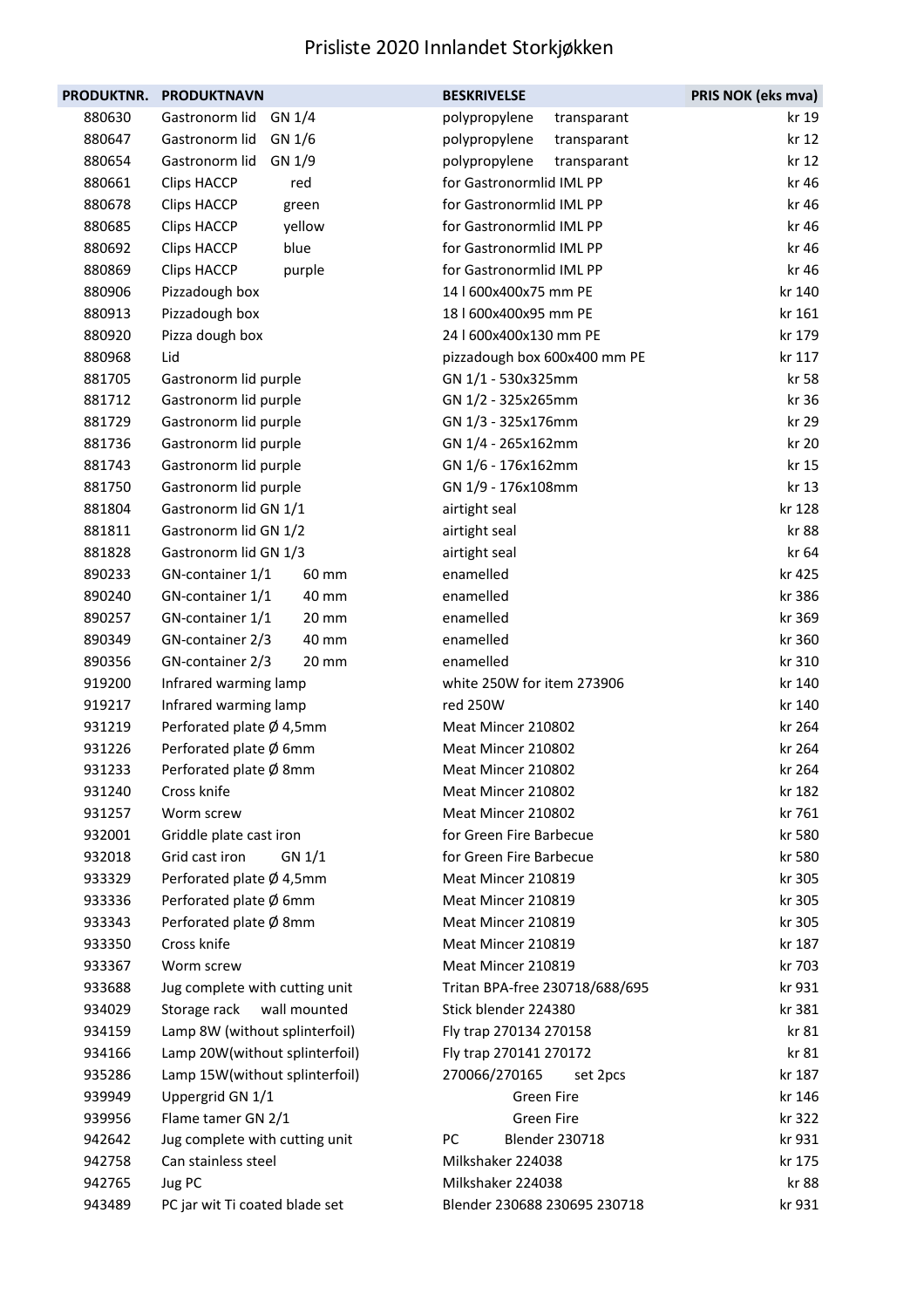# Prisliste 2020 Innlandet Storkjøkken

| PRODUKTNR. | PRODUKTNAVN | BESKRIVELSE | PRIS NOK (eks mva) |
|---|---|---|---|
| 880630 | Gastronorm lid GN 1/4 | polypropylene transparant | kr 19 |
| 880647 | Gastronorm lid GN 1/6 | polypropylene transparant | kr 12 |
| 880654 | Gastronorm lid GN 1/9 | polypropylene transparant | kr 12 |
| 880661 | Clips HACCP red | for Gastronormlid IML PP | kr 46 |
| 880678 | Clips HACCP green | for Gastronormlid IML PP | kr 46 |
| 880685 | Clips HACCP yellow | for Gastronormlid IML PP | kr 46 |
| 880692 | Clips HACCP blue | for Gastronormlid IML PP | kr 46 |
| 880869 | Clips HACCP purple | for Gastronormlid IML PP | kr 46 |
| 880906 | Pizzadough box | 14 l 600x400x75 mm PE | kr 140 |
| 880913 | Pizzadough box | 18 l 600x400x95 mm PE | kr 161 |
| 880920 | Pizza dough box | 24 l 600x400x130 mm PE | kr 179 |
| 880968 | Lid | pizzadough box 600x400 mm PE | kr 117 |
| 881705 | Gastronorm lid purple | GN 1/1 - 530x325mm | kr 58 |
| 881712 | Gastronorm lid purple | GN 1/2 - 325x265mm | kr 36 |
| 881729 | Gastronorm lid purple | GN 1/3 - 325x176mm | kr 29 |
| 881736 | Gastronorm lid purple | GN 1/4 - 265x162mm | kr 20 |
| 881743 | Gastronorm lid purple | GN 1/6 - 176x162mm | kr 15 |
| 881750 | Gastronorm lid purple | GN 1/9 - 176x108mm | kr 13 |
| 881804 | Gastronorm lid GN 1/1 | airtight seal | kr 128 |
| 881811 | Gastronorm lid GN 1/2 | airtight seal | kr 88 |
| 881828 | Gastronorm lid GN 1/3 | airtight seal | kr 64 |
| 890233 | GN-container 1/1 60 mm | enamelled | kr 425 |
| 890240 | GN-container 1/1 40 mm | enamelled | kr 386 |
| 890257 | GN-container 1/1 20 mm | enamelled | kr 369 |
| 890349 | GN-container 2/3 40 mm | enamelled | kr 360 |
| 890356 | GN-container 2/3 20 mm | enamelled | kr 310 |
| 919200 | Infrared warming lamp | white 250W for item 273906 | kr 140 |
| 919217 | Infrared warming lamp | red 250W | kr 140 |
| 931219 | Perforated plate Ø 4,5mm | Meat Mincer 210802 | kr 264 |
| 931226 | Perforated plate Ø 6mm | Meat Mincer 210802 | kr 264 |
| 931233 | Perforated plate Ø 8mm | Meat Mincer 210802 | kr 264 |
| 931240 | Cross knife | Meat Mincer 210802 | kr 182 |
| 931257 | Worm screw | Meat Mincer 210802 | kr 761 |
| 932001 | Griddle plate cast iron | for Green Fire Barbecue | kr 580 |
| 932018 | Grid cast iron GN 1/1 | for Green Fire Barbecue | kr 580 |
| 933329 | Perforated plate Ø 4,5mm | Meat Mincer 210819 | kr 305 |
| 933336 | Perforated plate Ø 6mm | Meat Mincer 210819 | kr 305 |
| 933343 | Perforated plate Ø 8mm | Meat Mincer 210819 | kr 305 |
| 933350 | Cross knife | Meat Mincer 210819 | kr 187 |
| 933367 | Worm screw | Meat Mincer 210819 | kr 703 |
| 933688 | Jug complete with cutting unit | Tritan BPA-free 230718/688/695 | kr 931 |
| 934029 | Storage rack wall mounted | Stick blender 224380 | kr 381 |
| 934159 | Lamp 8W (without splinterfoil) | Fly trap 270134 270158 | kr 81 |
| 934166 | Lamp 20W(without splinterfoil) | Fly trap 270141 270172 | kr 81 |
| 935286 | Lamp 15W(without splinterfoil) | 270066/270165 set 2pcs | kr 187 |
| 939949 | Uppergrid GN 1/1 | Green Fire | kr 146 |
| 939956 | Flame tamer GN 2/1 | Green Fire | kr 322 |
| 942642 | Jug complete with cutting unit | PC Blender 230718 | kr 931 |
| 942758 | Can stainless steel | Milkshaker 224038 | kr 175 |
| 942765 | Jug PC | Milkshaker 224038 | kr 88 |
| 943489 | PC jar wit Ti coated blade set | Blender 230688 230695 230718 | kr 931 |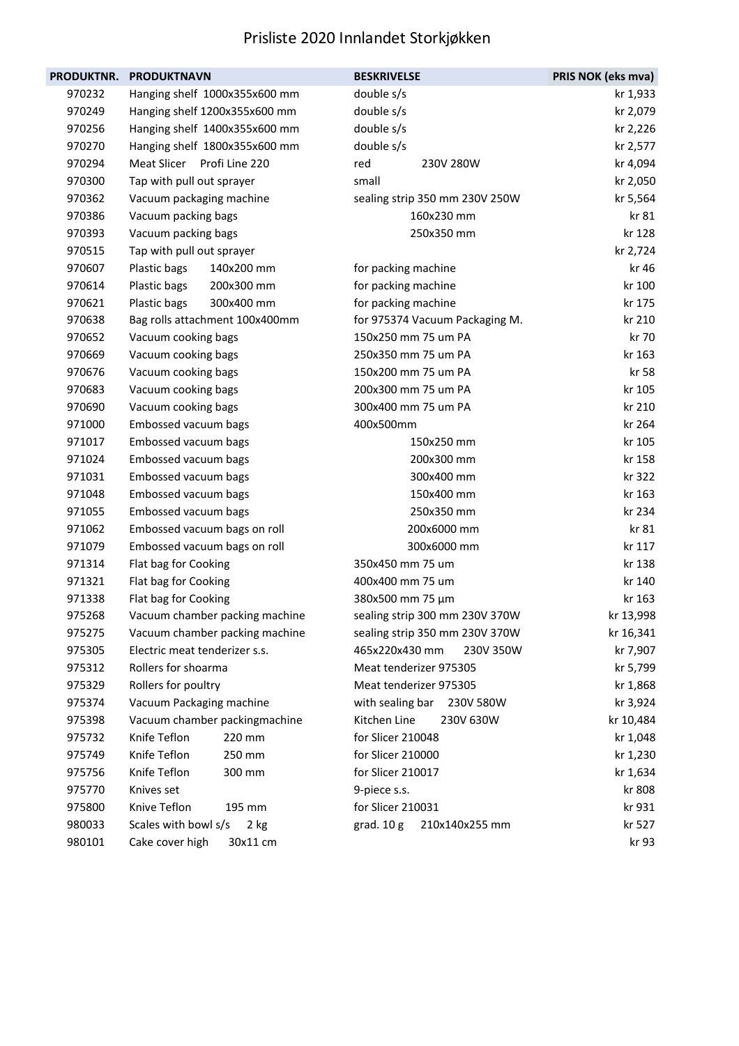# Prisliste 2020 Innlandet Storkjøkken

| PRODUKTNR. | PRODUKTNAVN | BESKRIVELSE | PRIS NOK (eks mva) |
|---|---|---|---|
| 970232 | Hanging shelf 1000x355x600 mm | double s/s | kr 1,933 |
| 970249 | Hanging shelf 1200x355x600 mm | double s/s | kr 2,079 |
| 970256 | Hanging shelf 1400x355x600 mm | double s/s | kr 2,226 |
| 970270 | Hanging shelf 1800x355x600 mm | double s/s | kr 2,577 |
| 970294 | Meat Slicer Profi Line 220 | red 230V 280W | kr 4,094 |
| 970300 | Tap with pull out sprayer | small | kr 2,050 |
| 970362 | Vacuum packaging machine | sealing strip 350 mm 230V 250W | kr 5,564 |
| 970386 | Vacuum packing bags | 160x230 mm | kr 81 |
| 970393 | Vacuum packing bags | 250x350 mm | kr 128 |
| 970515 | Tap with pull out sprayer | | kr 2,724 |
| 970607 | Plastic bags 140x200 mm | for packing machine | kr 46 |
| 970614 | Plastic bags 200x300 mm | for packing machine | kr 100 |
| 970621 | Plastic bags 300x400 mm | for packing machine | kr 175 |
| 970638 | Bag rolls attachment 100x400mm | for 975374 Vacuum Packaging M. | kr 210 |
| 970652 | Vacuum cooking bags | 150x250 mm 75 um PA | kr 70 |
| 970669 | Vacuum cooking bags | 250x350 mm 75 um PA | kr 163 |
| 970676 | Vacuum cooking bags | 150x200 mm 75 um PA | kr 58 |
| 970683 | Vacuum cooking bags | 200x300 mm 75 um PA | kr 105 |
| 970690 | Vacuum cooking bags | 300x400 mm 75 um PA | kr 210 |
| 971000 | Embossed vacuum bags | 400x500mm | kr 264 |
| 971017 | Embossed vacuum bags | 150x250 mm | kr 105 |
| 971024 | Embossed vacuum bags | 200x300 mm | kr 158 |
| 971031 | Embossed vacuum bags | 300x400 mm | kr 322 |
| 971048 | Embossed vacuum bags | 150x400 mm | kr 163 |
| 971055 | Embossed vacuum bags | 250x350 mm | kr 234 |
| 971062 | Embossed vacuum bags on roll | 200x6000 mm | kr 81 |
| 971079 | Embossed vacuum bags on roll | 300x6000 mm | kr 117 |
| 971314 | Flat bag for Cooking | 350x450 mm 75 um | kr 138 |
| 971321 | Flat bag for Cooking | 400x400 mm 75 um | kr 140 |
| 971338 | Flat bag for Cooking | 380x500 mm 75 µm | kr 163 |
| 975268 | Vacuum chamber packing machine | sealing strip 300 mm 230V 370W | kr 13,998 |
| 975275 | Vacuum chamber packing machine | sealing strip 350 mm 230V 370W | kr 16,341 |
| 975305 | Electric meat tenderizer s.s. | 465x220x430 mm 230V 350W | kr 7,907 |
| 975312 | Rollers for shoarma | Meat tenderizer 975305 | kr 5,799 |
| 975329 | Rollers for poultry | Meat tenderizer 975305 | kr 1,868 |
| 975374 | Vacuum Packaging machine | with sealing bar 230V 580W | kr 3,924 |
| 975398 | Vacuum chamber packingmachine | Kitchen Line 230V 630W | kr 10,484 |
| 975732 | Knife Teflon 220 mm | for Slicer 210048 | kr 1,048 |
| 975749 | Knife Teflon 250 mm | for Slicer 210000 | kr 1,230 |
| 975756 | Knife Teflon 300 mm | for Slicer 210017 | kr 1,634 |
| 975770 | Knives set | 9-piece s.s. | kr 808 |
| 975800 | Knive Teflon 195 mm | for Slicer 210031 | kr 931 |
| 980033 | Scales with bowl s/s 2 kg | grad. 10 g 210x140x255 mm | kr 527 |
| 980101 | Cake cover high 30x11 cm | | kr 93 |